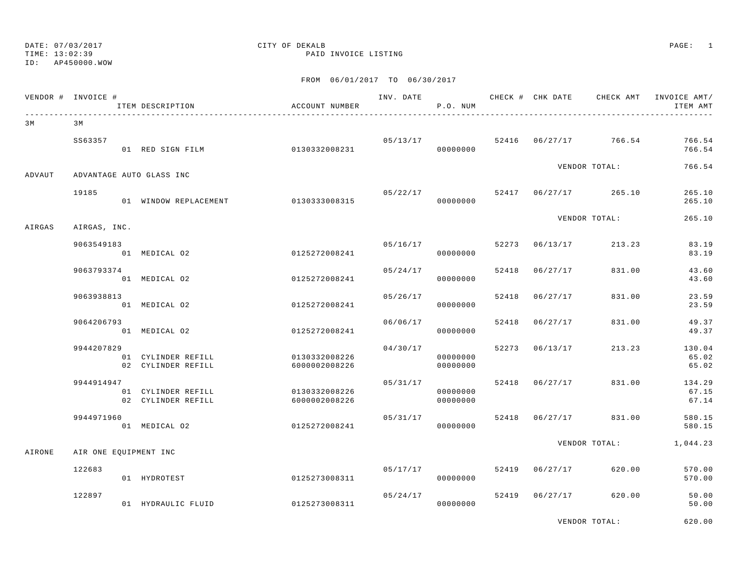DATE: 07/03/2017
TIME: 13:02:39
ID: AP450000.WOW

# CITY OF DEKALB

## PAID INVOICE LISTING

FROM 06/01/2017 TO 06/30/2017

| VENDOR # | INVOICE # / ITEM DESCRIPTION | ACCOUNT NUMBER | INV. DATE | P.O. NUM | CHECK # | CHK DATE | CHECK AMT | INVOICE AMT/ ITEM AMT |
|---|---|---|---|---|---|---|---|---|
| 3M | 3M | | | | | | | |
| | SS63357 | | 05/13/17 | | 52416 | 06/27/17 | 766.54 | 766.54 |
| | 01 RED SIGN FILM | 0130332008231 | | 00000000 | | | | 766.54 |
| | | | | | | VENDOR TOTAL: | | 766.54 |
| ADVAUT | ADVANTAGE AUTO GLASS INC | | | | | | | |
| | 19185 | | 05/22/17 | | 52417 | 06/27/17 | 265.10 | 265.10 |
| | 01 WINDOW REPLACEMENT | 0130333008315 | | 00000000 | | | | 265.10 |
| | | | | | | VENDOR TOTAL: | | 265.10 |
| AIRGAS | AIRGAS, INC. | | | | | | | |
| | 9063549183 | | 05/16/17 | | 52273 | 06/13/17 | 213.23 | 83.19 |
| | 01 MEDICAL O2 | 0125272008241 | | 00000000 | | | | 83.19 |
| | 9063793374 | | 05/24/17 | | 52418 | 06/27/17 | 831.00 | 43.60 |
| | 01 MEDICAL O2 | 0125272008241 | | 00000000 | | | | 43.60 |
| | 9063938813 | | 05/26/17 | | 52418 | 06/27/17 | 831.00 | 23.59 |
| | 01 MEDICAL O2 | 0125272008241 | | 00000000 | | | | 23.59 |
| | 9064206793 | | 06/06/17 | | 52418 | 06/27/17 | 831.00 | 49.37 |
| | 01 MEDICAL O2 | 0125272008241 | | 00000000 | | | | 49.37 |
| | 9944207829 | | 04/30/17 | | 52273 | 06/13/17 | 213.23 | 130.04 |
| | 01 CYLINDER REFILL | 0130332008226 | | 00000000 | | | | 65.02 |
| | 02 CYLINDER REFILL | 6000002008226 | | 00000000 | | | | 65.02 |
| | 9944914947 | | 05/31/17 | | 52418 | 06/27/17 | 831.00 | 134.29 |
| | 01 CYLINDER REFILL | 0130332008226 | | 00000000 | | | | 67.15 |
| | 02 CYLINDER REFILL | 6000002008226 | | 00000000 | | | | 67.14 |
| | 9944971960 | | 05/31/17 | | 52418 | 06/27/17 | 831.00 | 580.15 |
| | 01 MEDICAL O2 | 0125272008241 | | 00000000 | | | | 580.15 |
| | | | | | | VENDOR TOTAL: | | 1,044.23 |
| AIRONE | AIR ONE EQUIPMENT INC | | | | | | | |
| | 122683 | | 05/17/17 | | 52419 | 06/27/17 | 620.00 | 570.00 |
| | 01 HYDROTEST | 0125273008311 | | 00000000 | | | | 570.00 |
| | 122897 | | 05/24/17 | | 52419 | 06/27/17 | 620.00 | 50.00 |
| | 01 HYDRAULIC FLUID | 0125273008311 | | 00000000 | | | | 50.00 |
| | | | | | | VENDOR TOTAL: | | 620.00 |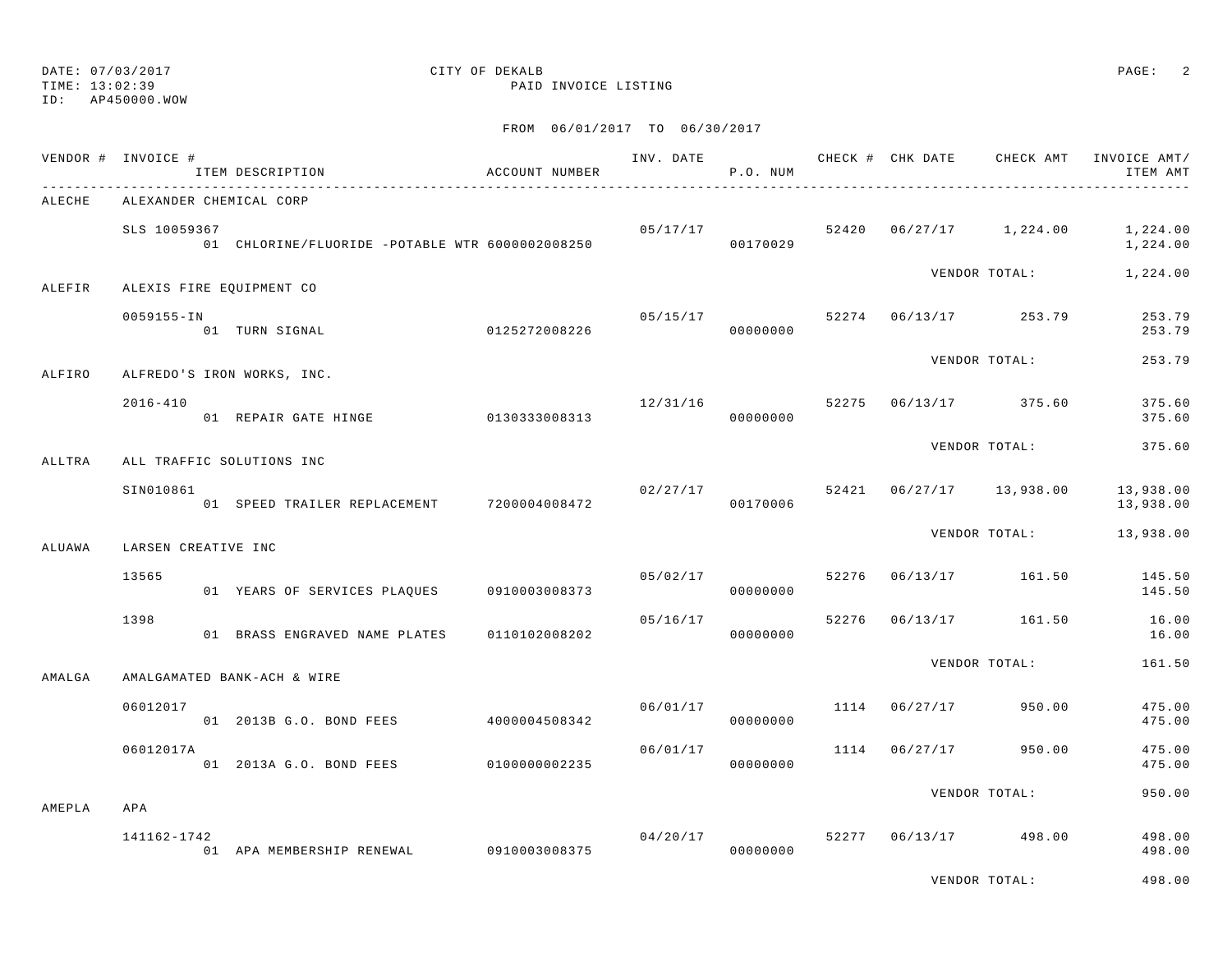DATE: 07/03/2017 CITY OF DEKALB PAGE: 2
TIME: 13:02:39 PAID INVOICE LISTING
ID: AP450000.WOW

FROM 06/01/2017 TO 06/30/2017

| VENDOR # | INVOICE # / ITEM DESCRIPTION | ACCOUNT NUMBER | INV. DATE | P.O. NUM | CHECK # | CHK DATE | CHECK AMT | INVOICE AMT/ ITEM AMT |
|---|---|---|---|---|---|---|---|---|
| ALECHE | ALEXANDER CHEMICAL CORP | | | | | | | |
| | SLS 10059367 | | 05/17/17 | | 52420 | 06/27/17 | 1,224.00 | 1,224.00 |
| | 01 CHLORINE/FLUORIDE -POTABLE WTR | 6000002008250 | | 00170029 | | | | 1,224.00 |
| | | | | | | VENDOR TOTAL: | | 1,224.00 |
| ALEFIR | ALEXIS FIRE EQUIPMENT CO | | | | | | | |
| | 0059155-IN | | 05/15/17 | | 52274 | 06/13/17 | 253.79 | 253.79 |
| | 01 TURN SIGNAL | 0125272008226 | | 00000000 | | | | 253.79 |
| | | | | | | VENDOR TOTAL: | | 253.79 |
| ALFIRO | ALFREDO'S IRON WORKS, INC. | | | | | | | |
| | 2016-410 | | 12/31/16 | | 52275 | 06/13/17 | 375.60 | 375.60 |
| | 01 REPAIR GATE HINGE | 0130333008313 | | 00000000 | | | | 375.60 |
| | | | | | | VENDOR TOTAL: | | 375.60 |
| ALLTRA | ALL TRAFFIC SOLUTIONS INC | | | | | | | |
| | SIN010861 | | 02/27/17 | | 52421 | 06/27/17 | 13,938.00 | 13,938.00 |
| | 01 SPEED TRAILER REPLACEMENT | 7200004008472 | | 00170006 | | | | 13,938.00 |
| | | | | | | VENDOR TOTAL: | | 13,938.00 |
| ALUAWA | LARSEN CREATIVE INC | | | | | | | |
| | 13565 | | 05/02/17 | | 52276 | 06/13/17 | 161.50 | 145.50 |
| | 01 YEARS OF SERVICES PLAQUES | 0910003008373 | | 00000000 | | | | 145.50 |
| | 1398 | | 05/16/17 | | 52276 | 06/13/17 | 161.50 | 16.00 |
| | 01 BRASS ENGRAVED NAME PLATES | 0110102008202 | | 00000000 | | | | 16.00 |
| | | | | | | VENDOR TOTAL: | | 161.50 |
| AMALGA | AMALGAMATED BANK-ACH & WIRE | | | | | | | |
| | 06012017 | | 06/01/17 | | 1114 | 06/27/17 | 950.00 | 475.00 |
| | 01 2013B G.O. BOND FEES | 4000004508342 | | 00000000 | | | | 475.00 |
| | 06012017A | | 06/01/17 | | 1114 | 06/27/17 | 950.00 | 475.00 |
| | 01 2013A G.O. BOND FEES | 0100000002235 | | 00000000 | | | | 475.00 |
| | | | | | | VENDOR TOTAL: | | 950.00 |
| AMEPLA | APA | | | | | | | |
| | 141162-1742 | | 04/20/17 | | 52277 | 06/13/17 | 498.00 | 498.00 |
| | 01 APA MEMBERSHIP RENEWAL | 0910003008375 | | 00000000 | | | | 498.00 |
| | | | | | | VENDOR TOTAL: | | 498.00 |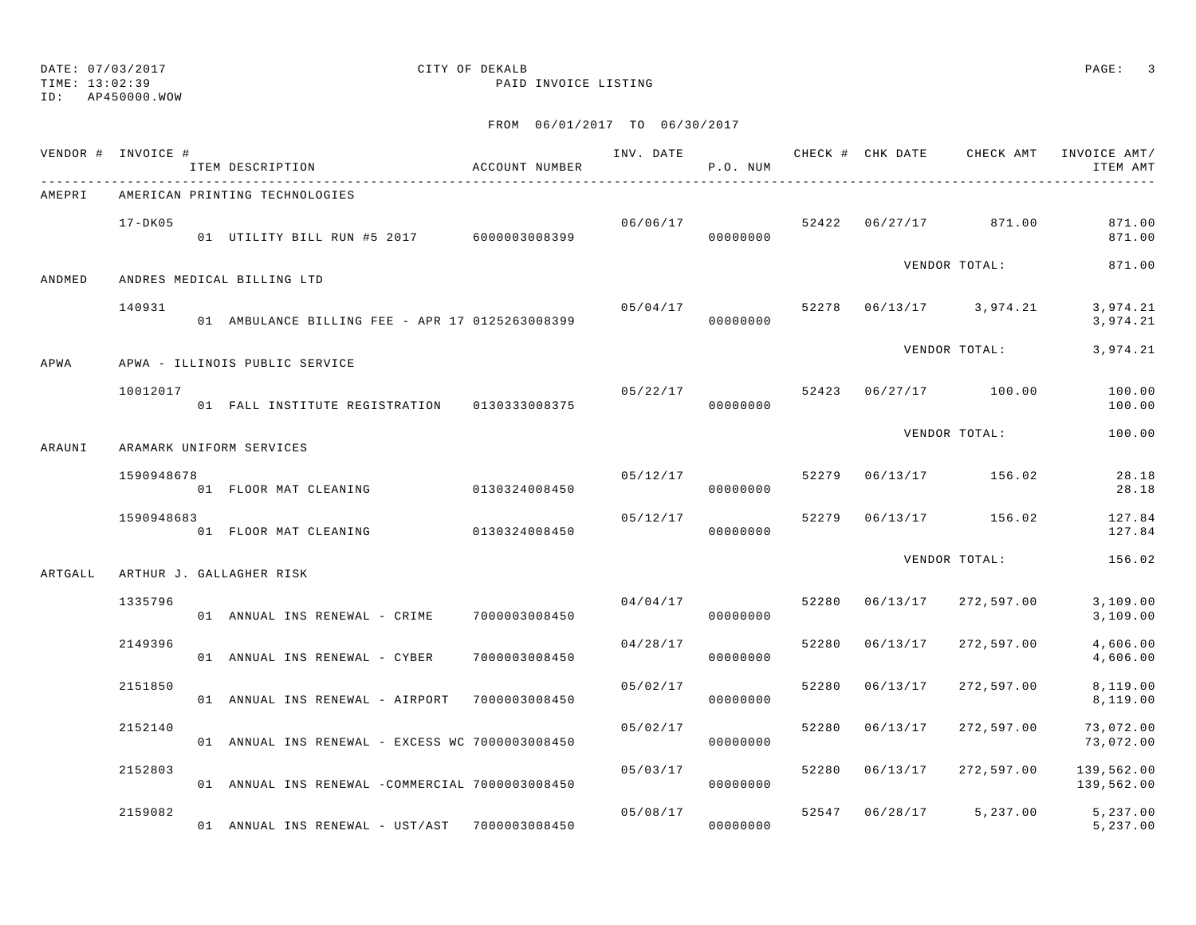DATE: 07/03/2017 CITY OF DEKALB
TIME: 13:02:39 PAID INVOICE LISTING
ID: AP450000.WOW

FROM 06/01/2017 TO 06/30/2017

| VENDOR # | INVOICE # / ITEM DESCRIPTION | ACCOUNT NUMBER | INV. DATE | P.O. NUM | CHECK # | CHK DATE | CHECK AMT | INVOICE AMT/ ITEM AMT |
|---|---|---|---|---|---|---|---|---|
| AMEPRI | AMERICAN PRINTING TECHNOLOGIES | | | | | | | |
| | 17-DK05 | | 06/06/17 | | 52422 | 06/27/17 | 871.00 | 871.00 |
| | 01 UTILITY BILL RUN #5 2017 | 6000003008399 | | 00000000 | | | | 871.00 |
| | | | | | | VENDOR TOTAL: | | 871.00 |
| ANDMED | ANDRES MEDICAL BILLING LTD | | | | | | | |
| | 140931 | | 05/04/17 | | 52278 | 06/13/17 | 3,974.21 | 3,974.21 |
| | 01 AMBULANCE BILLING FEE - APR 17 | 0125263008399 | | 00000000 | | | | 3,974.21 |
| | | | | | | VENDOR TOTAL: | | 3,974.21 |
| APWA | APWA - ILLINOIS PUBLIC SERVICE | | | | | | | |
| | 10012017 | | 05/22/17 | | 52423 | 06/27/17 | 100.00 | 100.00 |
| | 01 FALL INSTITUTE REGISTRATION | 0130333008375 | | 00000000 | | | | 100.00 |
| | | | | | | VENDOR TOTAL: | | 100.00 |
| ARAUNI | ARAMARK UNIFORM SERVICES | | | | | | | |
| | 1590948678 | | 05/12/17 | | 52279 | 06/13/17 | 156.02 | 28.18 |
| | 01 FLOOR MAT CLEANING | 0130324008450 | | 00000000 | | | | 28.18 |
| | 1590948683 | | 05/12/17 | | 52279 | 06/13/17 | 156.02 | 127.84 |
| | 01 FLOOR MAT CLEANING | 0130324008450 | | 00000000 | | | | 127.84 |
| | | | | | | VENDOR TOTAL: | | 156.02 |
| ARTGALL | ARTHUR J. GALLAGHER RISK | | | | | | | |
| | 1335796 | | 04/04/17 | | 52280 | 06/13/17 | 272,597.00 | 3,109.00 |
| | 01 ANNUAL INS RENEWAL - CRIME | 7000003008450 | | 00000000 | | | | 3,109.00 |
| | 2149396 | | 04/28/17 | | 52280 | 06/13/17 | 272,597.00 | 4,606.00 |
| | 01 ANNUAL INS RENEWAL - CYBER | 7000003008450 | | 00000000 | | | | 4,606.00 |
| | 2151850 | | 05/02/17 | | 52280 | 06/13/17 | 272,597.00 | 8,119.00 |
| | 01 ANNUAL INS RENEWAL - AIRPORT | 7000003008450 | | 00000000 | | | | 8,119.00 |
| | 2152140 | | 05/02/17 | | 52280 | 06/13/17 | 272,597.00 | 73,072.00 |
| | 01 ANNUAL INS RENEWAL - EXCESS WC | 7000003008450 | | 00000000 | | | | 73,072.00 |
| | 2152803 | | 05/03/17 | | 52280 | 06/13/17 | 272,597.00 | 139,562.00 |
| | 01 ANNUAL INS RENEWAL -COMMERCIAL | 7000003008450 | | 00000000 | | | | 139,562.00 |
| | 2159082 | | 05/08/17 | | 52547 | 06/28/17 | 5,237.00 | 5,237.00 |
| | 01 ANNUAL INS RENEWAL - UST/AST | 7000003008450 | | 00000000 | | | | 5,237.00 |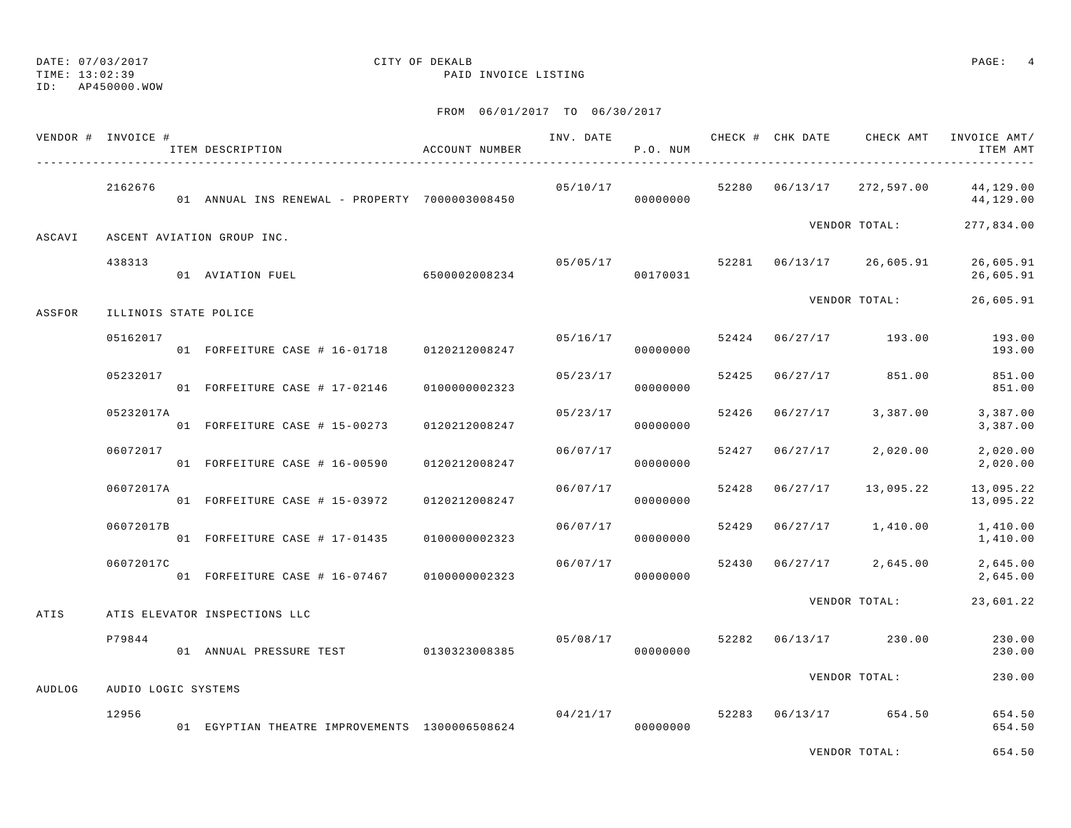DATE: 07/03/2017
TIME: 13:02:39
ID: AP450000.WOW

CITY OF DEKALB
PAID INVOICE LISTING

FROM 06/01/2017 TO 06/30/2017

| VENDOR # | INVOICE # / ITEM DESCRIPTION | ACCOUNT NUMBER | INV. DATE | P.O. NUM | CHECK # | CHK DATE | CHECK AMT | INVOICE AMT/ ITEM AMT |
|---|---|---|---|---|---|---|---|---|
| | 2162676 | | 05/10/17 | | 52280 | 06/13/17 | 272,597.00 | 44,129.00 |
| | 01 ANNUAL INS RENEWAL - PROPERTY | 7000003008450 | | 00000000 | | | | 44,129.00 |
| | | | | | | VENDOR TOTAL: | | 277,834.00 |
| ASCAVI | ASCENT AVIATION GROUP INC. | | | | | | | |
| | 438313 | | 05/05/17 | | 52281 | 06/13/17 | 26,605.91 | 26,605.91 |
| | 01 AVIATION FUEL | 6500002008234 | | 00170031 | | | | 26,605.91 |
| | | | | | | VENDOR TOTAL: | | 26,605.91 |
| ASSFOR | ILLINOIS STATE POLICE | | | | | | | |
| | 05162017 | | 05/16/17 | | 52424 | 06/27/17 | 193.00 | 193.00 |
| | 01 FORFEITURE CASE # 16-01718 | 0120212008247 | | 00000000 | | | | 193.00 |
| | 05232017 | | 05/23/17 | | 52425 | 06/27/17 | 851.00 | 851.00 |
| | 01 FORFEITURE CASE # 17-02146 | 0100000002323 | | 00000000 | | | | 851.00 |
| | 05232017A | | 05/23/17 | | 52426 | 06/27/17 | 3,387.00 | 3,387.00 |
| | 01 FORFEITURE CASE # 15-00273 | 0120212008247 | | 00000000 | | | | 3,387.00 |
| | 06072017 | | 06/07/17 | | 52427 | 06/27/17 | 2,020.00 | 2,020.00 |
| | 01 FORFEITURE CASE # 16-00590 | 0120212008247 | | 00000000 | | | | 2,020.00 |
| | 06072017A | | 06/07/17 | | 52428 | 06/27/17 | 13,095.22 | 13,095.22 |
| | 01 FORFEITURE CASE # 15-03972 | 0120212008247 | | 00000000 | | | | 13,095.22 |
| | 06072017B | | 06/07/17 | | 52429 | 06/27/17 | 1,410.00 | 1,410.00 |
| | 01 FORFEITURE CASE # 17-01435 | 0100000002323 | | 00000000 | | | | 1,410.00 |
| | 06072017C | | 06/07/17 | | 52430 | 06/27/17 | 2,645.00 | 2,645.00 |
| | 01 FORFEITURE CASE # 16-07467 | 0100000002323 | | 00000000 | | | | 2,645.00 |
| | | | | | | VENDOR TOTAL: | | 23,601.22 |
| ATIS | ATIS ELEVATOR INSPECTIONS LLC | | | | | | | |
| | P79844 | | 05/08/17 | | 52282 | 06/13/17 | 230.00 | 230.00 |
| | 01 ANNUAL PRESSURE TEST | 0130323008385 | | 00000000 | | | | 230.00 |
| | | | | | | VENDOR TOTAL: | | 230.00 |
| AUDLOG | AUDIO LOGIC SYSTEMS | | | | | | | |
| | 12956 | | 04/21/17 | | 52283 | 06/13/17 | 654.50 | 654.50 |
| | 01 EGYPTIAN THEATRE IMPROVEMENTS | 1300006508624 | | 00000000 | | | | 654.50 |
| | | | | | | VENDOR TOTAL: | | 654.50 |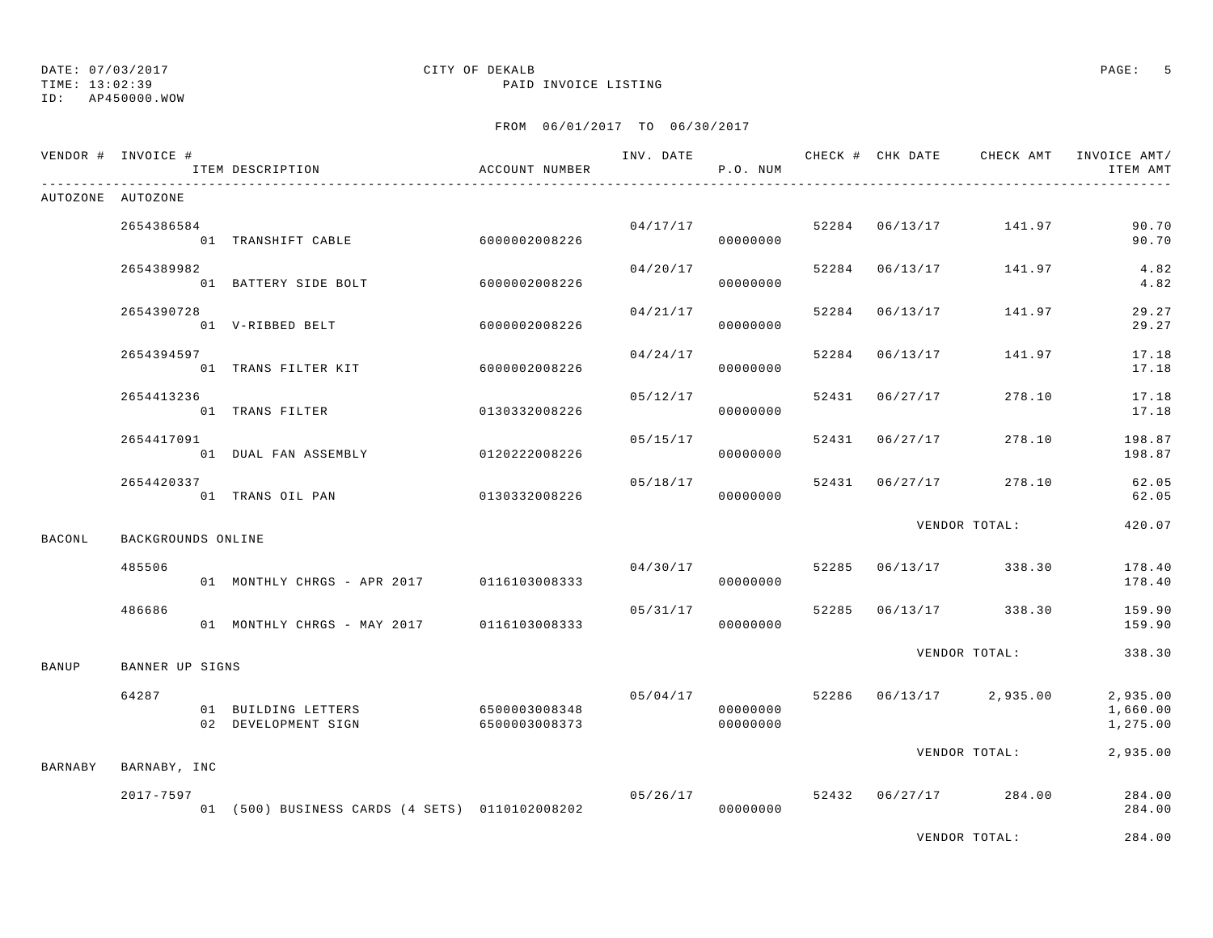DATE: 07/03/2017 CITY OF DEKALB
TIME: 13:02:39 PAID INVOICE LISTING
ID: AP450000.WOW

FROM 06/01/2017 TO 06/30/2017

| VENDOR # | INVOICE # / ITEM DESCRIPTION | ACCOUNT NUMBER | INV. DATE | P.O. NUM | CHECK # | CHK DATE | CHECK AMT | INVOICE AMT/ ITEM AMT |
|---|---|---|---|---|---|---|---|---|
| AUTOZONE | AUTOZONE | | | | | | | |
| | 2654386584 | | 04/17/17 | | 52284 | 06/13/17 | 141.97 | 90.70 |
| | 01 TRANSHIFT CABLE | 6000002008226 | | 00000000 | | | | 90.70 |
| | 2654389982 | | 04/20/17 | | 52284 | 06/13/17 | 141.97 | 4.82 |
| | 01 BATTERY SIDE BOLT | 6000002008226 | | 00000000 | | | | 4.82 |
| | 2654390728 | | 04/21/17 | | 52284 | 06/13/17 | 141.97 | 29.27 |
| | 01 V-RIBBED BELT | 6000002008226 | | 00000000 | | | | 29.27 |
| | 2654394597 | | 04/24/17 | | 52284 | 06/13/17 | 141.97 | 17.18 |
| | 01 TRANS FILTER KIT | 6000002008226 | | 00000000 | | | | 17.18 |
| | 2654413236 | | 05/12/17 | | 52431 | 06/27/17 | 278.10 | 17.18 |
| | 01 TRANS FILTER | 0130332008226 | | 00000000 | | | | 17.18 |
| | 2654417091 | | 05/15/17 | | 52431 | 06/27/17 | 278.10 | 198.87 |
| | 01 DUAL FAN ASSEMBLY | 0120222008226 | | 00000000 | | | | 198.87 |
| | 2654420337 | | 05/18/17 | | 52431 | 06/27/17 | 278.10 | 62.05 |
| | 01 TRANS OIL PAN | 0130332008226 | | 00000000 | | | | 62.05 |
| | | | | | | VENDOR TOTAL: | | 420.07 |
| BACONL | BACKGROUNDS ONLINE | | | | | | | |
| | 485506 | | 04/30/17 | | 52285 | 06/13/17 | 338.30 | 178.40 |
| | 01 MONTHLY CHRGS - APR 2017 | 0116103008333 | | 00000000 | | | | 178.40 |
| | 486686 | | 05/31/17 | | 52285 | 06/13/17 | 338.30 | 159.90 |
| | 01 MONTHLY CHRGS - MAY 2017 | 0116103008333 | | 00000000 | | | | 159.90 |
| | | | | | | VENDOR TOTAL: | | 338.30 |
| BANUP | BANNER UP SIGNS | | | | | | | |
| | 64287 | | 05/04/17 | | 52286 | 06/13/17 | 2,935.00 | 2,935.00 |
| | 01 BUILDING LETTERS | 6500003008348 | | 00000000 | | | | 1,660.00 |
| | 02 DEVELOPMENT SIGN | 6500003008373 | | 00000000 | | | | 1,275.00 |
| | | | | | | VENDOR TOTAL: | | 2,935.00 |
| BARNABY | BARNABY, INC | | | | | | | |
| | 2017-7597 | | 05/26/17 | | 52432 | 06/27/17 | 284.00 | 284.00 |
| | 01 (500) BUSINESS CARDS (4 SETS) | 0110102008202 | | 00000000 | | | | 284.00 |
| | | | | | | VENDOR TOTAL: | | 284.00 |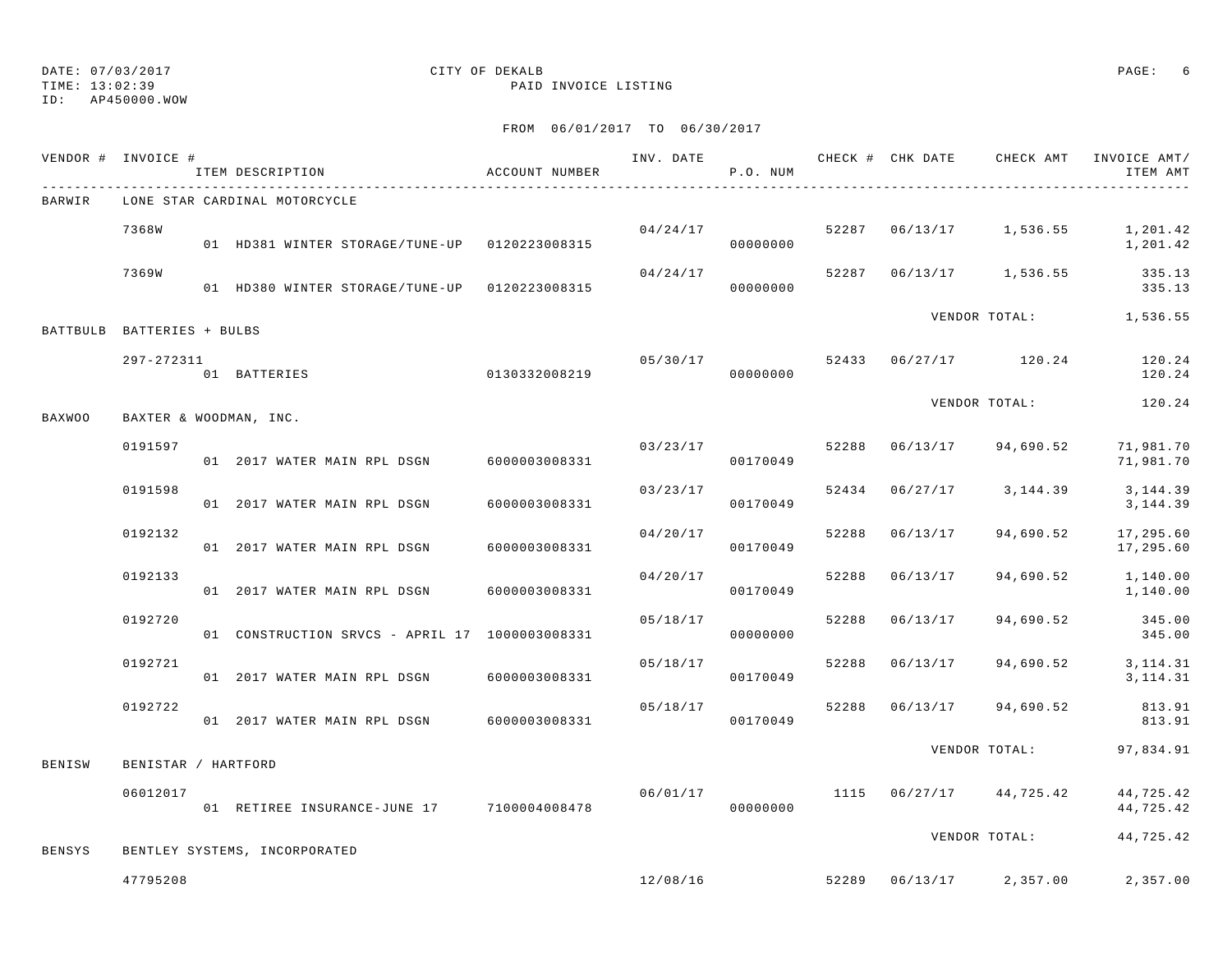DATE: 07/03/2017
TIME: 13:02:39
ID: AP450000.WOW

CITY OF DEKALB
PAID INVOICE LISTING

FROM 06/01/2017 TO 06/30/2017

| VENDOR # | INVOICE # / ITEM DESCRIPTION | ACCOUNT NUMBER | INV. DATE | P.O. NUM | CHECK # | CHK DATE | CHECK AMT | INVOICE AMT/ ITEM AMT |
|---|---|---|---|---|---|---|---|---|
| BARWIR | LONE STAR CARDINAL MOTORCYCLE | | | | | | | |
| | 7368W | | 04/24/17 | | 52287 | 06/13/17 | 1,536.55 | 1,201.42 |
| | 01 HD381 WINTER STORAGE/TUNE-UP | 0120223008315 | | 00000000 | | | | 1,201.42 |
| | 7369W | | 04/24/17 | | 52287 | 06/13/17 | 1,536.55 | 335.13 |
| | 01 HD380 WINTER STORAGE/TUNE-UP | 0120223008315 | | 00000000 | | | | 335.13 |
| | | | | | | VENDOR TOTAL: | | 1,536.55 |
| BATTBULB | BATTERIES + BULBS | | | | | | | |
| | 297-272311 | | 05/30/17 | | 52433 | 06/27/17 | 120.24 | 120.24 |
| | 01 BATTERIES | 0130332008219 | | 00000000 | | | | 120.24 |
| | | | | | | VENDOR TOTAL: | | 120.24 |
| BAXWOO | BAXTER & WOODMAN, INC. | | | | | | | |
| | 0191597 | | 03/23/17 | | 52288 | 06/13/17 | 94,690.52 | 71,981.70 |
| | 01 2017 WATER MAIN RPL DSGN | 6000003008331 | | 00170049 | | | | 71,981.70 |
| | 0191598 | | 03/23/17 | | 52434 | 06/27/17 | 3,144.39 | 3,144.39 |
| | 01 2017 WATER MAIN RPL DSGN | 6000003008331 | | 00170049 | | | | 3,144.39 |
| | 0192132 | | 04/20/17 | | 52288 | 06/13/17 | 94,690.52 | 17,295.60 |
| | 01 2017 WATER MAIN RPL DSGN | 6000003008331 | | 00170049 | | | | 17,295.60 |
| | 0192133 | | 04/20/17 | | 52288 | 06/13/17 | 94,690.52 | 1,140.00 |
| | 01 2017 WATER MAIN RPL DSGN | 6000003008331 | | 00170049 | | | | 1,140.00 |
| | 0192720 | | 05/18/17 | | 52288 | 06/13/17 | 94,690.52 | 345.00 |
| | 01 CONSTRUCTION SRVCS - APRIL 17 | 1000003008331 | | 00000000 | | | | 345.00 |
| | 0192721 | | 05/18/17 | | 52288 | 06/13/17 | 94,690.52 | 3,114.31 |
| | 01 2017 WATER MAIN RPL DSGN | 6000003008331 | | 00170049 | | | | 3,114.31 |
| | 0192722 | | 05/18/17 | | 52288 | 06/13/17 | 94,690.52 | 813.91 |
| | 01 2017 WATER MAIN RPL DSGN | 6000003008331 | | 00170049 | | | | 813.91 |
| | | | | | | VENDOR TOTAL: | | 97,834.91 |
| BENISW | BENISTAR / HARTFORD | | | | | | | |
| | 06012017 | | 06/01/17 | | 1115 | 06/27/17 | 44,725.42 | 44,725.42 |
| | 01 RETIREE INSURANCE-JUNE 17 | 7100004008478 | | 00000000 | | | | 44,725.42 |
| | | | | | | VENDOR TOTAL: | | 44,725.42 |
| BENSYS | BENTLEY SYSTEMS, INCORPORATED | | | | | | | |
| | 47795208 | | 12/08/16 | | 52289 | 06/13/17 | 2,357.00 | 2,357.00 |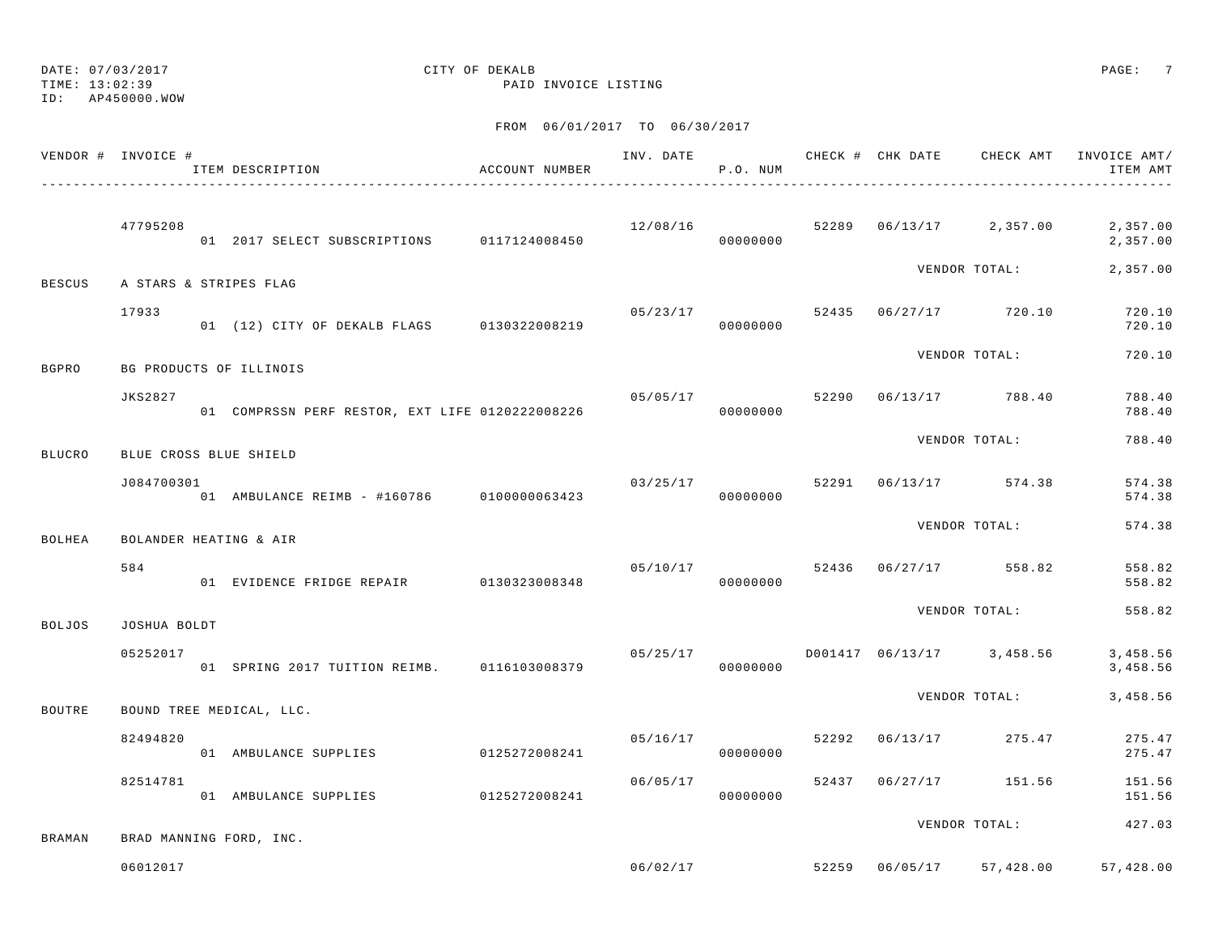DATE: 07/03/2017 CITY OF DEKALB
TIME: 13:02:39 PAID INVOICE LISTING
ID: AP450000.WOW

FROM 06/01/2017 TO 06/30/2017

| VENDOR # | INVOICE # / ITEM DESCRIPTION | ACCOUNT NUMBER | INV. DATE | P.O. NUM | CHECK # | CHK DATE | CHECK AMT | INVOICE AMT/ ITEM AMT |
|---|---|---|---|---|---|---|---|---|
| | 47795208 | | 12/08/16 | | 52289 | 06/13/17 | 2,357.00 | 2,357.00 |
| | 01 2017 SELECT SUBSCRIPTIONS | 0117124008450 | | 00000000 | | | | 2,357.00 |
| | | | | | | VENDOR TOTAL: | | 2,357.00 |
| BESCUS | A STARS & STRIPES FLAG | | | | | | | |
| | 17933 | | 05/23/17 | | 52435 | 06/27/17 | 720.10 | 720.10 |
| | 01 (12) CITY OF DEKALB FLAGS | 0130322008219 | | 00000000 | | | | 720.10 |
| | | | | | | VENDOR TOTAL: | | 720.10 |
| BGPRO | BG PRODUCTS OF ILLINOIS | | | | | | | |
| | JKS2827 | | 05/05/17 | | 52290 | 06/13/17 | 788.40 | 788.40 |
| | 01 COMPRSSN PERF RESTOR, EXT LIFE | 0120222008226 | | 00000000 | | | | 788.40 |
| | | | | | | VENDOR TOTAL: | | 788.40 |
| BLUCRO | BLUE CROSS BLUE SHIELD | | | | | | | |
| | J084700301 | | 03/25/17 | | 52291 | 06/13/17 | 574.38 | 574.38 |
| | 01 AMBULANCE REIMB - #160786 | 0100000063423 | | 00000000 | | | | 574.38 |
| | | | | | | VENDOR TOTAL: | | 574.38 |
| BOLHEA | BOLANDER HEATING & AIR | | | | | | | |
| | 584 | | 05/10/17 | | 52436 | 06/27/17 | 558.82 | 558.82 |
| | 01 EVIDENCE FRIDGE REPAIR | 0130323008348 | | 00000000 | | | | 558.82 |
| | | | | | | VENDOR TOTAL: | | 558.82 |
| BOLJOS | JOSHUA BOLDT | | | | | | | |
| | 05252017 | | 05/25/17 | | D001417 | 06/13/17 | 3,458.56 | 3,458.56 |
| | 01 SPRING 2017 TUITION REIMB. | 0116103008379 | | 00000000 | | | | 3,458.56 |
| | | | | | | VENDOR TOTAL: | | 3,458.56 |
| BOUTRE | BOUND TREE MEDICAL, LLC. | | | | | | | |
| | 82494820 | | 05/16/17 | | 52292 | 06/13/17 | 275.47 | 275.47 |
| | 01 AMBULANCE SUPPLIES | 0125272008241 | | 00000000 | | | | 275.47 |
| | 82514781 | | 06/05/17 | | 52437 | 06/27/17 | 151.56 | 151.56 |
| | 01 AMBULANCE SUPPLIES | 0125272008241 | | 00000000 | | | | 151.56 |
| | | | | | | VENDOR TOTAL: | | 427.03 |
| BRAMAN | BRAD MANNING FORD, INC. | | | | | | | |
| | 06012017 | | 06/02/17 | | 52259 | 06/05/17 | 57,428.00 | 57,428.00 |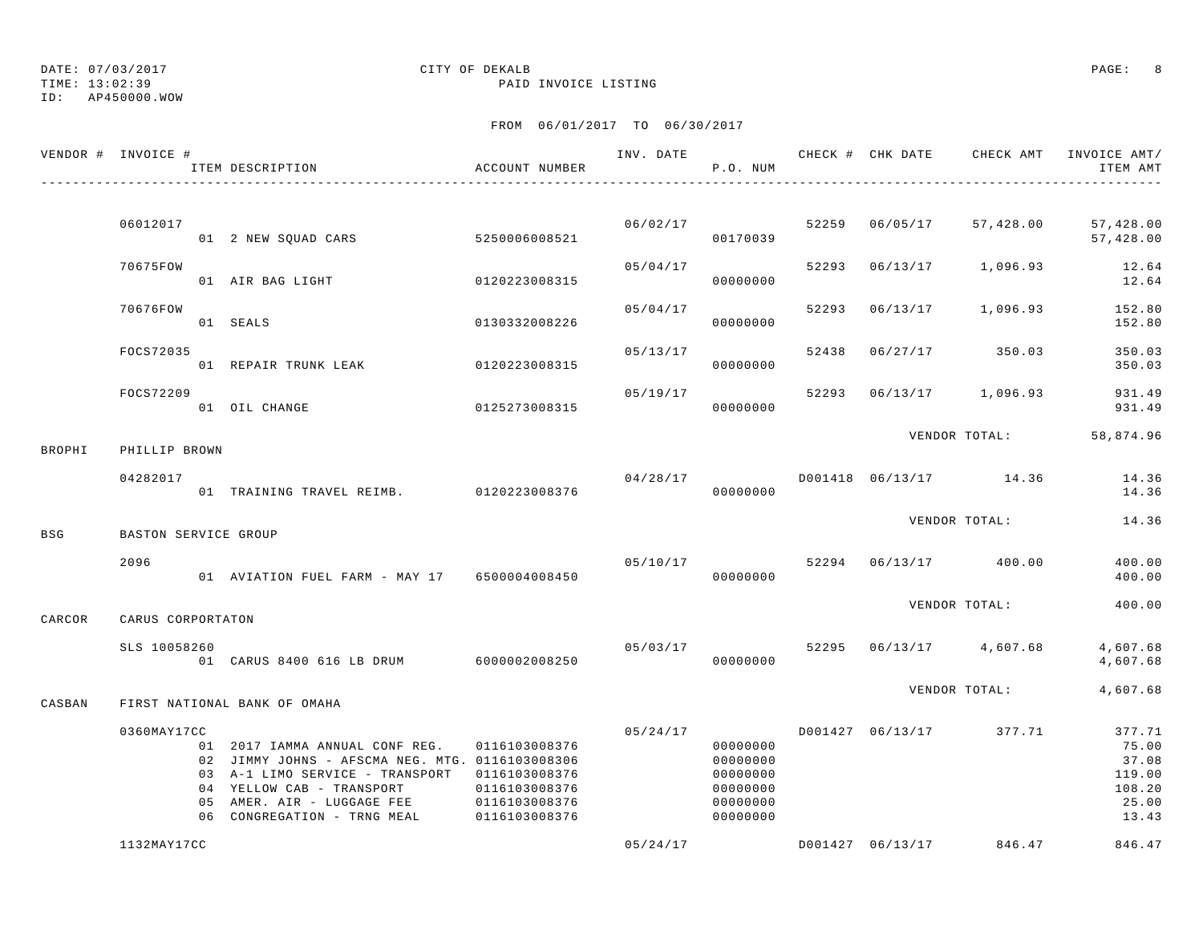DATE: 07/03/2017 CITY OF DEKALB
TIME: 13:02:39 PAID INVOICE LISTING
ID: AP450000.WOW

FROM 06/01/2017 TO 06/30/2017

| VENDOR # | INVOICE # / ITEM DESCRIPTION | ACCOUNT NUMBER | INV. DATE | P.O. NUM | CHECK # | CHK DATE | CHECK AMT | INVOICE AMT/ ITEM AMT |
|---|---|---|---|---|---|---|---|---|
| | 06012017 | | 06/02/17 | | 52259 | 06/05/17 | 57,428.00 | 57,428.00 |
| | 01 2 NEW SQUAD CARS | 5250006008521 | | 00170039 | | | | 57,428.00 |
| | 70675FOW | | 05/04/17 | | 52293 | 06/13/17 | 1,096.93 | 12.64 |
| | 01 AIR BAG LIGHT | 0120223008315 | | 00000000 | | | | 12.64 |
| | 70676FOW | | 05/04/17 | | 52293 | 06/13/17 | 1,096.93 | 152.80 |
| | 01 SEALS | 0130332008226 | | 00000000 | | | | 152.80 |
| | FOCS72035 | | 05/13/17 | | 52438 | 06/27/17 | 350.03 | 350.03 |
| | 01 REPAIR TRUNK LEAK | 0120223008315 | | 00000000 | | | | 350.03 |
| | FOCS72209 | | 05/19/17 | | 52293 | 06/13/17 | 1,096.93 | 931.49 |
| | 01 OIL CHANGE | 0125273008315 | | 00000000 | | | | 931.49 |
| | | | | | | | VENDOR TOTAL: | 58,874.96 |
| BROPHI | PHILLIP BROWN | | | | | | | |
| | 04282017 | | 04/28/17 | | D001418 | 06/13/17 | 14.36 | 14.36 |
| | 01 TRAINING TRAVEL REIMB. | 0120223008376 | | 00000000 | | | | 14.36 |
| | | | | | | | VENDOR TOTAL: | 14.36 |
| BSG | BASTON SERVICE GROUP | | | | | | | |
| | 2096 | | 05/10/17 | | 52294 | 06/13/17 | 400.00 | 400.00 |
| | 01 AVIATION FUEL FARM - MAY 17 | 6500004008450 | | 00000000 | | | | 400.00 |
| | | | | | | | VENDOR TOTAL: | 400.00 |
| CARCOR | CARUS CORPORTATON | | | | | | | |
| | SLS 10058260 | | 05/03/17 | | 52295 | 06/13/17 | 4,607.68 | 4,607.68 |
| | 01 CARUS 8400 616 LB DRUM | 6000002008250 | | 00000000 | | | | 4,607.68 |
| | | | | | | | VENDOR TOTAL: | 4,607.68 |
| CASBAN | FIRST NATIONAL BANK OF OMAHA | | | | | | | |
| | 0360MAY17CC | | 05/24/17 | | D001427 | 06/13/17 | 377.71 | 377.71 |
| | 01 2017 IAMMA ANNUAL CONF REG. | 0116103008376 | | 00000000 | | | | 75.00 |
| | 02 JIMMY JOHNS - AFSCMA NEG. MTG. | 0116103008306 | | 00000000 | | | | 37.08 |
| | 03 A-1 LIMO SERVICE - TRANSPORT | 0116103008376 | | 00000000 | | | | 119.00 |
| | 04 YELLOW CAB - TRANSPORT | 0116103008376 | | 00000000 | | | | 108.20 |
| | 05 AMER. AIR - LUGGAGE FEE | 0116103008376 | | 00000000 | | | | 25.00 |
| | 06 CONGREGATION - TRNG MEAL | 0116103008376 | | 00000000 | | | | 13.43 |
| | 1132MAY17CC | | 05/24/17 | | D001427 | 06/13/17 | 846.47 | 846.47 |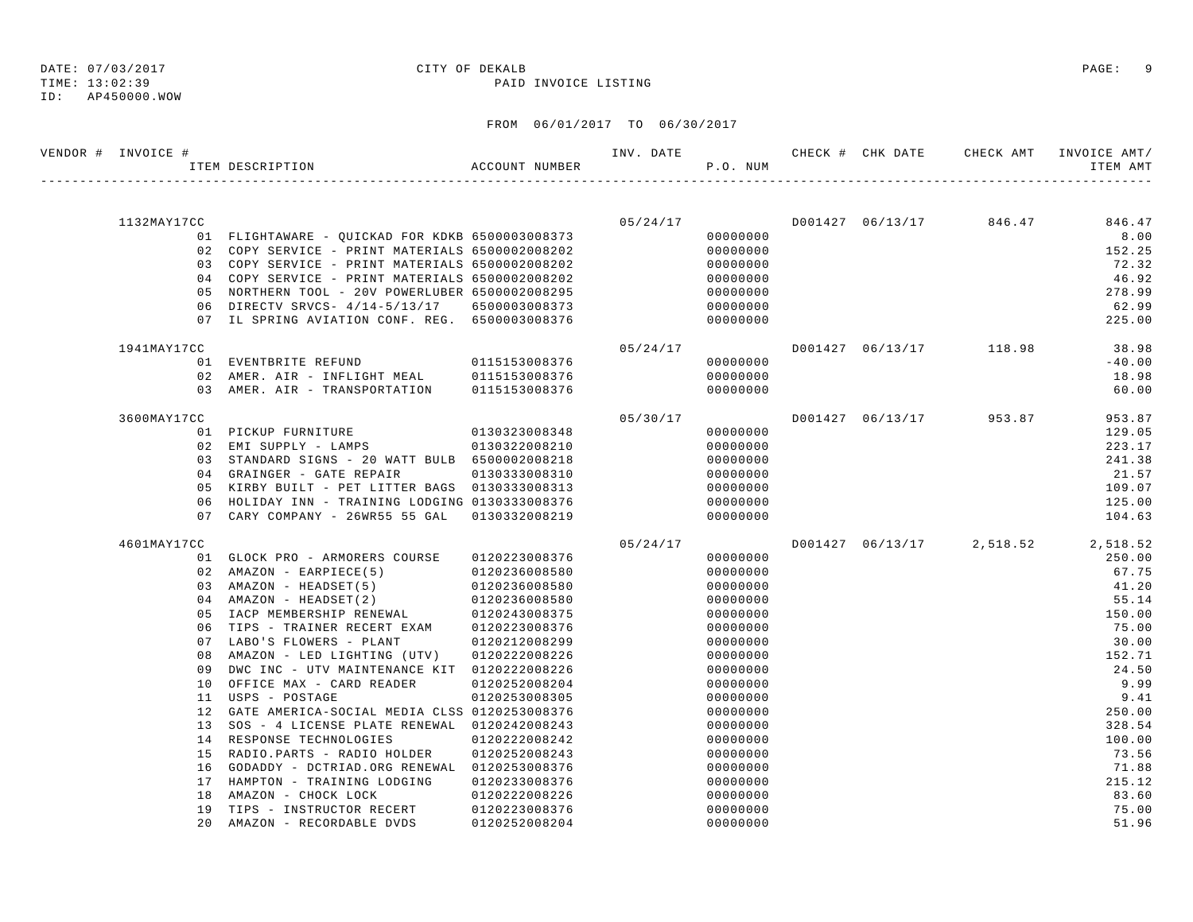DATE: 07/03/2017 CITY OF DEKALB
TIME: 13:02:39 PAID INVOICE LISTING
ID: AP450000.WOW

FROM 06/01/2017 TO 06/30/2017

| VENDOR # | INVOICE # / ITEM DESCRIPTION | ACCOUNT NUMBER | INV. DATE | P.O. NUM | CHECK # | CHK DATE | CHECK AMT | INVOICE AMT/ ITEM AMT |
|---|---|---|---|---|---|---|---|---|
| | 1132MAY17CC | | 05/24/17 | | D001427 | 06/13/17 | 846.47 | 846.47 |
| | 01 FLIGHTAWARE - QUICKAD FOR KDKB | 6500003008373 | | 00000000 | | | | 8.00 |
| | 02 COPY SERVICE - PRINT MATERIALS | 6500002008202 | | 00000000 | | | | 152.25 |
| | 03 COPY SERVICE - PRINT MATERIALS | 6500002008202 | | 00000000 | | | | 72.32 |
| | 04 COPY SERVICE - PRINT MATERIALS | 6500002008202 | | 00000000 | | | | 46.92 |
| | 05 NORTHERN TOOL - 20V POWERLUBER | 6500002008295 | | 00000000 | | | | 278.99 |
| | 06 DIRECTV SRVCS- 4/14-5/13/17 | 6500003008373 | | 00000000 | | | | 62.99 |
| | 07 IL SPRING AVIATION CONF. REG. | 6500003008376 | | 00000000 | | | | 225.00 |
| | 1941MAY17CC | | 05/24/17 | | D001427 | 06/13/17 | 118.98 | 38.98 |
| | 01 EVENTBRITE REFUND | 0115153008376 | | 00000000 | | | | -40.00 |
| | 02 AMER. AIR - INFLIGHT MEAL | 0115153008376 | | 00000000 | | | | 18.98 |
| | 03 AMER. AIR - TRANSPORTATION | 0115153008376 | | 00000000 | | | | 60.00 |
| | 3600MAY17CC | | 05/30/17 | | D001427 | 06/13/17 | 953.87 | 953.87 |
| | 01 PICKUP FURNITURE | 0130323008348 | | 00000000 | | | | 129.05 |
| | 02 EMI SUPPLY - LAMPS | 0130322008210 | | 00000000 | | | | 223.17 |
| | 03 STANDARD SIGNS - 20 WATT BULB | 6500002008218 | | 00000000 | | | | 241.38 |
| | 04 GRAINGER - GATE REPAIR | 0130333008310 | | 00000000 | | | | 21.57 |
| | 05 KIRBY BUILT - PET LITTER BAGS | 0130333008313 | | 00000000 | | | | 109.07 |
| | 06 HOLIDAY INN - TRAINING LODGING | 0130333008376 | | 00000000 | | | | 125.00 |
| | 07 CARY COMPANY - 26WR55 55 GAL | 0130332008219 | | 00000000 | | | | 104.63 |
| | 4601MAY17CC | | 05/24/17 | | D001427 | 06/13/17 | 2,518.52 | 2,518.52 |
| | 01 GLOCK PRO - ARMORERS COURSE | 0120223008376 | | 00000000 | | | | 250.00 |
| | 02 AMAZON - EARPIECE(5) | 0120236008580 | | 00000000 | | | | 67.75 |
| | 03 AMAZON - HEADSET(5) | 0120236008580 | | 00000000 | | | | 41.20 |
| | 04 AMAZON - HEADSET(2) | 0120236008580 | | 00000000 | | | | 55.14 |
| | 05 IACP MEMBERSHIP RENEWAL | 0120243008375 | | 00000000 | | | | 150.00 |
| | 06 TIPS - TRAINER RECERT EXAM | 0120223008376 | | 00000000 | | | | 75.00 |
| | 07 LABO'S FLOWERS - PLANT | 0120212008299 | | 00000000 | | | | 30.00 |
| | 08 AMAZON - LED LIGHTING (UTV) | 0120222008226 | | 00000000 | | | | 152.71 |
| | 09 DWC INC - UTV MAINTENANCE KIT | 0120222008226 | | 00000000 | | | | 24.50 |
| | 10 OFFICE MAX - CARD READER | 0120252008204 | | 00000000 | | | | 9.99 |
| | 11 USPS - POSTAGE | 0120253008305 | | 00000000 | | | | 9.41 |
| | 12 GATE AMERICA-SOCIAL MEDIA CLSS | 0120253008376 | | 00000000 | | | | 250.00 |
| | 13 SOS - 4 LICENSE PLATE RENEWAL | 0120242008243 | | 00000000 | | | | 328.54 |
| | 14 RESPONSE TECHNOLOGIES | 0120222008242 | | 00000000 | | | | 100.00 |
| | 15 RADIO.PARTS - RADIO HOLDER | 0120252008243 | | 00000000 | | | | 73.56 |
| | 16 GODADDY - DCTRIAD.ORG RENEWAL | 0120253008376 | | 00000000 | | | | 71.88 |
| | 17 HAMPTON - TRAINING LODGING | 0120233008376 | | 00000000 | | | | 215.12 |
| | 18 AMAZON - CHOCK LOCK | 0120222008226 | | 00000000 | | | | 83.60 |
| | 19 TIPS - INSTRUCTOR RECERT | 0120223008376 | | 00000000 | | | | 75.00 |
| | 20 AMAZON - RECORDABLE DVDS | 0120252008204 | | 00000000 | | | | 51.96 |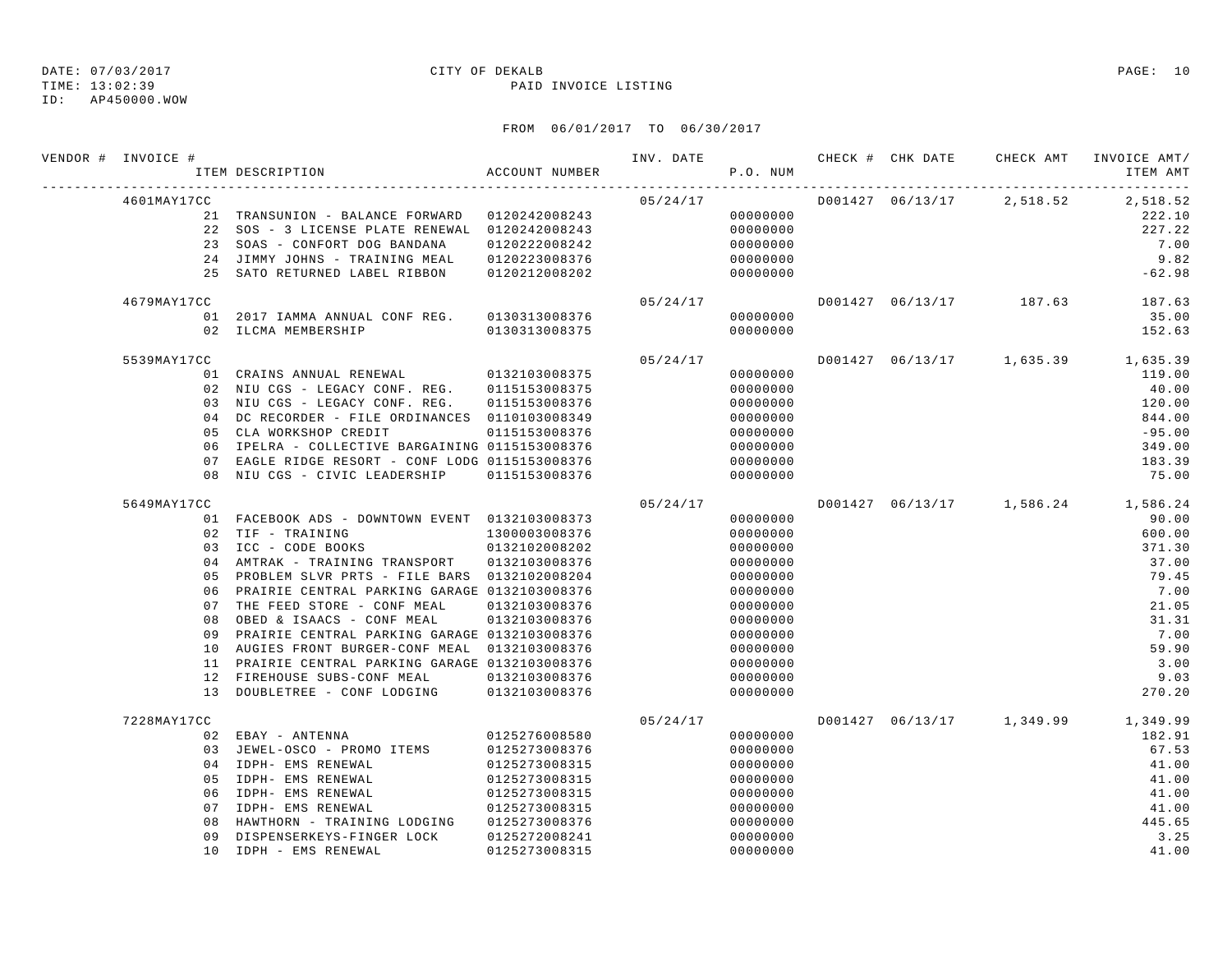DATE: 07/03/2017 CITY OF DEKALB
TIME: 13:02:39 PAID INVOICE LISTING
ID: AP450000.WOW

FROM 06/01/2017 TO 06/30/2017

| VENDOR # | INVOICE # | ITEM DESCRIPTION | ACCOUNT NUMBER | INV. DATE | P.O. NUM | CHECK # | CHK DATE | CHECK AMT | INVOICE AMT/ ITEM AMT |
|---|---|---|---|---|---|---|---|---|---|
| | 4601MAY17CC | | | 05/24/17 | | D001427 | 06/13/17 | 2,518.52 | 2,518.52 |
| | 21 | TRANSUNION - BALANCE FORWARD | 0120242008243 | | 00000000 | | | | 222.10 |
| | 22 | SOS - 3 LICENSE PLATE RENEWAL | 0120242008243 | | 00000000 | | | | 227.22 |
| | 23 | SOAS - CONFORT DOG BANDANA | 0120222008242 | | 00000000 | | | | 7.00 |
| | 24 | JIMMY JOHNS - TRAINING MEAL | 0120223008376 | | 00000000 | | | | 9.82 |
| | 25 | SATO RETURNED LABEL RIBBON | 0120212008202 | | 00000000 | | | | -62.98 |
| | 4679MAY17CC | | | 05/24/17 | | D001427 | 06/13/17 | 187.63 | 187.63 |
| | 01 | 2017 IAMMA ANNUAL CONF REG. | 0130313008376 | | 00000000 | | | | 35.00 |
| | 02 | ILCMA MEMBERSHIP | 0130313008375 | | 00000000 | | | | 152.63 |
| | 5539MAY17CC | | | 05/24/17 | | D001427 | 06/13/17 | 1,635.39 | 1,635.39 |
| | 01 | CRAINS ANNUAL RENEWAL | 0132103008375 | | 00000000 | | | | 119.00 |
| | 02 | NIU CGS - LEGACY CONF. REG. | 0115153008375 | | 00000000 | | | | 40.00 |
| | 03 | NIU CGS - LEGACY CONF. REG. | 0115153008376 | | 00000000 | | | | 120.00 |
| | 04 | DC RECORDER - FILE ORDINANCES | 0110103008349 | | 00000000 | | | | 844.00 |
| | 05 | CLA WORKSHOP CREDIT | 0115153008376 | | 00000000 | | | | -95.00 |
| | 06 | IPELRA - COLLECTIVE BARGAINING | 0115153008376 | | 00000000 | | | | 349.00 |
| | 07 | EAGLE RIDGE RESORT - CONF LODG | 0115153008376 | | 00000000 | | | | 183.39 |
| | 08 | NIU CGS - CIVIC LEADERSHIP | 0115153008376 | | 00000000 | | | | 75.00 |
| | 5649MAY17CC | | | 05/24/17 | | D001427 | 06/13/17 | 1,586.24 | 1,586.24 |
| | 01 | FACEBOOK ADS - DOWNTOWN EVENT | 0132103008373 | | 00000000 | | | | 90.00 |
| | 02 | TIF - TRAINING | 1300003008376 | | 00000000 | | | | 600.00 |
| | 03 | ICC - CODE BOOKS | 0132102008202 | | 00000000 | | | | 371.30 |
| | 04 | AMTRAK - TRAINING TRANSPORT | 0132103008376 | | 00000000 | | | | 37.00 |
| | 05 | PROBLEM SLVR PRTS - FILE BARS | 0132102008204 | | 00000000 | | | | 79.45 |
| | 06 | PRAIRIE CENTRAL PARKING GARAGE | 0132103008376 | | 00000000 | | | | 7.00 |
| | 07 | THE FEED STORE - CONF MEAL | 0132103008376 | | 00000000 | | | | 21.05 |
| | 08 | OBED & ISAACS - CONF MEAL | 0132103008376 | | 00000000 | | | | 31.31 |
| | 09 | PRAIRIE CENTRAL PARKING GARAGE | 0132103008376 | | 00000000 | | | | 7.00 |
| | 10 | AUGIES FRONT BURGER-CONF MEAL | 0132103008376 | | 00000000 | | | | 59.90 |
| | 11 | PRAIRIE CENTRAL PARKING GARAGE | 0132103008376 | | 00000000 | | | | 3.00 |
| | 12 | FIREHOUSE SUBS-CONF MEAL | 0132103008376 | | 00000000 | | | | 9.03 |
| | 13 | DOUBLETREE - CONF LODGING | 0132103008376 | | 00000000 | | | | 270.20 |
| | 7228MAY17CC | | | 05/24/17 | | D001427 | 06/13/17 | 1,349.99 | 1,349.99 |
| | 02 | EBAY - ANTENNA | 0125276008580 | | 00000000 | | | | 182.91 |
| | 03 | JEWEL-OSCO - PROMO ITEMS | 0125273008376 | | 00000000 | | | | 67.53 |
| | 04 | IDPH- EMS RENEWAL | 0125273008315 | | 00000000 | | | | 41.00 |
| | 05 | IDPH- EMS RENEWAL | 0125273008315 | | 00000000 | | | | 41.00 |
| | 06 | IDPH- EMS RENEWAL | 0125273008315 | | 00000000 | | | | 41.00 |
| | 07 | IDPH- EMS RENEWAL | 0125273008315 | | 00000000 | | | | 41.00 |
| | 08 | HAWTHORN - TRAINING LODGING | 0125273008376 | | 00000000 | | | | 445.65 |
| | 09 | DISPENSERKEYS-FINGER LOCK | 0125272008241 | | 00000000 | | | | 3.25 |
| | 10 | IDPH - EMS RENEWAL | 0125273008315 | | 00000000 | | | | 41.00 |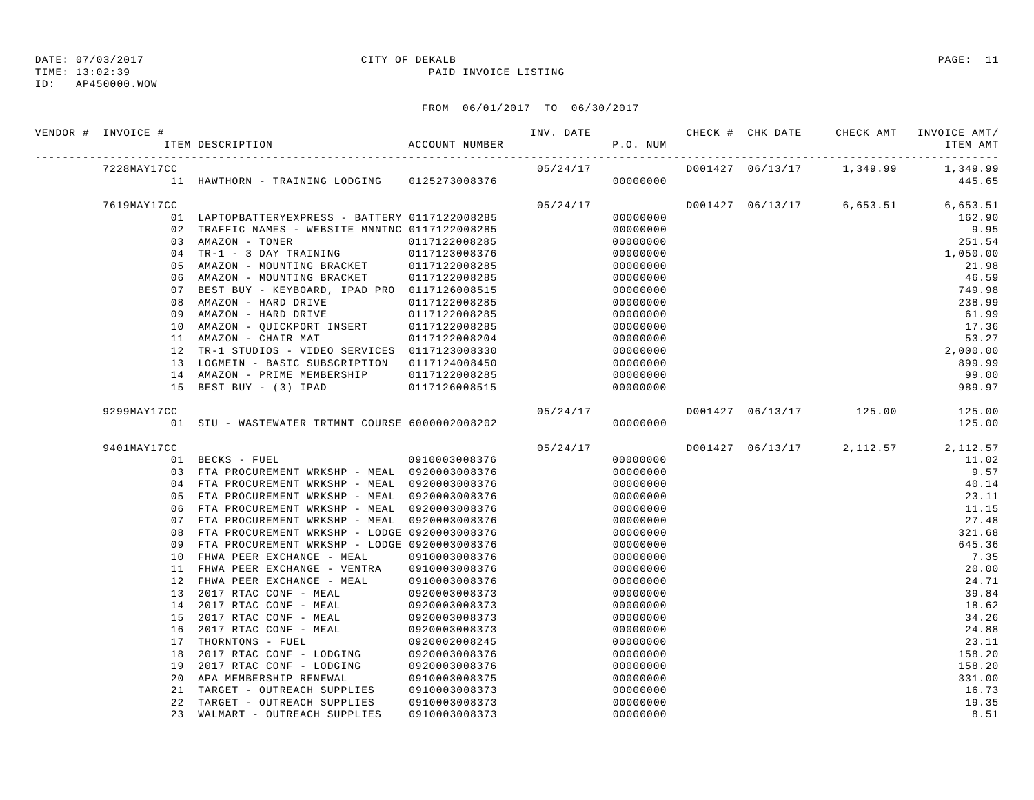DATE: 07/03/2017 CITY OF DEKALB
TIME: 13:02:39 PAID INVOICE LISTING
ID: AP450000.WOW

FROM 06/01/2017 TO 06/30/2017

| VENDOR # | INVOICE # | ITEM DESCRIPTION | ACCOUNT NUMBER | INV. DATE | P.O. NUM | CHECK # | CHK DATE | CHECK AMT | INVOICE AMT/ ITEM AMT |
|---|---|---|---|---|---|---|---|---|---|
| | 7228MAY17CC | | | 05/24/17 | | D001427 | 06/13/17 | 1,349.99 | 1,349.99 |
| | | 11 HAWTHORN - TRAINING LODGING | 0125273008376 | | 00000000 | | | | 445.65 |
| | 7619MAY17CC | | | 05/24/17 | | D001427 | 06/13/17 | 6,653.51 | 6,653.51 |
| | | 01 LAPTOPBATTERYEXPRESS - BATTERY | 0117122008285 | | 00000000 | | | | 162.90 |
| | | 02 TRAFFIC NAMES - WEBSITE MNNTNC | 0117122008285 | | 00000000 | | | | 9.95 |
| | | 03 AMAZON - TONER | 0117122008285 | | 00000000 | | | | 251.54 |
| | | 04 TR-1 - 3 DAY TRAINING | 0117123008376 | | 00000000 | | | | 1,050.00 |
| | | 05 AMAZON - MOUNTING BRACKET | 0117122008285 | | 00000000 | | | | 21.98 |
| | | 06 AMAZON - MOUNTING BRACKET | 0117122008285 | | 00000000 | | | | 46.59 |
| | | 07 BEST BUY - KEYBOARD, IPAD PRO | 0117126008515 | | 00000000 | | | | 749.98 |
| | | 08 AMAZON - HARD DRIVE | 0117122008285 | | 00000000 | | | | 238.99 |
| | | 09 AMAZON - HARD DRIVE | 0117122008285 | | 00000000 | | | | 61.99 |
| | | 10 AMAZON - QUICKPORT INSERT | 0117122008285 | | 00000000 | | | | 17.36 |
| | | 11 AMAZON - CHAIR MAT | 0117122008204 | | 00000000 | | | | 53.27 |
| | | 12 TR-1 STUDIOS - VIDEO SERVICES | 0117123008330 | | 00000000 | | | | 2,000.00 |
| | | 13 LOGMEIN - BASIC SUBSCRIPTION | 0117124008450 | | 00000000 | | | | 899.99 |
| | | 14 AMAZON - PRIME MEMBERSHIP | 0117122008285 | | 00000000 | | | | 99.00 |
| | | 15 BEST BUY - (3) IPAD | 0117126008515 | | 00000000 | | | | 989.97 |
| | 9299MAY17CC | | | 05/24/17 | | D001427 | 06/13/17 | 125.00 | 125.00 |
| | | 01 SIU - WASTEWATER TRTMNT COURSE | 6000002008202 | | 00000000 | | | | 125.00 |
| | 9401MAY17CC | | | 05/24/17 | | D001427 | 06/13/17 | 2,112.57 | 2,112.57 |
| | | 01 BECKS - FUEL | 0910003008376 | | 00000000 | | | | 11.02 |
| | | 03 FTA PROCUREMENT WRKSHP - MEAL | 0920003008376 | | 00000000 | | | | 9.57 |
| | | 04 FTA PROCUREMENT WRKSHP - MEAL | 0920003008376 | | 00000000 | | | | 40.14 |
| | | 05 FTA PROCUREMENT WRKSHP - MEAL | 0920003008376 | | 00000000 | | | | 23.11 |
| | | 06 FTA PROCUREMENT WRKSHP - MEAL | 0920003008376 | | 00000000 | | | | 11.15 |
| | | 07 FTA PROCUREMENT WRKSHP - MEAL | 0920003008376 | | 00000000 | | | | 27.48 |
| | | 08 FTA PROCUREMENT WRKSHP - LODGE | 0920003008376 | | 00000000 | | | | 321.68 |
| | | 09 FTA PROCUREMENT WRKSHP - LODGE | 0920003008376 | | 00000000 | | | | 645.36 |
| | | 10 FHWA PEER EXCHANGE - MEAL | 0910003008376 | | 00000000 | | | | 7.35 |
| | | 11 FHWA PEER EXCHANGE - VENTRA | 0910003008376 | | 00000000 | | | | 20.00 |
| | | 12 FHWA PEER EXCHANGE - MEAL | 0910003008376 | | 00000000 | | | | 24.71 |
| | | 13 2017 RTAC CONF - MEAL | 0920003008373 | | 00000000 | | | | 39.84 |
| | | 14 2017 RTAC CONF - MEAL | 0920003008373 | | 00000000 | | | | 18.62 |
| | | 15 2017 RTAC CONF - MEAL | 0920003008373 | | 00000000 | | | | 34.26 |
| | | 16 2017 RTAC CONF - MEAL | 0920003008373 | | 00000000 | | | | 24.88 |
| | | 17 THORNTONS - FUEL | 0920002008245 | | 00000000 | | | | 23.11 |
| | | 18 2017 RTAC CONF - LODGING | 0920003008376 | | 00000000 | | | | 158.20 |
| | | 19 2017 RTAC CONF - LODGING | 0920003008376 | | 00000000 | | | | 158.20 |
| | | 20 APA MEMBERSHIP RENEWAL | 0910003008375 | | 00000000 | | | | 331.00 |
| | | 21 TARGET - OUTREACH SUPPLIES | 0910003008373 | | 00000000 | | | | 16.73 |
| | | 22 TARGET - OUTREACH SUPPLIES | 0910003008373 | | 00000000 | | | | 19.35 |
| | | 23 WALMART - OUTREACH SUPPLIES | 0910003008373 | | 00000000 | | | | 8.51 |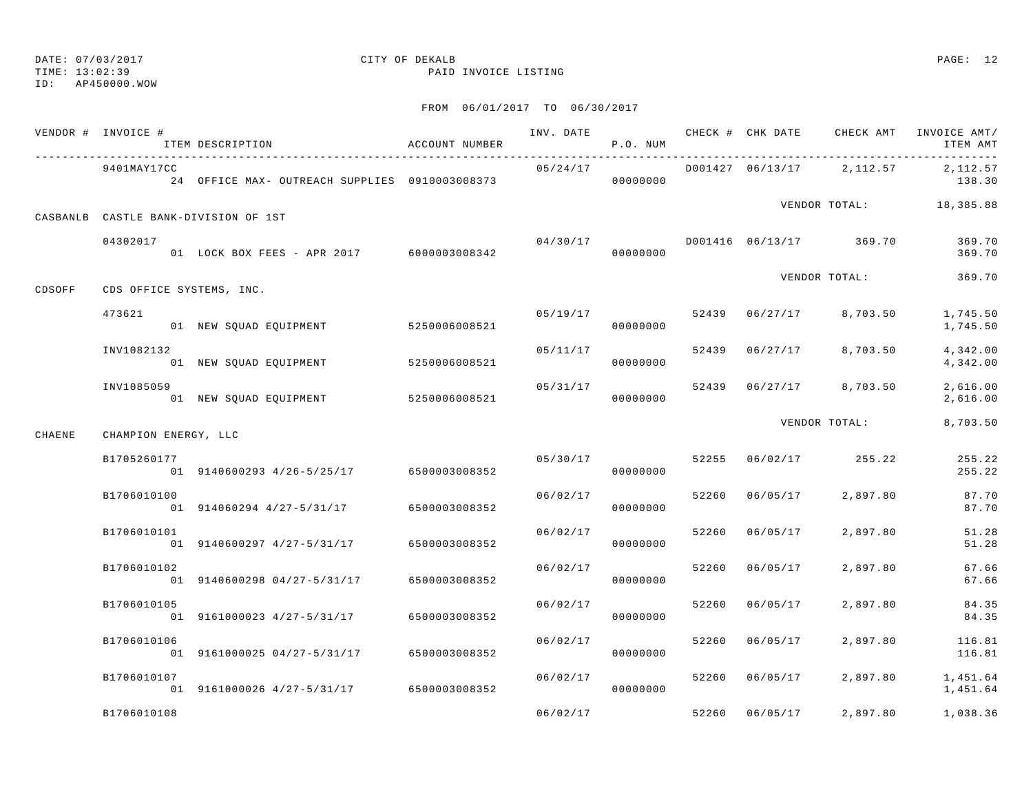DATE: 07/03/2017 CITY OF DEKALB
TIME: 13:02:39 PAID INVOICE LISTING
ID: AP450000.WOW

FROM 06/01/2017 TO 06/30/2017

| VENDOR # | INVOICE # / ITEM DESCRIPTION | ACCOUNT NUMBER | INV. DATE | P.O. NUM | CHECK # | CHK DATE | CHECK AMT | INVOICE AMT/ ITEM AMT |
|---|---|---|---|---|---|---|---|---|
| | 9401MAY17CC | | 05/24/17 | | D001427 | 06/13/17 | 2,112.57 | 2,112.57 |
| | 24 OFFICE MAX- OUTREACH SUPPLIES | 0910003008373 | | 00000000 | | | | 138.30 |
| | | | | | | | VENDOR TOTAL: | 18,385.88 |
| CASBANLB | CASTLE BANK-DIVISION OF 1ST | | | | | | | |
| | 04302017 | | 04/30/17 | | D001416 | 06/13/17 | 369.70 | 369.70 |
| | 01 LOCK BOX FEES - APR 2017 | 6000003008342 | | 00000000 | | | | 369.70 |
| | | | | | | | VENDOR TOTAL: | 369.70 |
| CDSOFF | CDS OFFICE SYSTEMS, INC. | | | | | | | |
| | 473621 | | 05/19/17 | | 52439 | 06/27/17 | 8,703.50 | 1,745.50 |
| | 01 NEW SQUAD EQUIPMENT | 5250006008521 | | 00000000 | | | | 1,745.50 |
| | INV1082132 | | 05/11/17 | | 52439 | 06/27/17 | 8,703.50 | 4,342.00 |
| | 01 NEW SQUAD EQUIPMENT | 5250006008521 | | 00000000 | | | | 4,342.00 |
| | INV1085059 | | 05/31/17 | | 52439 | 06/27/17 | 8,703.50 | 2,616.00 |
| | 01 NEW SQUAD EQUIPMENT | 5250006008521 | | 00000000 | | | | 2,616.00 |
| | | | | | | | VENDOR TOTAL: | 8,703.50 |
| CHAENE | CHAMPION ENERGY, LLC | | | | | | | |
| | B1705260177 | | 05/30/17 | | 52255 | 06/02/17 | 255.22 | 255.22 |
| | 01 9140600293 4/26-5/25/17 | 6500003008352 | | 00000000 | | | | 255.22 |
| | B1706010100 | | 06/02/17 | | 52260 | 06/05/17 | 2,897.80 | 87.70 |
| | 01 914060294 4/27-5/31/17 | 6500003008352 | | 00000000 | | | | 87.70 |
| | B1706010101 | | 06/02/17 | | 52260 | 06/05/17 | 2,897.80 | 51.28 |
| | 01 9140600297 4/27-5/31/17 | 6500003008352 | | 00000000 | | | | 51.28 |
| | B1706010102 | | 06/02/17 | | 52260 | 06/05/17 | 2,897.80 | 67.66 |
| | 01 9140600298 04/27-5/31/17 | 6500003008352 | | 00000000 | | | | 67.66 |
| | B1706010105 | | 06/02/17 | | 52260 | 06/05/17 | 2,897.80 | 84.35 |
| | 01 9161000023 4/27-5/31/17 | 6500003008352 | | 00000000 | | | | 84.35 |
| | B1706010106 | | 06/02/17 | | 52260 | 06/05/17 | 2,897.80 | 116.81 |
| | 01 9161000025 04/27-5/31/17 | 6500003008352 | | 00000000 | | | | 116.81 |
| | B1706010107 | | 06/02/17 | | 52260 | 06/05/17 | 2,897.80 | 1,451.64 |
| | 01 9161000026 4/27-5/31/17 | 6500003008352 | | 00000000 | | | | 1,451.64 |
| | B1706010108 | | 06/02/17 | | 52260 | 06/05/17 | 2,897.80 | 1,038.36 |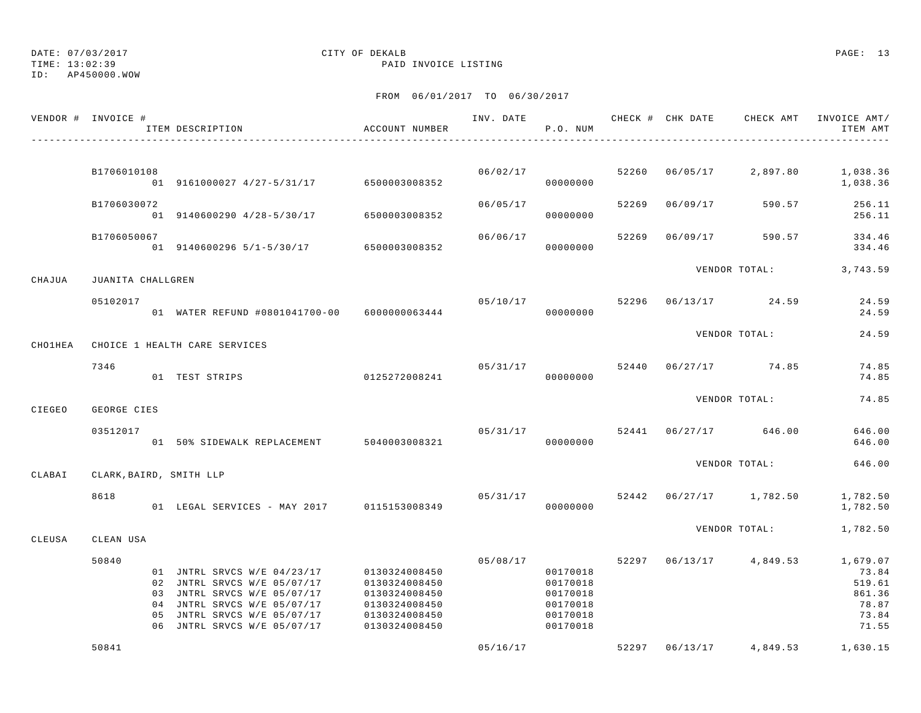DATE: 07/03/2017 CITY OF DEKALB
TIME: 13:02:39 PAID INVOICE LISTING
ID: AP450000.WOW

FROM 06/01/2017 TO 06/30/2017

| VENDOR # | INVOICE # / ITEM DESCRIPTION | ACCOUNT NUMBER | INV. DATE | P.O. NUM | CHECK # | CHK DATE | CHECK AMT | INVOICE AMT/ ITEM AMT |
|---|---|---|---|---|---|---|---|---|
| | B1706010108 | | 06/02/17 | | 52260 | 06/05/17 | 2,897.80 | 1,038.36 |
| | 01 9161000027 4/27-5/31/17 | 6500003008352 | | 00000000 | | | | 1,038.36 |
| | B1706030072 | | 06/05/17 | | 52269 | 06/09/17 | 590.57 | 256.11 |
| | 01 9140600290 4/28-5/30/17 | 6500003008352 | | 00000000 | | | | 256.11 |
| | B1706050067 | | 06/06/17 | | 52269 | 06/09/17 | 590.57 | 334.46 |
| | 01 9140600296 5/1-5/30/17 | 6500003008352 | | 00000000 | | | | 334.46 |
| | | | | | | VENDOR TOTAL: | | 3,743.59 |
| CHAJUA | JUANITA CHALLGREN | | | | | | | |
| | 05102017 | | 05/10/17 | | 52296 | 06/13/17 | 24.59 | 24.59 |
| | 01 WATER REFUND #0801041700-00 | 6000000063444 | | 00000000 | | | | 24.59 |
| | | | | | | VENDOR TOTAL: | | 24.59 |
| CHO1HEA | CHOICE 1 HEALTH CARE SERVICES | | | | | | | |
| | 7346 | | 05/31/17 | | 52440 | 06/27/17 | 74.85 | 74.85 |
| | 01 TEST STRIPS | 0125272008241 | | 00000000 | | | | 74.85 |
| | | | | | | VENDOR TOTAL: | | 74.85 |
| CIEGEO | GEORGE CIES | | | | | | | |
| | 03512017 | | 05/31/17 | | 52441 | 06/27/17 | 646.00 | 646.00 |
| | 01 50% SIDEWALK REPLACEMENT | 5040003008321 | | 00000000 | | | | 646.00 |
| | | | | | | VENDOR TOTAL: | | 646.00 |
| CLABAI | CLARK,BAIRD, SMITH LLP | | | | | | | |
| | 8618 | | 05/31/17 | | 52442 | 06/27/17 | 1,782.50 | 1,782.50 |
| | 01 LEGAL SERVICES - MAY 2017 | 0115153008349 | | 00000000 | | | | 1,782.50 |
| | | | | | | VENDOR TOTAL: | | 1,782.50 |
| CLEUSA | CLEAN USA | | | | | | | |
| | 50840 | | 05/08/17 | | 52297 | 06/13/17 | 4,849.53 | 1,679.07 |
| | 01 JNTRL SRVCS W/E 04/23/17 | 0130324008450 | | 00170018 | | | | 73.84 |
| | 02 JNTRL SRVCS W/E 05/07/17 | 0130324008450 | | 00170018 | | | | 519.61 |
| | 03 JNTRL SRVCS W/E 05/07/17 | 0130324008450 | | 00170018 | | | | 861.36 |
| | 04 JNTRL SRVCS W/E 05/07/17 | 0130324008450 | | 00170018 | | | | 78.87 |
| | 05 JNTRL SRVCS W/E 05/07/17 | 0130324008450 | | 00170018 | | | | 73.84 |
| | 06 JNTRL SRVCS W/E 05/07/17 | 0130324008450 | | 00170018 | | | | 71.55 |
| | 50841 | | 05/16/17 | | 52297 | 06/13/17 | 4,849.53 | 1,630.15 |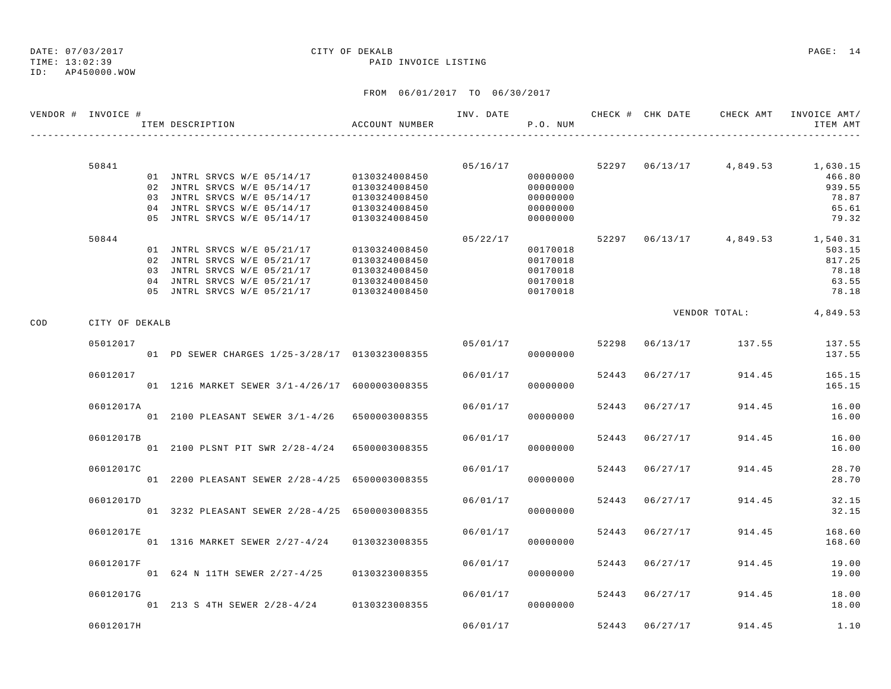DATE: 07/03/2017 CITY OF DEKALB
TIME: 13:02:39 PAID INVOICE LISTING
ID: AP450000.WOW

FROM 06/01/2017 TO 06/30/2017

| VENDOR # | INVOICE # | ITEM DESCRIPTION | ACCOUNT NUMBER | INV. DATE | P.O. NUM | CHECK # | CHK DATE | CHECK AMT | INVOICE AMT/ ITEM AMT |
|---|---|---|---|---|---|---|---|---|---|
| | 50841 | | | 05/16/17 | | 52297 | 06/13/17 | 4,849.53 | 1,630.15 |
| | | 01 JNTRL SRVCS W/E 05/14/17 | 0130324008450 | | 00000000 | | | | 466.80 |
| | | 02 JNTRL SRVCS W/E 05/14/17 | 0130324008450 | | 00000000 | | | | 939.55 |
| | | 03 JNTRL SRVCS W/E 05/14/17 | 0130324008450 | | 00000000 | | | | 78.87 |
| | | 04 JNTRL SRVCS W/E 05/14/17 | 0130324008450 | | 00000000 | | | | 65.61 |
| | | 05 JNTRL SRVCS W/E 05/14/17 | 0130324008450 | | 00000000 | | | | 79.32 |
| | 50844 | | | 05/22/17 | | 52297 | 06/13/17 | 4,849.53 | 1,540.31 |
| | | 01 JNTRL SRVCS W/E 05/21/17 | 0130324008450 | | 00170018 | | | | 503.15 |
| | | 02 JNTRL SRVCS W/E 05/21/17 | 0130324008450 | | 00170018 | | | | 817.25 |
| | | 03 JNTRL SRVCS W/E 05/21/17 | 0130324008450 | | 00170018 | | | | 78.18 |
| | | 04 JNTRL SRVCS W/E 05/21/17 | 0130324008450 | | 00170018 | | | | 63.55 |
| | | 05 JNTRL SRVCS W/E 05/21/17 | 0130324008450 | | 00170018 | | | | 78.18 |
| | | | | | | | | VENDOR TOTAL: | 4,849.53 |
| COD | CITY OF DEKALB | | | | | | | | |
| | 05012017 | | | 05/01/17 | | 52298 | 06/13/17 | 137.55 | 137.55 |
| | | 01 PD SEWER CHARGES 1/25-3/28/17 | 0130323008355 | | 00000000 | | | | 137.55 |
| | 06012017 | | | 06/01/17 | | 52443 | 06/27/17 | 914.45 | 165.15 |
| | | 01 1216 MARKET SEWER 3/1-4/26/17 | 6000003008355 | | 00000000 | | | | 165.15 |
| | 06012017A | | | 06/01/17 | | 52443 | 06/27/17 | 914.45 | 16.00 |
| | | 01 2100 PLEASANT SEWER 3/1-4/26 | 6500003008355 | | 00000000 | | | | 16.00 |
| | 06012017B | | | 06/01/17 | | 52443 | 06/27/17 | 914.45 | 16.00 |
| | | 01 2100 PLSNT PIT SWR 2/28-4/24 | 6500003008355 | | 00000000 | | | | 16.00 |
| | 06012017C | | | 06/01/17 | | 52443 | 06/27/17 | 914.45 | 28.70 |
| | | 01 2200 PLEASANT SEWER 2/28-4/25 | 6500003008355 | | 00000000 | | | | 28.70 |
| | 06012017D | | | 06/01/17 | | 52443 | 06/27/17 | 914.45 | 32.15 |
| | | 01 3232 PLEASANT SEWER 2/28-4/25 | 6500003008355 | | 00000000 | | | | 32.15 |
| | 06012017E | | | 06/01/17 | | 52443 | 06/27/17 | 914.45 | 168.60 |
| | | 01 1316 MARKET SEWER 2/27-4/24 | 0130323008355 | | 00000000 | | | | 168.60 |
| | 06012017F | | | 06/01/17 | | 52443 | 06/27/17 | 914.45 | 19.00 |
| | | 01 624 N 11TH SEWER 2/27-4/25 | 0130323008355 | | 00000000 | | | | 19.00 |
| | 06012017G | | | 06/01/17 | | 52443 | 06/27/17 | 914.45 | 18.00 |
| | | 01 213 S 4TH SEWER 2/28-4/24 | 0130323008355 | | 00000000 | | | | 18.00 |
| | 06012017H | | | 06/01/17 | | 52443 | 06/27/17 | 914.45 | 1.10 |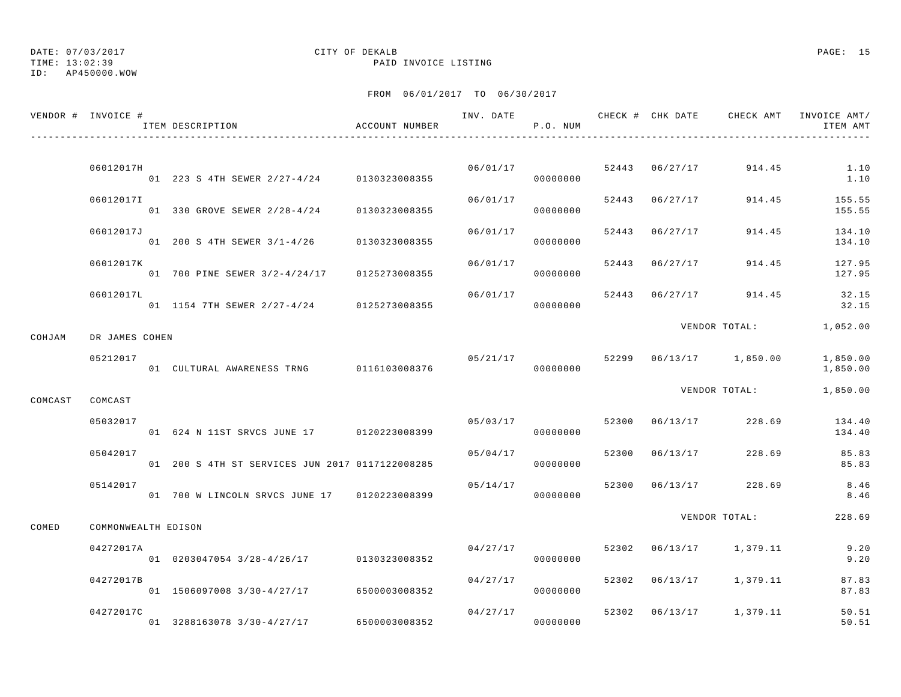DATE: 07/03/2017  
TIME: 13:02:39  
ID: AP450000.WOW

CITY OF DEKALB  
PAID INVOICE LISTING

FROM 06/01/2017 TO 06/30/2017

| VENDOR # | INVOICE # / ITEM DESCRIPTION | ACCOUNT NUMBER | INV. DATE | P.O. NUM | CHECK # | CHK DATE | CHECK AMT | INVOICE AMT/ ITEM AMT |
|---|---|---|---|---|---|---|---|---|
| | 06012017H | | 06/01/17 | | 52443 | 06/27/17 | 914.45 | 1.10 |
| | 01 223 S 4TH SEWER 2/27-4/24 | 0130323008355 | | 00000000 | | | | 1.10 |
| | 06012017I | | 06/01/17 | | 52443 | 06/27/17 | 914.45 | 155.55 |
| | 01 330 GROVE SEWER 2/28-4/24 | 0130323008355 | | 00000000 | | | | 155.55 |
| | 06012017J | | 06/01/17 | | 52443 | 06/27/17 | 914.45 | 134.10 |
| | 01 200 S 4TH SEWER 3/1-4/26 | 0130323008355 | | 00000000 | | | | 134.10 |
| | 06012017K | | 06/01/17 | | 52443 | 06/27/17 | 914.45 | 127.95 |
| | 01 700 PINE SEWER 3/2-4/24/17 | 0125273008355 | | 00000000 | | | | 127.95 |
| | 06012017L | | 06/01/17 | | 52443 | 06/27/17 | 914.45 | 32.15 |
| | 01 1154 7TH SEWER 2/27-4/24 | 0125273008355 | | 00000000 | | | | 32.15 |
| | | | | | | | VENDOR TOTAL: | 1,052.00 |
| COHJAM | DR JAMES COHEN | | | | | | | |
| | 05212017 | | 05/21/17 | | 52299 | 06/13/17 | 1,850.00 | 1,850.00 |
| | 01 CULTURAL AWARENESS TRNG | 0116103008376 | | 00000000 | | | | 1,850.00 |
| | | | | | | | VENDOR TOTAL: | 1,850.00 |
| COMCAST | COMCAST | | | | | | | |
| | 05032017 | | 05/03/17 | | 52300 | 06/13/17 | 228.69 | 134.40 |
| | 01 624 N 11ST SRVCS JUNE 17 | 0120223008399 | | 00000000 | | | | 134.40 |
| | 05042017 | | 05/04/17 | | 52300 | 06/13/17 | 228.69 | 85.83 |
| | 01 200 S 4TH ST SERVICES JUN 2017 | 0117122008285 | | 00000000 | | | | 85.83 |
| | 05142017 | | 05/14/17 | | 52300 | 06/13/17 | 228.69 | 8.46 |
| | 01 700 W LINCOLN SRVCS JUNE 17 | 0120223008399 | | 00000000 | | | | 8.46 |
| | | | | | | | VENDOR TOTAL: | 228.69 |
| COMED | COMMONWEALTH EDISON | | | | | | | |
| | 04272017A | | 04/27/17 | | 52302 | 06/13/17 | 1,379.11 | 9.20 |
| | 01 0203047054 3/28-4/26/17 | 0130323008352 | | 00000000 | | | | 9.20 |
| | 04272017B | | 04/27/17 | | 52302 | 06/13/17 | 1,379.11 | 87.83 |
| | 01 1506097008 3/30-4/27/17 | 6500003008352 | | 00000000 | | | | 87.83 |
| | 04272017C | | 04/27/17 | | 52302 | 06/13/17 | 1,379.11 | 50.51 |
| | 01 3288163078 3/30-4/27/17 | 6500003008352 | | 00000000 | | | | 50.51 |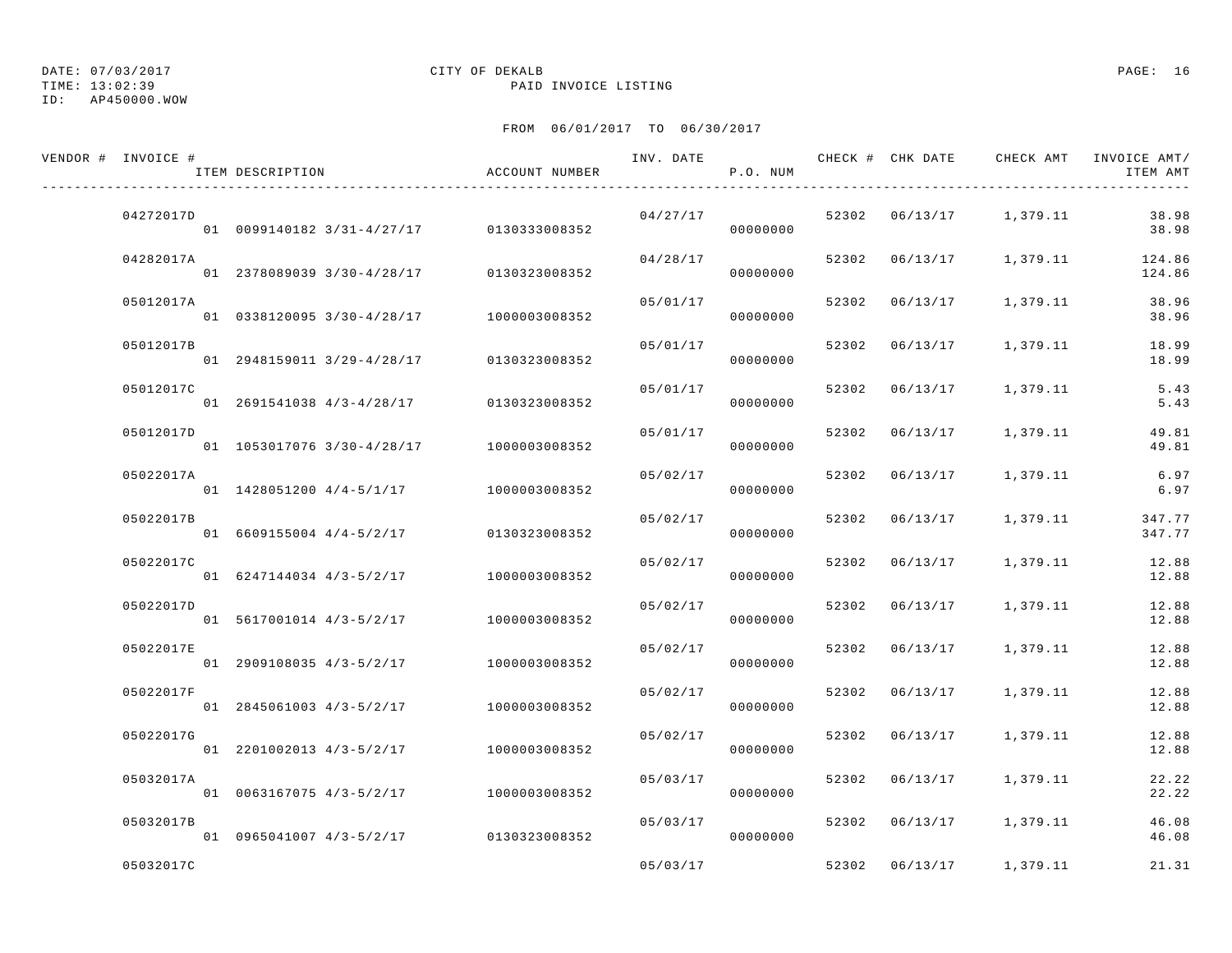DATE: 07/03/2017 CITY OF DEKALB PAGE: 16
TIME: 13:02:39 PAID INVOICE LISTING
ID: AP450000.WOW

FROM 06/01/2017 TO 06/30/2017

| VENDOR # | INVOICE # / ITEM DESCRIPTION | ACCOUNT NUMBER | INV. DATE | P.O. NUM | CHECK # | CHK DATE | CHECK AMT | INVOICE AMT/ ITEM AMT |
|---|---|---|---|---|---|---|---|---|
| | 04272017D | | 04/27/17 | | 52302 | 06/13/17 | 1,379.11 | 38.98 |
| | 01 0099140182 3/31-4/27/17 | 0130333008352 | | 00000000 | | | | 38.98 |
| | 04282017A | | 04/28/17 | | 52302 | 06/13/17 | 1,379.11 | 124.86 |
| | 01 2378089039 3/30-4/28/17 | 0130323008352 | | 00000000 | | | | 124.86 |
| | 05012017A | | 05/01/17 | | 52302 | 06/13/17 | 1,379.11 | 38.96 |
| | 01 0338120095 3/30-4/28/17 | 1000003008352 | | 00000000 | | | | 38.96 |
| | 05012017B | | 05/01/17 | | 52302 | 06/13/17 | 1,379.11 | 18.99 |
| | 01 2948159011 3/29-4/28/17 | 0130323008352 | | 00000000 | | | | 18.99 |
| | 05012017C | | 05/01/17 | | 52302 | 06/13/17 | 1,379.11 | 5.43 |
| | 01 2691541038 4/3-4/28/17 | 0130323008352 | | 00000000 | | | | 5.43 |
| | 05012017D | | 05/01/17 | | 52302 | 06/13/17 | 1,379.11 | 49.81 |
| | 01 1053017076 3/30-4/28/17 | 1000003008352 | | 00000000 | | | | 49.81 |
| | 05022017A | | 05/02/17 | | 52302 | 06/13/17 | 1,379.11 | 6.97 |
| | 01 1428051200 4/4-5/1/17 | 1000003008352 | | 00000000 | | | | 6.97 |
| | 05022017B | | 05/02/17 | | 52302 | 06/13/17 | 1,379.11 | 347.77 |
| | 01 6609155004 4/4-5/2/17 | 0130323008352 | | 00000000 | | | | 347.77 |
| | 05022017C | | 05/02/17 | | 52302 | 06/13/17 | 1,379.11 | 12.88 |
| | 01 6247144034 4/3-5/2/17 | 1000003008352 | | 00000000 | | | | 12.88 |
| | 05022017D | | 05/02/17 | | 52302 | 06/13/17 | 1,379.11 | 12.88 |
| | 01 5617001014 4/3-5/2/17 | 1000003008352 | | 00000000 | | | | 12.88 |
| | 05022017E | | 05/02/17 | | 52302 | 06/13/17 | 1,379.11 | 12.88 |
| | 01 2909108035 4/3-5/2/17 | 1000003008352 | | 00000000 | | | | 12.88 |
| | 05022017F | | 05/02/17 | | 52302 | 06/13/17 | 1,379.11 | 12.88 |
| | 01 2845061003 4/3-5/2/17 | 1000003008352 | | 00000000 | | | | 12.88 |
| | 05022017G | | 05/02/17 | | 52302 | 06/13/17 | 1,379.11 | 12.88 |
| | 01 2201002013 4/3-5/2/17 | 1000003008352 | | 00000000 | | | | 12.88 |
| | 05032017A | | 05/03/17 | | 52302 | 06/13/17 | 1,379.11 | 22.22 |
| | 01 0063167075 4/3-5/2/17 | 1000003008352 | | 00000000 | | | | 22.22 |
| | 05032017B | | 05/03/17 | | 52302 | 06/13/17 | 1,379.11 | 46.08 |
| | 01 0965041007 4/3-5/2/17 | 0130323008352 | | 00000000 | | | | 46.08 |
| | 05032017C | | 05/03/17 | | 52302 | 06/13/17 | 1,379.11 | 21.31 |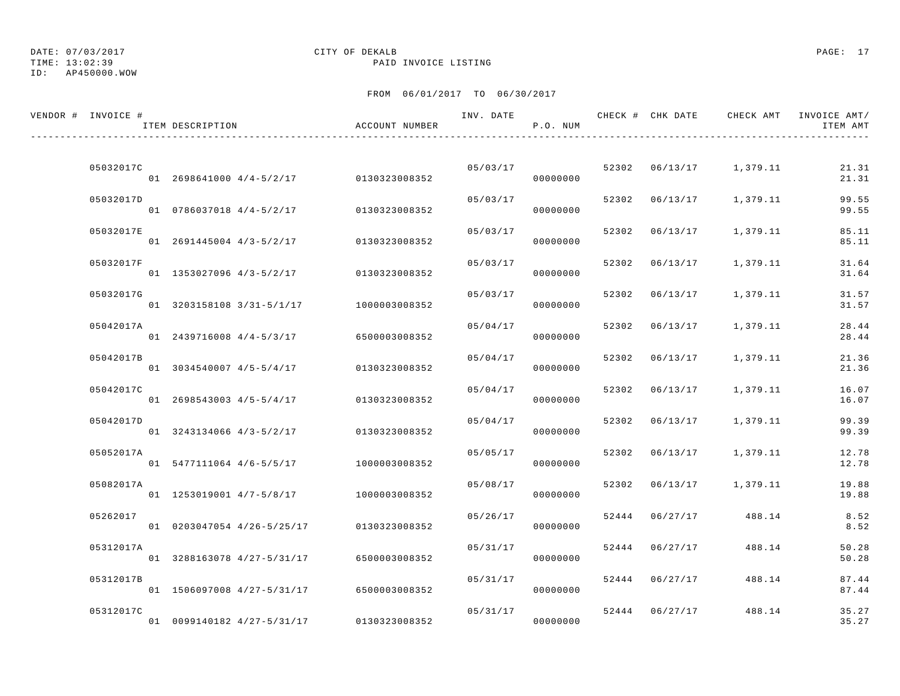DATE: 07/03/2017
TIME: 13:02:39
ID: AP450000.WOW

CITY OF DEKALB
PAID INVOICE LISTING

FROM 06/01/2017 TO 06/30/2017

| VENDOR # | INVOICE # / ITEM DESCRIPTION | ACCOUNT NUMBER | INV. DATE | P.O. NUM | CHECK # | CHK DATE | CHECK AMT | INVOICE AMT/ ITEM AMT |
|---|---|---|---|---|---|---|---|---|
| | 05032017C | | 05/03/17 | | 52302 | 06/13/17 | 1,379.11 | 21.31 |
| | 01 2698641000 4/4-5/2/17 | 0130323008352 | | 00000000 | | | | 21.31 |
| | 05032017D | | 05/03/17 | | 52302 | 06/13/17 | 1,379.11 | 99.55 |
| | 01 0786037018 4/4-5/2/17 | 0130323008352 | | 00000000 | | | | 99.55 |
| | 05032017E | | 05/03/17 | | 52302 | 06/13/17 | 1,379.11 | 85.11 |
| | 01 2691445004 4/3-5/2/17 | 0130323008352 | | 00000000 | | | | 85.11 |
| | 05032017F | | 05/03/17 | | 52302 | 06/13/17 | 1,379.11 | 31.64 |
| | 01 1353027096 4/3-5/2/17 | 0130323008352 | | 00000000 | | | | 31.64 |
| | 05032017G | | 05/03/17 | | 52302 | 06/13/17 | 1,379.11 | 31.57 |
| | 01 3203158108 3/31-5/1/17 | 1000003008352 | | 00000000 | | | | 31.57 |
| | 05042017A | | 05/04/17 | | 52302 | 06/13/17 | 1,379.11 | 28.44 |
| | 01 2439716008 4/4-5/3/17 | 6500003008352 | | 00000000 | | | | 28.44 |
| | 05042017B | | 05/04/17 | | 52302 | 06/13/17 | 1,379.11 | 21.36 |
| | 01 3034540007 4/5-5/4/17 | 0130323008352 | | 00000000 | | | | 21.36 |
| | 05042017C | | 05/04/17 | | 52302 | 06/13/17 | 1,379.11 | 16.07 |
| | 01 2698543003 4/5-5/4/17 | 0130323008352 | | 00000000 | | | | 16.07 |
| | 05042017D | | 05/04/17 | | 52302 | 06/13/17 | 1,379.11 | 99.39 |
| | 01 3243134066 4/3-5/2/17 | 0130323008352 | | 00000000 | | | | 99.39 |
| | 05052017A | | 05/05/17 | | 52302 | 06/13/17 | 1,379.11 | 12.78 |
| | 01 5477111064 4/6-5/5/17 | 1000003008352 | | 00000000 | | | | 12.78 |
| | 05082017A | | 05/08/17 | | 52302 | 06/13/17 | 1,379.11 | 19.88 |
| | 01 1253019001 4/7-5/8/17 | 1000003008352 | | 00000000 | | | | 19.88 |
| | 05262017 | | 05/26/17 | | 52444 | 06/27/17 | 488.14 | 8.52 |
| | 01 0203047054 4/26-5/25/17 | 0130323008352 | | 00000000 | | | | 8.52 |
| | 05312017A | | 05/31/17 | | 52444 | 06/27/17 | 488.14 | 50.28 |
| | 01 3288163078 4/27-5/31/17 | 6500003008352 | | 00000000 | | | | 50.28 |
| | 05312017B | | 05/31/17 | | 52444 | 06/27/17 | 488.14 | 87.44 |
| | 01 1506097008 4/27-5/31/17 | 6500003008352 | | 00000000 | | | | 87.44 |
| | 05312017C | | 05/31/17 | | 52444 | 06/27/17 | 488.14 | 35.27 |
| | 01 0099140182 4/27-5/31/17 | 0130323008352 | | 00000000 | | | | 35.27 |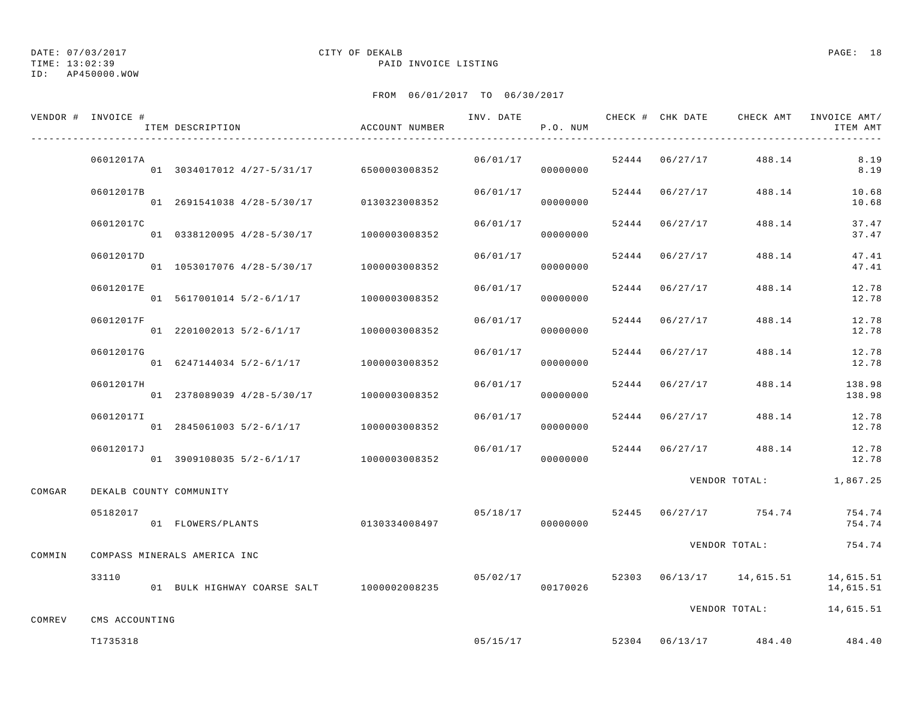DATE: 07/03/2017
TIME: 13:02:39
ID: AP450000.WOW

CITY OF DEKALB
PAID INVOICE LISTING

FROM 06/01/2017 TO 06/30/2017

| VENDOR # | INVOICE # / ITEM DESCRIPTION | ACCOUNT NUMBER | INV. DATE | P.O. NUM | CHECK # | CHK DATE | CHECK AMT | INVOICE AMT/ ITEM AMT |
|---|---|---|---|---|---|---|---|---|
| | 06012017A | | 06/01/17 | | 52444 | 06/27/17 | 488.14 | 8.19 |
| | 01 3034017012 4/27-5/31/17 | 6500003008352 | | 00000000 | | | | 8.19 |
| | 06012017B | | 06/01/17 | | 52444 | 06/27/17 | 488.14 | 10.68 |
| | 01 2691541038 4/28-5/30/17 | 0130323008352 | | 00000000 | | | | 10.68 |
| | 06012017C | | 06/01/17 | | 52444 | 06/27/17 | 488.14 | 37.47 |
| | 01 0338120095 4/28-5/30/17 | 1000003008352 | | 00000000 | | | | 37.47 |
| | 06012017D | | 06/01/17 | | 52444 | 06/27/17 | 488.14 | 47.41 |
| | 01 1053017076 4/28-5/30/17 | 1000003008352 | | 00000000 | | | | 47.41 |
| | 06012017E | | 06/01/17 | | 52444 | 06/27/17 | 488.14 | 12.78 |
| | 01 5617001014 5/2-6/1/17 | 1000003008352 | | 00000000 | | | | 12.78 |
| | 06012017F | | 06/01/17 | | 52444 | 06/27/17 | 488.14 | 12.78 |
| | 01 2201002013 5/2-6/1/17 | 1000003008352 | | 00000000 | | | | 12.78 |
| | 06012017G | | 06/01/17 | | 52444 | 06/27/17 | 488.14 | 12.78 |
| | 01 6247144034 5/2-6/1/17 | 1000003008352 | | 00000000 | | | | 12.78 |
| | 06012017H | | 06/01/17 | | 52444 | 06/27/17 | 488.14 | 138.98 |
| | 01 2378089039 4/28-5/30/17 | 1000003008352 | | 00000000 | | | | 138.98 |
| | 06012017I | | 06/01/17 | | 52444 | 06/27/17 | 488.14 | 12.78 |
| | 01 2845061003 5/2-6/1/17 | 1000003008352 | | 00000000 | | | | 12.78 |
| | 06012017J | | 06/01/17 | | 52444 | 06/27/17 | 488.14 | 12.78 |
| | 01 3909108035 5/2-6/1/17 | 1000003008352 | | 00000000 | | | | 12.78 |
| | | | | | | VENDOR TOTAL: | | 1,867.25 |
| COMGAR | DEKALB COUNTY COMMUNITY | | | | | | | |
| | 05182017 | | 05/18/17 | | 52445 | 06/27/17 | 754.74 | 754.74 |
| | 01 FLOWERS/PLANTS | 0130334008497 | | 00000000 | | | | 754.74 |
| | | | | | | VENDOR TOTAL: | | 754.74 |
| COMMIN | COMPASS MINERALS AMERICA INC | | | | | | | |
| | 33110 | | 05/02/17 | | 52303 | 06/13/17 | 14,615.51 | 14,615.51 |
| | 01 BULK HIGHWAY COARSE SALT | 1000002008235 | | 00170026 | | | | 14,615.51 |
| | | | | | | VENDOR TOTAL: | | 14,615.51 |
| COMREV | CMS ACCOUNTING | | | | | | | |
| | T1735318 | | 05/15/17 | | 52304 | 06/13/17 | 484.40 | 484.40 |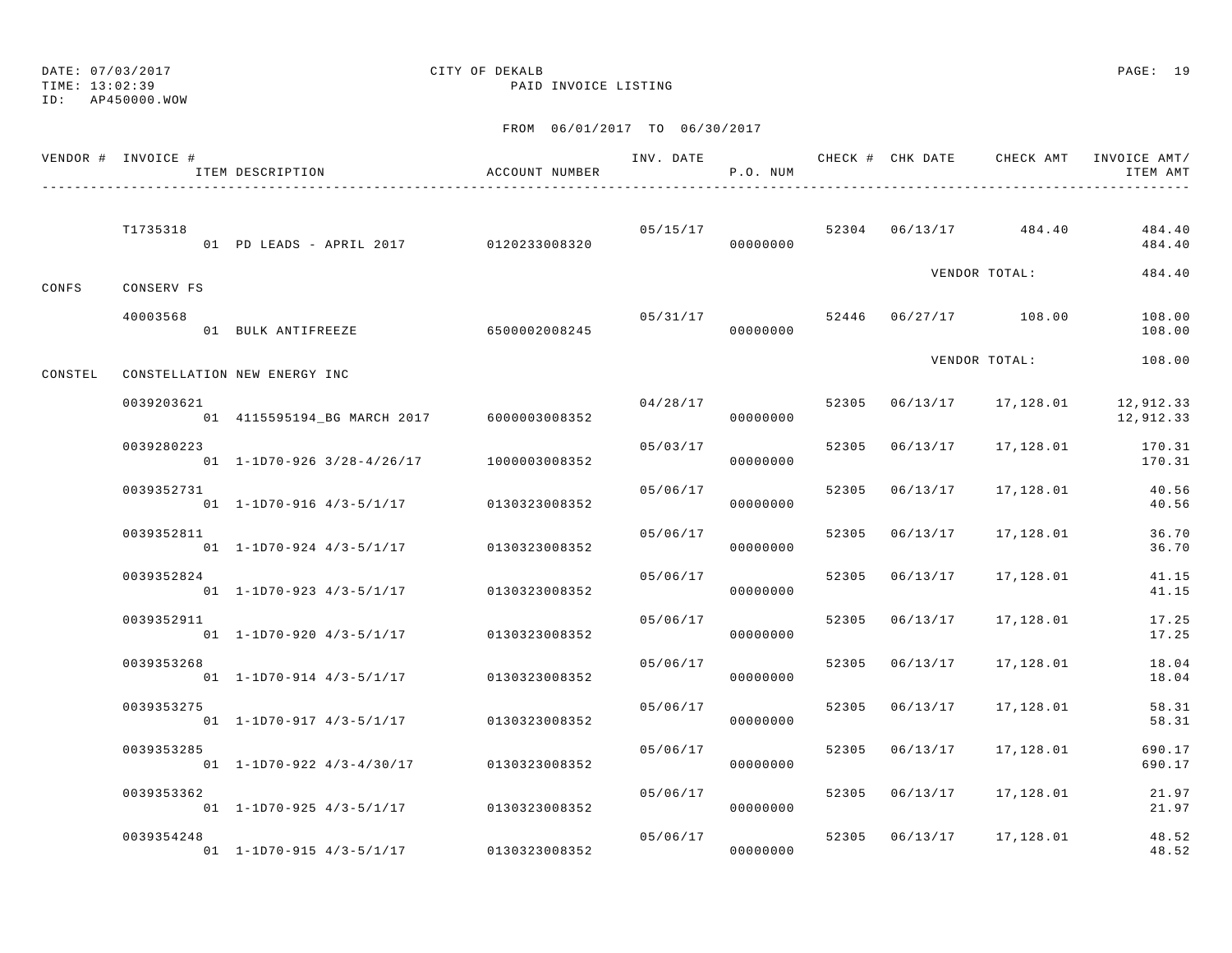DATE: 07/03/2017
TIME: 13:02:39
ID: AP450000.WOW

CITY OF DEKALB
PAID INVOICE LISTING

FROM 06/01/2017 TO 06/30/2017

| VENDOR # | INVOICE # / ITEM DESCRIPTION | ACCOUNT NUMBER | INV. DATE | P.O. NUM | CHECK # | CHK DATE | CHECK AMT | INVOICE AMT/ ITEM AMT |
|---|---|---|---|---|---|---|---|---|
| | T1735318 | | 05/15/17 | | 52304 | 06/13/17 | 484.40 | 484.40 |
| | 01 PD LEADS - APRIL 2017 | 0120233008320 | | 00000000 | | | | 484.40 |
| | | | | | | | VENDOR TOTAL: | 484.40 |
| CONFS | CONSERV FS | | | | | | | |
| | 40003568 | | 05/31/17 | | 52446 | 06/27/17 | 108.00 | 108.00 |
| | 01 BULK ANTIFREEZE | 6500002008245 | | 00000000 | | | | 108.00 |
| | | | | | | | VENDOR TOTAL: | 108.00 |
| CONSTEL | CONSTELLATION NEW ENERGY INC | | | | | | | |
| | 0039203621 | | 04/28/17 | | 52305 | 06/13/17 | 17,128.01 | 12,912.33 |
| | 01 4115595194_BG MARCH 2017 | 6000003008352 | | 00000000 | | | | 12,912.33 |
| | 0039280223 | | 05/03/17 | | 52305 | 06/13/17 | 17,128.01 | 170.31 |
| | 01 1-1D70-926 3/28-4/26/17 | 1000003008352 | | 00000000 | | | | 170.31 |
| | 0039352731 | | 05/06/17 | | 52305 | 06/13/17 | 17,128.01 | 40.56 |
| | 01 1-1D70-916 4/3-5/1/17 | 0130323008352 | | 00000000 | | | | 40.56 |
| | 0039352811 | | 05/06/17 | | 52305 | 06/13/17 | 17,128.01 | 36.70 |
| | 01 1-1D70-924 4/3-5/1/17 | 0130323008352 | | 00000000 | | | | 36.70 |
| | 0039352824 | | 05/06/17 | | 52305 | 06/13/17 | 17,128.01 | 41.15 |
| | 01 1-1D70-923 4/3-5/1/17 | 0130323008352 | | 00000000 | | | | 41.15 |
| | 0039352911 | | 05/06/17 | | 52305 | 06/13/17 | 17,128.01 | 17.25 |
| | 01 1-1D70-920 4/3-5/1/17 | 0130323008352 | | 00000000 | | | | 17.25 |
| | 0039353268 | | 05/06/17 | | 52305 | 06/13/17 | 17,128.01 | 18.04 |
| | 01 1-1D70-914 4/3-5/1/17 | 0130323008352 | | 00000000 | | | | 18.04 |
| | 0039353275 | | 05/06/17 | | 52305 | 06/13/17 | 17,128.01 | 58.31 |
| | 01 1-1D70-917 4/3-5/1/17 | 0130323008352 | | 00000000 | | | | 58.31 |
| | 0039353285 | | 05/06/17 | | 52305 | 06/13/17 | 17,128.01 | 690.17 |
| | 01 1-1D70-922 4/3-4/30/17 | 0130323008352 | | 00000000 | | | | 690.17 |
| | 0039353362 | | 05/06/17 | | 52305 | 06/13/17 | 17,128.01 | 21.97 |
| | 01 1-1D70-925 4/3-5/1/17 | 0130323008352 | | 00000000 | | | | 21.97 |
| | 0039354248 | | 05/06/17 | | 52305 | 06/13/17 | 17,128.01 | 48.52 |
| | 01 1-1D70-915 4/3-5/1/17 | 0130323008352 | | 00000000 | | | | 48.52 |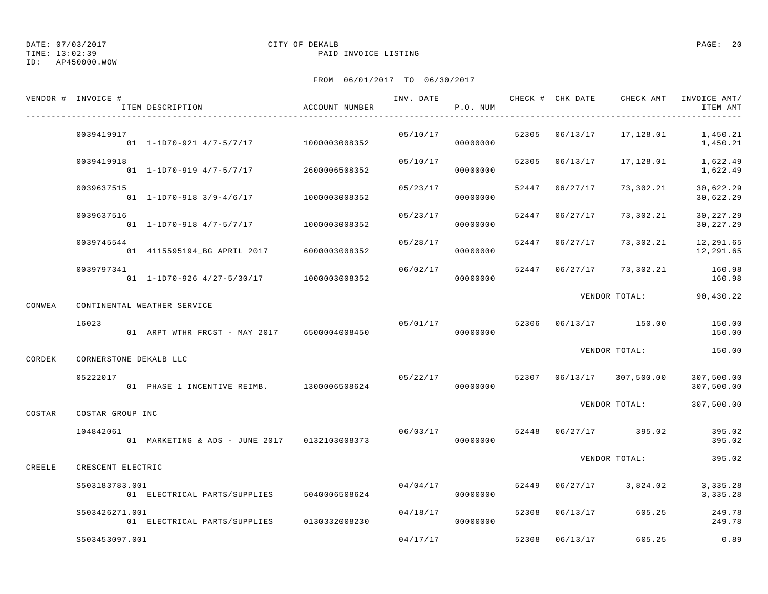DATE: 07/03/2017 CITY OF DEKALB
TIME: 13:02:39 PAID INVOICE LISTING
ID: AP450000.WOW

FROM 06/01/2017 TO 06/30/2017

| VENDOR # | INVOICE # / ITEM DESCRIPTION | ACCOUNT NUMBER | INV. DATE | P.O. NUM | CHECK # | CHK DATE | CHECK AMT | INVOICE AMT/ ITEM AMT |
|---|---|---|---|---|---|---|---|---|
| | 0039419917 | | 05/10/17 | | 52305 | 06/13/17 | 17,128.01 | 1,450.21 |
| | 01 1-1D70-921 4/7-5/7/17 | 1000003008352 | | 00000000 | | | | 1,450.21 |
| | 0039419918 | | 05/10/17 | | 52305 | 06/13/17 | 17,128.01 | 1,622.49 |
| | 01 1-1D70-919 4/7-5/7/17 | 2600006508352 | | 00000000 | | | | 1,622.49 |
| | 0039637515 | | 05/23/17 | | 52447 | 06/27/17 | 73,302.21 | 30,622.29 |
| | 01 1-1D70-918 3/9-4/6/17 | 1000003008352 | | 00000000 | | | | 30,622.29 |
| | 0039637516 | | 05/23/17 | | 52447 | 06/27/17 | 73,302.21 | 30,227.29 |
| | 01 1-1D70-918 4/7-5/7/17 | 1000003008352 | | 00000000 | | | | 30,227.29 |
| | 0039745544 | | 05/28/17 | | 52447 | 06/27/17 | 73,302.21 | 12,291.65 |
| | 01 4115595194_BG APRIL 2017 | 6000003008352 | | 00000000 | | | | 12,291.65 |
| | 0039797341 | | 06/02/17 | | 52447 | 06/27/17 | 73,302.21 | 160.98 |
| | 01 1-1D70-926 4/27-5/30/17 | 1000003008352 | | 00000000 | | | | 160.98 |
| | | | | | | VENDOR TOTAL: | | 90,430.22 |
| CONWEA | CONTINENTAL WEATHER SERVICE | | | | | | | |
| | 16023 | | 05/01/17 | | 52306 | 06/13/17 | 150.00 | 150.00 |
| | 01 ARPT WTHR FRCST - MAY 2017 | 6500004008450 | | 00000000 | | | | 150.00 |
| | | | | | | VENDOR TOTAL: | | 150.00 |
| CORDEK | CORNERSTONE DEKALB LLC | | | | | | | |
| | 05222017 | | 05/22/17 | | 52307 | 06/13/17 | 307,500.00 | 307,500.00 |
| | 01 PHASE 1 INCENTIVE REIMB. | 1300006508624 | | 00000000 | | | | 307,500.00 |
| | | | | | | VENDOR TOTAL: | | 307,500.00 |
| COSTAR | COSTAR GROUP INC | | | | | | | |
| | 104842061 | | 06/03/17 | | 52448 | 06/27/17 | 395.02 | 395.02 |
| | 01 MARKETING & ADS - JUNE 2017 | 0132103008373 | | 00000000 | | | | 395.02 |
| | | | | | | VENDOR TOTAL: | | 395.02 |
| CREELE | CRESCENT ELECTRIC | | | | | | | |
| | S503183783.001 | | 04/04/17 | | 52449 | 06/27/17 | 3,824.02 | 3,335.28 |
| | 01 ELECTRICAL PARTS/SUPPLIES | 5040006508624 | | 00000000 | | | | 3,335.28 |
| | S503426271.001 | | 04/18/17 | | 52308 | 06/13/17 | 605.25 | 249.78 |
| | 01 ELECTRICAL PARTS/SUPPLIES | 0130332008230 | | 00000000 | | | | 249.78 |
| | S503453097.001 | | 04/17/17 | | 52308 | 06/13/17 | 605.25 | 0.89 |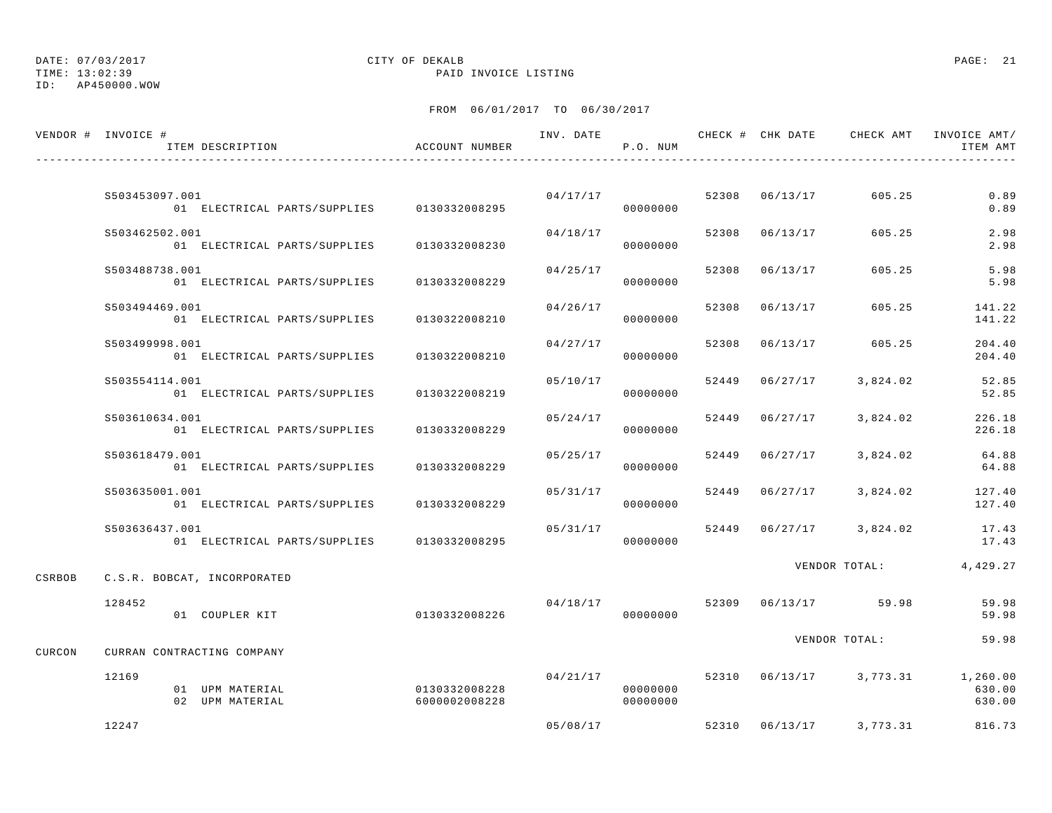DATE: 07/03/2017 CITY OF DEKALB PAGE: 21
TIME: 13:02:39 PAID INVOICE LISTING
ID: AP450000.WOW

FROM 06/01/2017 TO 06/30/2017

| VENDOR # | INVOICE # / ITEM DESCRIPTION | ACCOUNT NUMBER | INV. DATE | P.O. NUM | CHECK # | CHK DATE | CHECK AMT | INVOICE AMT/ ITEM AMT |
|---|---|---|---|---|---|---|---|---|
| | S503453097.001 | | 04/17/17 | | 52308 | 06/13/17 | 605.25 | 0.89 |
| | 01 ELECTRICAL PARTS/SUPPLIES | 0130332008295 | | 00000000 | | | | 0.89 |
| | S503462502.001 | | 04/18/17 | | 52308 | 06/13/17 | 605.25 | 2.98 |
| | 01 ELECTRICAL PARTS/SUPPLIES | 0130332008230 | | 00000000 | | | | 2.98 |
| | S503488738.001 | | 04/25/17 | | 52308 | 06/13/17 | 605.25 | 5.98 |
| | 01 ELECTRICAL PARTS/SUPPLIES | 0130332008229 | | 00000000 | | | | 5.98 |
| | S503494469.001 | | 04/26/17 | | 52308 | 06/13/17 | 605.25 | 141.22 |
| | 01 ELECTRICAL PARTS/SUPPLIES | 0130322008210 | | 00000000 | | | | 141.22 |
| | S503499998.001 | | 04/27/17 | | 52308 | 06/13/17 | 605.25 | 204.40 |
| | 01 ELECTRICAL PARTS/SUPPLIES | 0130322008210 | | 00000000 | | | | 204.40 |
| | S503554114.001 | | 05/10/17 | | 52449 | 06/27/17 | 3,824.02 | 52.85 |
| | 01 ELECTRICAL PARTS/SUPPLIES | 0130322008219 | | 00000000 | | | | 52.85 |
| | S503610634.001 | | 05/24/17 | | 52449 | 06/27/17 | 3,824.02 | 226.18 |
| | 01 ELECTRICAL PARTS/SUPPLIES | 0130332008229 | | 00000000 | | | | 226.18 |
| | S503618479.001 | | 05/25/17 | | 52449 | 06/27/17 | 3,824.02 | 64.88 |
| | 01 ELECTRICAL PARTS/SUPPLIES | 0130332008229 | | 00000000 | | | | 64.88 |
| | S503635001.001 | | 05/31/17 | | 52449 | 06/27/17 | 3,824.02 | 127.40 |
| | 01 ELECTRICAL PARTS/SUPPLIES | 0130332008229 | | 00000000 | | | | 127.40 |
| | S503636437.001 | | 05/31/17 | | 52449 | 06/27/17 | 3,824.02 | 17.43 |
| | 01 ELECTRICAL PARTS/SUPPLIES | 0130332008295 | | 00000000 | | | | 17.43 |
| | | | | | | VENDOR TOTAL: | | 4,429.27 |
| CSRBOB | C.S.R. BOBCAT, INCORPORATED | | | | | | | |
| | 128452 | | 04/18/17 | | 52309 | 06/13/17 | 59.98 | 59.98 |
| | 01 COUPLER KIT | 0130332008226 | | 00000000 | | | | 59.98 |
| | | | | | | VENDOR TOTAL: | | 59.98 |
| CURCON | CURRAN CONTRACTING COMPANY | | | | | | | |
| | 12169 | | 04/21/17 | | 52310 | 06/13/17 | 3,773.31 | 1,260.00 |
| | 01 UPM MATERIAL | 0130332008228 | | 00000000 | | | | 630.00 |
| | 02 UPM MATERIAL | 6000002008228 | | 00000000 | | | | 630.00 |
| | 12247 | | 05/08/17 | | 52310 | 06/13/17 | 3,773.31 | 816.73 |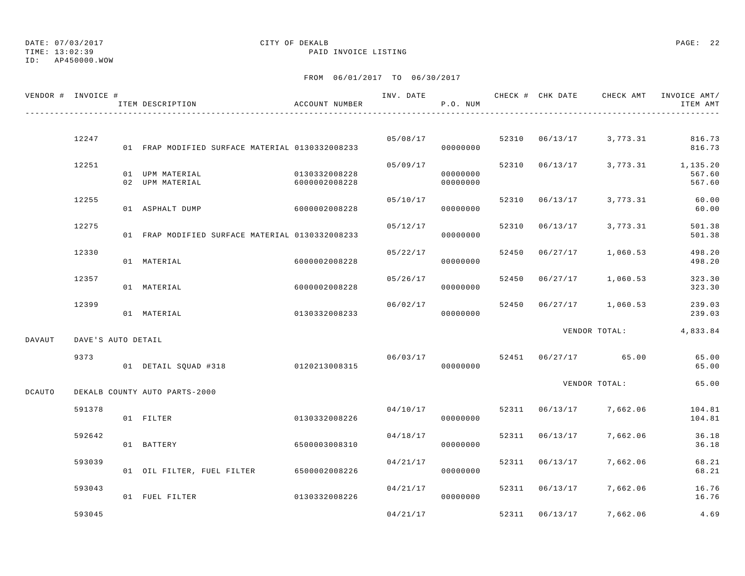DATE: 07/03/2017
TIME: 13:02:39
ID: AP450000.WOW

CITY OF DEKALB
PAID INVOICE LISTING

FROM 06/01/2017 TO 06/30/2017

| VENDOR # | INVOICE # | ITEM DESCRIPTION | ACCOUNT NUMBER | INV. DATE | P.O. NUM | CHECK # | CHK DATE | CHECK AMT | INVOICE AMT/ ITEM AMT |
|---|---|---|---|---|---|---|---|---|---|
| | 12247 | | | 05/08/17 | | 52310 | 06/13/17 | 3,773.31 | 816.73 |
| | | 01 FRAP MODIFIED SURFACE MATERIAL | 0130332008233 | | 00000000 | | | | 816.73 |
| | 12251 | | | 05/09/17 | | 52310 | 06/13/17 | 3,773.31 | 1,135.20 |
| | | 01 UPM MATERIAL | 0130332008228 | | 00000000 | | | | 567.60 |
| | | 02 UPM MATERIAL | 6000002008228 | | 00000000 | | | | 567.60 |
| | 12255 | | | 05/10/17 | | 52310 | 06/13/17 | 3,773.31 | 60.00 |
| | | 01 ASPHALT DUMP | 6000002008228 | | 00000000 | | | | 60.00 |
| | 12275 | | | 05/12/17 | | 52310 | 06/13/17 | 3,773.31 | 501.38 |
| | | 01 FRAP MODIFIED SURFACE MATERIAL | 0130332008233 | | 00000000 | | | | 501.38 |
| | 12330 | | | 05/22/17 | | 52450 | 06/27/17 | 1,060.53 | 498.20 |
| | | 01 MATERIAL | 6000002008228 | | 00000000 | | | | 498.20 |
| | 12357 | | | 05/26/17 | | 52450 | 06/27/17 | 1,060.53 | 323.30 |
| | | 01 MATERIAL | 6000002008228 | | 00000000 | | | | 323.30 |
| | 12399 | | | 06/02/17 | | 52450 | 06/27/17 | 1,060.53 | 239.03 |
| | | 01 MATERIAL | 0130332008233 | | 00000000 | | | | 239.03 |
| | | | | | | | | VENDOR TOTAL: | 4,833.84 |
| DAVAUT | DAVE'S AUTO DETAIL | | | | | | | | |
| | 9373 | | | 06/03/17 | | 52451 | 06/27/17 | 65.00 | 65.00 |
| | | 01 DETAIL SQUAD #318 | 0120213008315 | | 00000000 | | | | 65.00 |
| | | | | | | | | VENDOR TOTAL: | 65.00 |
| DCAUTO | DEKALB COUNTY AUTO PARTS-2000 | | | | | | | | |
| | 591378 | | | 04/10/17 | | 52311 | 06/13/17 | 7,662.06 | 104.81 |
| | | 01 FILTER | 0130332008226 | | 00000000 | | | | 104.81 |
| | 592642 | | | 04/18/17 | | 52311 | 06/13/17 | 7,662.06 | 36.18 |
| | | 01 BATTERY | 6500003008310 | | 00000000 | | | | 36.18 |
| | 593039 | | | 04/21/17 | | 52311 | 06/13/17 | 7,662.06 | 68.21 |
| | | 01 OIL FILTER, FUEL FILTER | 6500002008226 | | 00000000 | | | | 68.21 |
| | 593043 | | | 04/21/17 | | 52311 | 06/13/17 | 7,662.06 | 16.76 |
| | | 01 FUEL FILTER | 0130332008226 | | 00000000 | | | | 16.76 |
| | 593045 | | | 04/21/17 | | 52311 | 06/13/17 | 7,662.06 | 4.69 |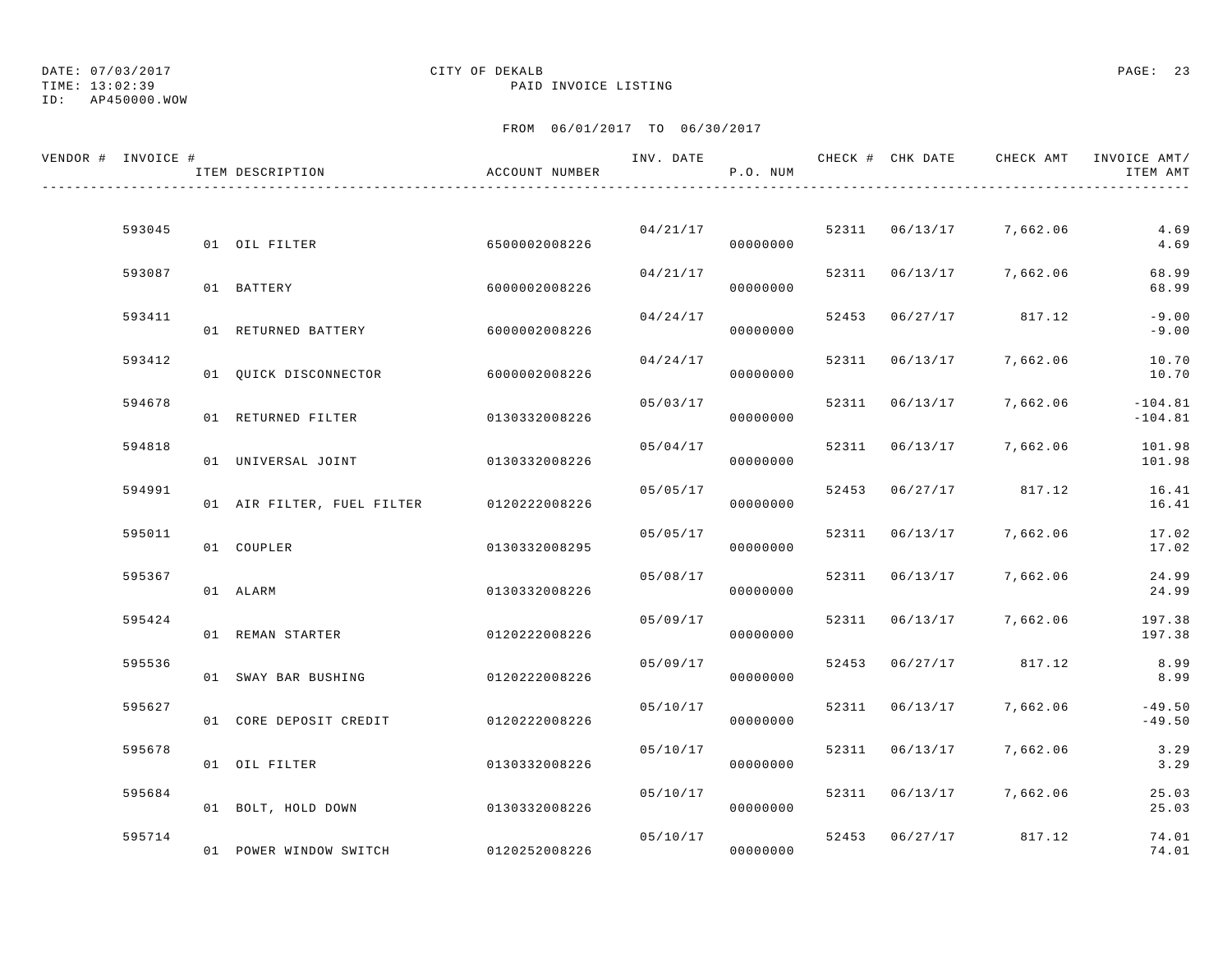DATE: 07/03/2017 CITY OF DEKALB
TIME: 13:02:39 PAID INVOICE LISTING
ID: AP450000.WOW

FROM 06/01/2017 TO 06/30/2017

| VENDOR # | INVOICE # | ITEM DESCRIPTION | ACCOUNT NUMBER | INV. DATE | P.O. NUM | CHECK # | CHK DATE | CHECK AMT | INVOICE AMT/ ITEM AMT |
|---|---|---|---|---|---|---|---|---|---|
| | 593045 | | | 04/21/17 | | 52311 | 06/13/17 | 7,662.06 | 4.69 |
| | | 01 OIL FILTER | 6500002008226 | | 00000000 | | | | 4.69 |
| | 593087 | | | 04/21/17 | | 52311 | 06/13/17 | 7,662.06 | 68.99 |
| | | 01 BATTERY | 6000002008226 | | 00000000 | | | | 68.99 |
| | 593411 | | | 04/24/17 | | 52453 | 06/27/17 | 817.12 | -9.00 |
| | | 01 RETURNED BATTERY | 6000002008226 | | 00000000 | | | | -9.00 |
| | 593412 | | | 04/24/17 | | 52311 | 06/13/17 | 7,662.06 | 10.70 |
| | | 01 QUICK DISCONNECTOR | 6000002008226 | | 00000000 | | | | 10.70 |
| | 594678 | | | 05/03/17 | | 52311 | 06/13/17 | 7,662.06 | -104.81 |
| | | 01 RETURNED FILTER | 0130332008226 | | 00000000 | | | | -104.81 |
| | 594818 | | | 05/04/17 | | 52311 | 06/13/17 | 7,662.06 | 101.98 |
| | | 01 UNIVERSAL JOINT | 0130332008226 | | 00000000 | | | | 101.98 |
| | 594991 | | | 05/05/17 | | 52453 | 06/27/17 | 817.12 | 16.41 |
| | | 01 AIR FILTER, FUEL FILTER | 0120222008226 | | 00000000 | | | | 16.41 |
| | 595011 | | | 05/05/17 | | 52311 | 06/13/17 | 7,662.06 | 17.02 |
| | | 01 COUPLER | 0130332008295 | | 00000000 | | | | 17.02 |
| | 595367 | | | 05/08/17 | | 52311 | 06/13/17 | 7,662.06 | 24.99 |
| | | 01 ALARM | 0130332008226 | | 00000000 | | | | 24.99 |
| | 595424 | | | 05/09/17 | | 52311 | 06/13/17 | 7,662.06 | 197.38 |
| | | 01 REMAN STARTER | 0120222008226 | | 00000000 | | | | 197.38 |
| | 595536 | | | 05/09/17 | | 52453 | 06/27/17 | 817.12 | 8.99 |
| | | 01 SWAY BAR BUSHING | 0120222008226 | | 00000000 | | | | 8.99 |
| | 595627 | | | 05/10/17 | | 52311 | 06/13/17 | 7,662.06 | -49.50 |
| | | 01 CORE DEPOSIT CREDIT | 0120222008226 | | 00000000 | | | | -49.50 |
| | 595678 | | | 05/10/17 | | 52311 | 06/13/17 | 7,662.06 | 3.29 |
| | | 01 OIL FILTER | 0130332008226 | | 00000000 | | | | 3.29 |
| | 595684 | | | 05/10/17 | | 52311 | 06/13/17 | 7,662.06 | 25.03 |
| | | 01 BOLT, HOLD DOWN | 0130332008226 | | 00000000 | | | | 25.03 |
| | 595714 | | | 05/10/17 | | 52453 | 06/27/17 | 817.12 | 74.01 |
| | | 01 POWER WINDOW SWITCH | 0120252008226 | | 00000000 | | | | 74.01 |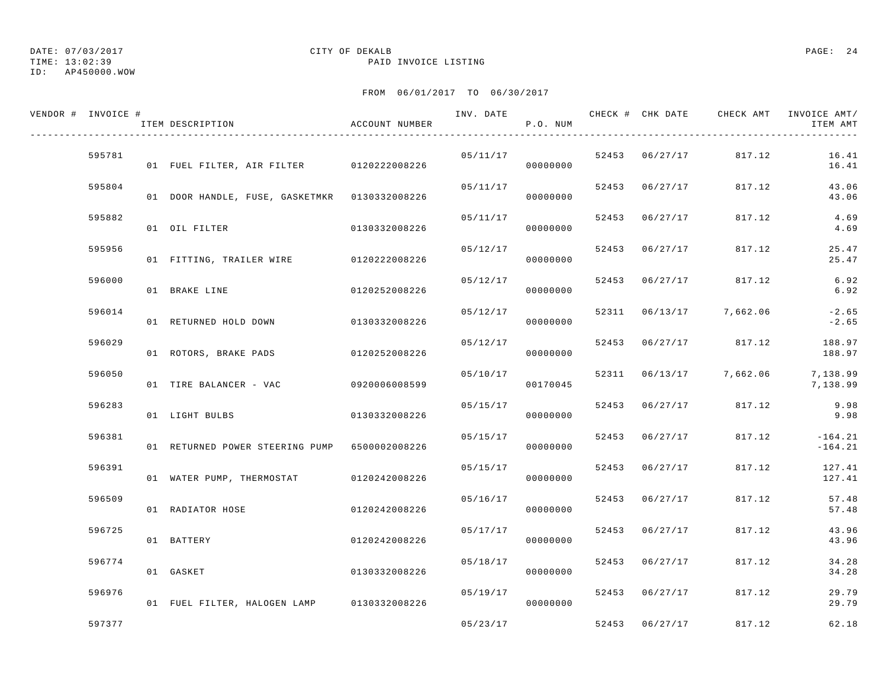DATE: 07/03/2017 CITY OF DEKALB
TIME: 13:02:39 PAID INVOICE LISTING
ID: AP450000.WOW

FROM 06/01/2017 TO 06/30/2017

| VENDOR # | INVOICE # | ITEM DESCRIPTION | ACCOUNT NUMBER | INV. DATE | P.O. NUM | CHECK # | CHK DATE | CHECK AMT | INVOICE AMT/ ITEM AMT |
|---|---|---|---|---|---|---|---|---|---|
| | 595781 | | | 05/11/17 | | 52453 | 06/27/17 | 817.12 | 16.41 |
| | | 01 FUEL FILTER, AIR FILTER | 0120222008226 | | 00000000 | | | | 16.41 |
| | 595804 | | | 05/11/17 | | 52453 | 06/27/17 | 817.12 | 43.06 |
| | | 01 DOOR HANDLE, FUSE, GASKETMKR | 0130332008226 | | 00000000 | | | | 43.06 |
| | 595882 | | | 05/11/17 | | 52453 | 06/27/17 | 817.12 | 4.69 |
| | | 01 OIL FILTER | 0130332008226 | | 00000000 | | | | 4.69 |
| | 595956 | | | 05/12/17 | | 52453 | 06/27/17 | 817.12 | 25.47 |
| | | 01 FITTING, TRAILER WIRE | 0120222008226 | | 00000000 | | | | 25.47 |
| | 596000 | | | 05/12/17 | | 52453 | 06/27/17 | 817.12 | 6.92 |
| | | 01 BRAKE LINE | 0120252008226 | | 00000000 | | | | 6.92 |
| | 596014 | | | 05/12/17 | | 52311 | 06/13/17 | 7,662.06 | -2.65 |
| | | 01 RETURNED HOLD DOWN | 0130332008226 | | 00000000 | | | | -2.65 |
| | 596029 | | | 05/12/17 | | 52453 | 06/27/17 | 817.12 | 188.97 |
| | | 01 ROTORS, BRAKE PADS | 0120252008226 | | 00000000 | | | | 188.97 |
| | 596050 | | | 05/10/17 | | 52311 | 06/13/17 | 7,662.06 | 7,138.99 |
| | | 01 TIRE BALANCER - VAC | 0920006008599 | | 00170045 | | | | 7,138.99 |
| | 596283 | | | 05/15/17 | | 52453 | 06/27/17 | 817.12 | 9.98 |
| | | 01 LIGHT BULBS | 0130332008226 | | 00000000 | | | | 9.98 |
| | 596381 | | | 05/15/17 | | 52453 | 06/27/17 | 817.12 | -164.21 |
| | | 01 RETURNED POWER STEERING PUMP | 6500002008226 | | 00000000 | | | | -164.21 |
| | 596391 | | | 05/15/17 | | 52453 | 06/27/17 | 817.12 | 127.41 |
| | | 01 WATER PUMP, THERMOSTAT | 0120242008226 | | 00000000 | | | | 127.41 |
| | 596509 | | | 05/16/17 | | 52453 | 06/27/17 | 817.12 | 57.48 |
| | | 01 RADIATOR HOSE | 0120242008226 | | 00000000 | | | | 57.48 |
| | 596725 | | | 05/17/17 | | 52453 | 06/27/17 | 817.12 | 43.96 |
| | | 01 BATTERY | 0120242008226 | | 00000000 | | | | 43.96 |
| | 596774 | | | 05/18/17 | | 52453 | 06/27/17 | 817.12 | 34.28 |
| | | 01 GASKET | 0130332008226 | | 00000000 | | | | 34.28 |
| | 596976 | | | 05/19/17 | | 52453 | 06/27/17 | 817.12 | 29.79 |
| | | 01 FUEL FILTER, HALOGEN LAMP | 0130332008226 | | 00000000 | | | | 29.79 |
| | 597377 | | | 05/23/17 | | 52453 | 06/27/17 | 817.12 | 62.18 |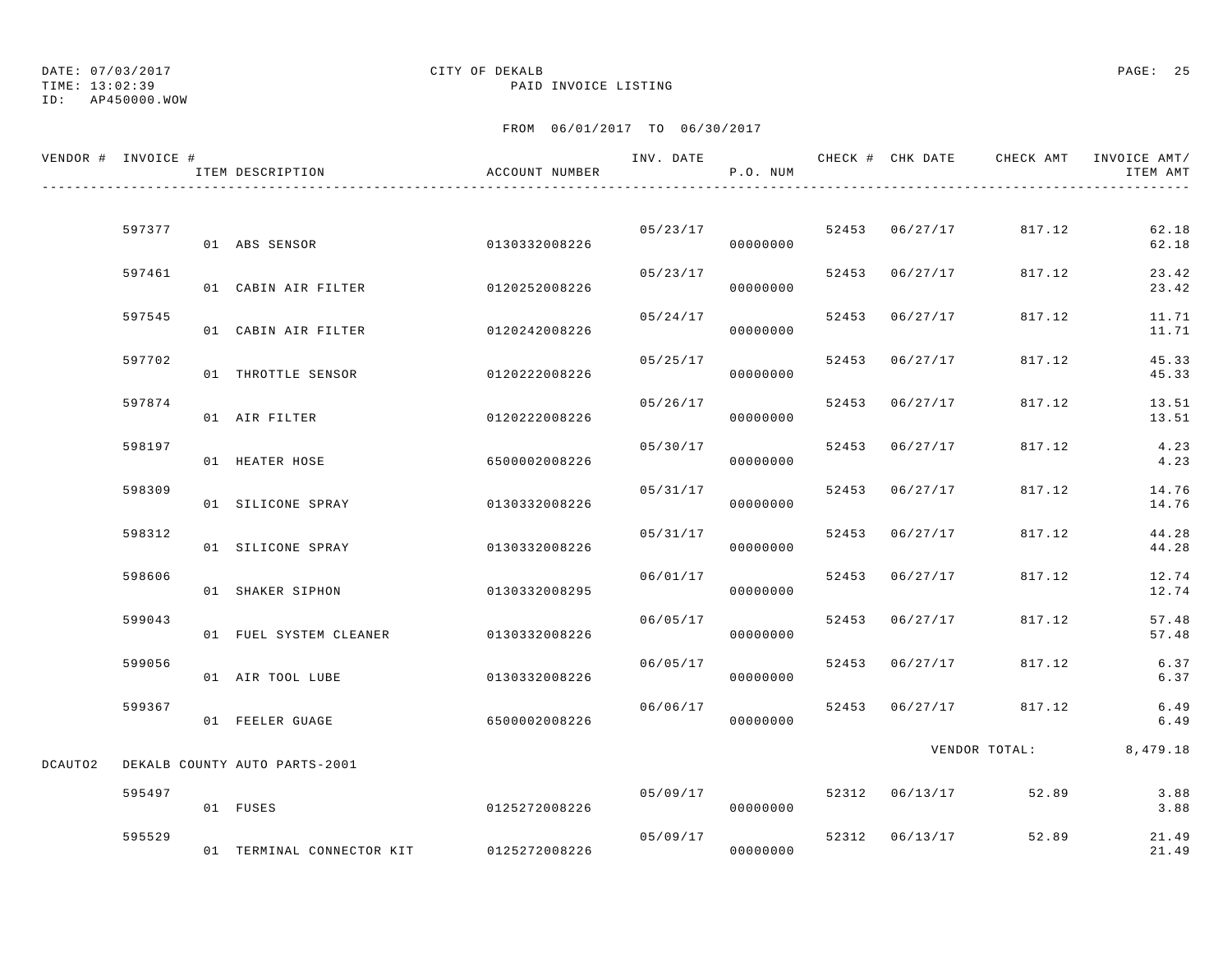DATE: 07/03/2017 CITY OF DEKALB PAGE: 25
TIME: 13:02:39 PAID INVOICE LISTING
ID: AP450000.WOW

FROM 06/01/2017 TO 06/30/2017

| VENDOR # | INVOICE # | ITEM DESCRIPTION | ACCOUNT NUMBER | INV. DATE | P.O. NUM | CHECK # | CHK DATE | CHECK AMT | INVOICE AMT/ ITEM AMT |
|---|---|---|---|---|---|---|---|---|---|
| | 597377 | | | 05/23/17 | | 52453 | 06/27/17 | 817.12 | 62.18 |
| | | 01 ABS SENSOR | 0130332008226 | | 00000000 | | | | 62.18 |
| | 597461 | | | 05/23/17 | | 52453 | 06/27/17 | 817.12 | 23.42 |
| | | 01 CABIN AIR FILTER | 0120252008226 | | 00000000 | | | | 23.42 |
| | 597545 | | | 05/24/17 | | 52453 | 06/27/17 | 817.12 | 11.71 |
| | | 01 CABIN AIR FILTER | 0120242008226 | | 00000000 | | | | 11.71 |
| | 597702 | | | 05/25/17 | | 52453 | 06/27/17 | 817.12 | 45.33 |
| | | 01 THROTTLE SENSOR | 0120222008226 | | 00000000 | | | | 45.33 |
| | 597874 | | | 05/26/17 | | 52453 | 06/27/17 | 817.12 | 13.51 |
| | | 01 AIR FILTER | 0120222008226 | | 00000000 | | | | 13.51 |
| | 598197 | | | 05/30/17 | | 52453 | 06/27/17 | 817.12 | 4.23 |
| | | 01 HEATER HOSE | 6500002008226 | | 00000000 | | | | 4.23 |
| | 598309 | | | 05/31/17 | | 52453 | 06/27/17 | 817.12 | 14.76 |
| | | 01 SILICONE SPRAY | 0130332008226 | | 00000000 | | | | 14.76 |
| | 598312 | | | 05/31/17 | | 52453 | 06/27/17 | 817.12 | 44.28 |
| | | 01 SILICONE SPRAY | 0130332008226 | | 00000000 | | | | 44.28 |
| | 598606 | | | 06/01/17 | | 52453 | 06/27/17 | 817.12 | 12.74 |
| | | 01 SHAKER SIPHON | 0130332008295 | | 00000000 | | | | 12.74 |
| | 599043 | | | 06/05/17 | | 52453 | 06/27/17 | 817.12 | 57.48 |
| | | 01 FUEL SYSTEM CLEANER | 0130332008226 | | 00000000 | | | | 57.48 |
| | 599056 | | | 06/05/17 | | 52453 | 06/27/17 | 817.12 | 6.37 |
| | | 01 AIR TOOL LUBE | 0130332008226 | | 00000000 | | | | 6.37 |
| | 599367 | | | 06/06/17 | | 52453 | 06/27/17 | 817.12 | 6.49 |
| | | 01 FEELER GUAGE | 6500002008226 | | 00000000 | | | | 6.49 |
| | | | | | | | | VENDOR TOTAL: | 8,479.18 |
| DCAUTO2 | DEKALB COUNTY AUTO PARTS-2001 | | | | | | | | |
| | 595497 | | | 05/09/17 | | 52312 | 06/13/17 | 52.89 | 3.88 |
| | | 01 FUSES | 0125272008226 | | 00000000 | | | | 3.88 |
| | 595529 | | | 05/09/17 | | 52312 | 06/13/17 | 52.89 | 21.49 |
| | | 01 TERMINAL CONNECTOR KIT | 0125272008226 | | 00000000 | | | | 21.49 |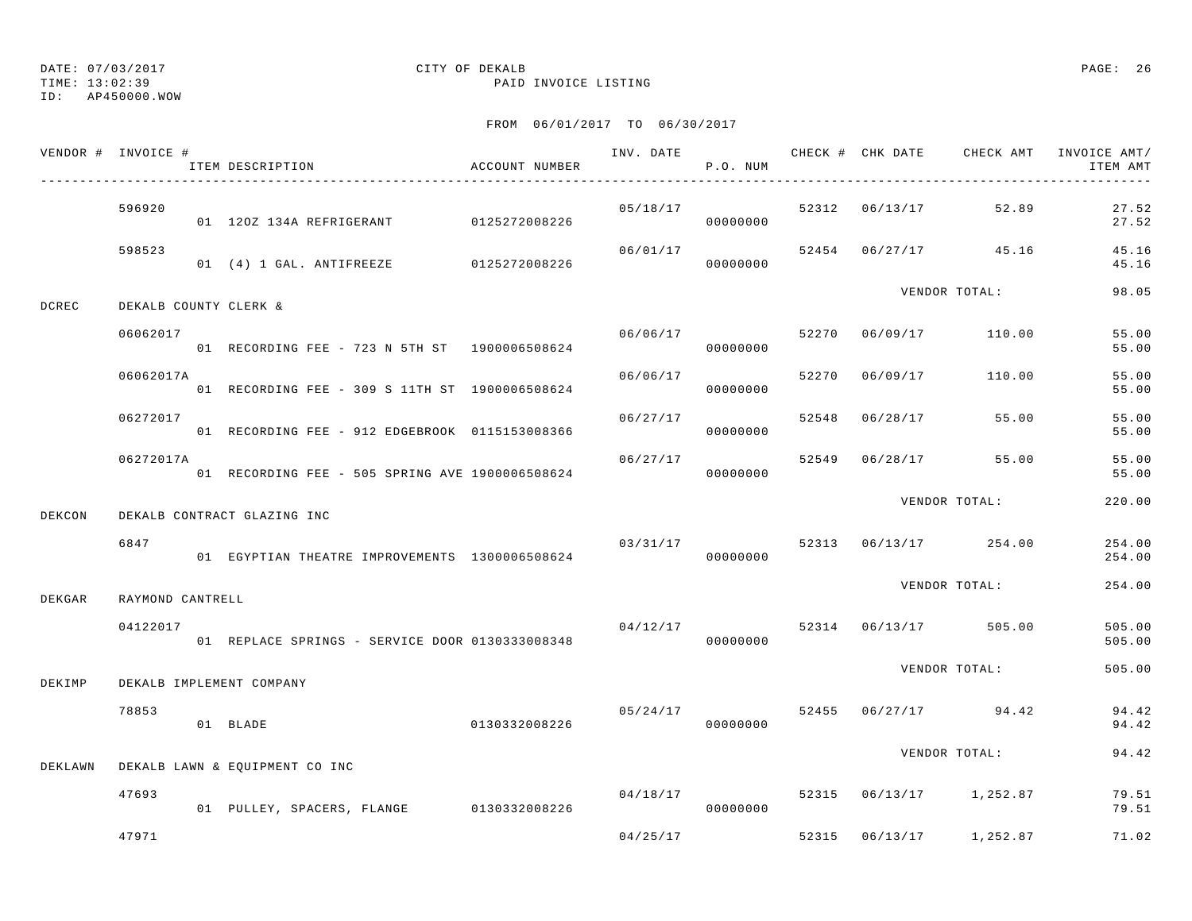DATE: 07/03/2017  
TIME: 13:02:39  
ID: AP450000.WOW

CITY OF DEKALB  
PAID INVOICE LISTING

FROM 06/01/2017 TO 06/30/2017

| VENDOR # | INVOICE # / ITEM DESCRIPTION | ACCOUNT NUMBER | INV. DATE | P.O. NUM | CHECK # | CHK DATE | CHECK AMT | INVOICE AMT/ ITEM AMT |
|---|---|---|---|---|---|---|---|---|
| | 596920 | | 05/18/17 | | 52312 | 06/13/17 | 52.89 | 27.52 |
| | 01 12OZ 134A REFRIGERANT | 0125272008226 | | 00000000 | | | | 27.52 |
| | 598523 | | 06/01/17 | | 52454 | 06/27/17 | 45.16 | 45.16 |
| | 01 (4) 1 GAL. ANTIFREEZE | 0125272008226 | | 00000000 | | | | 45.16 |
| | | | | | | | VENDOR TOTAL: | 98.05 |
| DCREC | DEKALB COUNTY CLERK & | | | | | | | |
| | 06062017 | | 06/06/17 | | 52270 | 06/09/17 | 110.00 | 55.00 |
| | 01 RECORDING FEE - 723 N 5TH ST | 1900006508624 | | 00000000 | | | | 55.00 |
| | 06062017A | | 06/06/17 | | 52270 | 06/09/17 | 110.00 | 55.00 |
| | 01 RECORDING FEE - 309 S 11TH ST | 1900006508624 | | 00000000 | | | | 55.00 |
| | 06272017 | | 06/27/17 | | 52548 | 06/28/17 | 55.00 | 55.00 |
| | 01 RECORDING FEE - 912 EDGEBROOK | 0115153008366 | | 00000000 | | | | 55.00 |
| | 06272017A | | 06/27/17 | | 52549 | 06/28/17 | 55.00 | 55.00 |
| | 01 RECORDING FEE - 505 SPRING AVE | 1900006508624 | | 00000000 | | | | 55.00 |
| | | | | | | | VENDOR TOTAL: | 220.00 |
| DEKCON | DEKALB CONTRACT GLAZING INC | | | | | | | |
| | 6847 | | 03/31/17 | | 52313 | 06/13/17 | 254.00 | 254.00 |
| | 01 EGYPTIAN THEATRE IMPROVEMENTS | 1300006508624 | | 00000000 | | | | 254.00 |
| | | | | | | | VENDOR TOTAL: | 254.00 |
| DEKGAR | RAYMOND CANTRELL | | | | | | | |
| | 04122017 | | 04/12/17 | | 52314 | 06/13/17 | 505.00 | 505.00 |
| | 01 REPLACE SPRINGS - SERVICE DOOR | 0130333008348 | | 00000000 | | | | 505.00 |
| | | | | | | | VENDOR TOTAL: | 505.00 |
| DEKIMP | DEKALB IMPLEMENT COMPANY | | | | | | | |
| | 78853 | | 05/24/17 | | 52455 | 06/27/17 | 94.42 | 94.42 |
| | 01 BLADE | 0130332008226 | | 00000000 | | | | 94.42 |
| | | | | | | | VENDOR TOTAL: | 94.42 |
| DEKLAWN | DEKALB LAWN & EQUIPMENT CO INC | | | | | | | |
| | 47693 | | 04/18/17 | | 52315 | 06/13/17 | 1,252.87 | 79.51 |
| | 01 PULLEY, SPACERS, FLANGE | 0130332008226 | | 00000000 | | | | 79.51 |
| | 47971 | | 04/25/17 | | 52315 | 06/13/17 | 1,252.87 | 71.02 |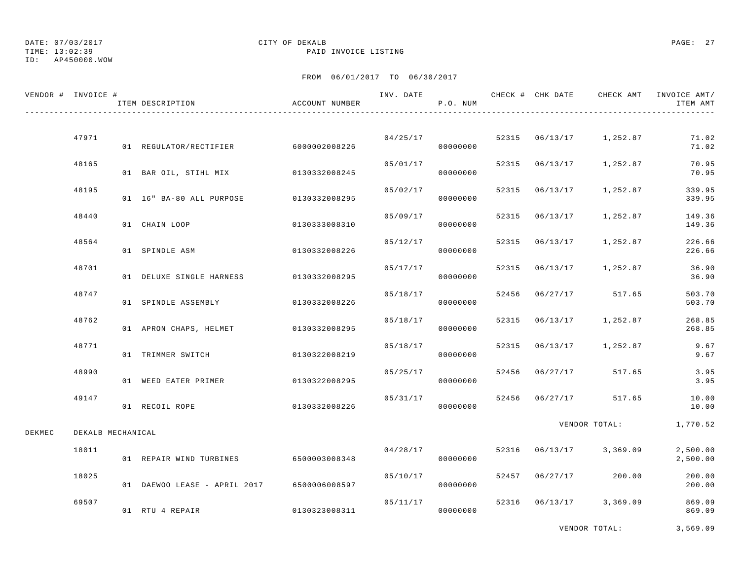DATE: 07/03/2017
TIME: 13:02:39
ID: AP450000.WOW

CITY OF DEKALB
PAID INVOICE LISTING

FROM 06/01/2017 TO 06/30/2017

| VENDOR # | INVOICE # | ITEM DESCRIPTION | ACCOUNT NUMBER | INV. DATE | P.O. NUM | CHECK # | CHK DATE | CHECK AMT | INVOICE AMT/ ITEM AMT |
|---|---|---|---|---|---|---|---|---|---|
| | 47971 | | | 04/25/17 | | 52315 | 06/13/17 | 1,252.87 | 71.02 |
| | | 01 REGULATOR/RECTIFIER | 6000002008226 | | 00000000 | | | | 71.02 |
| | 48165 | | | 05/01/17 | | 52315 | 06/13/17 | 1,252.87 | 70.95 |
| | | 01 BAR OIL, STIHL MIX | 0130332008245 | | 00000000 | | | | 70.95 |
| | 48195 | | | 05/02/17 | | 52315 | 06/13/17 | 1,252.87 | 339.95 |
| | | 01 16" BA-80 ALL PURPOSE | 0130332008295 | | 00000000 | | | | 339.95 |
| | 48440 | | | 05/09/17 | | 52315 | 06/13/17 | 1,252.87 | 149.36 |
| | | 01 CHAIN LOOP | 0130333008310 | | 00000000 | | | | 149.36 |
| | 48564 | | | 05/12/17 | | 52315 | 06/13/17 | 1,252.87 | 226.66 |
| | | 01 SPINDLE ASM | 0130332008226 | | 00000000 | | | | 226.66 |
| | 48701 | | | 05/17/17 | | 52315 | 06/13/17 | 1,252.87 | 36.90 |
| | | 01 DELUXE SINGLE HARNESS | 0130332008295 | | 00000000 | | | | 36.90 |
| | 48747 | | | 05/18/17 | | 52456 | 06/27/17 | 517.65 | 503.70 |
| | | 01 SPINDLE ASSEMBLY | 0130332008226 | | 00000000 | | | | 503.70 |
| | 48762 | | | 05/18/17 | | 52315 | 06/13/17 | 1,252.87 | 268.85 |
| | | 01 APRON CHAPS, HELMET | 0130332008295 | | 00000000 | | | | 268.85 |
| | 48771 | | | 05/18/17 | | 52315 | 06/13/17 | 1,252.87 | 9.67 |
| | | 01 TRIMMER SWITCH | 0130322008219 | | 00000000 | | | | 9.67 |
| | 48990 | | | 05/25/17 | | 52456 | 06/27/17 | 517.65 | 3.95 |
| | | 01 WEED EATER PRIMER | 0130322008295 | | 00000000 | | | | 3.95 |
| | 49147 | | | 05/31/17 | | 52456 | 06/27/17 | 517.65 | 10.00 |
| | | 01 RECOIL ROPE | 0130332008226 | | 00000000 | | | | 10.00 |
| | | | | | | | | VENDOR TOTAL: | 1,770.52 |
| DEKMEC | DEKALB MECHANICAL | | | | | | | | |
| | 18011 | | | 04/28/17 | | 52316 | 06/13/17 | 3,369.09 | 2,500.00 |
| | | 01 REPAIR WIND TURBINES | 6500003008348 | | 00000000 | | | | 2,500.00 |
| | 18025 | | | 05/10/17 | | 52457 | 06/27/17 | 200.00 | 200.00 |
| | | 01 DAEWOO LEASE - APRIL 2017 | 6500006008597 | | 00000000 | | | | 200.00 |
| | 69507 | | | 05/11/17 | | 52316 | 06/13/17 | 3,369.09 | 869.09 |
| | | 01 RTU 4 REPAIR | 0130323008311 | | 00000000 | | | | 869.09 |
| | | | | | | | | VENDOR TOTAL: | 3,569.09 |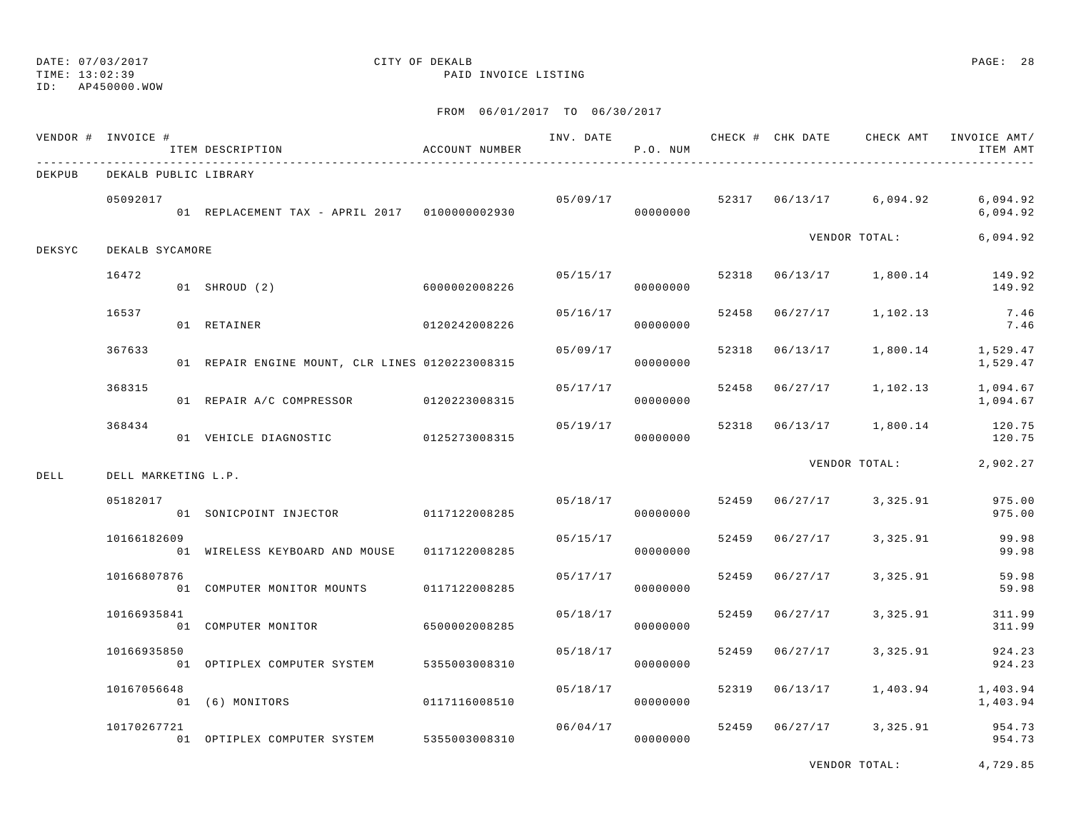DATE: 07/03/2017 CITY OF DEKALB
TIME: 13:02:39 PAID INVOICE LISTING
ID: AP450000.WOW

FROM 06/01/2017 TO 06/30/2017

| VENDOR # | INVOICE # | ITEM DESCRIPTION | ACCOUNT NUMBER | INV. DATE | P.O. NUM | CHECK # | CHK DATE | CHECK AMT | INVOICE AMT/ ITEM AMT |
|---|---|---|---|---|---|---|---|---|---|
| DEKPUB | DEKALB PUBLIC LIBRARY | | | | | | | | |
| | 05092017 | | | 05/09/17 | | 52317 | 06/13/17 | 6,094.92 | 6,094.92 |
| | | 01 REPLACEMENT TAX - APRIL 2017 | 0100000002930 | | 00000000 | | | | 6,094.92 |
| | | | | | | | | VENDOR TOTAL: | 6,094.92 |
| DEKSYC | DEKALB SYCAMORE | | | | | | | | |
| | 16472 | | | 05/15/17 | | 52318 | 06/13/17 | 1,800.14 | 149.92 |
| | | 01 SHROUD (2) | 6000002008226 | | 00000000 | | | | 149.92 |
| | 16537 | | | 05/16/17 | | 52458 | 06/27/17 | 1,102.13 | 7.46 |
| | | 01 RETAINER | 0120242008226 | | 00000000 | | | | 7.46 |
| | 367633 | | | 05/09/17 | | 52318 | 06/13/17 | 1,800.14 | 1,529.47 |
| | | 01 REPAIR ENGINE MOUNT, CLR LINES | 0120223008315 | | 00000000 | | | | 1,529.47 |
| | 368315 | | | 05/17/17 | | 52458 | 06/27/17 | 1,102.13 | 1,094.67 |
| | | 01 REPAIR A/C COMPRESSOR | 0120223008315 | | 00000000 | | | | 1,094.67 |
| | 368434 | | | 05/19/17 | | 52318 | 06/13/17 | 1,800.14 | 120.75 |
| | | 01 VEHICLE DIAGNOSTIC | 0125273008315 | | 00000000 | | | | 120.75 |
| | | | | | | | | VENDOR TOTAL: | 2,902.27 |
| DELL | DELL MARKETING L.P. | | | | | | | | |
| | 05182017 | | | 05/18/17 | | 52459 | 06/27/17 | 3,325.91 | 975.00 |
| | | 01 SONICPOINT INJECTOR | 0117122008285 | | 00000000 | | | | 975.00 |
| | 10166182609 | | | 05/15/17 | | 52459 | 06/27/17 | 3,325.91 | 99.98 |
| | | 01 WIRELESS KEYBOARD AND MOUSE | 0117122008285 | | 00000000 | | | | 99.98 |
| | 10166807876 | | | 05/17/17 | | 52459 | 06/27/17 | 3,325.91 | 59.98 |
| | | 01 COMPUTER MONITOR MOUNTS | 0117122008285 | | 00000000 | | | | 59.98 |
| | 10166935841 | | | 05/18/17 | | 52459 | 06/27/17 | 3,325.91 | 311.99 |
| | | 01 COMPUTER MONITOR | 6500002008285 | | 00000000 | | | | 311.99 |
| | 10166935850 | | | 05/18/17 | | 52459 | 06/27/17 | 3,325.91 | 924.23 |
| | | 01 OPTIPLEX COMPUTER SYSTEM | 5355003008310 | | 00000000 | | | | 924.23 |
| | 10167056648 | | | 05/18/17 | | 52319 | 06/13/17 | 1,403.94 | 1,403.94 |
| | | 01 (6) MONITORS | 0117116008510 | | 00000000 | | | | 1,403.94 |
| | 10170267721 | | | 06/04/17 | | 52459 | 06/27/17 | 3,325.91 | 954.73 |
| | | 01 OPTIPLEX COMPUTER SYSTEM | 5355003008310 | | 00000000 | | | | 954.73 |
| | | | | | | | | VENDOR TOTAL: | 4,729.85 |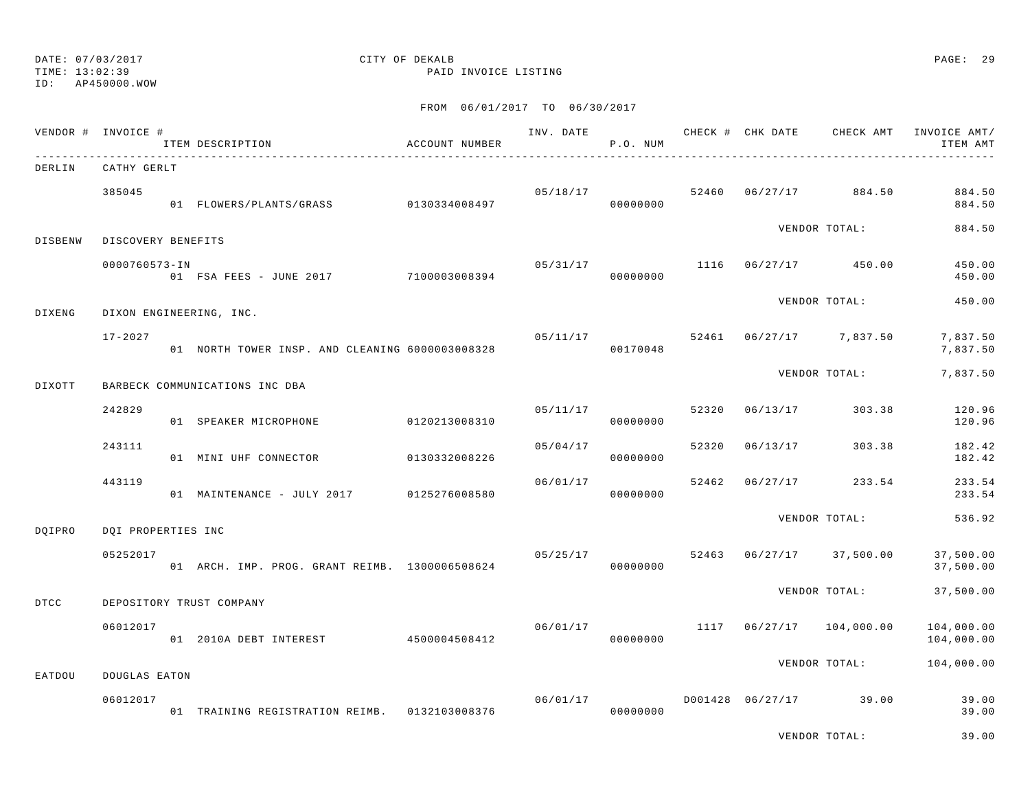DATE: 07/03/2017 CITY OF DEKALB
TIME: 13:02:39 PAID INVOICE LISTING
ID: AP450000.WOW

FROM 06/01/2017 TO 06/30/2017

| VENDOR # | INVOICE # | ITEM DESCRIPTION | ACCOUNT NUMBER | INV. DATE | P.O. NUM | CHECK # | CHK DATE | CHECK AMT | INVOICE AMT/ ITEM AMT |
|---|---|---|---|---|---|---|---|---|---|
| DERLIN | CATHY GERLT | | | | | | | | |
| | 385045 | | | 05/18/17 | | 52460 | 06/27/17 | 884.50 | 884.50 |
| | | 01 FLOWERS/PLANTS/GRASS | 0130334008497 | | 00000000 | | | | 884.50 |
| | | | | | | | | VENDOR TOTAL: | 884.50 |
| DISBENW | DISCOVERY BENEFITS | | | | | | | | |
| | 0000760573-IN | | | 05/31/17 | | 1116 | 06/27/17 | 450.00 | 450.00 |
| | | 01 FSA FEES - JUNE 2017 | 7100003008394 | | 00000000 | | | | 450.00 |
| | | | | | | | | VENDOR TOTAL: | 450.00 |
| DIXENG | DIXON ENGINEERING, INC. | | | | | | | | |
| | 17-2027 | | | 05/11/17 | | 52461 | 06/27/17 | 7,837.50 | 7,837.50 |
| | | 01 NORTH TOWER INSP. AND CLEANING | 6000003008328 | | 00170048 | | | | 7,837.50 |
| | | | | | | | | VENDOR TOTAL: | 7,837.50 |
| DIXOTT | BARBECK COMMUNICATIONS INC DBA | | | | | | | | |
| | 242829 | | | 05/11/17 | | 52320 | 06/13/17 | 303.38 | 120.96 |
| | | 01 SPEAKER MICROPHONE | 0120213008310 | | 00000000 | | | | 120.96 |
| | 243111 | | | 05/04/17 | | 52320 | 06/13/17 | 303.38 | 182.42 |
| | | 01 MINI UHF CONNECTOR | 0130332008226 | | 00000000 | | | | 182.42 |
| | 443119 | | | 06/01/17 | | 52462 | 06/27/17 | 233.54 | 233.54 |
| | | 01 MAINTENANCE - JULY 2017 | 0125276008580 | | 00000000 | | | | 233.54 |
| | | | | | | | | VENDOR TOTAL: | 536.92 |
| DQIPRO | DQI PROPERTIES INC | | | | | | | | |
| | 05252017 | | | 05/25/17 | | 52463 | 06/27/17 | 37,500.00 | 37,500.00 |
| | | 01 ARCH. IMP. PROG. GRANT REIMB. | 1300006508624 | | 00000000 | | | | 37,500.00 |
| | | | | | | | | VENDOR TOTAL: | 37,500.00 |
| DTCC | DEPOSITORY TRUST COMPANY | | | | | | | | |
| | 06012017 | | | 06/01/17 | | 1117 | 06/27/17 | 104,000.00 | 104,000.00 |
| | | 01 2010A DEBT INTEREST | 4500004508412 | | 00000000 | | | | 104,000.00 |
| | | | | | | | | VENDOR TOTAL: | 104,000.00 |
| EATDOU | DOUGLAS EATON | | | | | | | | |
| | 06012017 | | | 06/01/17 | | D001428 | 06/27/17 | 39.00 | 39.00 |
| | | 01 TRAINING REGISTRATION REIMB. | 0132103008376 | | 00000000 | | | | 39.00 |
| | | | | | | | | VENDOR TOTAL: | 39.00 |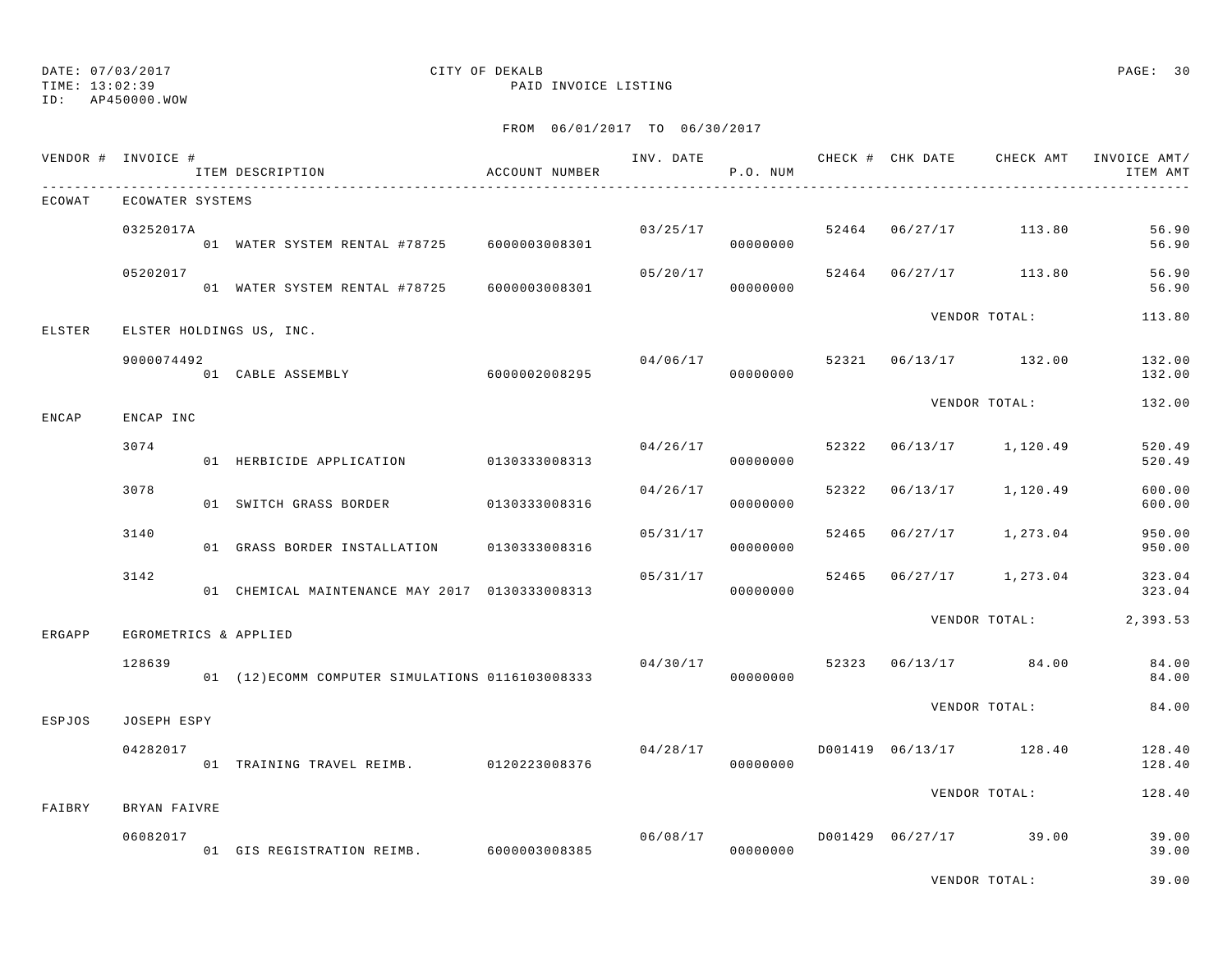DATE: 07/03/2017 CITY OF DEKALB
TIME: 13:02:39 PAID INVOICE LISTING
ID: AP450000.WOW

FROM 06/01/2017 TO 06/30/2017

| VENDOR # | INVOICE # | ITEM DESCRIPTION | ACCOUNT NUMBER | INV. DATE | P.O. NUM | CHECK # | CHK DATE | CHECK AMT | INVOICE AMT/ ITEM AMT |
|---|---|---|---|---|---|---|---|---|---|
| ECOWAT | ECOWATER SYSTEMS | | | | | | | | |
| | 03252017A | | | 03/25/17 | | 52464 | 06/27/17 | 113.80 | 56.90 |
| | | 01 WATER SYSTEM RENTAL #78725 | 6000003008301 | | 00000000 | | | | 56.90 |
| | 05202017 | | | 05/20/17 | | 52464 | 06/27/17 | 113.80 | 56.90 |
| | | 01 WATER SYSTEM RENTAL #78725 | 6000003008301 | | 00000000 | | | | 56.90 |
| | | | | | | | VENDOR TOTAL: | | 113.80 |
| ELSTER | ELSTER HOLDINGS US, INC. | | | | | | | | |
| | 9000074492 | | | 04/06/17 | | 52321 | 06/13/17 | 132.00 | 132.00 |
| | | 01 CABLE ASSEMBLY | 6000002008295 | | 00000000 | | | | 132.00 |
| | | | | | | | VENDOR TOTAL: | | 132.00 |
| ENCAP | ENCAP INC | | | | | | | | |
| | 3074 | | | 04/26/17 | | 52322 | 06/13/17 | 1,120.49 | 520.49 |
| | | 01 HERBICIDE APPLICATION | 0130333008313 | | 00000000 | | | | 520.49 |
| | 3078 | | | 04/26/17 | | 52322 | 06/13/17 | 1,120.49 | 600.00 |
| | | 01 SWITCH GRASS BORDER | 0130333008316 | | 00000000 | | | | 600.00 |
| | 3140 | | | 05/31/17 | | 52465 | 06/27/17 | 1,273.04 | 950.00 |
| | | 01 GRASS BORDER INSTALLATION | 0130333008316 | | 00000000 | | | | 950.00 |
| | 3142 | | | 05/31/17 | | 52465 | 06/27/17 | 1,273.04 | 323.04 |
| | | 01 CHEMICAL MAINTENANCE MAY 2017 | 0130333008313 | | 00000000 | | | | 323.04 |
| | | | | | | | VENDOR TOTAL: | | 2,393.53 |
| ERGAPP | EGROMETRICS & APPLIED | | | | | | | | |
| | 128639 | | | 04/30/17 | | 52323 | 06/13/17 | 84.00 | 84.00 |
| | | 01 (12)ECOMM COMPUTER SIMULATIONS | 0116103008333 | | 00000000 | | | | 84.00 |
| | | | | | | | VENDOR TOTAL: | | 84.00 |
| ESPJOS | JOSEPH ESPY | | | | | | | | |
| | 04282017 | | | 04/28/17 | | D001419 | 06/13/17 | 128.40 | 128.40 |
| | | 01 TRAINING TRAVEL REIMB. | 0120223008376 | | 00000000 | | | | 128.40 |
| | | | | | | | VENDOR TOTAL: | | 128.40 |
| FAIBRY | BRYAN FAIVRE | | | | | | | | |
| | 06082017 | | | 06/08/17 | | D001429 | 06/27/17 | 39.00 | 39.00 |
| | | 01 GIS REGISTRATION REIMB. | 6000003008385 | | 00000000 | | | | 39.00 |
| | | | | | | | VENDOR TOTAL: | | 39.00 |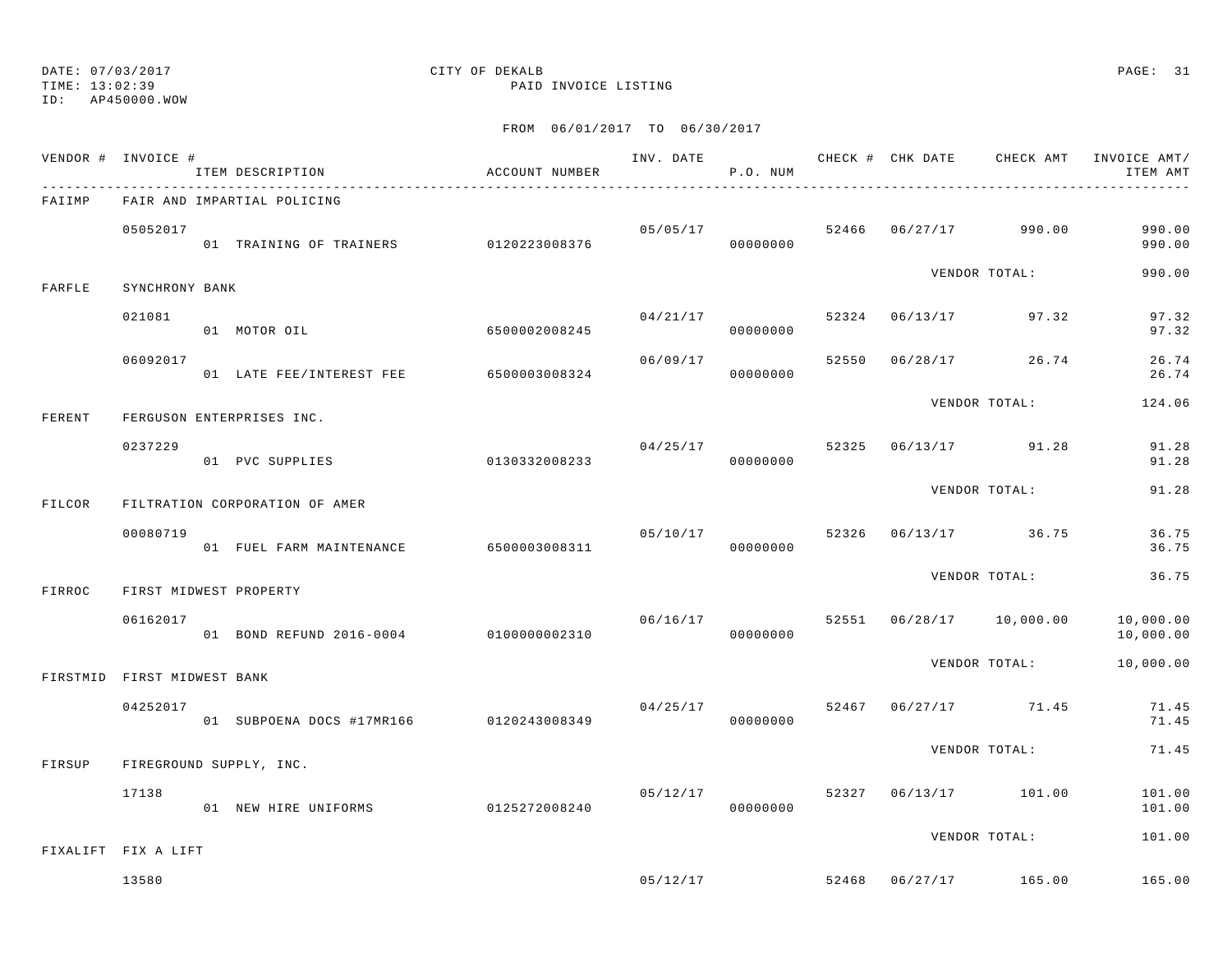DATE: 07/03/2017
TIME: 13:02:39
ID: AP450000.WOW

CITY OF DEKALB
PAID INVOICE LISTING

FROM 06/01/2017 TO 06/30/2017

| VENDOR # | INVOICE # | ITEM DESCRIPTION | ACCOUNT NUMBER | INV. DATE | P.O. NUM | CHECK # | CHK DATE | CHECK AMT | INVOICE AMT/ ITEM AMT |
|---|---|---|---|---|---|---|---|---|---|
| FAIIMP | FAIR AND IMPARTIAL POLICING | | | | | | | | |
| | 05052017 | | | 05/05/17 | | 52466 | 06/27/17 | 990.00 | 990.00 |
| | | 01 TRAINING OF TRAINERS | 0120223008376 | | 00000000 | | | | 990.00 |
| | | | | | | | VENDOR TOTAL: | | 990.00 |
| FARFLE | SYNCHRONY BANK | | | | | | | | |
| | 021081 | | | 04/21/17 | | 52324 | 06/13/17 | 97.32 | 97.32 |
| | | 01 MOTOR OIL | 6500002008245 | | 00000000 | | | | 97.32 |
| | 06092017 | | | 06/09/17 | | 52550 | 06/28/17 | 26.74 | 26.74 |
| | | 01 LATE FEE/INTEREST FEE | 6500003008324 | | 00000000 | | | | 26.74 |
| | | | | | | | VENDOR TOTAL: | | 124.06 |
| FERENT | FERGUSON ENTERPRISES INC. | | | | | | | | |
| | 0237229 | | | 04/25/17 | | 52325 | 06/13/17 | 91.28 | 91.28 |
| | | 01 PVC SUPPLIES | 0130332008233 | | 00000000 | | | | 91.28 |
| | | | | | | | VENDOR TOTAL: | | 91.28 |
| FILCOR | FILTRATION CORPORATION OF AMER | | | | | | | | |
| | 00080719 | | | 05/10/17 | | 52326 | 06/13/17 | 36.75 | 36.75 |
| | | 01 FUEL FARM MAINTENANCE | 6500003008311 | | 00000000 | | | | 36.75 |
| | | | | | | | VENDOR TOTAL: | | 36.75 |
| FIRROC | FIRST MIDWEST PROPERTY | | | | | | | | |
| | 06162017 | | | 06/16/17 | | 52551 | 06/28/17 | 10,000.00 | 10,000.00 |
| | | 01 BOND REFUND 2016-0004 | 0100000002310 | | 00000000 | | | | 10,000.00 |
| | | | | | | | VENDOR TOTAL: | | 10,000.00 |
| FIRSTMID | FIRST MIDWEST BANK | | | | | | | | |
| | 04252017 | | | 04/25/17 | | 52467 | 06/27/17 | 71.45 | 71.45 |
| | | 01 SUBPOENA DOCS #17MR166 | 0120243008349 | | 00000000 | | | | 71.45 |
| | | | | | | | VENDOR TOTAL: | | 71.45 |
| FIRSUP | FIREGROUND SUPPLY, INC. | | | | | | | | |
| | 17138 | | | 05/12/17 | | 52327 | 06/13/17 | 101.00 | 101.00 |
| | | 01 NEW HIRE UNIFORMS | 0125272008240 | | 00000000 | | | | 101.00 |
| | | | | | | | VENDOR TOTAL: | | 101.00 |
| FIXALIFT | FIX A LIFT | | | | | | | | |
| | 13580 | | | 05/12/17 | | 52468 | 06/27/17 | 165.00 | 165.00 |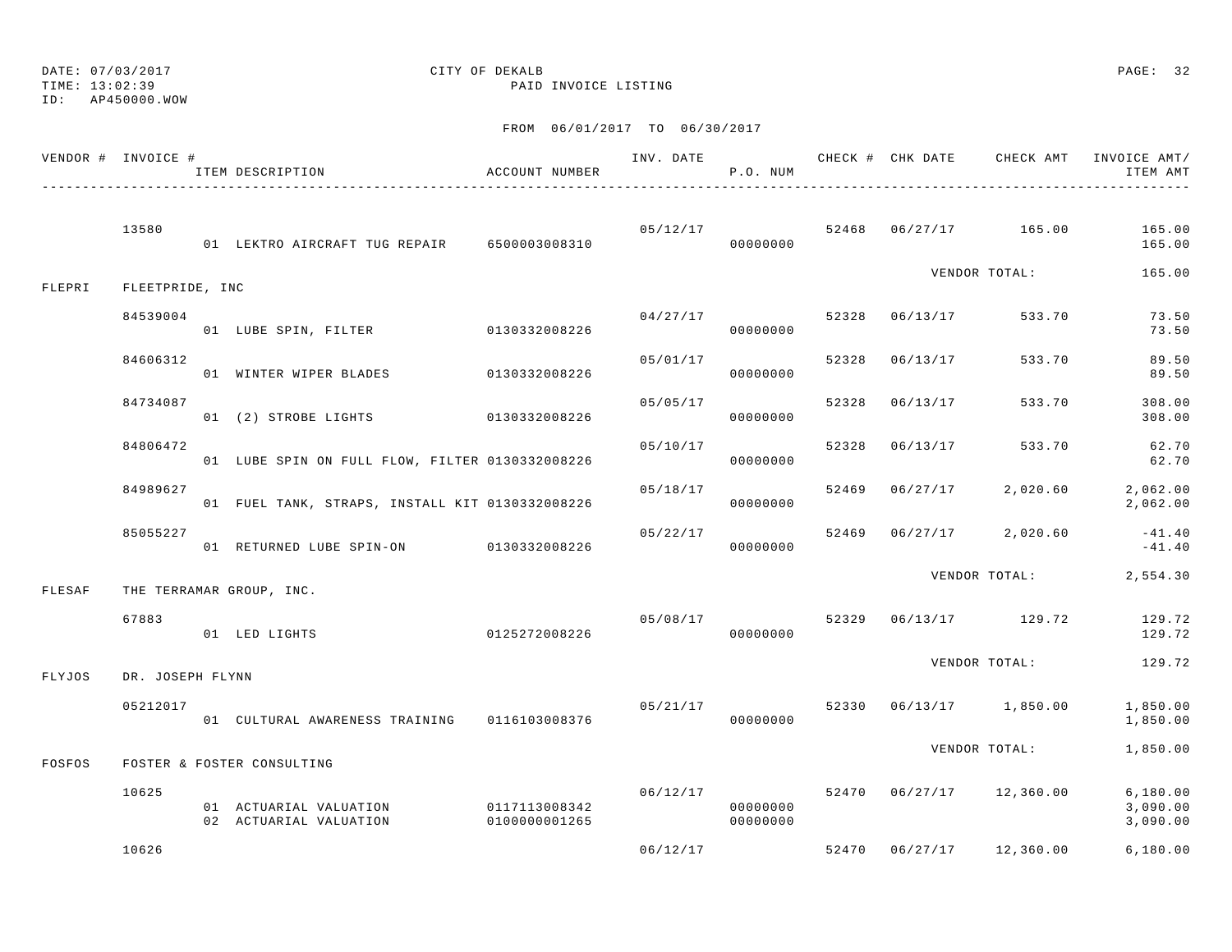DATE: 07/03/2017
TIME: 13:02:39
ID: AP450000.WOW

CITY OF DEKALB
PAID INVOICE LISTING

FROM 06/01/2017 TO 06/30/2017

| VENDOR # | INVOICE # | ITEM DESCRIPTION | ACCOUNT NUMBER | INV. DATE | P.O. NUM | CHECK # | CHK DATE | CHECK AMT | INVOICE AMT/ ITEM AMT |
|---|---|---|---|---|---|---|---|---|---|
| | 13580 | | | 05/12/17 | | 52468 | 06/27/17 | 165.00 | 165.00 |
| | | 01 LEKTRO AIRCRAFT TUG REPAIR | 6500003008310 | | 00000000 | | | | 165.00 |
| | | | | | | | | VENDOR TOTAL: | 165.00 |
| FLEPRI | FLEETPRIDE, INC | | | | | | | | |
| | 84539004 | | | 04/27/17 | | 52328 | 06/13/17 | 533.70 | 73.50 |
| | | 01 LUBE SPIN, FILTER | 0130332008226 | | 00000000 | | | | 73.50 |
| | 84606312 | | | 05/01/17 | | 52328 | 06/13/17 | 533.70 | 89.50 |
| | | 01 WINTER WIPER BLADES | 0130332008226 | | 00000000 | | | | 89.50 |
| | 84734087 | | | 05/05/17 | | 52328 | 06/13/17 | 533.70 | 308.00 |
| | | 01 (2) STROBE LIGHTS | 0130332008226 | | 00000000 | | | | 308.00 |
| | 84806472 | | | 05/10/17 | | 52328 | 06/13/17 | 533.70 | 62.70 |
| | | 01 LUBE SPIN ON FULL FLOW, FILTER | 0130332008226 | | 00000000 | | | | 62.70 |
| | 84989627 | | | 05/18/17 | | 52469 | 06/27/17 | 2,020.60 | 2,062.00 |
| | | 01 FUEL TANK, STRAPS, INSTALL KIT | 0130332008226 | | 00000000 | | | | 2,062.00 |
| | 85055227 | | | 05/22/17 | | 52469 | 06/27/17 | 2,020.60 | -41.40 |
| | | 01 RETURNED LUBE SPIN-ON | 0130332008226 | | 00000000 | | | | -41.40 |
| | | | | | | | | VENDOR TOTAL: | 2,554.30 |
| FLESAF | THE TERRAMAR GROUP, INC. | | | | | | | | |
| | 67883 | | | 05/08/17 | | 52329 | 06/13/17 | 129.72 | 129.72 |
| | | 01 LED LIGHTS | 0125272008226 | | 00000000 | | | | 129.72 |
| | | | | | | | | VENDOR TOTAL: | 129.72 |
| FLYJOS | DR. JOSEPH FLYNN | | | | | | | | |
| | 05212017 | | | 05/21/17 | | 52330 | 06/13/17 | 1,850.00 | 1,850.00 |
| | | 01 CULTURAL AWARENESS TRAINING | 0116103008376 | | 00000000 | | | | 1,850.00 |
| | | | | | | | | VENDOR TOTAL: | 1,850.00 |
| FOSFOS | FOSTER & FOSTER CONSULTING | | | | | | | | |
| | 10625 | | | 06/12/17 | | 52470 | 06/27/17 | 12,360.00 | 6,180.00 |
| | | 01 ACTUARIAL VALUATION | 0117113008342 | | 00000000 | | | | 3,090.00 |
| | | 02 ACTUARIAL VALUATION | 0100000001265 | | 00000000 | | | | 3,090.00 |
| | 10626 | | | 06/12/17 | | 52470 | 06/27/17 | 12,360.00 | 6,180.00 |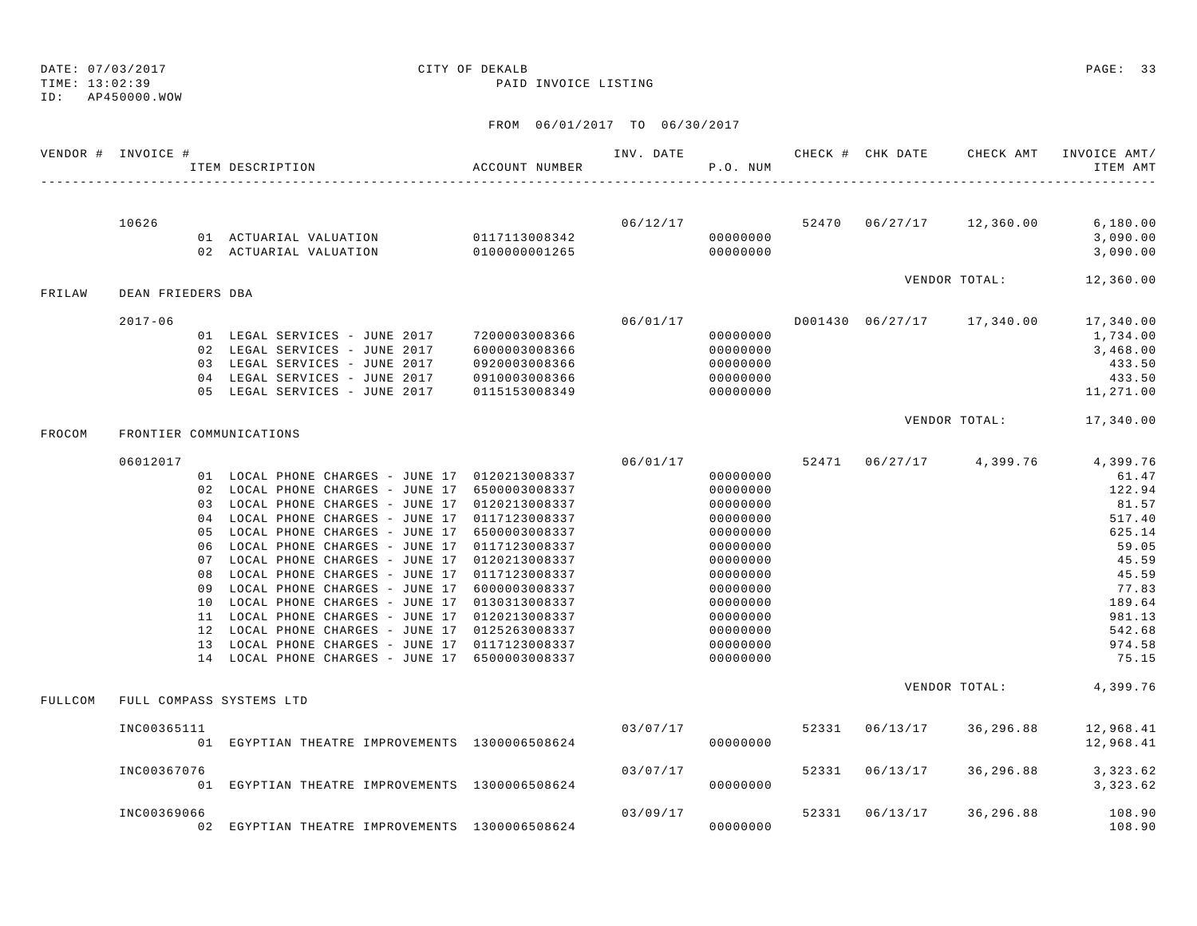DATE: 07/03/2017 CITY OF DEKALB
TIME: 13:02:39 PAID INVOICE LISTING
ID: AP450000.WOW

FROM 06/01/2017 TO 06/30/2017

| VENDOR # | INVOICE # / ITEM DESCRIPTION | ACCOUNT NUMBER | INV. DATE | P.O. NUM | CHECK # | CHK DATE | CHECK AMT | INVOICE AMT/ ITEM AMT |
|---|---|---|---|---|---|---|---|---|
| | 10626 | | 06/12/17 | | 52470 | 06/27/17 | 12,360.00 | 6,180.00 |
| | 01 ACTUARIAL VALUATION | 0117113008342 | | 00000000 | | | | 3,090.00 |
| | 02 ACTUARIAL VALUATION | 0100000001265 | | 00000000 | | | | 3,090.00 |
| | | | | | | | VENDOR TOTAL: | 12,360.00 |
| FRILAW | DEAN FRIEDERS DBA | | | | | | | |
| | 2017-06 | | 06/01/17 | | D001430 | 06/27/17 | 17,340.00 | 17,340.00 |
| | 01 LEGAL SERVICES - JUNE 2017 | 7200003008366 | | 00000000 | | | | 1,734.00 |
| | 02 LEGAL SERVICES - JUNE 2017 | 6000003008366 | | 00000000 | | | | 3,468.00 |
| | 03 LEGAL SERVICES - JUNE 2017 | 0920003008366 | | 00000000 | | | | 433.50 |
| | 04 LEGAL SERVICES - JUNE 2017 | 0910003008366 | | 00000000 | | | | 433.50 |
| | 05 LEGAL SERVICES - JUNE 2017 | 0115153008349 | | 00000000 | | | | 11,271.00 |
| | | | | | | | VENDOR TOTAL: | 17,340.00 |
| FROCOM | FRONTIER COMMUNICATIONS | | | | | | | |
| | 06012017 | | 06/01/17 | | 52471 | 06/27/17 | 4,399.76 | 4,399.76 |
| | 01 LOCAL PHONE CHARGES - JUNE 17 | 0120213008337 | | 00000000 | | | | 61.47 |
| | 02 LOCAL PHONE CHARGES - JUNE 17 | 6500003008337 | | 00000000 | | | | 122.94 |
| | 03 LOCAL PHONE CHARGES - JUNE 17 | 0120213008337 | | 00000000 | | | | 81.57 |
| | 04 LOCAL PHONE CHARGES - JUNE 17 | 0117123008337 | | 00000000 | | | | 517.40 |
| | 05 LOCAL PHONE CHARGES - JUNE 17 | 6500003008337 | | 00000000 | | | | 625.14 |
| | 06 LOCAL PHONE CHARGES - JUNE 17 | 0117123008337 | | 00000000 | | | | 59.05 |
| | 07 LOCAL PHONE CHARGES - JUNE 17 | 0120213008337 | | 00000000 | | | | 45.59 |
| | 08 LOCAL PHONE CHARGES - JUNE 17 | 0117123008337 | | 00000000 | | | | 45.59 |
| | 09 LOCAL PHONE CHARGES - JUNE 17 | 6000003008337 | | 00000000 | | | | 77.83 |
| | 10 LOCAL PHONE CHARGES - JUNE 17 | 0130313008337 | | 00000000 | | | | 189.64 |
| | 11 LOCAL PHONE CHARGES - JUNE 17 | 0120213008337 | | 00000000 | | | | 981.13 |
| | 12 LOCAL PHONE CHARGES - JUNE 17 | 0125263008337 | | 00000000 | | | | 542.68 |
| | 13 LOCAL PHONE CHARGES - JUNE 17 | 0117123008337 | | 00000000 | | | | 974.58 |
| | 14 LOCAL PHONE CHARGES - JUNE 17 | 6500003008337 | | 00000000 | | | | 75.15 |
| | | | | | | | VENDOR TOTAL: | 4,399.76 |
| FULLCOM | FULL COMPASS SYSTEMS LTD | | | | | | | |
| | INC00365111 | | 03/07/17 | | 52331 | 06/13/17 | 36,296.88 | 12,968.41 |
| | 01 EGYPTIAN THEATRE IMPROVEMENTS | 1300006508624 | | 00000000 | | | | 12,968.41 |
| | INC00367076 | | 03/07/17 | | 52331 | 06/13/17 | 36,296.88 | 3,323.62 |
| | 01 EGYPTIAN THEATRE IMPROVEMENTS | 1300006508624 | | 00000000 | | | | 3,323.62 |
| | INC00369066 | | 03/09/17 | | 52331 | 06/13/17 | 36,296.88 | 108.90 |
| | 02 EGYPTIAN THEATRE IMPROVEMENTS | 1300006508624 | | 00000000 | | | | 108.90 |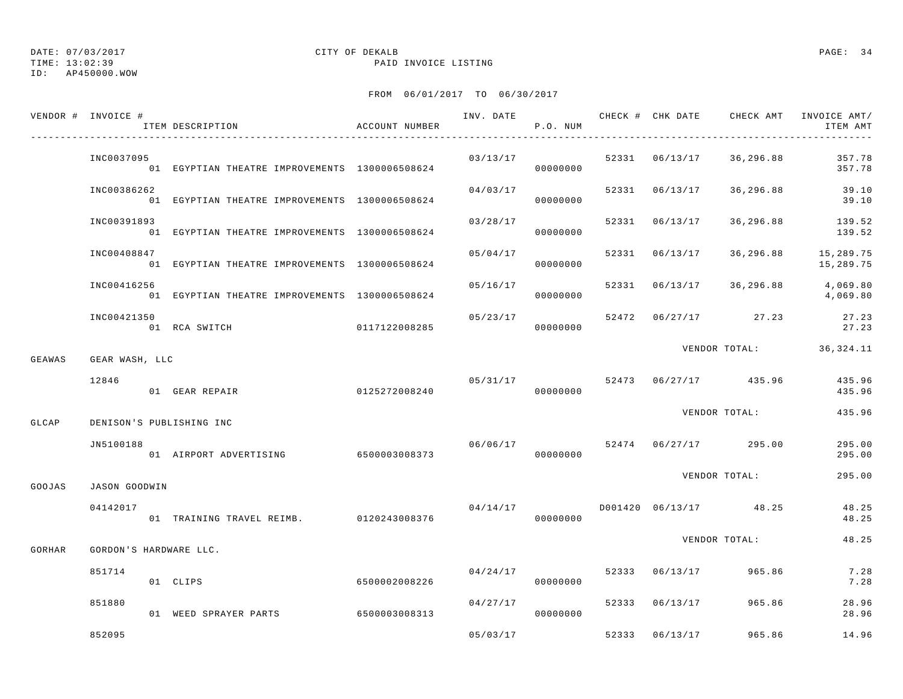DATE: 07/03/2017 CITY OF DEKALB
TIME: 13:02:39 PAID INVOICE LISTING
ID: AP450000.WOW

FROM 06/01/2017 TO 06/30/2017

| VENDOR # | INVOICE # / ITEM DESCRIPTION | ACCOUNT NUMBER | INV. DATE | P.O. NUM | CHECK # | CHK DATE | CHECK AMT | INVOICE AMT/ ITEM AMT |
|---|---|---|---|---|---|---|---|---|
| | INC0037095 | | 03/13/17 | | 52331 | 06/13/17 | 36,296.88 | 357.78 |
| | 01 EGYPTIAN THEATRE IMPROVEMENTS | 1300006508624 | | 00000000 | | | | 357.78 |
| | INC00386262 | | 04/03/17 | | 52331 | 06/13/17 | 36,296.88 | 39.10 |
| | 01 EGYPTIAN THEATRE IMPROVEMENTS | 1300006508624 | | 00000000 | | | | 39.10 |
| | INC00391893 | | 03/28/17 | | 52331 | 06/13/17 | 36,296.88 | 139.52 |
| | 01 EGYPTIAN THEATRE IMPROVEMENTS | 1300006508624 | | 00000000 | | | | 139.52 |
| | INC00408847 | | 05/04/17 | | 52331 | 06/13/17 | 36,296.88 | 15,289.75 |
| | 01 EGYPTIAN THEATRE IMPROVEMENTS | 1300006508624 | | 00000000 | | | | 15,289.75 |
| | INC00416256 | | 05/16/17 | | 52331 | 06/13/17 | 36,296.88 | 4,069.80 |
| | 01 EGYPTIAN THEATRE IMPROVEMENTS | 1300006508624 | | 00000000 | | | | 4,069.80 |
| | INC00421350 | | 05/23/17 | | 52472 | 06/27/17 | 27.23 | 27.23 |
| | 01 RCA SWITCH | 0117122008285 | | 00000000 | | | | 27.23 |
| | | | | | | | VENDOR TOTAL: | 36,324.11 |
| GEAWAS | GEAR WASH, LLC | | | | | | | |
| | 12846 | | 05/31/17 | | 52473 | 06/27/17 | 435.96 | 435.96 |
| | 01 GEAR REPAIR | 0125272008240 | | 00000000 | | | | 435.96 |
| | | | | | | | VENDOR TOTAL: | 435.96 |
| GLCAP | DENISON'S PUBLISHING INC | | | | | | | |
| | JN5100188 | | 06/06/17 | | 52474 | 06/27/17 | 295.00 | 295.00 |
| | 01 AIRPORT ADVERTISING | 6500003008373 | | 00000000 | | | | 295.00 |
| | | | | | | | VENDOR TOTAL: | 295.00 |
| GOOJAS | JASON GOODWIN | | | | | | | |
| | 04142017 | | 04/14/17 | | D001420 | 06/13/17 | 48.25 | 48.25 |
| | 01 TRAINING TRAVEL REIMB. | 0120243008376 | | 00000000 | | | | 48.25 |
| | | | | | | | VENDOR TOTAL: | 48.25 |
| GORHAR | GORDON'S HARDWARE LLC. | | | | | | | |
| | 851714 | | 04/24/17 | | 52333 | 06/13/17 | 965.86 | 7.28 |
| | 01 CLIPS | 6500002008226 | | 00000000 | | | | 7.28 |
| | 851880 | | 04/27/17 | | 52333 | 06/13/17 | 965.86 | 28.96 |
| | 01 WEED SPRAYER PARTS | 6500003008313 | | 00000000 | | | | 28.96 |
| | 852095 | | 05/03/17 | | 52333 | 06/13/17 | 965.86 | 14.96 |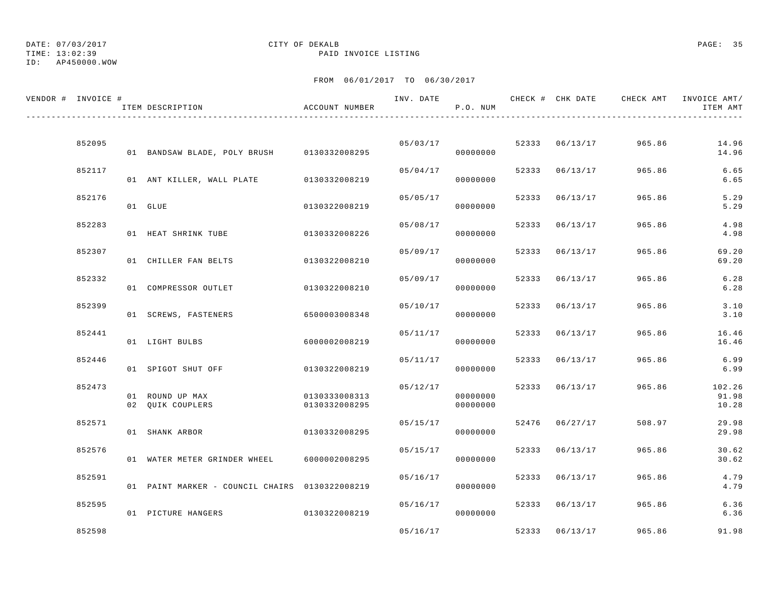DATE: 07/03/2017
TIME: 13:02:39
ID: AP450000.WOW

CITY OF DEKALB
PAID INVOICE LISTING

FROM 06/01/2017 TO 06/30/2017

| VENDOR # | INVOICE # | ITEM DESCRIPTION | ACCOUNT NUMBER | INV. DATE | P.O. NUM | CHECK # | CHK DATE | CHECK AMT | INVOICE AMT/ ITEM AMT |
|---|---|---|---|---|---|---|---|---|---|
| | 852095 | | | 05/03/17 | | 52333 | 06/13/17 | 965.86 | 14.96 |
| | | 01 BANDSAW BLADE, POLY BRUSH | 0130332008295 | | 00000000 | | | | 14.96 |
| | 852117 | | | 05/04/17 | | 52333 | 06/13/17 | 965.86 | 6.65 |
| | | 01 ANT KILLER, WALL PLATE | 0130332008219 | | 00000000 | | | | 6.65 |
| | 852176 | | | 05/05/17 | | 52333 | 06/13/17 | 965.86 | 5.29 |
| | | 01 GLUE | 0130322008219 | | 00000000 | | | | 5.29 |
| | 852283 | | | 05/08/17 | | 52333 | 06/13/17 | 965.86 | 4.98 |
| | | 01 HEAT SHRINK TUBE | 0130332008226 | | 00000000 | | | | 4.98 |
| | 852307 | | | 05/09/17 | | 52333 | 06/13/17 | 965.86 | 69.20 |
| | | 01 CHILLER FAN BELTS | 0130322008210 | | 00000000 | | | | 69.20 |
| | 852332 | | | 05/09/17 | | 52333 | 06/13/17 | 965.86 | 6.28 |
| | | 01 COMPRESSOR OUTLET | 0130322008210 | | 00000000 | | | | 6.28 |
| | 852399 | | | 05/10/17 | | 52333 | 06/13/17 | 965.86 | 3.10 |
| | | 01 SCREWS, FASTENERS | 6500003008348 | | 00000000 | | | | 3.10 |
| | 852441 | | | 05/11/17 | | 52333 | 06/13/17 | 965.86 | 16.46 |
| | | 01 LIGHT BULBS | 6000002008219 | | 00000000 | | | | 16.46 |
| | 852446 | | | 05/11/17 | | 52333 | 06/13/17 | 965.86 | 6.99 |
| | | 01 SPIGOT SHUT OFF | 0130322008219 | | 00000000 | | | | 6.99 |
| | 852473 | | | 05/12/17 | | 52333 | 06/13/17 | 965.86 | 102.26 |
| | | 01 ROUND UP MAX | 0130333008313 | | 00000000 | | | | 91.98 |
| | | 02 QUIK COUPLERS | 0130332008295 | | 00000000 | | | | 10.28 |
| | 852571 | | | 05/15/17 | | 52476 | 06/27/17 | 508.97 | 29.98 |
| | | 01 SHANK ARBOR | 0130332008295 | | 00000000 | | | | 29.98 |
| | 852576 | | | 05/15/17 | | 52333 | 06/13/17 | 965.86 | 30.62 |
| | | 01 WATER METER GRINDER WHEEL | 6000002008295 | | 00000000 | | | | 30.62 |
| | 852591 | | | 05/16/17 | | 52333 | 06/13/17 | 965.86 | 4.79 |
| | | 01 PAINT MARKER - COUNCIL CHAIRS | 0130322008219 | | 00000000 | | | | 4.79 |
| | 852595 | | | 05/16/17 | | 52333 | 06/13/17 | 965.86 | 6.36 |
| | | 01 PICTURE HANGERS | 0130322008219 | | 00000000 | | | | 6.36 |
| | 852598 | | | 05/16/17 | | 52333 | 06/13/17 | 965.86 | 91.98 |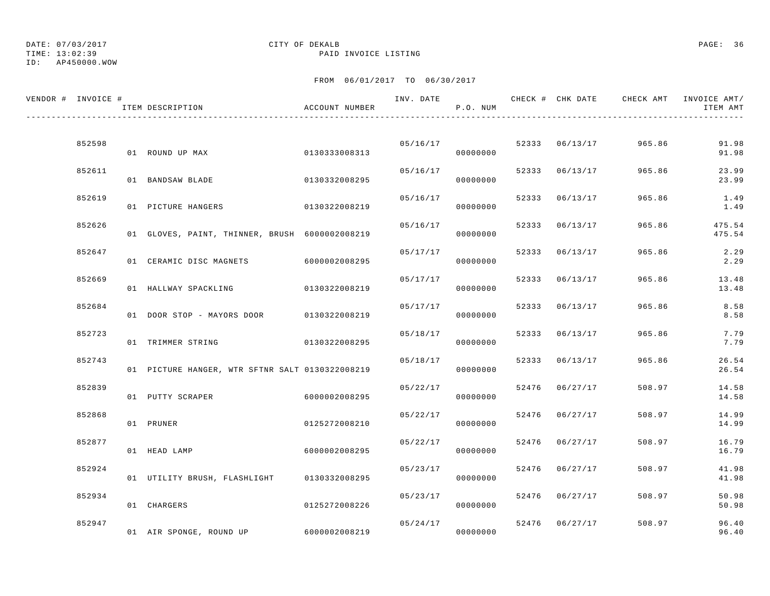DATE: 07/03/2017 CITY OF DEKALB
TIME: 13:02:39 PAID INVOICE LISTING
ID: AP450000.WOW

FROM 06/01/2017 TO 06/30/2017

| VENDOR # | INVOICE # | ITEM DESCRIPTION | ACCOUNT NUMBER | INV. DATE | P.O. NUM | CHECK # | CHK DATE | CHECK AMT | INVOICE AMT/ ITEM AMT |
|---|---|---|---|---|---|---|---|---|---|
| | 852598 | | | 05/16/17 | | 52333 | 06/13/17 | 965.86 | 91.98 |
| | | 01 ROUND UP MAX | 0130333008313 | | 00000000 | | | | 91.98 |
| | 852611 | | | 05/16/17 | | 52333 | 06/13/17 | 965.86 | 23.99 |
| | | 01 BANDSAW BLADE | 0130332008295 | | 00000000 | | | | 23.99 |
| | 852619 | | | 05/16/17 | | 52333 | 06/13/17 | 965.86 | 1.49 |
| | | 01 PICTURE HANGERS | 0130322008219 | | 00000000 | | | | 1.49 |
| | 852626 | | | 05/16/17 | | 52333 | 06/13/17 | 965.86 | 475.54 |
| | | 01 GLOVES, PAINT, THINNER, BRUSH | 6000002008219 | | 00000000 | | | | 475.54 |
| | 852647 | | | 05/17/17 | | 52333 | 06/13/17 | 965.86 | 2.29 |
| | | 01 CERAMIC DISC MAGNETS | 6000002008295 | | 00000000 | | | | 2.29 |
| | 852669 | | | 05/17/17 | | 52333 | 06/13/17 | 965.86 | 13.48 |
| | | 01 HALLWAY SPACKLING | 0130322008219 | | 00000000 | | | | 13.48 |
| | 852684 | | | 05/17/17 | | 52333 | 06/13/17 | 965.86 | 8.58 |
| | | 01 DOOR STOP - MAYORS DOOR | 0130322008219 | | 00000000 | | | | 8.58 |
| | 852723 | | | 05/18/17 | | 52333 | 06/13/17 | 965.86 | 7.79 |
| | | 01 TRIMMER STRING | 0130322008295 | | 00000000 | | | | 7.79 |
| | 852743 | | | 05/18/17 | | 52333 | 06/13/17 | 965.86 | 26.54 |
| | | 01 PICTURE HANGER, WTR SFTNR SALT | 0130322008219 | | 00000000 | | | | 26.54 |
| | 852839 | | | 05/22/17 | | 52476 | 06/27/17 | 508.97 | 14.58 |
| | | 01 PUTTY SCRAPER | 6000002008295 | | 00000000 | | | | 14.58 |
| | 852868 | | | 05/22/17 | | 52476 | 06/27/17 | 508.97 | 14.99 |
| | | 01 PRUNER | 0125272008210 | | 00000000 | | | | 14.99 |
| | 852877 | | | 05/22/17 | | 52476 | 06/27/17 | 508.97 | 16.79 |
| | | 01 HEAD LAMP | 6000002008295 | | 00000000 | | | | 16.79 |
| | 852924 | | | 05/23/17 | | 52476 | 06/27/17 | 508.97 | 41.98 |
| | | 01 UTILITY BRUSH, FLASHLIGHT | 0130332008295 | | 00000000 | | | | 41.98 |
| | 852934 | | | 05/23/17 | | 52476 | 06/27/17 | 508.97 | 50.98 |
| | | 01 CHARGERS | 0125272008226 | | 00000000 | | | | 50.98 |
| | 852947 | | | 05/24/17 | | 52476 | 06/27/17 | 508.97 | 96.40 |
| | | 01 AIR SPONGE, ROUND UP | 6000002008219 | | 00000000 | | | | 96.40 |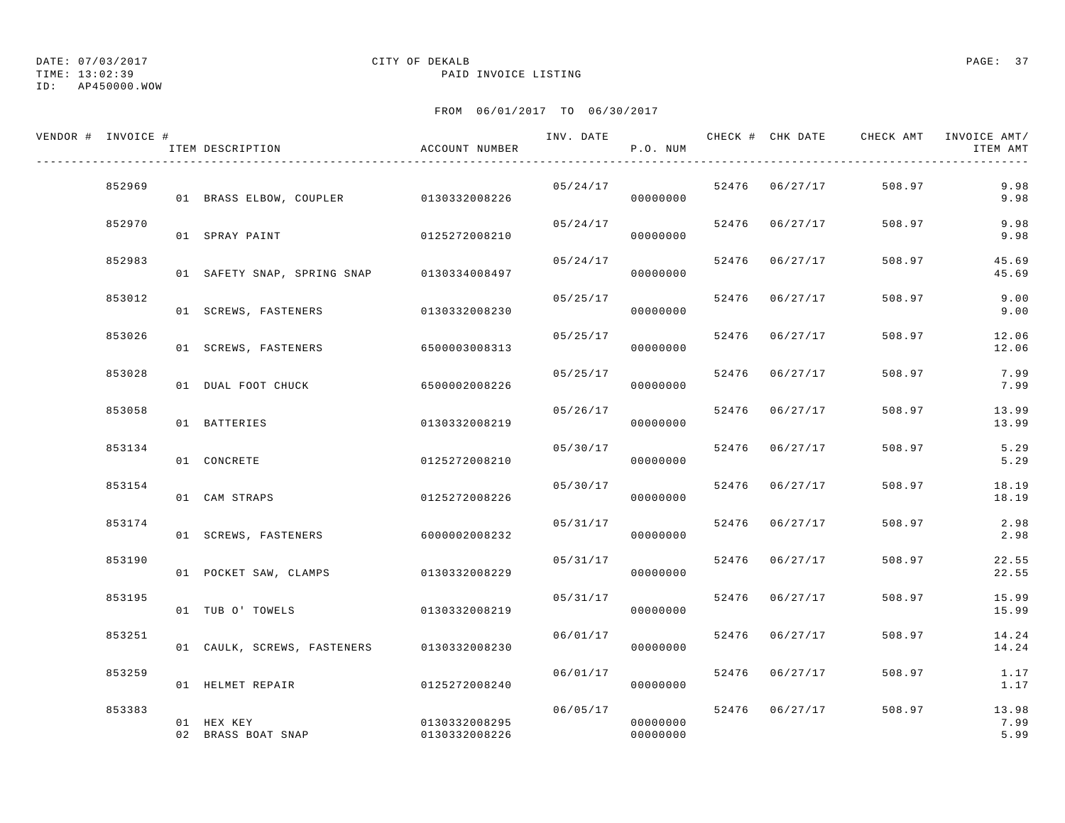DATE: 07/03/2017
TIME: 13:02:39
ID: AP450000.WOW

CITY OF DEKALB
PAID INVOICE LISTING

FROM 06/01/2017 TO 06/30/2017

| VENDOR # | INVOICE # | ITEM DESCRIPTION | ACCOUNT NUMBER | INV. DATE | P.O. NUM | CHECK # | CHK DATE | CHECK AMT | INVOICE AMT/ ITEM AMT |
|---|---|---|---|---|---|---|---|---|---|
| | 852969 | | | 05/24/17 | | 52476 | 06/27/17 | 508.97 | 9.98 |
| | | 01 BRASS ELBOW, COUPLER | 0130332008226 | | 00000000 | | | | 9.98 |
| | 852970 | | | 05/24/17 | | 52476 | 06/27/17 | 508.97 | 9.98 |
| | | 01 SPRAY PAINT | 0125272008210 | | 00000000 | | | | 9.98 |
| | 852983 | | | 05/24/17 | | 52476 | 06/27/17 | 508.97 | 45.69 |
| | | 01 SAFETY SNAP, SPRING SNAP | 0130334008497 | | 00000000 | | | | 45.69 |
| | 853012 | | | 05/25/17 | | 52476 | 06/27/17 | 508.97 | 9.00 |
| | | 01 SCREWS, FASTENERS | 0130332008230 | | 00000000 | | | | 9.00 |
| | 853026 | | | 05/25/17 | | 52476 | 06/27/17 | 508.97 | 12.06 |
| | | 01 SCREWS, FASTENERS | 6500003008313 | | 00000000 | | | | 12.06 |
| | 853028 | | | 05/25/17 | | 52476 | 06/27/17 | 508.97 | 7.99 |
| | | 01 DUAL FOOT CHUCK | 6500002008226 | | 00000000 | | | | 7.99 |
| | 853058 | | | 05/26/17 | | 52476 | 06/27/17 | 508.97 | 13.99 |
| | | 01 BATTERIES | 0130332008219 | | 00000000 | | | | 13.99 |
| | 853134 | | | 05/30/17 | | 52476 | 06/27/17 | 508.97 | 5.29 |
| | | 01 CONCRETE | 0125272008210 | | 00000000 | | | | 5.29 |
| | 853154 | | | 05/30/17 | | 52476 | 06/27/17 | 508.97 | 18.19 |
| | | 01 CAM STRAPS | 0125272008226 | | 00000000 | | | | 18.19 |
| | 853174 | | | 05/31/17 | | 52476 | 06/27/17 | 508.97 | 2.98 |
| | | 01 SCREWS, FASTENERS | 6000002008232 | | 00000000 | | | | 2.98 |
| | 853190 | | | 05/31/17 | | 52476 | 06/27/17 | 508.97 | 22.55 |
| | | 01 POCKET SAW, CLAMPS | 0130332008229 | | 00000000 | | | | 22.55 |
| | 853195 | | | 05/31/17 | | 52476 | 06/27/17 | 508.97 | 15.99 |
| | | 01 TUB O' TOWELS | 0130332008219 | | 00000000 | | | | 15.99 |
| | 853251 | | | 06/01/17 | | 52476 | 06/27/17 | 508.97 | 14.24 |
| | | 01 CAULK, SCREWS, FASTENERS | 0130332008230 | | 00000000 | | | | 14.24 |
| | 853259 | | | 06/01/17 | | 52476 | 06/27/17 | 508.97 | 1.17 |
| | | 01 HELMET REPAIR | 0125272008240 | | 00000000 | | | | 1.17 |
| | 853383 | | | 06/05/17 | | 52476 | 06/27/17 | 508.97 | 13.98 |
| | | 01 HEX KEY | 0130332008295 | | 00000000 | | | | 7.99 |
| | | 02 BRASS BOAT SNAP | 0130332008226 | | 00000000 | | | | 5.99 |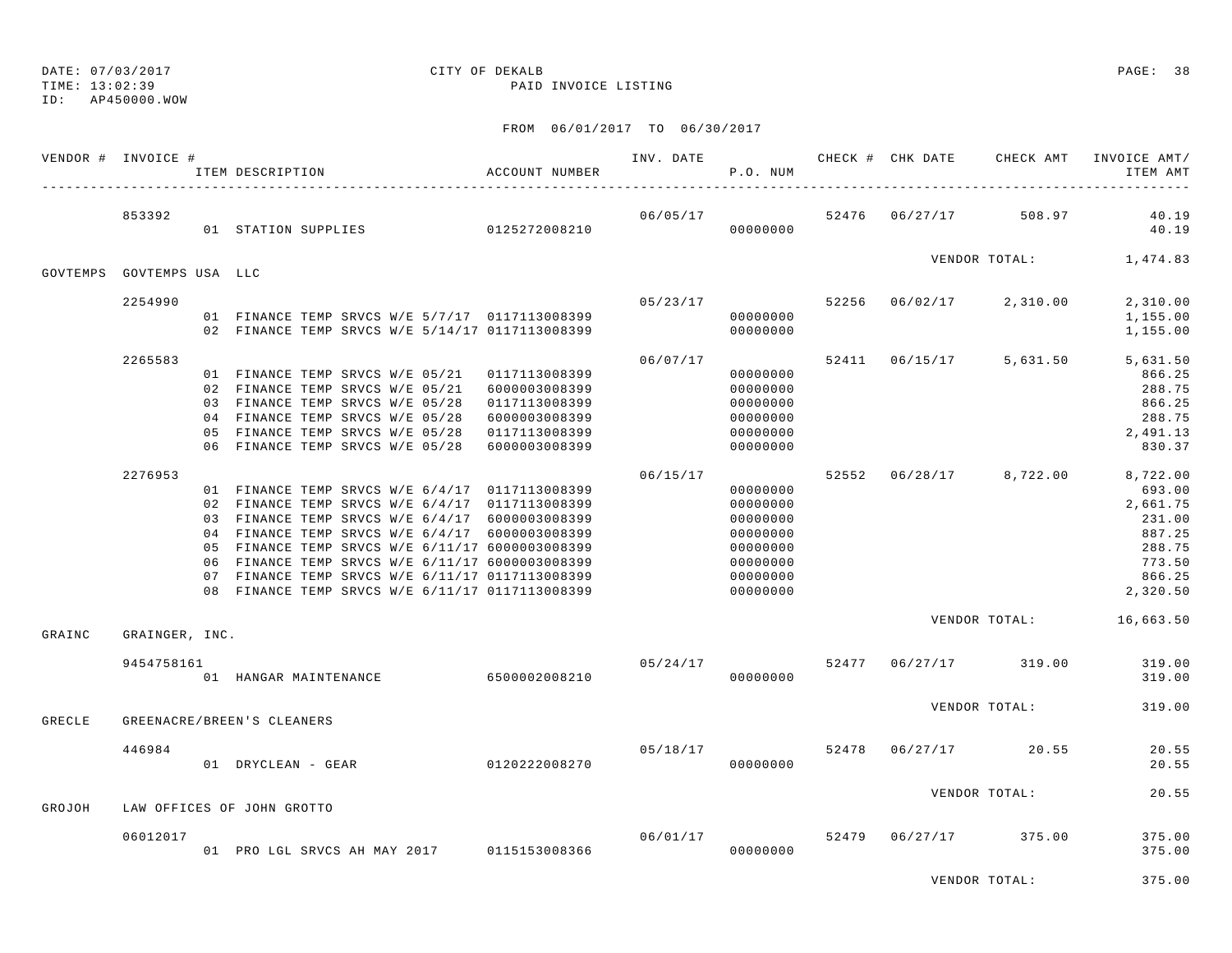DATE: 07/03/2017
TIME: 13:02:39
ID: AP450000.WOW

CITY OF DEKALB
PAID INVOICE LISTING

FROM 06/01/2017 TO 06/30/2017

| VENDOR # | INVOICE # | ITEM DESCRIPTION | ACCOUNT NUMBER | INV. DATE | P.O. NUM | CHECK # | CHK DATE | CHECK AMT | INVOICE AMT/ ITEM AMT |
|---|---|---|---|---|---|---|---|---|---|
| | 853392 | | | 06/05/17 | | 52476 | 06/27/17 | 508.97 | 40.19 |
| | | 01 STATION SUPPLIES | 0125272008210 | | 00000000 | | | | 40.19 |
| | | | | | | | | VENDOR TOTAL: | 1,474.83 |
| GOVTEMPS | GOVTEMPS USA LLC | | | | | | | | |
| | 2254990 | | | 05/23/17 | | 52256 | 06/02/17 | 2,310.00 | 2,310.00 |
| | | 01 FINANCE TEMP SRVCS W/E 5/7/17 | 0117113008399 | | 00000000 | | | | 1,155.00 |
| | | 02 FINANCE TEMP SRVCS W/E 5/14/17 | 0117113008399 | | 00000000 | | | | 1,155.00 |
| | 2265583 | | | 06/07/17 | | 52411 | 06/15/17 | 5,631.50 | 5,631.50 |
| | | 01 FINANCE TEMP SRVCS W/E 05/21 | 0117113008399 | | 00000000 | | | | 866.25 |
| | | 02 FINANCE TEMP SRVCS W/E 05/21 | 6000003008399 | | 00000000 | | | | 288.75 |
| | | 03 FINANCE TEMP SRVCS W/E 05/28 | 0117113008399 | | 00000000 | | | | 866.25 |
| | | 04 FINANCE TEMP SRVCS W/E 05/28 | 6000003008399 | | 00000000 | | | | 288.75 |
| | | 05 FINANCE TEMP SRVCS W/E 05/28 | 0117113008399 | | 00000000 | | | | 2,491.13 |
| | | 06 FINANCE TEMP SRVCS W/E 05/28 | 6000003008399 | | 00000000 | | | | 830.37 |
| | 2276953 | | | 06/15/17 | | 52552 | 06/28/17 | 8,722.00 | 8,722.00 |
| | | 01 FINANCE TEMP SRVCS W/E 6/4/17 | 0117113008399 | | 00000000 | | | | 693.00 |
| | | 02 FINANCE TEMP SRVCS W/E 6/4/17 | 0117113008399 | | 00000000 | | | | 2,661.75 |
| | | 03 FINANCE TEMP SRVCS W/E 6/4/17 | 6000003008399 | | 00000000 | | | | 231.00 |
| | | 04 FINANCE TEMP SRVCS W/E 6/4/17 | 6000003008399 | | 00000000 | | | | 887.25 |
| | | 05 FINANCE TEMP SRVCS W/E 6/11/17 | 6000003008399 | | 00000000 | | | | 288.75 |
| | | 06 FINANCE TEMP SRVCS W/E 6/11/17 | 6000003008399 | | 00000000 | | | | 773.50 |
| | | 07 FINANCE TEMP SRVCS W/E 6/11/17 | 0117113008399 | | 00000000 | | | | 866.25 |
| | | 08 FINANCE TEMP SRVCS W/E 6/11/17 | 0117113008399 | | 00000000 | | | | 2,320.50 |
| | | | | | | | | VENDOR TOTAL: | 16,663.50 |
| GRAINC | GRAINGER, INC. | | | | | | | | |
| | 9454758161 | | | 05/24/17 | | 52477 | 06/27/17 | 319.00 | 319.00 |
| | | 01 HANGAR MAINTENANCE | 6500002008210 | | 00000000 | | | | 319.00 |
| | | | | | | | | VENDOR TOTAL: | 319.00 |
| GRECLE | GREENACRE/BREEN'S CLEANERS | | | | | | | | |
| | 446984 | | | 05/18/17 | | 52478 | 06/27/17 | 20.55 | 20.55 |
| | | 01 DRYCLEAN - GEAR | 0120222008270 | | 00000000 | | | | 20.55 |
| | | | | | | | | VENDOR TOTAL: | 20.55 |
| GROJOH | LAW OFFICES OF JOHN GROTTO | | | | | | | | |
| | 06012017 | | | 06/01/17 | | 52479 | 06/27/17 | 375.00 | 375.00 |
| | | 01 PRO LGL SRVCS AH MAY 2017 | 0115153008366 | | 00000000 | | | | 375.00 |
| | | | | | | | | VENDOR TOTAL: | 375.00 |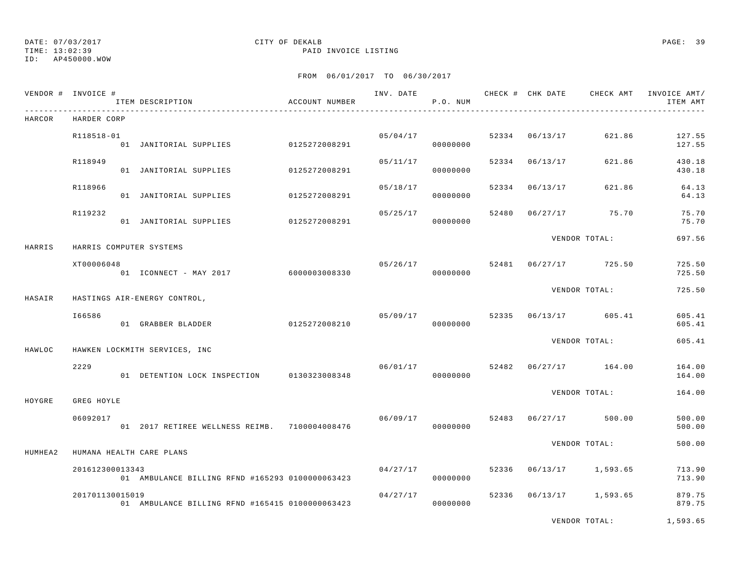DATE: 07/03/2017 CITY OF DEKALB
TIME: 13:02:39 PAID INVOICE LISTING
ID: AP450000.WOW

FROM 06/01/2017 TO 06/30/2017

| VENDOR # | INVOICE # / ITEM DESCRIPTION | ACCOUNT NUMBER | INV. DATE | P.O. NUM | CHECK # | CHK DATE | CHECK AMT | INVOICE AMT/ ITEM AMT |
|---|---|---|---|---|---|---|---|---|
| HARCOR | HARDER CORP | | | | | | | |
| | R118518-01 | | 05/04/17 | | 52334 | 06/13/17 | 621.86 | 127.55 |
| | 01 JANITORIAL SUPPLIES | 0125272008291 | | 00000000 | | | | 127.55 |
| | R118949 | | 05/11/17 | | 52334 | 06/13/17 | 621.86 | 430.18 |
| | 01 JANITORIAL SUPPLIES | 0125272008291 | | 00000000 | | | | 430.18 |
| | R118966 | | 05/18/17 | | 52334 | 06/13/17 | 621.86 | 64.13 |
| | 01 JANITORIAL SUPPLIES | 0125272008291 | | 00000000 | | | | 64.13 |
| | R119232 | | 05/25/17 | | 52480 | 06/27/17 | 75.70 | 75.70 |
| | 01 JANITORIAL SUPPLIES | 0125272008291 | | 00000000 | | | | 75.70 |
| | | | | | | VENDOR TOTAL: | | 697.56 |
| HARRIS | HARRIS COMPUTER SYSTEMS | | | | | | | |
| | XT00006048 | | 05/26/17 | | 52481 | 06/27/17 | 725.50 | 725.50 |
| | 01 ICONNECT - MAY 2017 | 6000003008330 | | 00000000 | | | | 725.50 |
| | | | | | | VENDOR TOTAL: | | 725.50 |
| HASAIR | HASTINGS AIR-ENERGY CONTROL, | | | | | | | |
| | I66586 | | 05/09/17 | | 52335 | 06/13/17 | 605.41 | 605.41 |
| | 01 GRABBER BLADDER | 0125272008210 | | 00000000 | | | | 605.41 |
| | | | | | | VENDOR TOTAL: | | 605.41 |
| HAWLOC | HAWKEN LOCKMITH SERVICES, INC | | | | | | | |
| | 2229 | | 06/01/17 | | 52482 | 06/27/17 | 164.00 | 164.00 |
| | 01 DETENTION LOCK INSPECTION | 0130323008348 | | 00000000 | | | | 164.00 |
| | | | | | | VENDOR TOTAL: | | 164.00 |
| HOYGRE | GREG HOYLE | | | | | | | |
| | 06092017 | | 06/09/17 | | 52483 | 06/27/17 | 500.00 | 500.00 |
| | 01 2017 RETIREE WELLNESS REIMB. | 7100004008476 | | 00000000 | | | | 500.00 |
| | | | | | | VENDOR TOTAL: | | 500.00 |
| HUMHEA2 | HUMANA HEALTH CARE PLANS | | | | | | | |
| | 201612300013343 | | 04/27/17 | | 52336 | 06/13/17 | 1,593.65 | 713.90 |
| | 01 AMBULANCE BILLING RFND #165293 | 0100000063423 | | 00000000 | | | | 713.90 |
| | 201701130015019 | | 04/27/17 | | 52336 | 06/13/17 | 1,593.65 | 879.75 |
| | 01 AMBULANCE BILLING RFND #165415 | 0100000063423 | | 00000000 | | | | 879.75 |
| | | | | | | VENDOR TOTAL: | | 1,593.65 |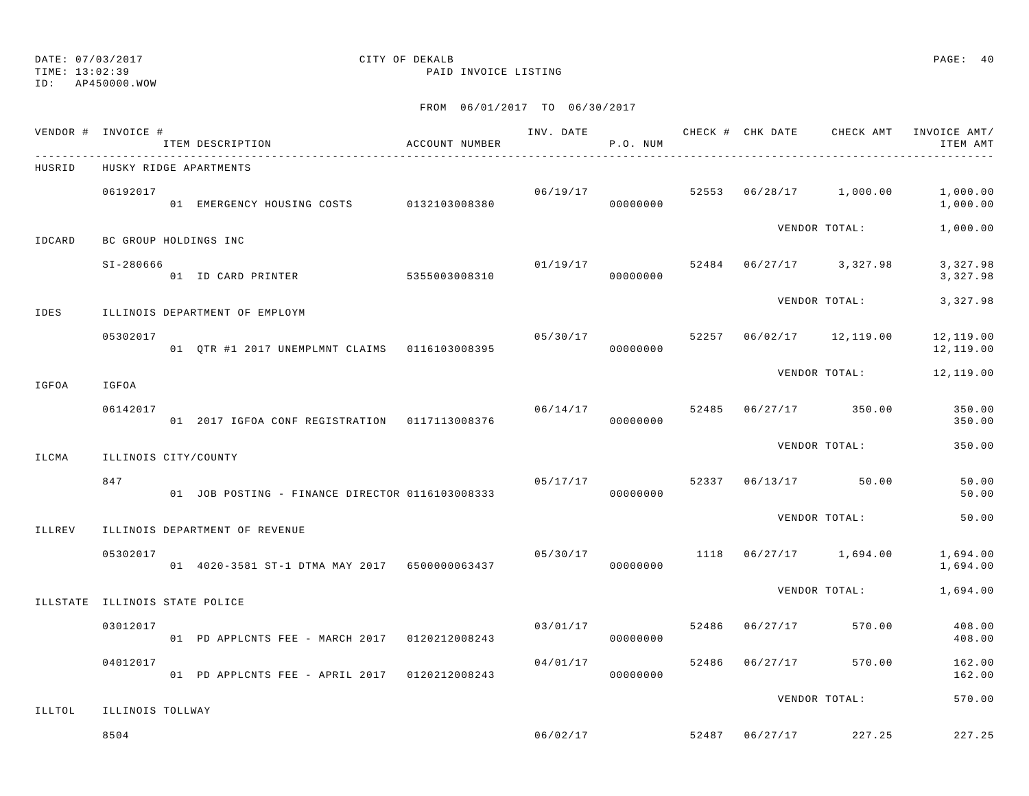DATE: 07/03/2017
TIME: 13:02:39
ID: AP450000.WOW

CITY OF DEKALB
PAID INVOICE LISTING

FROM 06/01/2017 TO 06/30/2017

| VENDOR # | INVOICE # | ITEM DESCRIPTION | ACCOUNT NUMBER | INV. DATE | P.O. NUM | CHECK # | CHK DATE | CHECK AMT | INVOICE AMT/ ITEM AMT |
|---|---|---|---|---|---|---|---|---|---|
| HUSRID | HUSKY RIDGE APARTMENTS | | | | | | | | |
| | 06192017 | | | 06/19/17 | | 52553 | 06/28/17 | 1,000.00 | 1,000.00 |
| | | 01 EMERGENCY HOUSING COSTS | 0132103008380 | | 00000000 | | | | 1,000.00 |
| | | | | | | | VENDOR TOTAL: | | 1,000.00 |
| IDCARD | BC GROUP HOLDINGS INC | | | | | | | | |
| | SI-280666 | | | 01/19/17 | | 52484 | 06/27/17 | 3,327.98 | 3,327.98 |
| | | 01 ID CARD PRINTER | 5355003008310 | | 00000000 | | | | 3,327.98 |
| | | | | | | | VENDOR TOTAL: | | 3,327.98 |
| IDES | ILLINOIS DEPARTMENT OF EMPLOYM | | | | | | | | |
| | 05302017 | | | 05/30/17 | | 52257 | 06/02/17 | 12,119.00 | 12,119.00 |
| | | 01 QTR #1 2017 UNEMPLMNT CLAIMS | 0116103008395 | | 00000000 | | | | 12,119.00 |
| | | | | | | | VENDOR TOTAL: | | 12,119.00 |
| IGFOA | IGFOA | | | | | | | | |
| | 06142017 | | | 06/14/17 | | 52485 | 06/27/17 | 350.00 | 350.00 |
| | | 01 2017 IGFOA CONF REGISTRATION | 0117113008376 | | 00000000 | | | | 350.00 |
| | | | | | | | VENDOR TOTAL: | | 350.00 |
| ILCMA | ILLINOIS CITY/COUNTY | | | | | | | | |
| | 847 | | | 05/17/17 | | 52337 | 06/13/17 | 50.00 | 50.00 |
| | | 01 JOB POSTING - FINANCE DIRECTOR | 0116103008333 | | 00000000 | | | | 50.00 |
| | | | | | | | VENDOR TOTAL: | | 50.00 |
| ILLREV | ILLINOIS DEPARTMENT OF REVENUE | | | | | | | | |
| | 05302017 | | | 05/30/17 | | 1118 | 06/27/17 | 1,694.00 | 1,694.00 |
| | | 01 4020-3581 ST-1 DTMA MAY 2017 | 6500000063437 | | 00000000 | | | | 1,694.00 |
| | | | | | | | VENDOR TOTAL: | | 1,694.00 |
| ILLSTATE | ILLINOIS STATE POLICE | | | | | | | | |
| | 03012017 | | | 03/01/17 | | 52486 | 06/27/17 | 570.00 | 408.00 |
| | | 01 PD APPLCNTS FEE - MARCH 2017 | 0120212008243 | | 00000000 | | | | 408.00 |
| | 04012017 | | | 04/01/17 | | 52486 | 06/27/17 | 570.00 | 162.00 |
| | | 01 PD APPLCNTS FEE - APRIL 2017 | 0120212008243 | | 00000000 | | | | 162.00 |
| | | | | | | | VENDOR TOTAL: | | 570.00 |
| ILLTOL | ILLINOIS TOLLWAY | | | | | | | | |
| | 8504 | | | 06/02/17 | | 52487 | 06/27/17 | 227.25 | 227.25 |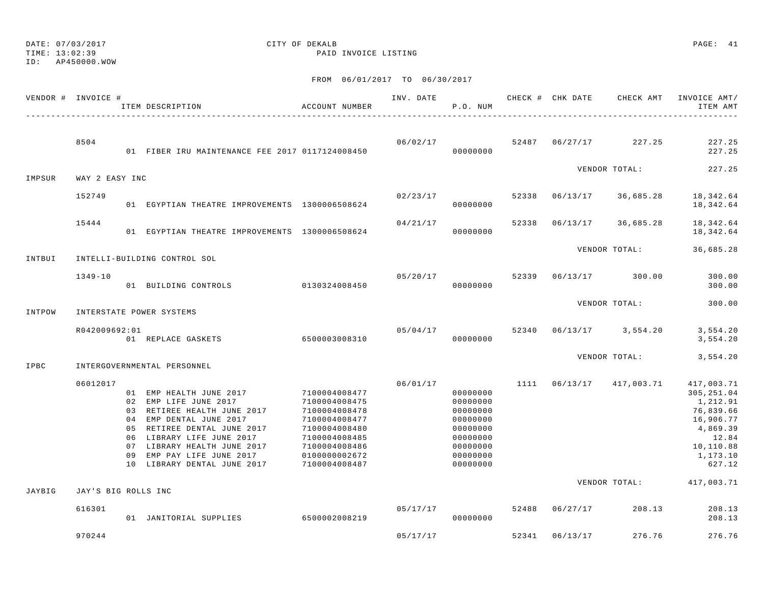DATE: 07/03/2017 CITY OF DEKALB
TIME: 13:02:39 PAID INVOICE LISTING
ID: AP450000.WOW

FROM 06/01/2017 TO 06/30/2017

| VENDOR # | INVOICE # | ITEM DESCRIPTION | ACCOUNT NUMBER | INV. DATE | P.O. NUM | CHECK # | CHK DATE | CHECK AMT | INVOICE AMT/ ITEM AMT |
|---|---|---|---|---|---|---|---|---|---|
| | 8504 | | | 06/02/17 | | 52487 | 06/27/17 | 227.25 | 227.25 |
| | | 01 FIBER IRU MAINTENANCE FEE 2017 | 0117124008450 | | 00000000 | | | | 227.25 |
| | | | | | | | | VENDOR TOTAL: | 227.25 |
| IMPSUR | WAY 2 EASY INC | | | | | | | | |
| | 152749 | | | 02/23/17 | | 52338 | 06/13/17 | 36,685.28 | 18,342.64 |
| | | 01 EGYPTIAN THEATRE IMPROVEMENTS | 1300006508624 | | 00000000 | | | | 18,342.64 |
| | 15444 | | | 04/21/17 | | 52338 | 06/13/17 | 36,685.28 | 18,342.64 |
| | | 01 EGYPTIAN THEATRE IMPROVEMENTS | 1300006508624 | | 00000000 | | | | 18,342.64 |
| | | | | | | | | VENDOR TOTAL: | 36,685.28 |
| INTBUI | INTELLI-BUILDING CONTROL SOL | | | | | | | | |
| | 1349-10 | | | 05/20/17 | | 52339 | 06/13/17 | 300.00 | 300.00 |
| | | 01 BUILDING CONTROLS | 0130324008450 | | 00000000 | | | | 300.00 |
| | | | | | | | | VENDOR TOTAL: | 300.00 |
| INTPOW | INTERSTATE POWER SYSTEMS | | | | | | | | |
| | R042009692:01 | | | 05/04/17 | | 52340 | 06/13/17 | 3,554.20 | 3,554.20 |
| | | 01 REPLACE GASKETS | 6500003008310 | | 00000000 | | | | 3,554.20 |
| | | | | | | | | VENDOR TOTAL: | 3,554.20 |
| IPBC | INTERGOVERNMENTAL PERSONNEL | | | | | | | | |
| | 06012017 | | | 06/01/17 | | 1111 | 06/13/17 | 417,003.71 | 417,003.71 |
| | | 01 EMP HEALTH JUNE 2017 | 7100004008477 | | 00000000 | | | | 305,251.04 |
| | | 02 EMP LIFE JUNE 2017 | 7100004008475 | | 00000000 | | | | 1,212.91 |
| | | 03 RETIREE HEALTH JUNE 2017 | 7100004008478 | | 00000000 | | | | 76,839.66 |
| | | 04 EMP DENTAL JUNE 2017 | 7100004008477 | | 00000000 | | | | 16,906.77 |
| | | 05 RETIREE DENTAL JUNE 2017 | 7100004008480 | | 00000000 | | | | 4,869.39 |
| | | 06 LIBRARY LIFE JUNE 2017 | 7100004008485 | | 00000000 | | | | 12.84 |
| | | 07 LIBRARY HEALTH JUNE 2017 | 7100004008486 | | 00000000 | | | | 10,110.88 |
| | | 09 EMP PAY LIFE JUNE 2017 | 0100000002672 | | 00000000 | | | | 1,173.10 |
| | | 10 LIBRARY DENTAL JUNE 2017 | 7100004008487 | | 00000000 | | | | 627.12 |
| | | | | | | | | VENDOR TOTAL: | 417,003.71 |
| JAYBIG | JAY'S BIG ROLLS INC | | | | | | | | |
| | 616301 | | | 05/17/17 | | 52488 | 06/27/17 | 208.13 | 208.13 |
| | | 01 JANITORIAL SUPPLIES | 6500002008219 | | 00000000 | | | | 208.13 |
| | 970244 | | | 05/17/17 | | 52341 | 06/13/17 | 276.76 | 276.76 |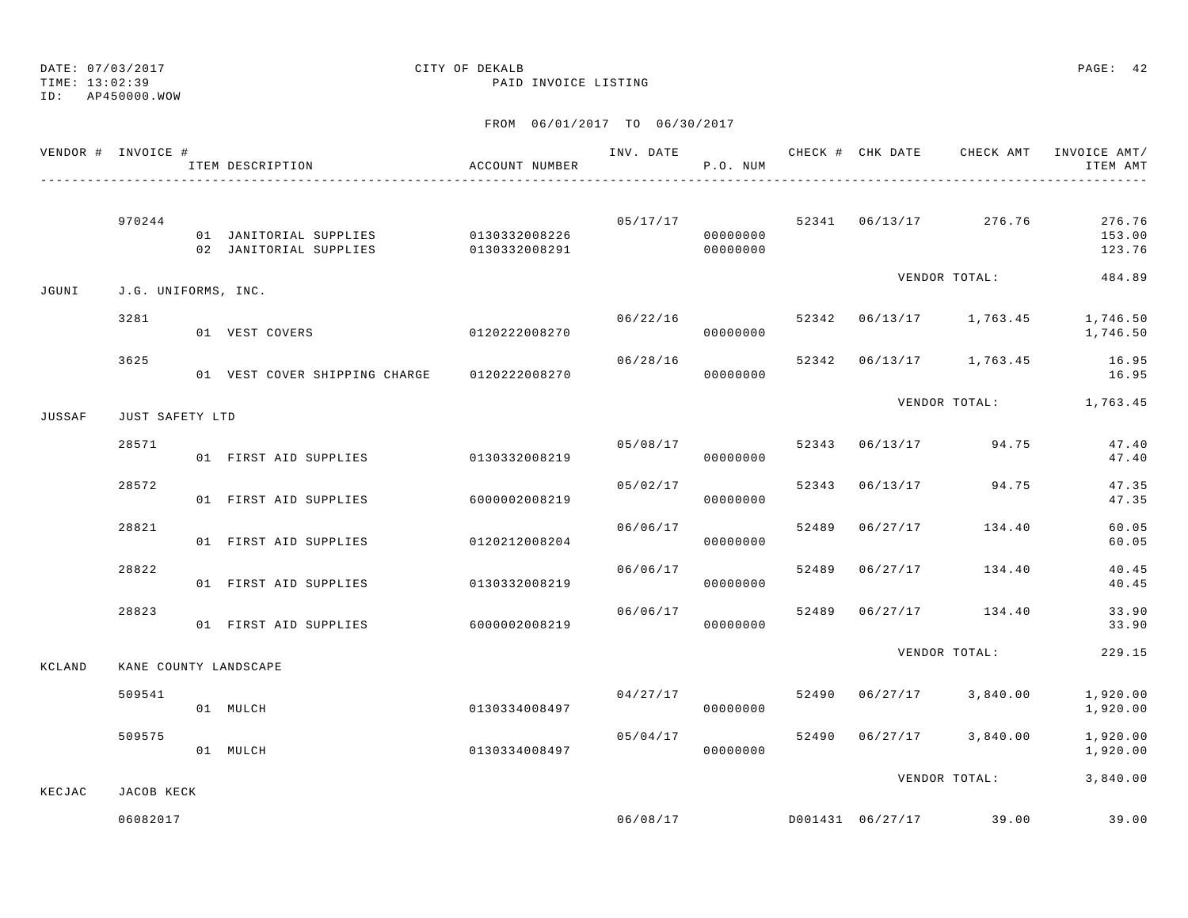DATE: 07/03/2017
TIME: 13:02:39
ID: AP450000.WOW

CITY OF DEKALB
PAID INVOICE LISTING

FROM 06/01/2017 TO 06/30/2017

| VENDOR # | INVOICE # | ITEM DESCRIPTION | ACCOUNT NUMBER | INV. DATE | P.O. NUM | CHECK # | CHK DATE | CHECK AMT | INVOICE AMT/ ITEM AMT |
|---|---|---|---|---|---|---|---|---|---|
| | 970244 | | | 05/17/17 | | 52341 | 06/13/17 | 276.76 | 276.76 |
| | | 01 JANITORIAL SUPPLIES | 0130332008226 | | 00000000 | | | | 153.00 |
| | | 02 JANITORIAL SUPPLIES | 0130332008291 | | 00000000 | | | | 123.76 |
| | | | | | | | | VENDOR TOTAL: | 484.89 |
| JGUNI | J.G. UNIFORMS, INC. | | | | | | | | |
| | 3281 | | | 06/22/16 | | 52342 | 06/13/17 | 1,763.45 | 1,746.50 |
| | | 01 VEST COVERS | 0120222008270 | | 00000000 | | | | 1,746.50 |
| | 3625 | | | 06/28/16 | | 52342 | 06/13/17 | 1,763.45 | 16.95 |
| | | 01 VEST COVER SHIPPING CHARGE | 0120222008270 | | 00000000 | | | | 16.95 |
| | | | | | | | | VENDOR TOTAL: | 1,763.45 |
| JUSSAF | JUST SAFETY LTD | | | | | | | | |
| | 28571 | | | 05/08/17 | | 52343 | 06/13/17 | 94.75 | 47.40 |
| | | 01 FIRST AID SUPPLIES | 0130332008219 | | 00000000 | | | | 47.40 |
| | 28572 | | | 05/02/17 | | 52343 | 06/13/17 | 94.75 | 47.35 |
| | | 01 FIRST AID SUPPLIES | 6000002008219 | | 00000000 | | | | 47.35 |
| | 28821 | | | 06/06/17 | | 52489 | 06/27/17 | 134.40 | 60.05 |
| | | 01 FIRST AID SUPPLIES | 0120212008204 | | 00000000 | | | | 60.05 |
| | 28822 | | | 06/06/17 | | 52489 | 06/27/17 | 134.40 | 40.45 |
| | | 01 FIRST AID SUPPLIES | 0130332008219 | | 00000000 | | | | 40.45 |
| | 28823 | | | 06/06/17 | | 52489 | 06/27/17 | 134.40 | 33.90 |
| | | 01 FIRST AID SUPPLIES | 6000002008219 | | 00000000 | | | | 33.90 |
| | | | | | | | | VENDOR TOTAL: | 229.15 |
| KCLAND | KANE COUNTY LANDSCAPE | | | | | | | | |
| | 509541 | | | 04/27/17 | | 52490 | 06/27/17 | 3,840.00 | 1,920.00 |
| | | 01 MULCH | 0130334008497 | | 00000000 | | | | 1,920.00 |
| | 509575 | | | 05/04/17 | | 52490 | 06/27/17 | 3,840.00 | 1,920.00 |
| | | 01 MULCH | 0130334008497 | | 00000000 | | | | 1,920.00 |
| | | | | | | | | VENDOR TOTAL: | 3,840.00 |
| KECJAC | JACOB KECK | | | | | | | | |
| | 06082017 | | | 06/08/17 | | D001431 | 06/27/17 | 39.00 | 39.00 |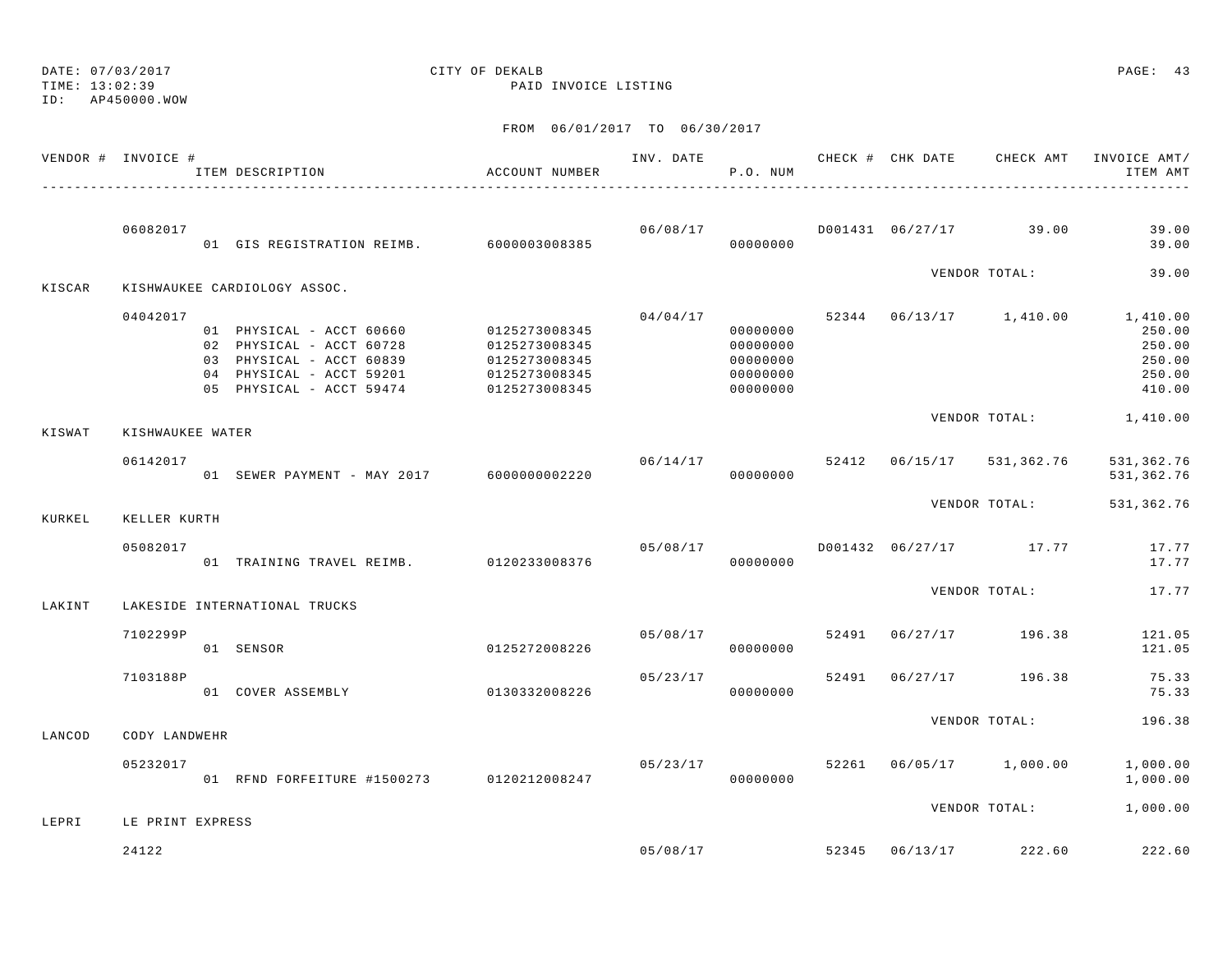DATE: 07/03/2017 CITY OF DEKALB
TIME: 13:02:39 PAID INVOICE LISTING
ID: AP450000.WOW

FROM 06/01/2017 TO 06/30/2017

| VENDOR # | INVOICE # | ITEM DESCRIPTION | ACCOUNT NUMBER | INV. DATE | P.O. NUM | CHECK # | CHK DATE | CHECK AMT | INVOICE AMT/ ITEM AMT |
|---|---|---|---|---|---|---|---|---|---|
| | 06082017 | | | 06/08/17 | | D001431 | 06/27/17 | 39.00 | 39.00 |
| | | 01 GIS REGISTRATION REIMB. | 6000003008385 | | 00000000 | | | | 39.00 |
| | | | | | | | | VENDOR TOTAL: | 39.00 |
| KISCAR | KISHWAUKEE CARDIOLOGY ASSOC. | | | | | | | | |
| | 04042017 | | | 04/04/17 | | 52344 | 06/13/17 | 1,410.00 | 1,410.00 |
| | | 01 PHYSICAL - ACCT 60660 | 0125273008345 | | 00000000 | | | | 250.00 |
| | | 02 PHYSICAL - ACCT 60728 | 0125273008345 | | 00000000 | | | | 250.00 |
| | | 03 PHYSICAL - ACCT 60839 | 0125273008345 | | 00000000 | | | | 250.00 |
| | | 04 PHYSICAL - ACCT 59201 | 0125273008345 | | 00000000 | | | | 250.00 |
| | | 05 PHYSICAL - ACCT 59474 | 0125273008345 | | 00000000 | | | | 410.00 |
| | | | | | | | | VENDOR TOTAL: | 1,410.00 |
| KISWAT | KISHWAUKEE WATER | | | | | | | | |
| | 06142017 | | | 06/14/17 | | 52412 | 06/15/17 | 531,362.76 | 531,362.76 |
| | | 01 SEWER PAYMENT - MAY 2017 | 6000000002220 | | 00000000 | | | | 531,362.76 |
| | | | | | | | | VENDOR TOTAL: | 531,362.76 |
| KURKEL | KELLER KURTH | | | | | | | | |
| | 05082017 | | | 05/08/17 | | D001432 | 06/27/17 | 17.77 | 17.77 |
| | | 01 TRAINING TRAVEL REIMB. | 0120233008376 | | 00000000 | | | | 17.77 |
| | | | | | | | | VENDOR TOTAL: | 17.77 |
| LAKINT | LAKESIDE INTERNATIONAL TRUCKS | | | | | | | | |
| | 7102299P | | | 05/08/17 | | 52491 | 06/27/17 | 196.38 | 121.05 |
| | | 01 SENSOR | 0125272008226 | | 00000000 | | | | 121.05 |
| | 7103188P | | | 05/23/17 | | 52491 | 06/27/17 | 196.38 | 75.33 |
| | | 01 COVER ASSEMBLY | 0130332008226 | | 00000000 | | | | 75.33 |
| | | | | | | | | VENDOR TOTAL: | 196.38 |
| LANCOD | CODY LANDWEHR | | | | | | | | |
| | 05232017 | | | 05/23/17 | | 52261 | 06/05/17 | 1,000.00 | 1,000.00 |
| | | 01 RFND FORFEITURE #1500273 | 0120212008247 | | 00000000 | | | | 1,000.00 |
| | | | | | | | | VENDOR TOTAL: | 1,000.00 |
| LEPRI | LE PRINT EXPRESS | | | | | | | | |
| | 24122 | | | 05/08/17 | | 52345 | 06/13/17 | 222.60 | 222.60 |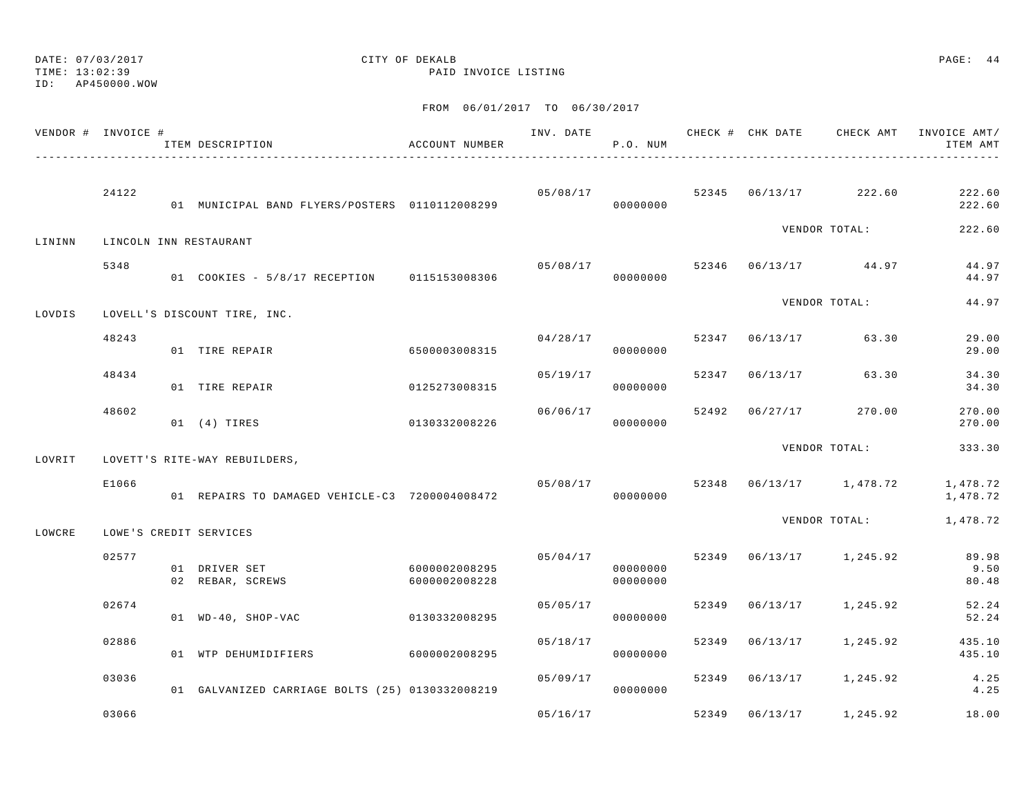DATE: 07/03/2017 CITY OF DEKALB
TIME: 13:02:39 PAID INVOICE LISTING
ID: AP450000.WOW

FROM 06/01/2017 TO 06/30/2017

| VENDOR # | INVOICE # | ITEM DESCRIPTION | ACCOUNT NUMBER | INV. DATE | P.O. NUM | CHECK # | CHK DATE | CHECK AMT | INVOICE AMT/ ITEM AMT |
|---|---|---|---|---|---|---|---|---|---|
| | 24122 | | | 05/08/17 | | 52345 | 06/13/17 | 222.60 | 222.60 |
| | | 01 MUNICIPAL BAND FLYERS/POSTERS | 0110112008299 | | 00000000 | | | | 222.60 |
| | | | | | | | | VENDOR TOTAL: | 222.60 |
| LININN | LINCOLN INN RESTAURANT | | | | | | | | |
| | 5348 | | | 05/08/17 | | 52346 | 06/13/17 | 44.97 | 44.97 |
| | | 01 COOKIES - 5/8/17 RECEPTION | 0115153008306 | | 00000000 | | | | 44.97 |
| | | | | | | | | VENDOR TOTAL: | 44.97 |
| LOVDIS | LOVELL'S DISCOUNT TIRE, INC. | | | | | | | | |
| | 48243 | | | 04/28/17 | | 52347 | 06/13/17 | 63.30 | 29.00 |
| | | 01 TIRE REPAIR | 6500003008315 | | 00000000 | | | | 29.00 |
| | 48434 | | | 05/19/17 | | 52347 | 06/13/17 | 63.30 | 34.30 |
| | | 01 TIRE REPAIR | 0125273008315 | | 00000000 | | | | 34.30 |
| | 48602 | | | 06/06/17 | | 52492 | 06/27/17 | 270.00 | 270.00 |
| | | 01 (4) TIRES | 0130332008226 | | 00000000 | | | | 270.00 |
| | | | | | | | | VENDOR TOTAL: | 333.30 |
| LOVRIT | LOVETT'S RITE-WAY REBUILDERS, | | | | | | | | |
| | E1066 | | | 05/08/17 | | 52348 | 06/13/17 | 1,478.72 | 1,478.72 |
| | | 01 REPAIRS TO DAMAGED VEHICLE-C3 | 7200004008472 | | 00000000 | | | | 1,478.72 |
| | | | | | | | | VENDOR TOTAL: | 1,478.72 |
| LOWCRE | LOWE'S CREDIT SERVICES | | | | | | | | |
| | 02577 | | | 05/04/17 | | 52349 | 06/13/17 | 1,245.92 | 89.98 |
| | | 01 DRIVER SET | 6000002008295 | | 00000000 | | | | 9.50 |
| | | 02 REBAR, SCREWS | 6000002008228 | | 00000000 | | | | 80.48 |
| | 02674 | | | 05/05/17 | | 52349 | 06/13/17 | 1,245.92 | 52.24 |
| | | 01 WD-40, SHOP-VAC | 0130332008295 | | 00000000 | | | | 52.24 |
| | 02886 | | | 05/18/17 | | 52349 | 06/13/17 | 1,245.92 | 435.10 |
| | | 01 WTP DEHUMIDIFIERS | 6000002008295 | | 00000000 | | | | 435.10 |
| | 03036 | | | 05/09/17 | | 52349 | 06/13/17 | 1,245.92 | 4.25 |
| | | 01 GALVANIZED CARRIAGE BOLTS (25) | 0130332008219 | | 00000000 | | | | 4.25 |
| | 03066 | | | 05/16/17 | | 52349 | 06/13/17 | 1,245.92 | 18.00 |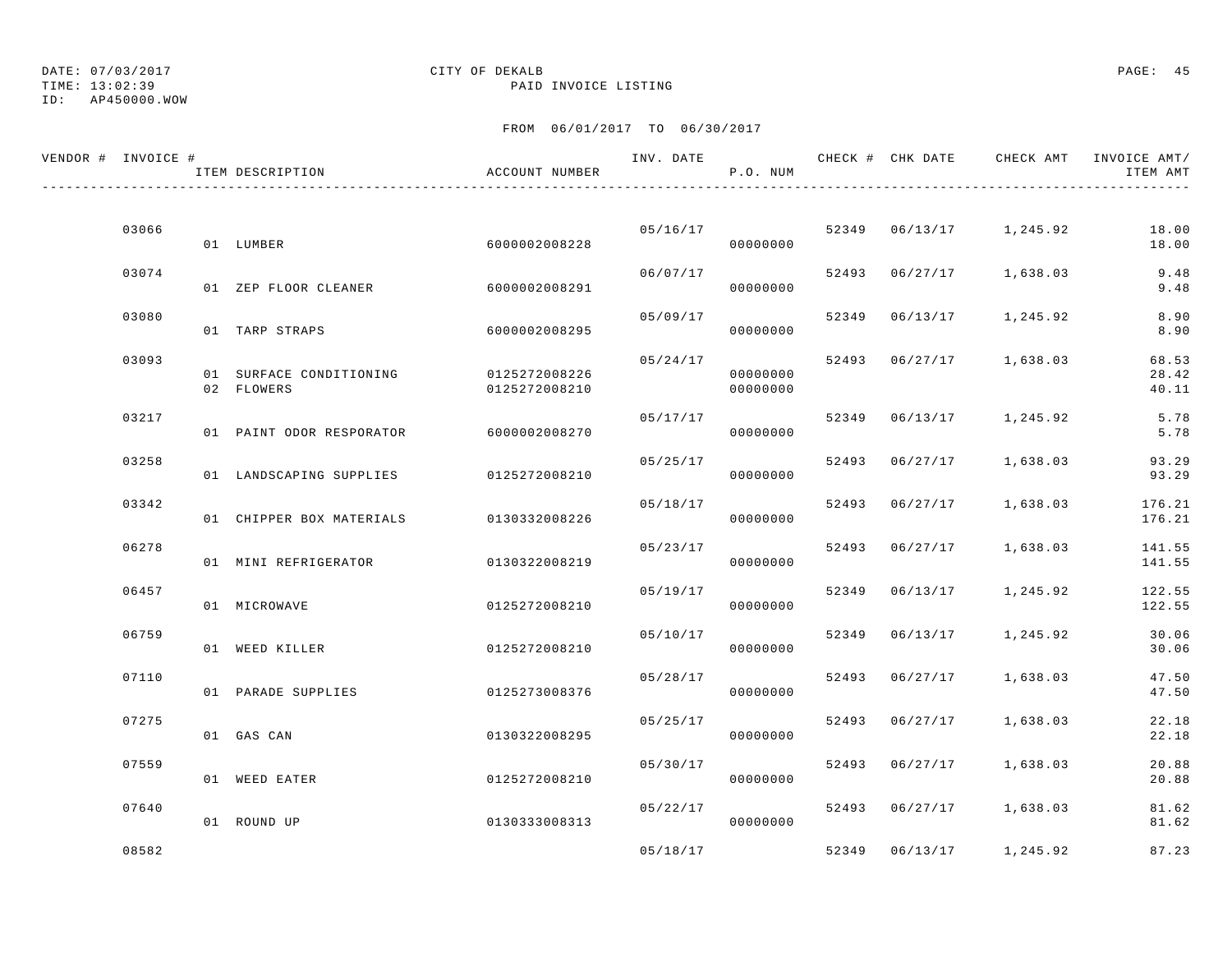DATE: 07/03/2017 CITY OF DEKALB
TIME: 13:02:39 PAID INVOICE LISTING
ID: AP450000.WOW

FROM 06/01/2017 TO 06/30/2017

| VENDOR # | INVOICE # | ITEM DESCRIPTION | ACCOUNT NUMBER | INV. DATE | P.O. NUM | CHECK # | CHK DATE | CHECK AMT | INVOICE AMT/ ITEM AMT |
|---|---|---|---|---|---|---|---|---|---|
| | 03066 | | | 05/16/17 | | 52349 | 06/13/17 | 1,245.92 | 18.00 |
| | | 01 LUMBER | 6000002008228 | | 00000000 | | | | 18.00 |
| | 03074 | | | 06/07/17 | | 52493 | 06/27/17 | 1,638.03 | 9.48 |
| | | 01 ZEP FLOOR CLEANER | 6000002008291 | | 00000000 | | | | 9.48 |
| | 03080 | | | 05/09/17 | | 52349 | 06/13/17 | 1,245.92 | 8.90 |
| | | 01 TARP STRAPS | 6000002008295 | | 00000000 | | | | 8.90 |
| | 03093 | | | 05/24/17 | | 52493 | 06/27/17 | 1,638.03 | 68.53 |
| | | 01 SURFACE CONDITIONING | 0125272008226 | | 00000000 | | | | 28.42 |
| | | 02 FLOWERS | 0125272008210 | | 00000000 | | | | 40.11 |
| | 03217 | | | 05/17/17 | | 52349 | 06/13/17 | 1,245.92 | 5.78 |
| | | 01 PAINT ODOR RESPORATOR | 6000002008270 | | 00000000 | | | | 5.78 |
| | 03258 | | | 05/25/17 | | 52493 | 06/27/17 | 1,638.03 | 93.29 |
| | | 01 LANDSCAPING SUPPLIES | 0125272008210 | | 00000000 | | | | 93.29 |
| | 03342 | | | 05/18/17 | | 52493 | 06/27/17 | 1,638.03 | 176.21 |
| | | 01 CHIPPER BOX MATERIALS | 0130332008226 | | 00000000 | | | | 176.21 |
| | 06278 | | | 05/23/17 | | 52493 | 06/27/17 | 1,638.03 | 141.55 |
| | | 01 MINI REFRIGERATOR | 0130322008219 | | 00000000 | | | | 141.55 |
| | 06457 | | | 05/19/17 | | 52349 | 06/13/17 | 1,245.92 | 122.55 |
| | | 01 MICROWAVE | 0125272008210 | | 00000000 | | | | 122.55 |
| | 06759 | | | 05/10/17 | | 52349 | 06/13/17 | 1,245.92 | 30.06 |
| | | 01 WEED KILLER | 0125272008210 | | 00000000 | | | | 30.06 |
| | 07110 | | | 05/28/17 | | 52493 | 06/27/17 | 1,638.03 | 47.50 |
| | | 01 PARADE SUPPLIES | 0125273008376 | | 00000000 | | | | 47.50 |
| | 07275 | | | 05/25/17 | | 52493 | 06/27/17 | 1,638.03 | 22.18 |
| | | 01 GAS CAN | 0130322008295 | | 00000000 | | | | 22.18 |
| | 07559 | | | 05/30/17 | | 52493 | 06/27/17 | 1,638.03 | 20.88 |
| | | 01 WEED EATER | 0125272008210 | | 00000000 | | | | 20.88 |
| | 07640 | | | 05/22/17 | | 52493 | 06/27/17 | 1,638.03 | 81.62 |
| | | 01 ROUND UP | 0130333008313 | | 00000000 | | | | 81.62 |
| | 08582 | | | 05/18/17 | | 52349 | 06/13/17 | 1,245.92 | 87.23 |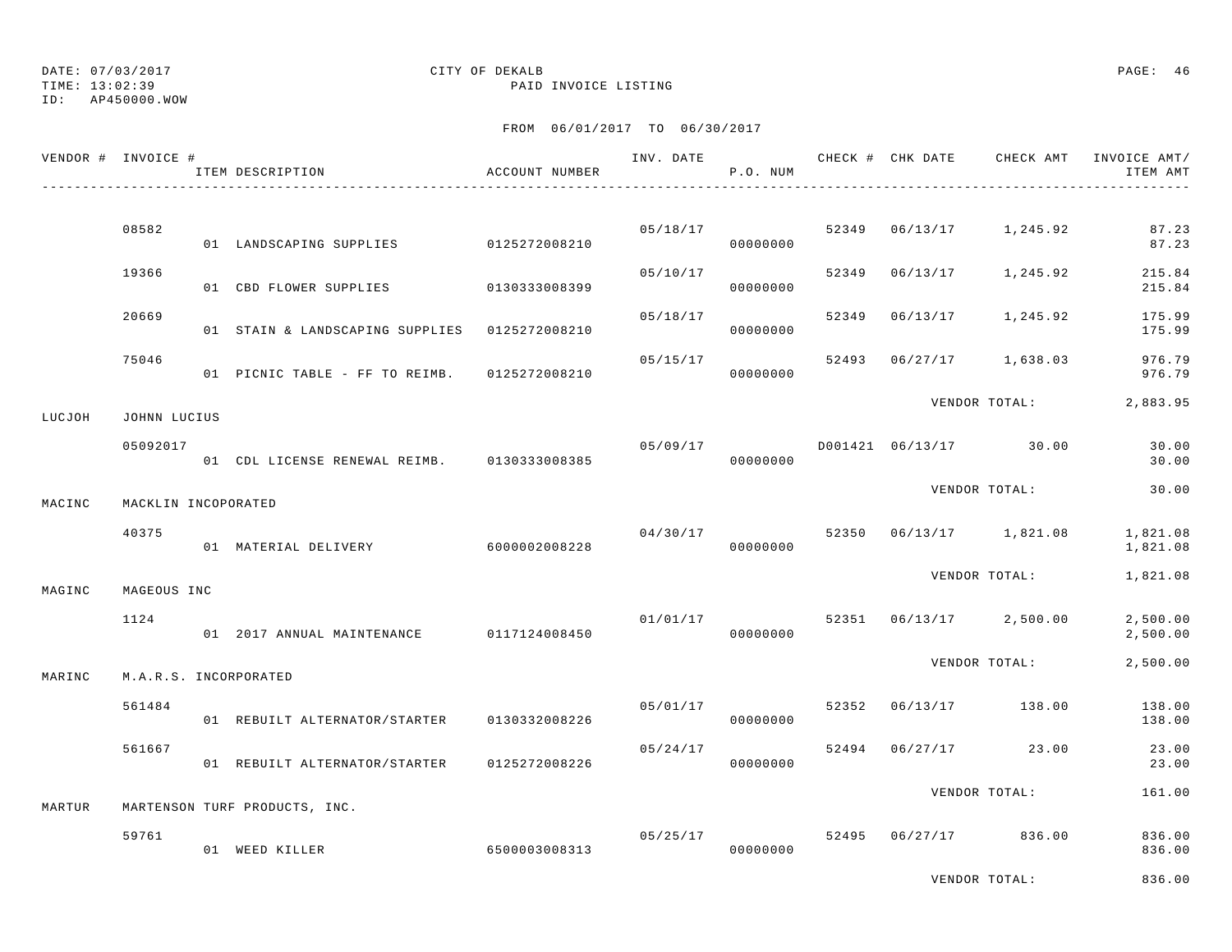DATE: 07/03/2017 CITY OF DEKALB
TIME: 13:02:39 PAID INVOICE LISTING
ID: AP450000.WOW

FROM 06/01/2017 TO 06/30/2017

| VENDOR # | INVOICE # | ITEM DESCRIPTION | ACCOUNT NUMBER | INV. DATE | P.O. NUM | CHECK # | CHK DATE | CHECK AMT | INVOICE AMT/ ITEM AMT |
|---|---|---|---|---|---|---|---|---|---|
| | 08582 | | | 05/18/17 | | 52349 | 06/13/17 | 1,245.92 | 87.23 |
| | | 01 LANDSCAPING SUPPLIES | 0125272008210 | | 00000000 | | | | 87.23 |
| | 19366 | | | 05/10/17 | | 52349 | 06/13/17 | 1,245.92 | 215.84 |
| | | 01 CBD FLOWER SUPPLIES | 0130333008399 | | 00000000 | | | | 215.84 |
| | 20669 | | | 05/18/17 | | 52349 | 06/13/17 | 1,245.92 | 175.99 |
| | | 01 STAIN & LANDSCAPING SUPPLIES | 0125272008210 | | 00000000 | | | | 175.99 |
| | 75046 | | | 05/15/17 | | 52493 | 06/27/17 | 1,638.03 | 976.79 |
| | | 01 PICNIC TABLE - FF TO REIMB. | 0125272008210 | | 00000000 | | | | 976.79 |
| | | | | | | | VENDOR TOTAL: | | 2,883.95 |
| LUCJOH | JOHNN LUCIUS | | | | | | | | |
| | 05092017 | | | 05/09/17 | | D001421 | 06/13/17 | 30.00 | 30.00 |
| | | 01 CDL LICENSE RENEWAL REIMB. | 0130333008385 | | 00000000 | | | | 30.00 |
| | | | | | | | VENDOR TOTAL: | | 30.00 |
| MACINC | MACKLIN INCOPORATED | | | | | | | | |
| | 40375 | | | 04/30/17 | | 52350 | 06/13/17 | 1,821.08 | 1,821.08 |
| | | 01 MATERIAL DELIVERY | 6000002008228 | | 00000000 | | | | 1,821.08 |
| | | | | | | | VENDOR TOTAL: | | 1,821.08 |
| MAGINC | MAGEOUS INC | | | | | | | | |
| | 1124 | | | 01/01/17 | | 52351 | 06/13/17 | 2,500.00 | 2,500.00 |
| | | 01 2017 ANNUAL MAINTENANCE | 0117124008450 | | 00000000 | | | | 2,500.00 |
| | | | | | | | VENDOR TOTAL: | | 2,500.00 |
| MARINC | M.A.R.S. INCORPORATED | | | | | | | | |
| | 561484 | | | 05/01/17 | | 52352 | 06/13/17 | 138.00 | 138.00 |
| | | 01 REBUILT ALTERNATOR/STARTER | 0130332008226 | | 00000000 | | | | 138.00 |
| | 561667 | | | 05/24/17 | | 52494 | 06/27/17 | 23.00 | 23.00 |
| | | 01 REBUILT ALTERNATOR/STARTER | 0125272008226 | | 00000000 | | | | 23.00 |
| | | | | | | | VENDOR TOTAL: | | 161.00 |
| MARTUR | MARTENSON TURF PRODUCTS, INC. | | | | | | | | |
| | 59761 | | | 05/25/17 | | 52495 | 06/27/17 | 836.00 | 836.00 |
| | | 01 WEED KILLER | 6500003008313 | | 00000000 | | | | 836.00 |
| | | | | | | | VENDOR TOTAL: | | 836.00 |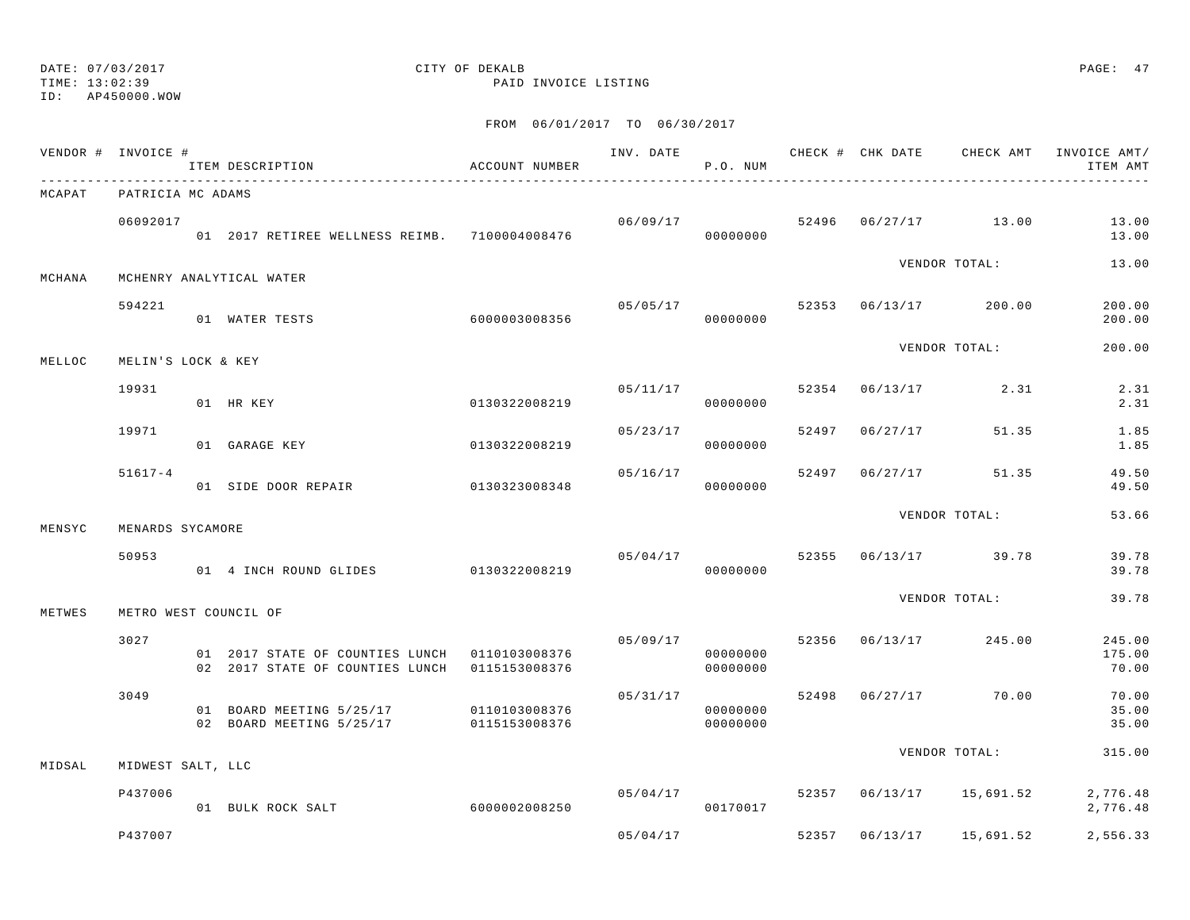DATE: 07/03/2017
TIME: 13:02:39
ID: AP450000.WOW

CITY OF DEKALB
PAID INVOICE LISTING

FROM 06/01/2017 TO 06/30/2017

| VENDOR # | INVOICE # | ITEM DESCRIPTION | ACCOUNT NUMBER | INV. DATE | P.O. NUM | CHECK # | CHK DATE | CHECK AMT | INVOICE AMT/ ITEM AMT |
|---|---|---|---|---|---|---|---|---|---|
| MCAPAT | PATRICIA MC ADAMS | | | | | | | | |
| | 06092017 | | | 06/09/17 | | 52496 | 06/27/17 | 13.00 | 13.00 |
| | | 01 2017 RETIREE WELLNESS REIMB. | 7100004008476 | | 00000000 | | | | 13.00 |
| | | | | | | | VENDOR TOTAL: | | 13.00 |
| MCHANA | MCHENRY ANALYTICAL WATER | | | | | | | | |
| | 594221 | | | 05/05/17 | | 52353 | 06/13/17 | 200.00 | 200.00 |
| | | 01 WATER TESTS | 6000003008356 | | 00000000 | | | | 200.00 |
| | | | | | | | VENDOR TOTAL: | | 200.00 |
| MELLOC | MELIN'S LOCK & KEY | | | | | | | | |
| | 19931 | | | 05/11/17 | | 52354 | 06/13/17 | 2.31 | 2.31 |
| | | 01 HR KEY | 0130322008219 | | 00000000 | | | | 2.31 |
| | 19971 | | | 05/23/17 | | 52497 | 06/27/17 | 51.35 | 1.85 |
| | | 01 GARAGE KEY | 0130322008219 | | 00000000 | | | | 1.85 |
| | 51617-4 | | | 05/16/17 | | 52497 | 06/27/17 | 51.35 | 49.50 |
| | | 01 SIDE DOOR REPAIR | 0130323008348 | | 00000000 | | | | 49.50 |
| | | | | | | | VENDOR TOTAL: | | 53.66 |
| MENSYC | MENARDS SYCAMORE | | | | | | | | |
| | 50953 | | | 05/04/17 | | 52355 | 06/13/17 | 39.78 | 39.78 |
| | | 01 4 INCH ROUND GLIDES | 0130322008219 | | 00000000 | | | | 39.78 |
| | | | | | | | VENDOR TOTAL: | | 39.78 |
| METWES | METRO WEST COUNCIL OF | | | | | | | | |
| | 3027 | | | 05/09/17 | | 52356 | 06/13/17 | 245.00 | 245.00 |
| | | 01 2017 STATE OF COUNTIES LUNCH | 0110103008376 | | 00000000 | | | | 175.00 |
| | | 02 2017 STATE OF COUNTIES LUNCH | 0115153008376 | | 00000000 | | | | 70.00 |
| | 3049 | | | 05/31/17 | | 52498 | 06/27/17 | 70.00 | 70.00 |
| | | 01 BOARD MEETING 5/25/17 | 0110103008376 | | 00000000 | | | | 35.00 |
| | | 02 BOARD MEETING 5/25/17 | 0115153008376 | | 00000000 | | | | 35.00 |
| | | | | | | | VENDOR TOTAL: | | 315.00 |
| MIDSAL | MIDWEST SALT, LLC | | | | | | | | |
| | P437006 | | | 05/04/17 | | 52357 | 06/13/17 | 15,691.52 | 2,776.48 |
| | | 01 BULK ROCK SALT | 6000002008250 | | 00170017 | | | | 2,776.48 |
| | P437007 | | | 05/04/17 | | 52357 | 06/13/17 | 15,691.52 | 2,556.33 |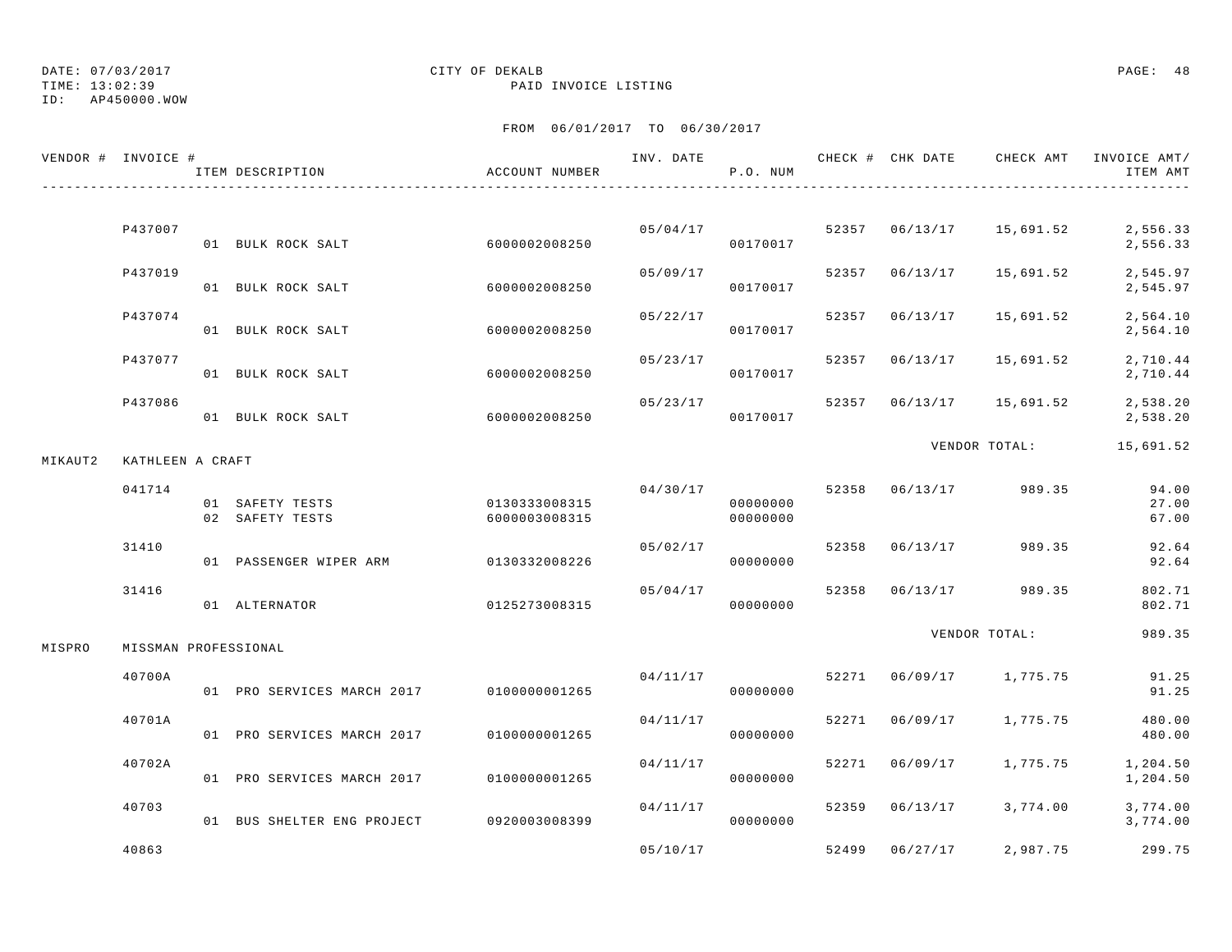DATE: 07/03/2017  
TIME: 13:02:39  
ID: AP450000.WOW

CITY OF DEKALB  
PAID INVOICE LISTING

FROM 06/01/2017 TO 06/30/2017

| VENDOR # | INVOICE # | ITEM DESCRIPTION | ACCOUNT NUMBER | INV. DATE | P.O. NUM | CHECK # | CHK DATE | CHECK AMT | INVOICE AMT/ ITEM AMT |
|---|---|---|---|---|---|---|---|---|---|
| | P437007 | | | 05/04/17 | | 52357 | 06/13/17 | 15,691.52 | 2,556.33 |
| | | 01 BULK ROCK SALT | 6000002008250 | | 00170017 | | | | 2,556.33 |
| | P437019 | | | 05/09/17 | | 52357 | 06/13/17 | 15,691.52 | 2,545.97 |
| | | 01 BULK ROCK SALT | 6000002008250 | | 00170017 | | | | 2,545.97 |
| | P437074 | | | 05/22/17 | | 52357 | 06/13/17 | 15,691.52 | 2,564.10 |
| | | 01 BULK ROCK SALT | 6000002008250 | | 00170017 | | | | 2,564.10 |
| | P437077 | | | 05/23/17 | | 52357 | 06/13/17 | 15,691.52 | 2,710.44 |
| | | 01 BULK ROCK SALT | 6000002008250 | | 00170017 | | | | 2,710.44 |
| | P437086 | | | 05/23/17 | | 52357 | 06/13/17 | 15,691.52 | 2,538.20 |
| | | 01 BULK ROCK SALT | 6000002008250 | | 00170017 | | | | 2,538.20 |
| | | | | | | | | VENDOR TOTAL: | 15,691.52 |
| MIKAUT2 | KATHLEEN A CRAFT | | | | | | | | |
| | 041714 | | | 04/30/17 | | 52358 | 06/13/17 | 989.35 | 94.00 |
| | | 01 SAFETY TESTS | 0130333008315 | | 00000000 | | | | 27.00 |
| | | 02 SAFETY TESTS | 6000003008315 | | 00000000 | | | | 67.00 |
| | 31410 | | | 05/02/17 | | 52358 | 06/13/17 | 989.35 | 92.64 |
| | | 01 PASSENGER WIPER ARM | 0130332008226 | | 00000000 | | | | 92.64 |
| | 31416 | | | 05/04/17 | | 52358 | 06/13/17 | 989.35 | 802.71 |
| | | 01 ALTERNATOR | 0125273008315 | | 00000000 | | | | 802.71 |
| | | | | | | | | VENDOR TOTAL: | 989.35 |
| MISPRO | MISSMAN PROFESSIONAL | | | | | | | | |
| | 40700A | | | 04/11/17 | | 52271 | 06/09/17 | 1,775.75 | 91.25 |
| | | 01 PRO SERVICES MARCH 2017 | 0100000001265 | | 00000000 | | | | 91.25 |
| | 40701A | | | 04/11/17 | | 52271 | 06/09/17 | 1,775.75 | 480.00 |
| | | 01 PRO SERVICES MARCH 2017 | 0100000001265 | | 00000000 | | | | 480.00 |
| | 40702A | | | 04/11/17 | | 52271 | 06/09/17 | 1,775.75 | 1,204.50 |
| | | 01 PRO SERVICES MARCH 2017 | 0100000001265 | | 00000000 | | | | 1,204.50 |
| | 40703 | | | 04/11/17 | | 52359 | 06/13/17 | 3,774.00 | 3,774.00 |
| | | 01 BUS SHELTER ENG PROJECT | 0920003008399 | | 00000000 | | | | 3,774.00 |
| | 40863 | | | 05/10/17 | | 52499 | 06/27/17 | 2,987.75 | 299.75 |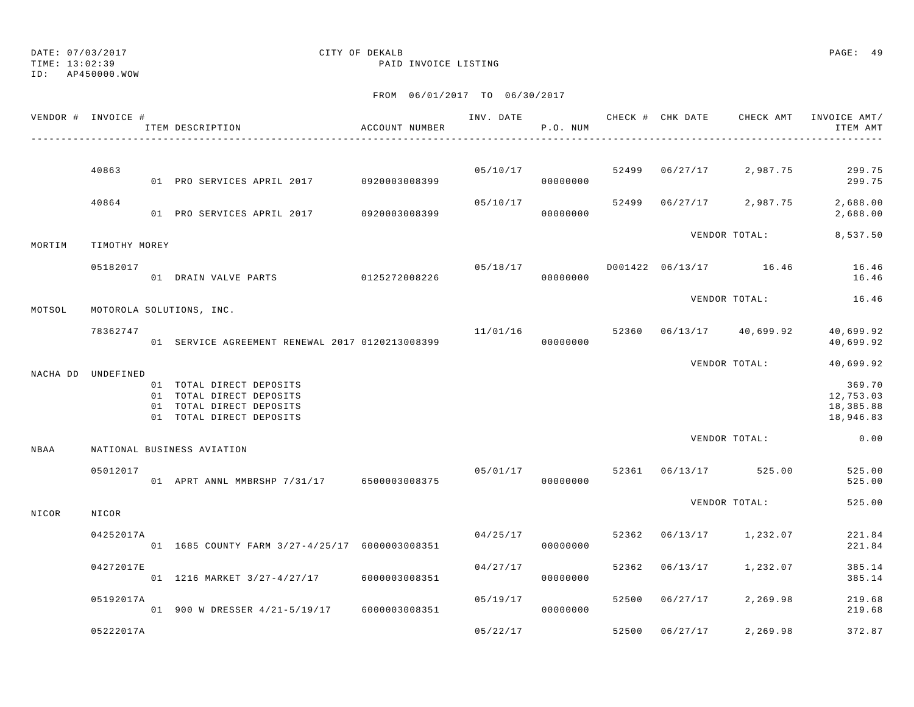DATE: 07/03/2017
TIME: 13:02:39
ID: AP450000.WOW

CITY OF DEKALB
PAID INVOICE LISTING

FROM 06/01/2017 TO 06/30/2017

| VENDOR # | INVOICE # | ITEM DESCRIPTION | ACCOUNT NUMBER | INV. DATE | P.O. NUM | CHECK # | CHK DATE | CHECK AMT | INVOICE AMT/ ITEM AMT |
|---|---|---|---|---|---|---|---|---|---|
| | 40863 | | | 05/10/17 | | 52499 | 06/27/17 | 2,987.75 | 299.75 |
| | | 01 PRO SERVICES APRIL 2017 | 0920003008399 | | 00000000 | | | | 299.75 |
| | 40864 | | | 05/10/17 | | 52499 | 06/27/17 | 2,987.75 | 2,688.00 |
| | | 01 PRO SERVICES APRIL 2017 | 0920003008399 | | 00000000 | | | | 2,688.00 |
| | | | | | | | VENDOR TOTAL: | | 8,537.50 |
| MORTIM | TIMOTHY MOREY | | | | | | | | |
| | 05182017 | | | 05/18/17 | | D001422 | 06/13/17 | 16.46 | 16.46 |
| | | 01 DRAIN VALVE PARTS | 0125272008226 | | 00000000 | | | | 16.46 |
| | | | | | | | VENDOR TOTAL: | | 16.46 |
| MOTSOL | MOTOROLA SOLUTIONS, INC. | | | | | | | | |
| | 78362747 | | | 11/01/16 | | 52360 | 06/13/17 | 40,699.92 | 40,699.92 |
| | | 01 SERVICE AGREEMENT RENEWAL 2017 | 0120213008399 | | 00000000 | | | | 40,699.92 |
| | | | | | | | VENDOR TOTAL: | | 40,699.92 |
| NACHA DD | UNDEFINED | | | | | | | | |
| | | 01 TOTAL DIRECT DEPOSITS | | | | | | | 369.70 |
| | | 01 TOTAL DIRECT DEPOSITS | | | | | | | 12,753.03 |
| | | 01 TOTAL DIRECT DEPOSITS | | | | | | | 18,385.88 |
| | | 01 TOTAL DIRECT DEPOSITS | | | | | | | 18,946.83 |
| | | | | | | | VENDOR TOTAL: | | 0.00 |
| NBAA | NATIONAL BUSINESS AVIATION | | | | | | | | |
| | 05012017 | | | 05/01/17 | | 52361 | 06/13/17 | 525.00 | 525.00 |
| | | 01 APRT ANNL MMBRSHP 7/31/17 | 6500003008375 | | 00000000 | | | | 525.00 |
| | | | | | | | VENDOR TOTAL: | | 525.00 |
| NICOR | NICOR | | | | | | | | |
| | 04252017A | | | 04/25/17 | | 52362 | 06/13/17 | 1,232.07 | 221.84 |
| | | 01 1685 COUNTY FARM 3/27-4/25/17 | 6000003008351 | | 00000000 | | | | 221.84 |
| | 04272017E | | | 04/27/17 | | 52362 | 06/13/17 | 1,232.07 | 385.14 |
| | | 01 1216 MARKET 3/27-4/27/17 | 6000003008351 | | 00000000 | | | | 385.14 |
| | 05192017A | | | 05/19/17 | | 52500 | 06/27/17 | 2,269.98 | 219.68 |
| | | 01 900 W DRESSER 4/21-5/19/17 | 6000003008351 | | 00000000 | | | | 219.68 |
| | 05222017A | | | 05/22/17 | | 52500 | 06/27/17 | 2,269.98 | 372.87 |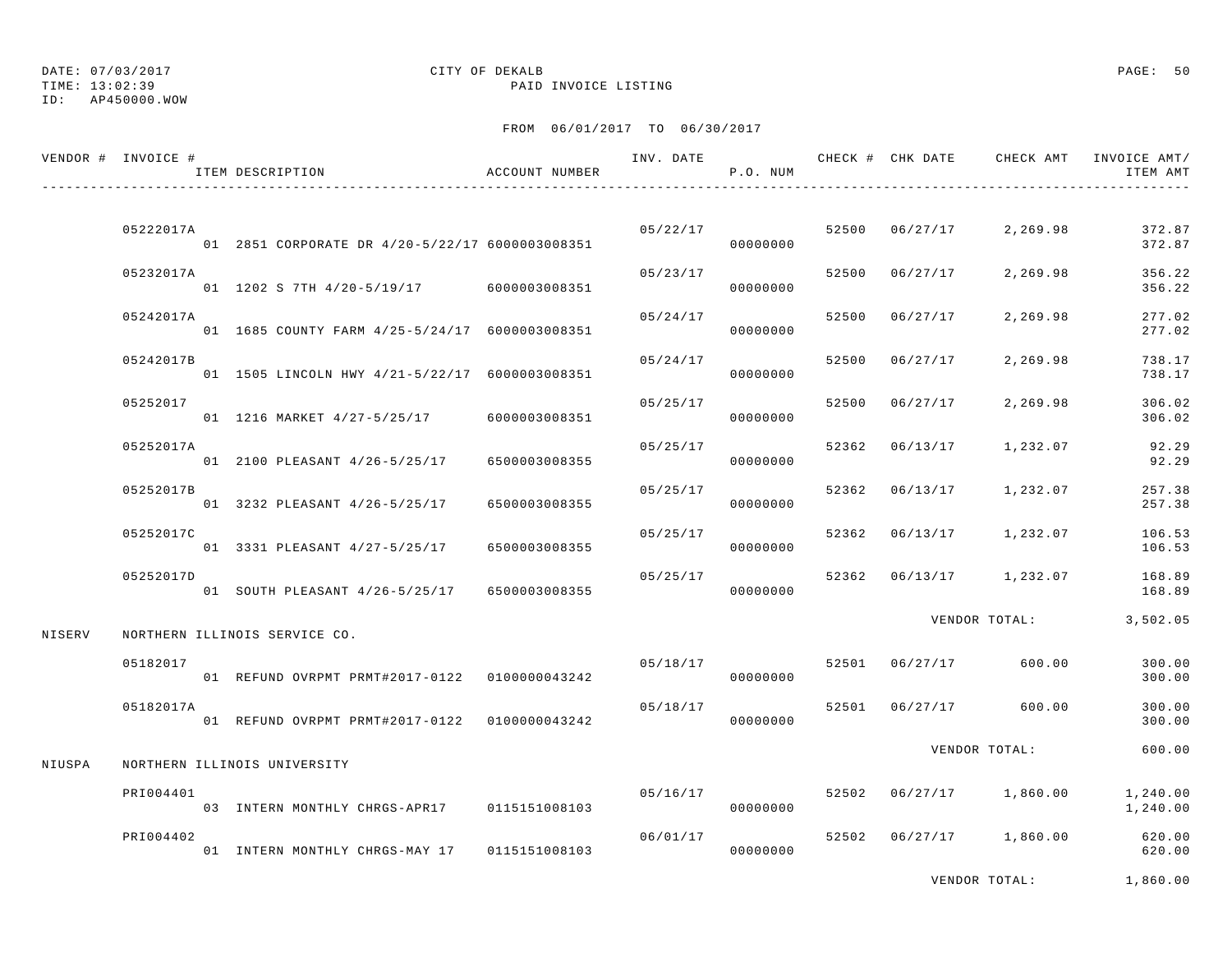DATE: 07/03/2017 CITY OF DEKALB
TIME: 13:02:39 PAID INVOICE LISTING
ID: AP450000.WOW

FROM 06/01/2017 TO 06/30/2017

| VENDOR # | INVOICE # / ITEM DESCRIPTION | ACCOUNT NUMBER | INV. DATE | P.O. NUM | CHECK # | CHK DATE | CHECK AMT | INVOICE AMT/ ITEM AMT |
|---|---|---|---|---|---|---|---|---|
| | 05222017A | | 05/22/17 | | 52500 | 06/27/17 | 2,269.98 | 372.87 |
| | 01 2851 CORPORATE DR 4/20-5/22/17 | 6000003008351 | | 00000000 | | | | 372.87 |
| | 05232017A | | 05/23/17 | | 52500 | 06/27/17 | 2,269.98 | 356.22 |
| | 01 1202 S 7TH 4/20-5/19/17 | 6000003008351 | | 00000000 | | | | 356.22 |
| | 05242017A | | 05/24/17 | | 52500 | 06/27/17 | 2,269.98 | 277.02 |
| | 01 1685 COUNTY FARM 4/25-5/24/17 | 6000003008351 | | 00000000 | | | | 277.02 |
| | 05242017B | | 05/24/17 | | 52500 | 06/27/17 | 2,269.98 | 738.17 |
| | 01 1505 LINCOLN HWY 4/21-5/22/17 | 6000003008351 | | 00000000 | | | | 738.17 |
| | 05252017 | | 05/25/17 | | 52500 | 06/27/17 | 2,269.98 | 306.02 |
| | 01 1216 MARKET 4/27-5/25/17 | 6000003008351 | | 00000000 | | | | 306.02 |
| | 05252017A | | 05/25/17 | | 52362 | 06/13/17 | 1,232.07 | 92.29 |
| | 01 2100 PLEASANT 4/26-5/25/17 | 6500003008355 | | 00000000 | | | | 92.29 |
| | 05252017B | | 05/25/17 | | 52362 | 06/13/17 | 1,232.07 | 257.38 |
| | 01 3232 PLEASANT 4/26-5/25/17 | 6500003008355 | | 00000000 | | | | 257.38 |
| | 05252017C | | 05/25/17 | | 52362 | 06/13/17 | 1,232.07 | 106.53 |
| | 01 3331 PLEASANT 4/27-5/25/17 | 6500003008355 | | 00000000 | | | | 106.53 |
| | 05252017D | | 05/25/17 | | 52362 | 06/13/17 | 1,232.07 | 168.89 |
| | 01 SOUTH PLEASANT 4/26-5/25/17 | 6500003008355 | | 00000000 | | | | 168.89 |
| | | | | | | | VENDOR TOTAL: | 3,502.05 |
| NISERV | NORTHERN ILLINOIS SERVICE CO. | | | | | | | |
| | 05182017 | | 05/18/17 | | 52501 | 06/27/17 | 600.00 | 300.00 |
| | 01 REFUND OVRPMT PRMT#2017-0122 | 0100000043242 | | 00000000 | | | | 300.00 |
| | 05182017A | | 05/18/17 | | 52501 | 06/27/17 | 600.00 | 300.00 |
| | 01 REFUND OVRPMT PRMT#2017-0122 | 0100000043242 | | 00000000 | | | | 300.00 |
| | | | | | | | VENDOR TOTAL: | 600.00 |
| NIUSPA | NORTHERN ILLINOIS UNIVERSITY | | | | | | | |
| | PRI004401 | | 05/16/17 | | 52502 | 06/27/17 | 1,860.00 | 1,240.00 |
| | 03 INTERN MONTHLY CHRGS-APR17 | 0115151008103 | | 00000000 | | | | 1,240.00 |
| | PRI004402 | | 06/01/17 | | 52502 | 06/27/17 | 1,860.00 | 620.00 |
| | 01 INTERN MONTHLY CHRGS-MAY 17 | 0115151008103 | | 00000000 | | | | 620.00 |
| | | | | | | | VENDOR TOTAL: | 1,860.00 |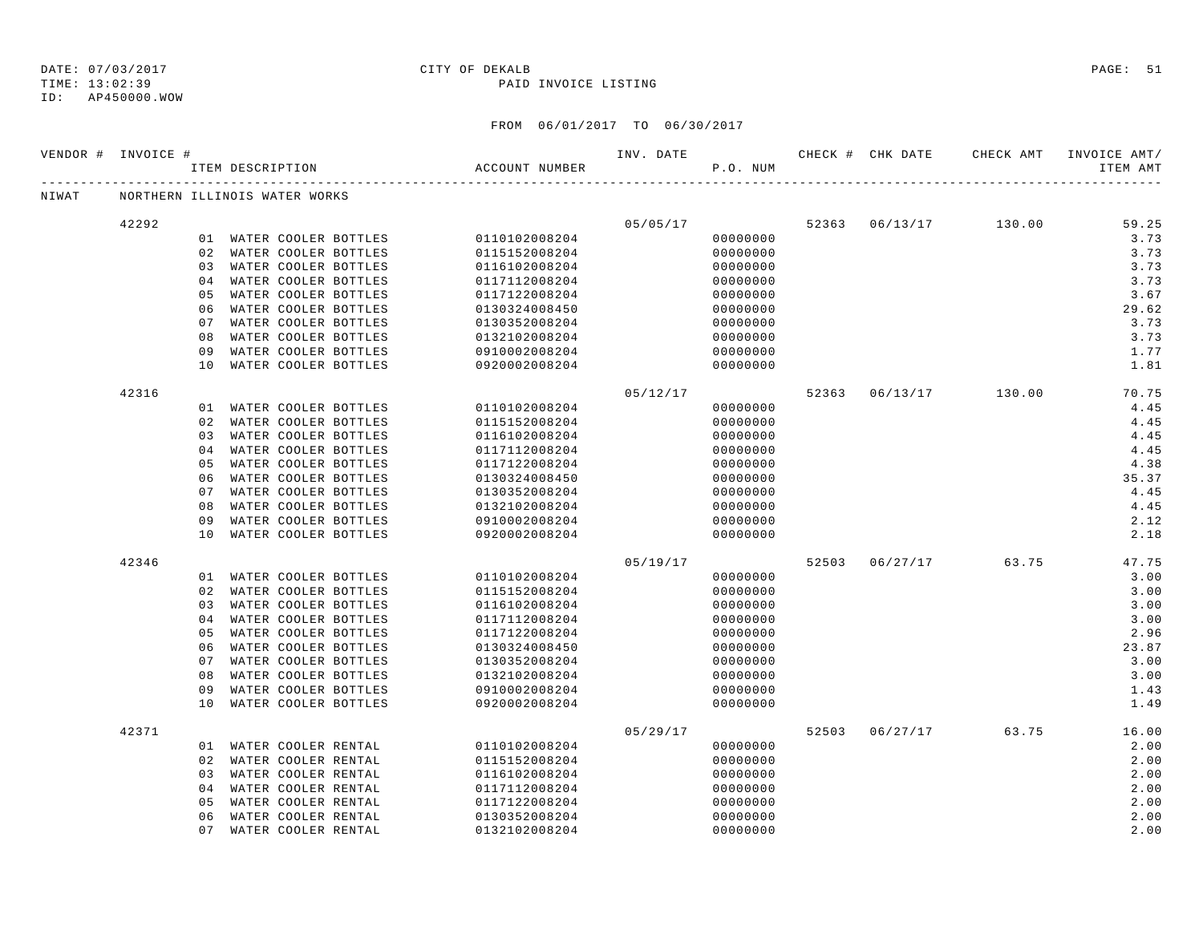DATE: 07/03/2017 CITY OF DEKALB
TIME: 13:02:39 PAID INVOICE LISTING
ID: AP450000.WOW

FROM 06/01/2017 TO 06/30/2017

| VENDOR # | INVOICE # | ITEM DESCRIPTION | ACCOUNT NUMBER | INV. DATE | P.O. NUM | CHECK # | CHK DATE | CHECK AMT | INVOICE AMT/ ITEM AMT |
|---|---|---|---|---|---|---|---|---|---|
| NIWAT | NORTHERN ILLINOIS WATER WORKS | | | | | | | | |
| | 42292 | | | 05/05/17 | | 52363 | 06/13/17 | 130.00 | 59.25 |
| | | 01 WATER COOLER BOTTLES | 0110102008204 | | 00000000 | | | | 3.73 |
| | | 02 WATER COOLER BOTTLES | 0115152008204 | | 00000000 | | | | 3.73 |
| | | 03 WATER COOLER BOTTLES | 0116102008204 | | 00000000 | | | | 3.73 |
| | | 04 WATER COOLER BOTTLES | 0117112008204 | | 00000000 | | | | 3.73 |
| | | 05 WATER COOLER BOTTLES | 0117122008204 | | 00000000 | | | | 3.67 |
| | | 06 WATER COOLER BOTTLES | 0130324008450 | | 00000000 | | | | 29.62 |
| | | 07 WATER COOLER BOTTLES | 0130352008204 | | 00000000 | | | | 3.73 |
| | | 08 WATER COOLER BOTTLES | 0132102008204 | | 00000000 | | | | 3.73 |
| | | 09 WATER COOLER BOTTLES | 0910002008204 | | 00000000 | | | | 1.77 |
| | | 10 WATER COOLER BOTTLES | 0920002008204 | | 00000000 | | | | 1.81 |
| | 42316 | | | 05/12/17 | | 52363 | 06/13/17 | 130.00 | 70.75 |
| | | 01 WATER COOLER BOTTLES | 0110102008204 | | 00000000 | | | | 4.45 |
| | | 02 WATER COOLER BOTTLES | 0115152008204 | | 00000000 | | | | 4.45 |
| | | 03 WATER COOLER BOTTLES | 0116102008204 | | 00000000 | | | | 4.45 |
| | | 04 WATER COOLER BOTTLES | 0117112008204 | | 00000000 | | | | 4.45 |
| | | 05 WATER COOLER BOTTLES | 0117122008204 | | 00000000 | | | | 4.38 |
| | | 06 WATER COOLER BOTTLES | 0130324008450 | | 00000000 | | | | 35.37 |
| | | 07 WATER COOLER BOTTLES | 0130352008204 | | 00000000 | | | | 4.45 |
| | | 08 WATER COOLER BOTTLES | 0132102008204 | | 00000000 | | | | 4.45 |
| | | 09 WATER COOLER BOTTLES | 0910002008204 | | 00000000 | | | | 2.12 |
| | | 10 WATER COOLER BOTTLES | 0920002008204 | | 00000000 | | | | 2.18 |
| | 42346 | | | 05/19/17 | | 52503 | 06/27/17 | 63.75 | 47.75 |
| | | 01 WATER COOLER BOTTLES | 0110102008204 | | 00000000 | | | | 3.00 |
| | | 02 WATER COOLER BOTTLES | 0115152008204 | | 00000000 | | | | 3.00 |
| | | 03 WATER COOLER BOTTLES | 0116102008204 | | 00000000 | | | | 3.00 |
| | | 04 WATER COOLER BOTTLES | 0117112008204 | | 00000000 | | | | 3.00 |
| | | 05 WATER COOLER BOTTLES | 0117122008204 | | 00000000 | | | | 2.96 |
| | | 06 WATER COOLER BOTTLES | 0130324008450 | | 00000000 | | | | 23.87 |
| | | 07 WATER COOLER BOTTLES | 0130352008204 | | 00000000 | | | | 3.00 |
| | | 08 WATER COOLER BOTTLES | 0132102008204 | | 00000000 | | | | 3.00 |
| | | 09 WATER COOLER BOTTLES | 0910002008204 | | 00000000 | | | | 1.43 |
| | | 10 WATER COOLER BOTTLES | 0920002008204 | | 00000000 | | | | 1.49 |
| | 42371 | | | 05/29/17 | | 52503 | 06/27/17 | 63.75 | 16.00 |
| | | 01 WATER COOLER RENTAL | 0110102008204 | | 00000000 | | | | 2.00 |
| | | 02 WATER COOLER RENTAL | 0115152008204 | | 00000000 | | | | 2.00 |
| | | 03 WATER COOLER RENTAL | 0116102008204 | | 00000000 | | | | 2.00 |
| | | 04 WATER COOLER RENTAL | 0117112008204 | | 00000000 | | | | 2.00 |
| | | 05 WATER COOLER RENTAL | 0117122008204 | | 00000000 | | | | 2.00 |
| | | 06 WATER COOLER RENTAL | 0130352008204 | | 00000000 | | | | 2.00 |
| | | 07 WATER COOLER RENTAL | 0132102008204 | | 00000000 | | | | 2.00 |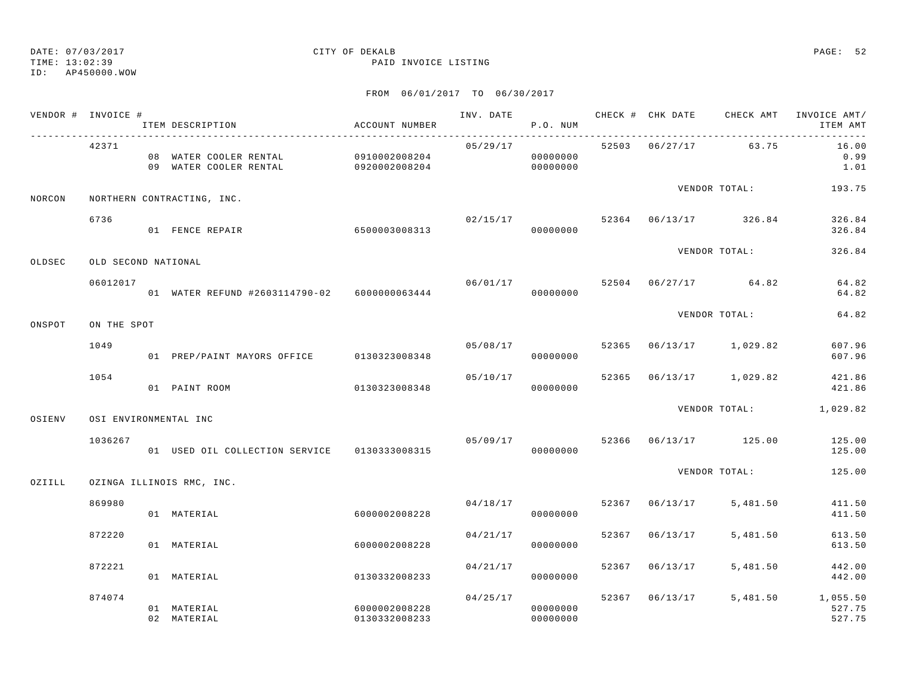DATE: 07/03/2017 CITY OF DEKALB PAGE: 52
TIME: 13:02:39 PAID INVOICE LISTING
ID: AP450000.WOW

FROM 06/01/2017 TO 06/30/2017

| VENDOR # | INVOICE # | ITEM DESCRIPTION | ACCOUNT NUMBER | INV. DATE | P.O. NUM | CHECK # | CHK DATE | CHECK AMT | INVOICE AMT/ ITEM AMT |
|---|---|---|---|---|---|---|---|---|---|
| | 42371 | | | 05/29/17 | | 52503 | 06/27/17 | 63.75 | 16.00 |
| | | 08 WATER COOLER RENTAL | 0910002008204 | | 00000000 | | | | 0.99 |
| | | 09 WATER COOLER RENTAL | 0920002008204 | | 00000000 | | | | 1.01 |
| | | | | | | | VENDOR TOTAL: | | 193.75 |
| NORCON | NORTHERN CONTRACTING, INC. | | | | | | | | |
| | 6736 | | | 02/15/17 | | 52364 | 06/13/17 | 326.84 | 326.84 |
| | | 01 FENCE REPAIR | 6500003008313 | | 00000000 | | | | 326.84 |
| | | | | | | | VENDOR TOTAL: | | 326.84 |
| OLDSEC | OLD SECOND NATIONAL | | | | | | | | |
| | 06012017 | | | 06/01/17 | | 52504 | 06/27/17 | 64.82 | 64.82 |
| | | 01 WATER REFUND #2603114790-02 | 6000000063444 | | 00000000 | | | | 64.82 |
| | | | | | | | VENDOR TOTAL: | | 64.82 |
| ONSPOT | ON THE SPOT | | | | | | | | |
| | 1049 | | | 05/08/17 | | 52365 | 06/13/17 | 1,029.82 | 607.96 |
| | | 01 PREP/PAINT MAYORS OFFICE | 0130323008348 | | 00000000 | | | | 607.96 |
| | 1054 | | | 05/10/17 | | 52365 | 06/13/17 | 1,029.82 | 421.86 |
| | | 01 PAINT ROOM | 0130323008348 | | 00000000 | | | | 421.86 |
| | | | | | | | VENDOR TOTAL: | | 1,029.82 |
| OSIENV | OSI ENVIRONMENTAL INC | | | | | | | | |
| | 1036267 | | | 05/09/17 | | 52366 | 06/13/17 | 125.00 | 125.00 |
| | | 01 USED OIL COLLECTION SERVICE | 0130333008315 | | 00000000 | | | | 125.00 |
| | | | | | | | VENDOR TOTAL: | | 125.00 |
| OZIILL | OZINGA ILLINOIS RMC, INC. | | | | | | | | |
| | 869980 | | | 04/18/17 | | 52367 | 06/13/17 | 5,481.50 | 411.50 |
| | | 01 MATERIAL | 6000002008228 | | 00000000 | | | | 411.50 |
| | 872220 | | | 04/21/17 | | 52367 | 06/13/17 | 5,481.50 | 613.50 |
| | | 01 MATERIAL | 6000002008228 | | 00000000 | | | | 613.50 |
| | 872221 | | | 04/21/17 | | 52367 | 06/13/17 | 5,481.50 | 442.00 |
| | | 01 MATERIAL | 0130332008233 | | 00000000 | | | | 442.00 |
| | 874074 | | | 04/25/17 | | 52367 | 06/13/17 | 5,481.50 | 1,055.50 |
| | | 01 MATERIAL | 6000002008228 | | 00000000 | | | | 527.75 |
| | | 02 MATERIAL | 0130332008233 | | 00000000 | | | | 527.75 |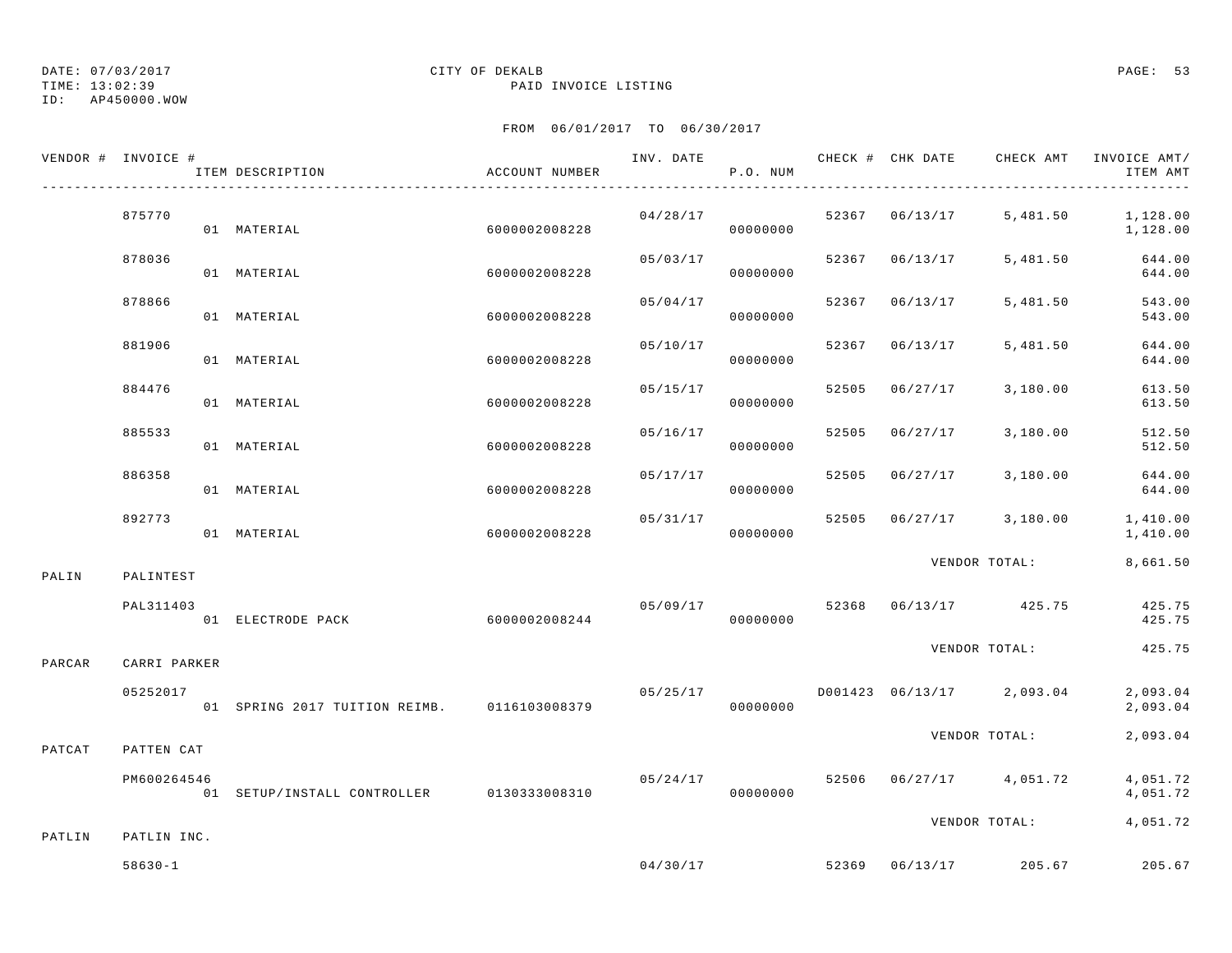DATE: 07/03/2017
TIME: 13:02:39
ID: AP450000.WOW

CITY OF DEKALB
PAID INVOICE LISTING

FROM 06/01/2017 TO 06/30/2017

| VENDOR # | INVOICE # | ITEM DESCRIPTION | ACCOUNT NUMBER | INV. DATE | P.O. NUM | CHECK # | CHK DATE | CHECK AMT | INVOICE AMT/ ITEM AMT |
|---|---|---|---|---|---|---|---|---|---|
| | 875770 | | | 04/28/17 | | 52367 | 06/13/17 | 5,481.50 | 1,128.00 |
| | | 01 MATERIAL | 6000002008228 | | 00000000 | | | | 1,128.00 |
| | 878036 | | | 05/03/17 | | 52367 | 06/13/17 | 5,481.50 | 644.00 |
| | | 01 MATERIAL | 6000002008228 | | 00000000 | | | | 644.00 |
| | 878866 | | | 05/04/17 | | 52367 | 06/13/17 | 5,481.50 | 543.00 |
| | | 01 MATERIAL | 6000002008228 | | 00000000 | | | | 543.00 |
| | 881906 | | | 05/10/17 | | 52367 | 06/13/17 | 5,481.50 | 644.00 |
| | | 01 MATERIAL | 6000002008228 | | 00000000 | | | | 644.00 |
| | 884476 | | | 05/15/17 | | 52505 | 06/27/17 | 3,180.00 | 613.50 |
| | | 01 MATERIAL | 6000002008228 | | 00000000 | | | | 613.50 |
| | 885533 | | | 05/16/17 | | 52505 | 06/27/17 | 3,180.00 | 512.50 |
| | | 01 MATERIAL | 6000002008228 | | 00000000 | | | | 512.50 |
| | 886358 | | | 05/17/17 | | 52505 | 06/27/17 | 3,180.00 | 644.00 |
| | | 01 MATERIAL | 6000002008228 | | 00000000 | | | | 644.00 |
| | 892773 | | | 05/31/17 | | 52505 | 06/27/17 | 3,180.00 | 1,410.00 |
| | | 01 MATERIAL | 6000002008228 | | 00000000 | | | | 1,410.00 |
| | | | | | | | VENDOR TOTAL: | | 8,661.50 |
| PALIN | PALINTEST | | | | | | | | |
| | PAL311403 | | | 05/09/17 | | 52368 | 06/13/17 | 425.75 | 425.75 |
| | | 01 ELECTRODE PACK | 6000002008244 | | 00000000 | | | | 425.75 |
| | | | | | | | VENDOR TOTAL: | | 425.75 |
| PARCAR | CARRI PARKER | | | | | | | | |
| | 05252017 | | | 05/25/17 | | D001423 | 06/13/17 | 2,093.04 | 2,093.04 |
| | | 01 SPRING 2017 TUITION REIMB. | 0116103008379 | | 00000000 | | | | 2,093.04 |
| | | | | | | | VENDOR TOTAL: | | 2,093.04 |
| PATCAT | PATTEN CAT | | | | | | | | |
| | PM600264546 | | | 05/24/17 | | 52506 | 06/27/17 | 4,051.72 | 4,051.72 |
| | | 01 SETUP/INSTALL CONTROLLER | 0130333008310 | | 00000000 | | | | 4,051.72 |
| | | | | | | | VENDOR TOTAL: | | 4,051.72 |
| PATLIN | PATLIN INC. | | | | | | | | |
| | 58630-1 | | | 04/30/17 | | 52369 | 06/13/17 | 205.67 | 205.67 |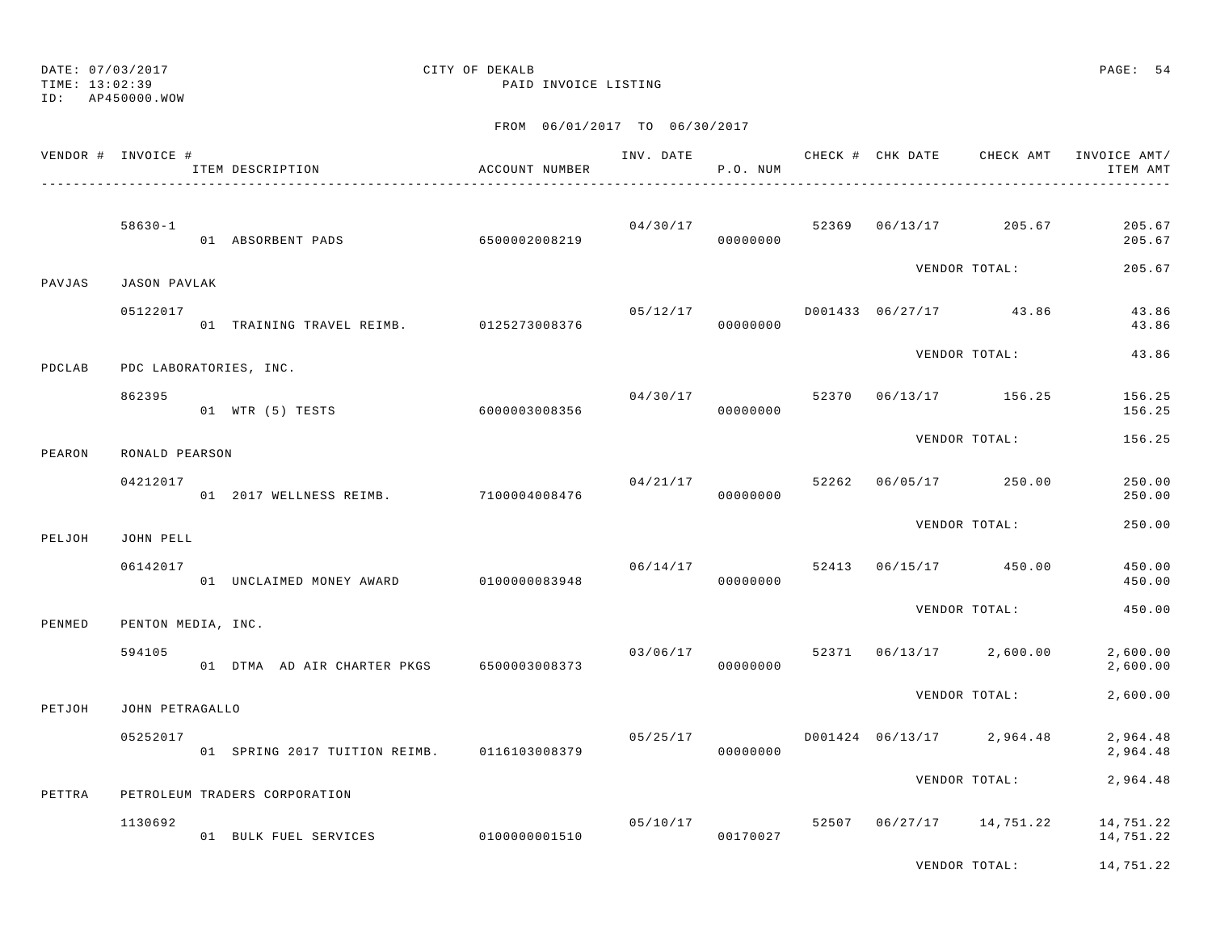DATE: 07/03/2017
TIME: 13:02:39
ID: AP450000.WOW

CITY OF DEKALB
PAID INVOICE LISTING

FROM 06/01/2017 TO 06/30/2017

| VENDOR # | INVOICE # / ITEM DESCRIPTION | ACCOUNT NUMBER | INV. DATE | P.O. NUM | CHECK # | CHK DATE | CHECK AMT | INVOICE AMT/ ITEM AMT |
|---|---|---|---|---|---|---|---|---|
| | 58630-1 | | 04/30/17 | | 52369 | 06/13/17 | 205.67 | 205.67 |
| | 01 ABSORBENT PADS | 6500002008219 | | 00000000 | | | | 205.67 |
| | | | | | | VENDOR TOTAL: | | 205.67 |
| PAVJAS | JASON PAVLAK | | | | | | | |
| | 05122017 | | 05/12/17 | | D001433 | 06/27/17 | 43.86 | 43.86 |
| | 01 TRAINING TRAVEL REIMB. | 0125273008376 | | 00000000 | | | | 43.86 |
| | | | | | | VENDOR TOTAL: | | 43.86 |
| PDCLAB | PDC LABORATORIES, INC. | | | | | | | |
| | 862395 | | 04/30/17 | | 52370 | 06/13/17 | 156.25 | 156.25 |
| | 01 WTR (5) TESTS | 6000003008356 | | 00000000 | | | | 156.25 |
| | | | | | | VENDOR TOTAL: | | 156.25 |
| PEARON | RONALD PEARSON | | | | | | | |
| | 04212017 | | 04/21/17 | | 52262 | 06/05/17 | 250.00 | 250.00 |
| | 01 2017 WELLNESS REIMB. | 7100004008476 | | 00000000 | | | | 250.00 |
| | | | | | | VENDOR TOTAL: | | 250.00 |
| PELJOH | JOHN PELL | | | | | | | |
| | 06142017 | | 06/14/17 | | 52413 | 06/15/17 | 450.00 | 450.00 |
| | 01 UNCLAIMED MONEY AWARD | 0100000083948 | | 00000000 | | | | 450.00 |
| | | | | | | VENDOR TOTAL: | | 450.00 |
| PENMED | PENTON MEDIA, INC. | | | | | | | |
| | 594105 | | 03/06/17 | | 52371 | 06/13/17 | 2,600.00 | 2,600.00 |
| | 01 DTMA AD AIR CHARTER PKGS | 6500003008373 | | 00000000 | | | | 2,600.00 |
| | | | | | | VENDOR TOTAL: | | 2,600.00 |
| PETJOH | JOHN PETRAGALLO | | | | | | | |
| | 05252017 | | 05/25/17 | | D001424 | 06/13/17 | 2,964.48 | 2,964.48 |
| | 01 SPRING 2017 TUITION REIMB. | 0116103008379 | | 00000000 | | | | 2,964.48 |
| | | | | | | VENDOR TOTAL: | | 2,964.48 |
| PETTRA | PETROLEUM TRADERS CORPORATION | | | | | | | |
| | 1130692 | | 05/10/17 | | 52507 | 06/27/17 | 14,751.22 | 14,751.22 |
| | 01 BULK FUEL SERVICES | 0100000001510 | | 00170027 | | | | 14,751.22 |
| | | | | | | VENDOR TOTAL: | | 14,751.22 |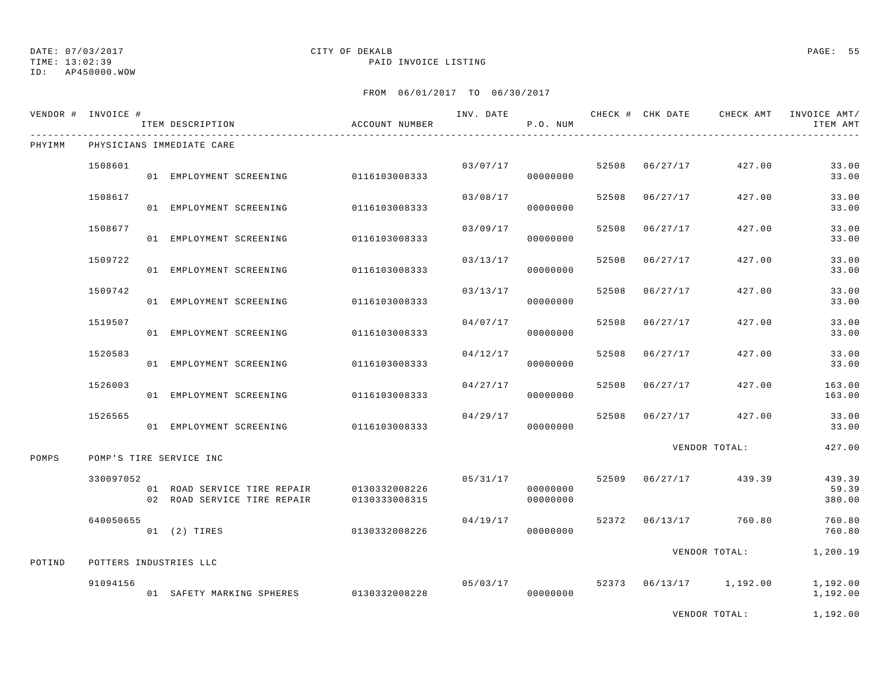DATE: 07/03/2017 CITY OF DEKALB
TIME: 13:02:39 PAID INVOICE LISTING
ID: AP450000.WOW

FROM 06/01/2017 TO 06/30/2017

| VENDOR # | INVOICE # | ITEM DESCRIPTION | ACCOUNT NUMBER | INV. DATE | P.O. NUM | CHECK # | CHK DATE | CHECK AMT | INVOICE AMT/ ITEM AMT |
|---|---|---|---|---|---|---|---|---|---|
| PHYIMM | PHYSICIANS IMMEDIATE CARE | | | | | | | | |
| | 1508601 | | | 03/07/17 | | 52508 | 06/27/17 | 427.00 | 33.00 |
| | | 01 EMPLOYMENT SCREENING | 0116103008333 | | 00000000 | | | | 33.00 |
| | 1508617 | | | 03/08/17 | | 52508 | 06/27/17 | 427.00 | 33.00 |
| | | 01 EMPLOYMENT SCREENING | 0116103008333 | | 00000000 | | | | 33.00 |
| | 1508677 | | | 03/09/17 | | 52508 | 06/27/17 | 427.00 | 33.00 |
| | | 01 EMPLOYMENT SCREENING | 0116103008333 | | 00000000 | | | | 33.00 |
| | 1509722 | | | 03/13/17 | | 52508 | 06/27/17 | 427.00 | 33.00 |
| | | 01 EMPLOYMENT SCREENING | 0116103008333 | | 00000000 | | | | 33.00 |
| | 1509742 | | | 03/13/17 | | 52508 | 06/27/17 | 427.00 | 33.00 |
| | | 01 EMPLOYMENT SCREENING | 0116103008333 | | 00000000 | | | | 33.00 |
| | 1519507 | | | 04/07/17 | | 52508 | 06/27/17 | 427.00 | 33.00 |
| | | 01 EMPLOYMENT SCREENING | 0116103008333 | | 00000000 | | | | 33.00 |
| | 1520583 | | | 04/12/17 | | 52508 | 06/27/17 | 427.00 | 33.00 |
| | | 01 EMPLOYMENT SCREENING | 0116103008333 | | 00000000 | | | | 33.00 |
| | 1526003 | | | 04/27/17 | | 52508 | 06/27/17 | 427.00 | 163.00 |
| | | 01 EMPLOYMENT SCREENING | 0116103008333 | | 00000000 | | | | 163.00 |
| | 1526565 | | | 04/29/17 | | 52508 | 06/27/17 | 427.00 | 33.00 |
| | | 01 EMPLOYMENT SCREENING | 0116103008333 | | 00000000 | | | | 33.00 |
| | | | | | | | VENDOR TOTAL: | | 427.00 |
| POMPS | POMP'S TIRE SERVICE INC | | | | | | | | |
| | 330097052 | | | 05/31/17 | | 52509 | 06/27/17 | 439.39 | 439.39 |
| | | 01 ROAD SERVICE TIRE REPAIR | 0130332008226 | | 00000000 | | | | 59.39 |
| | | 02 ROAD SERVICE TIRE REPAIR | 0130333008315 | | 00000000 | | | | 380.00 |
| | 640050655 | | | 04/19/17 | | 52372 | 06/13/17 | 760.80 | 760.80 |
| | | 01 (2) TIRES | 0130332008226 | | 00000000 | | | | 760.80 |
| | | | | | | | VENDOR TOTAL: | | 1,200.19 |
| POTIND | POTTERS INDUSTRIES LLC | | | | | | | | |
| | 91094156 | | | 05/03/17 | | 52373 | 06/13/17 | 1,192.00 | 1,192.00 |
| | | 01 SAFETY MARKING SPHERES | 0130332008228 | | 00000000 | | | | 1,192.00 |
| | | | | | | | VENDOR TOTAL: | | 1,192.00 |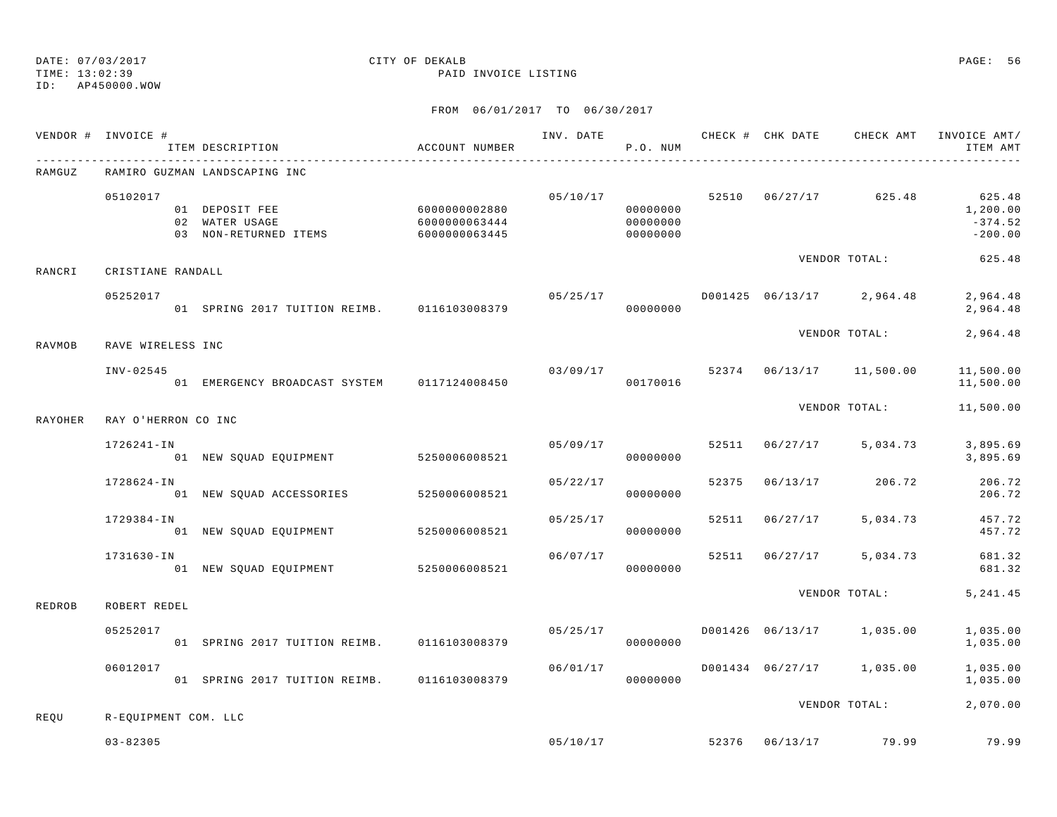DATE: 07/03/2017
TIME: 13:02:39
ID: AP450000.WOW

CITY OF DEKALB
PAID INVOICE LISTING

FROM 06/01/2017 TO 06/30/2017

| VENDOR # | INVOICE # / ITEM DESCRIPTION | ACCOUNT NUMBER | INV. DATE | P.O. NUM | CHECK # | CHK DATE | CHECK AMT | INVOICE AMT/ ITEM AMT |
|---|---|---|---|---|---|---|---|---|
| RAMGUZ | RAMIRO GUZMAN LANDSCAPING INC | | | | | | | |
| | 05102017 | | 05/10/17 | | 52510 | 06/27/17 | 625.48 | 625.48 |
| | 01 DEPOSIT FEE | 6000000002880 | | 00000000 | | | | 1,200.00 |
| | 02 WATER USAGE | 6000000063444 | | 00000000 | | | | -374.52 |
| | 03 NON-RETURNED ITEMS | 6000000063445 | | 00000000 | | | | -200.00 |
| | | | | | | VENDOR TOTAL: | | 625.48 |
| RANCRI | CRISTIANE RANDALL | | | | | | | |
| | 05252017 | | 05/25/17 | | D001425 | 06/13/17 | 2,964.48 | 2,964.48 |
| | 01 SPRING 2017 TUITION REIMB. | 0116103008379 | | 00000000 | | | | 2,964.48 |
| | | | | | | VENDOR TOTAL: | | 2,964.48 |
| RAVMOB | RAVE WIRELESS INC | | | | | | | |
| | INV-02545 | | 03/09/17 | | 52374 | 06/13/17 | 11,500.00 | 11,500.00 |
| | 01 EMERGENCY BROADCAST SYSTEM | 0117124008450 | | 00170016 | | | | 11,500.00 |
| | | | | | | VENDOR TOTAL: | | 11,500.00 |
| RAYOHER | RAY O'HERRON CO INC | | | | | | | |
| | 1726241-IN | | 05/09/17 | | 52511 | 06/27/17 | 5,034.73 | 3,895.69 |
| | 01 NEW SQUAD EQUIPMENT | 5250006008521 | | 00000000 | | | | 3,895.69 |
| | 1728624-IN | | 05/22/17 | | 52375 | 06/13/17 | 206.72 | 206.72 |
| | 01 NEW SQUAD ACCESSORIES | 5250006008521 | | 00000000 | | | | 206.72 |
| | 1729384-IN | | 05/25/17 | | 52511 | 06/27/17 | 5,034.73 | 457.72 |
| | 01 NEW SQUAD EQUIPMENT | 5250006008521 | | 00000000 | | | | 457.72 |
| | 1731630-IN | | 06/07/17 | | 52511 | 06/27/17 | 5,034.73 | 681.32 |
| | 01 NEW SQUAD EQUIPMENT | 5250006008521 | | 00000000 | | | | 681.32 |
| | | | | | | VENDOR TOTAL: | | 5,241.45 |
| REDROB | ROBERT REDEL | | | | | | | |
| | 05252017 | | 05/25/17 | | D001426 | 06/13/17 | 1,035.00 | 1,035.00 |
| | 01 SPRING 2017 TUITION REIMB. | 0116103008379 | | 00000000 | | | | 1,035.00 |
| | 06012017 | | 06/01/17 | | D001434 | 06/27/17 | 1,035.00 | 1,035.00 |
| | 01 SPRING 2017 TUITION REIMB. | 0116103008379 | | 00000000 | | | | 1,035.00 |
| | | | | | | VENDOR TOTAL: | | 2,070.00 |
| REQU | R-EQUIPMENT COM. LLC | | | | | | | |
| | 03-82305 | | 05/10/17 | | 52376 | 06/13/17 | 79.99 | 79.99 |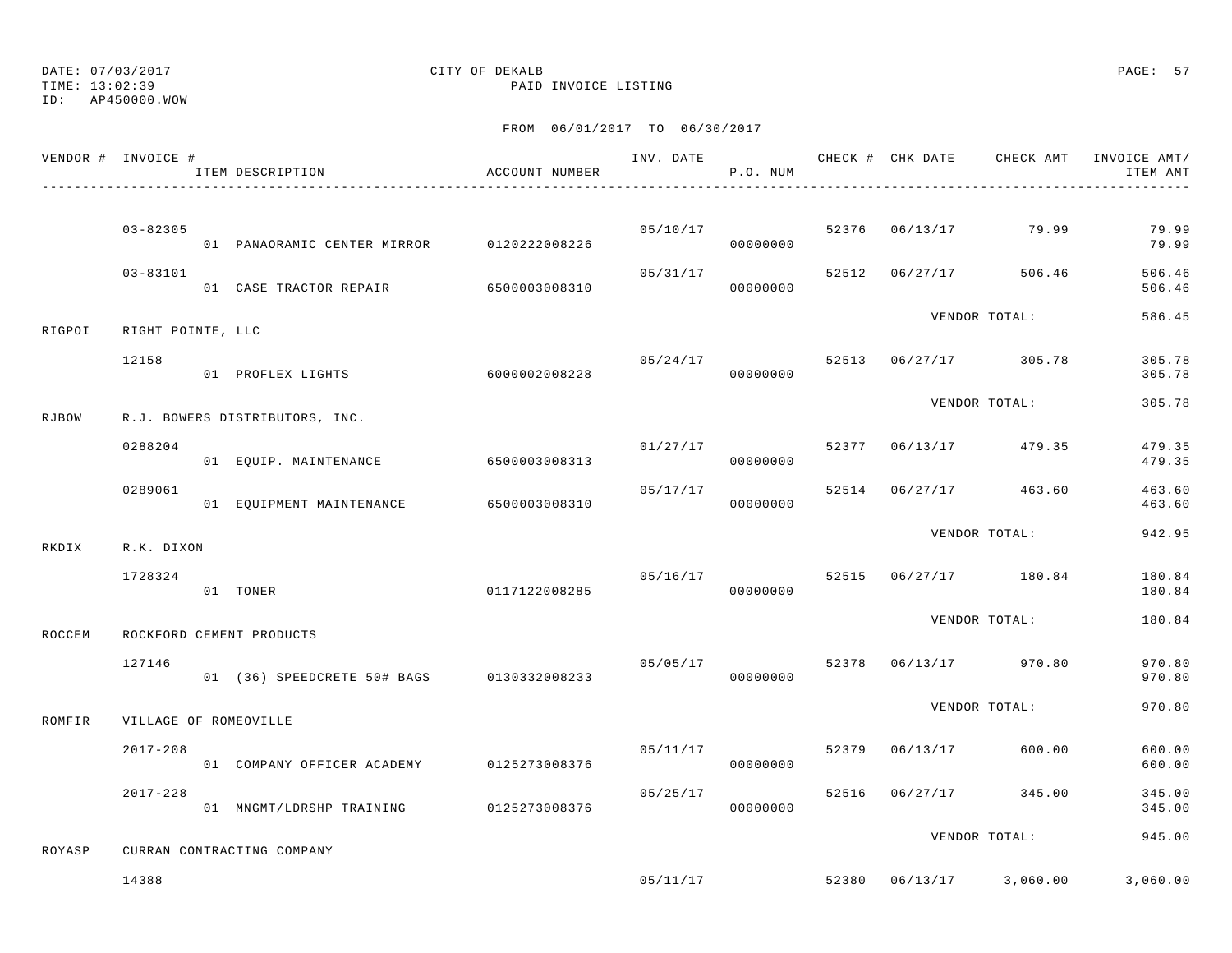DATE: 07/03/2017 CITY OF DEKALB
TIME: 13:02:39 PAID INVOICE LISTING
ID: AP450000.WOW

FROM 06/01/2017 TO 06/30/2017

| VENDOR # | INVOICE # / ITEM DESCRIPTION | ACCOUNT NUMBER | INV. DATE | P.O. NUM | CHECK # | CHK DATE | CHECK AMT | INVOICE AMT/ ITEM AMT |
|---|---|---|---|---|---|---|---|---|
| | 03-82305 | | 05/10/17 | | 52376 | 06/13/17 | 79.99 | 79.99 |
| | 01 PANAORAMIC CENTER MIRROR | 0120222008226 | | 00000000 | | | | 79.99 |
| | 03-83101 | | 05/31/17 | | 52512 | 06/27/17 | 506.46 | 506.46 |
| | 01 CASE TRACTOR REPAIR | 6500003008310 | | 00000000 | | | | 506.46 |
| | | | | | | VENDOR TOTAL: | | 586.45 |
| RIGPOI | RIGHT POINTE, LLC | | | | | | | |
| | 12158 | | 05/24/17 | | 52513 | 06/27/17 | 305.78 | 305.78 |
| | 01 PROFLEX LIGHTS | 6000002008228 | | 00000000 | | | | 305.78 |
| | | | | | | VENDOR TOTAL: | | 305.78 |
| RJBOW | R.J. BOWERS DISTRIBUTORS, INC. | | | | | | | |
| | 0288204 | | 01/27/17 | | 52377 | 06/13/17 | 479.35 | 479.35 |
| | 01 EQUIP. MAINTENANCE | 6500003008313 | | 00000000 | | | | 479.35 |
| | 0289061 | | 05/17/17 | | 52514 | 06/27/17 | 463.60 | 463.60 |
| | 01 EQUIPMENT MAINTENANCE | 6500003008310 | | 00000000 | | | | 463.60 |
| | | | | | | VENDOR TOTAL: | | 942.95 |
| RKDIX | R.K. DIXON | | | | | | | |
| | 1728324 | | 05/16/17 | | 52515 | 06/27/17 | 180.84 | 180.84 |
| | 01 TONER | 0117122008285 | | 00000000 | | | | 180.84 |
| | | | | | | VENDOR TOTAL: | | 180.84 |
| ROCCEM | ROCKFORD CEMENT PRODUCTS | | | | | | | |
| | 127146 | | 05/05/17 | | 52378 | 06/13/17 | 970.80 | 970.80 |
| | 01 (36) SPEEDCRETE 50# BAGS | 0130332008233 | | 00000000 | | | | 970.80 |
| | | | | | | VENDOR TOTAL: | | 970.80 |
| ROMFIR | VILLAGE OF ROMEOVILLE | | | | | | | |
| | 2017-208 | | 05/11/17 | | 52379 | 06/13/17 | 600.00 | 600.00 |
| | 01 COMPANY OFFICER ACADEMY | 0125273008376 | | 00000000 | | | | 600.00 |
| | 2017-228 | | 05/25/17 | | 52516 | 06/27/17 | 345.00 | 345.00 |
| | 01 MNGMT/LDRSHP TRAINING | 0125273008376 | | 00000000 | | | | 345.00 |
| | | | | | | VENDOR TOTAL: | | 945.00 |
| ROYASP | CURRAN CONTRACTING COMPANY | | | | | | | |
| | 14388 | | 05/11/17 | | 52380 | 06/13/17 | 3,060.00 | 3,060.00 |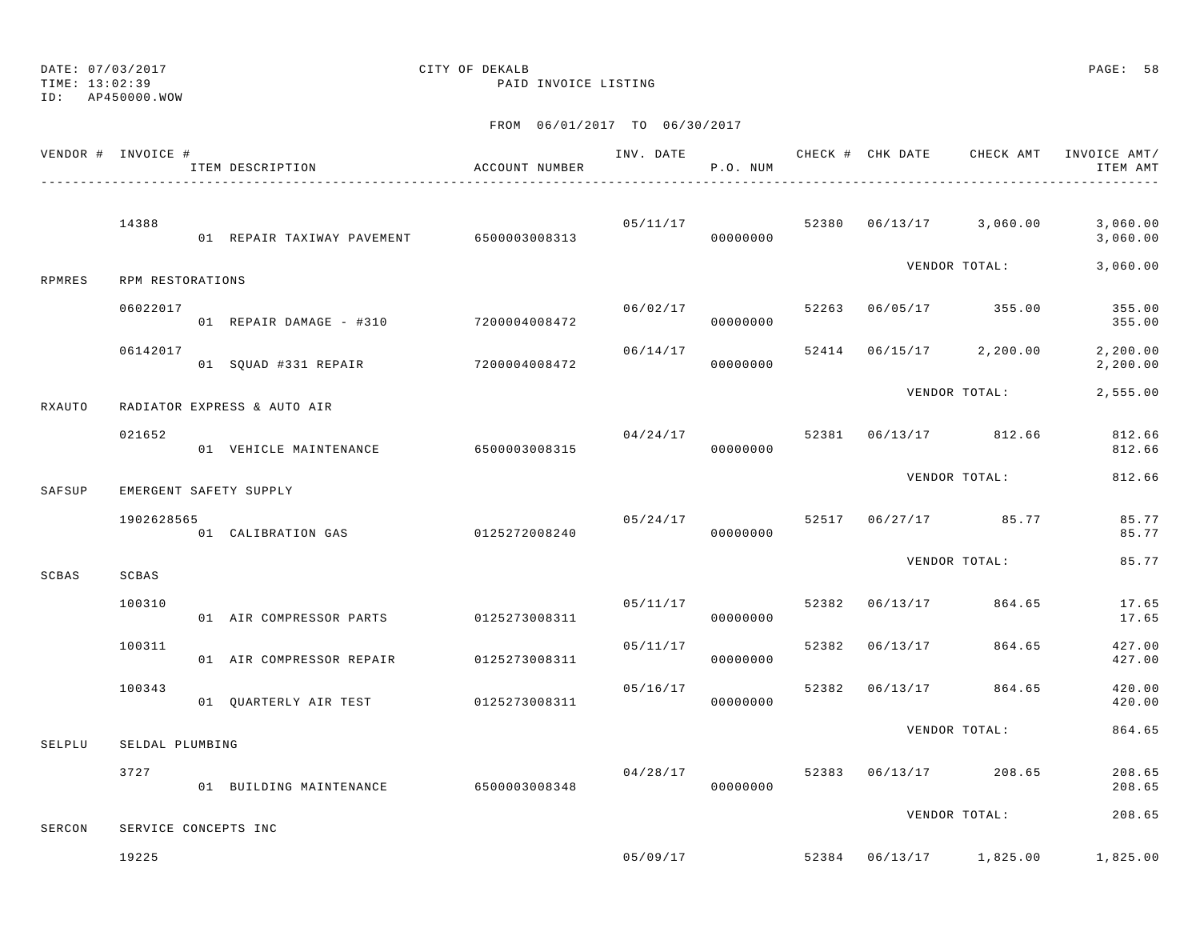DATE: 07/03/2017
TIME: 13:02:39
ID: AP450000.WOW

CITY OF DEKALB
PAID INVOICE LISTING

FROM 06/01/2017 TO 06/30/2017

| VENDOR # | INVOICE # | ITEM DESCRIPTION | ACCOUNT NUMBER | INV. DATE | P.O. NUM | CHECK # | CHK DATE | CHECK AMT | INVOICE AMT/ ITEM AMT |
|---|---|---|---|---|---|---|---|---|---|
| | 14388 | | | 05/11/17 | | 52380 | 06/13/17 | 3,060.00 | 3,060.00 |
| | | 01 REPAIR TAXIWAY PAVEMENT | 6500003008313 | | 00000000 | | | | 3,060.00 |
| | | | | | | | | VENDOR TOTAL: | 3,060.00 |
| RPMRES | RPM RESTORATIONS | | | | | | | | |
| | 06022017 | | | 06/02/17 | | 52263 | 06/05/17 | 355.00 | 355.00 |
| | | 01 REPAIR DAMAGE - #310 | 7200004008472 | | 00000000 | | | | 355.00 |
| | 06142017 | | | 06/14/17 | | 52414 | 06/15/17 | 2,200.00 | 2,200.00 |
| | | 01 SQUAD #331 REPAIR | 7200004008472 | | 00000000 | | | | 2,200.00 |
| | | | | | | | | VENDOR TOTAL: | 2,555.00 |
| RXAUTO | RADIATOR EXPRESS & AUTO AIR | | | | | | | | |
| | 021652 | | | 04/24/17 | | 52381 | 06/13/17 | 812.66 | 812.66 |
| | | 01 VEHICLE MAINTENANCE | 6500003008315 | | 00000000 | | | | 812.66 |
| | | | | | | | | VENDOR TOTAL: | 812.66 |
| SAFSUP | EMERGENT SAFETY SUPPLY | | | | | | | | |
| | 1902628565 | | | 05/24/17 | | 52517 | 06/27/17 | 85.77 | 85.77 |
| | | 01 CALIBRATION GAS | 0125272008240 | | 00000000 | | | | 85.77 |
| | | | | | | | | VENDOR TOTAL: | 85.77 |
| SCBAS | SCBAS | | | | | | | | |
| | 100310 | | | 05/11/17 | | 52382 | 06/13/17 | 864.65 | 17.65 |
| | | 01 AIR COMPRESSOR PARTS | 0125273008311 | | 00000000 | | | | 17.65 |
| | 100311 | | | 05/11/17 | | 52382 | 06/13/17 | 864.65 | 427.00 |
| | | 01 AIR COMPRESSOR REPAIR | 0125273008311 | | 00000000 | | | | 427.00 |
| | 100343 | | | 05/16/17 | | 52382 | 06/13/17 | 864.65 | 420.00 |
| | | 01 QUARTERLY AIR TEST | 0125273008311 | | 00000000 | | | | 420.00 |
| | | | | | | | | VENDOR TOTAL: | 864.65 |
| SELPLU | SELDAL PLUMBING | | | | | | | | |
| | 3727 | | | 04/28/17 | | 52383 | 06/13/17 | 208.65 | 208.65 |
| | | 01 BUILDING MAINTENANCE | 6500003008348 | | 00000000 | | | | 208.65 |
| | | | | | | | | VENDOR TOTAL: | 208.65 |
| SERCON | SERVICE CONCEPTS INC | | | | | | | | |
| | 19225 | | | 05/09/17 | | 52384 | 06/13/17 | 1,825.00 | 1,825.00 |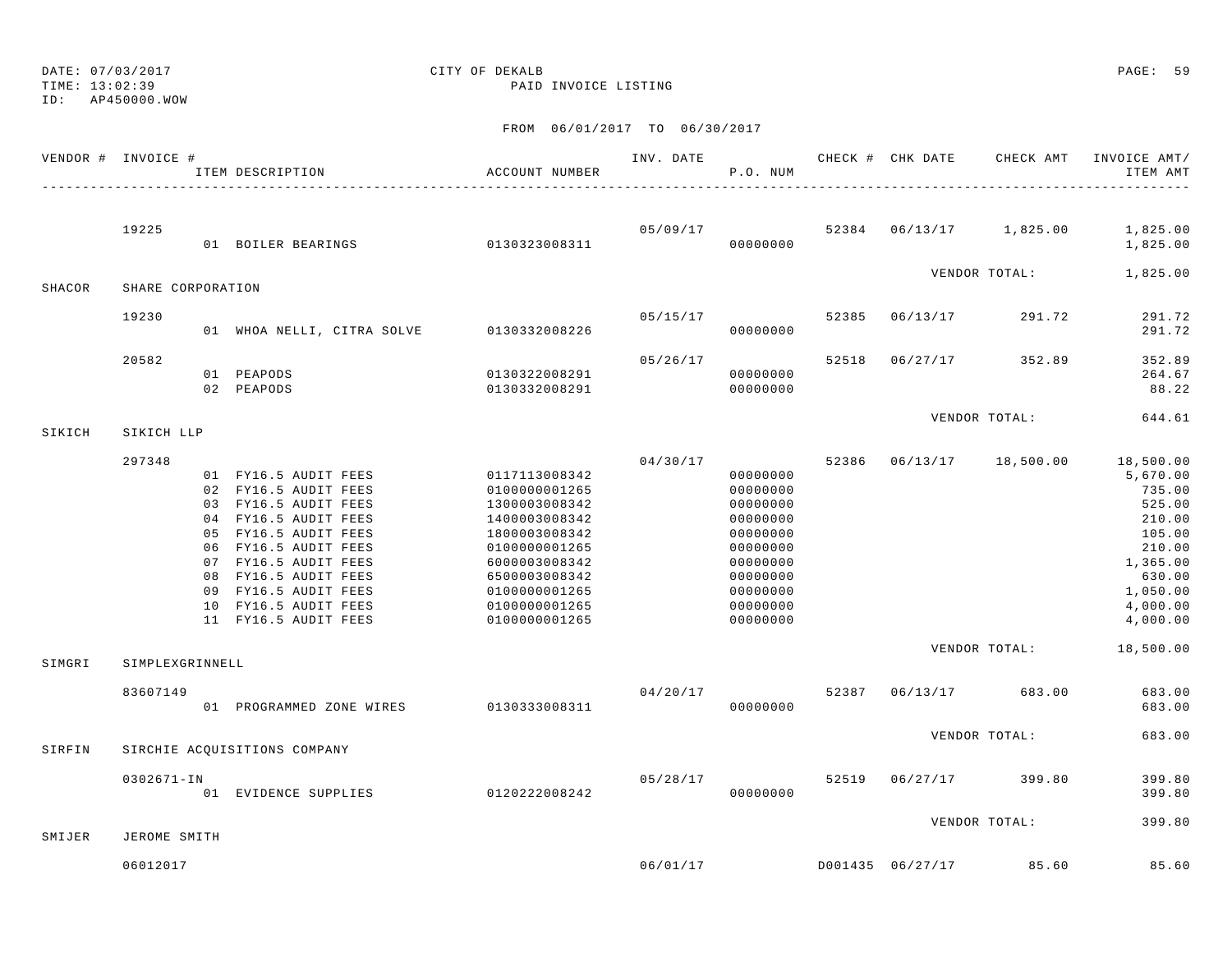DATE: 07/03/2017
TIME: 13:02:39
ID: AP450000.WOW

CITY OF DEKALB
PAID INVOICE LISTING

FROM 06/01/2017 TO 06/30/2017

| VENDOR # | INVOICE # | ITEM DESCRIPTION | ACCOUNT NUMBER | INV. DATE | P.O. NUM | CHECK # | CHK DATE | CHECK AMT | INVOICE AMT/ ITEM AMT |
|---|---|---|---|---|---|---|---|---|---|
| | 19225 | | | 05/09/17 | | 52384 | 06/13/17 | 1,825.00 | 1,825.00 |
| | | 01 BOILER BEARINGS | 0130323008311 | | 00000000 | | | | 1,825.00 |
| | | | | | | | | VENDOR TOTAL: | 1,825.00 |
| SHACOR | SHARE CORPORATION | | | | | | | | |
| | 19230 | | | 05/15/17 | | 52385 | 06/13/17 | 291.72 | 291.72 |
| | | 01 WHOA NELLI, CITRA SOLVE | 0130332008226 | | 00000000 | | | | 291.72 |
| | 20582 | | | 05/26/17 | | 52518 | 06/27/17 | 352.89 | 352.89 |
| | | 01 PEAPODS | 0130322008291 | | 00000000 | | | | 264.67 |
| | | 02 PEAPODS | 0130332008291 | | 00000000 | | | | 88.22 |
| | | | | | | | | VENDOR TOTAL: | 644.61 |
| SIKICH | SIKICH LLP | | | | | | | | |
| | 297348 | | | 04/30/17 | | 52386 | 06/13/17 | 18,500.00 | 18,500.00 |
| | | 01 FY16.5 AUDIT FEES | 0117113008342 | | 00000000 | | | | 5,670.00 |
| | | 02 FY16.5 AUDIT FEES | 0100000001265 | | 00000000 | | | | 735.00 |
| | | 03 FY16.5 AUDIT FEES | 1300003008342 | | 00000000 | | | | 525.00 |
| | | 04 FY16.5 AUDIT FEES | 1400003008342 | | 00000000 | | | | 210.00 |
| | | 05 FY16.5 AUDIT FEES | 1800003008342 | | 00000000 | | | | 105.00 |
| | | 06 FY16.5 AUDIT FEES | 0100000001265 | | 00000000 | | | | 210.00 |
| | | 07 FY16.5 AUDIT FEES | 6000003008342 | | 00000000 | | | | 1,365.00 |
| | | 08 FY16.5 AUDIT FEES | 6500003008342 | | 00000000 | | | | 630.00 |
| | | 09 FY16.5 AUDIT FEES | 0100000001265 | | 00000000 | | | | 1,050.00 |
| | | 10 FY16.5 AUDIT FEES | 0100000001265 | | 00000000 | | | | 4,000.00 |
| | | 11 FY16.5 AUDIT FEES | 0100000001265 | | 00000000 | | | | 4,000.00 |
| | | | | | | | | VENDOR TOTAL: | 18,500.00 |
| SIMGRI | SIMPLEXGRINNELL | | | | | | | | |
| | 83607149 | | | 04/20/17 | | 52387 | 06/13/17 | 683.00 | 683.00 |
| | | 01 PROGRAMMED ZONE WIRES | 0130333008311 | | 00000000 | | | | 683.00 |
| | | | | | | | | VENDOR TOTAL: | 683.00 |
| SIRFIN | SIRCHIE ACQUISITIONS COMPANY | | | | | | | | |
| | 0302671-IN | | | 05/28/17 | | 52519 | 06/27/17 | 399.80 | 399.80 |
| | | 01 EVIDENCE SUPPLIES | 0120222008242 | | 00000000 | | | | 399.80 |
| | | | | | | | | VENDOR TOTAL: | 399.80 |
| SMIJER | JEROME SMITH | | | | | | | | |
| | 06012017 | | | 06/01/17 | | D001435 | 06/27/17 | 85.60 | 85.60 |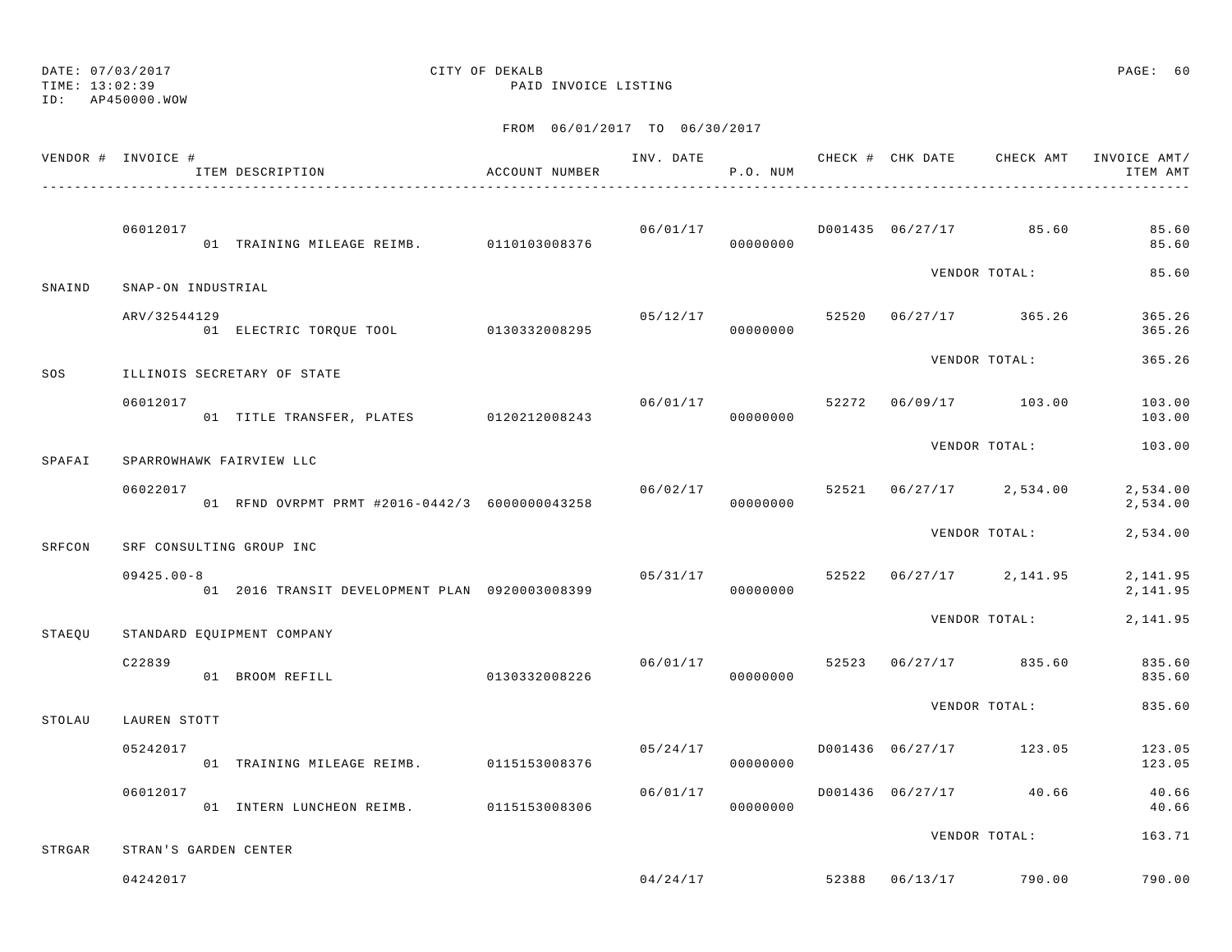DATE: 07/03/2017
TIME: 13:02:39
ID: AP450000.WOW

CITY OF DEKALB
PAID INVOICE LISTING

FROM 06/01/2017 TO 06/30/2017

| VENDOR # | INVOICE # / ITEM DESCRIPTION | ACCOUNT NUMBER | INV. DATE | P.O. NUM | CHECK # | CHK DATE | CHECK AMT | INVOICE AMT/ ITEM AMT |
|---|---|---|---|---|---|---|---|---|
| | 06012017 | | 06/01/17 | | D001435 | 06/27/17 | 85.60 | 85.60 |
| | 01 TRAINING MILEAGE REIMB. | 0110103008376 | | 00000000 | | | | 85.60 |
| | | | | | | VENDOR TOTAL: | | 85.60 |
| SNAIND | SNAP-ON INDUSTRIAL | | | | | | | |
| | ARV/32544129 | | 05/12/17 | | 52520 | 06/27/17 | 365.26 | 365.26 |
| | 01 ELECTRIC TORQUE TOOL | 0130332008295 | | 00000000 | | | | 365.26 |
| | | | | | | VENDOR TOTAL: | | 365.26 |
| SOS | ILLINOIS SECRETARY OF STATE | | | | | | | |
| | 06012017 | | 06/01/17 | | 52272 | 06/09/17 | 103.00 | 103.00 |
| | 01 TITLE TRANSFER, PLATES | 0120212008243 | | 00000000 | | | | 103.00 |
| | | | | | | VENDOR TOTAL: | | 103.00 |
| SPAFAI | SPARROWHAWK FAIRVIEW LLC | | | | | | | |
| | 06022017 | | 06/02/17 | | 52521 | 06/27/17 | 2,534.00 | 2,534.00 |
| | 01 RFND OVRPMT PRMT #2016-0442/3 | 6000000043258 | | 00000000 | | | | 2,534.00 |
| | | | | | | VENDOR TOTAL: | | 2,534.00 |
| SRFCON | SRF CONSULTING GROUP INC | | | | | | | |
| | 09425.00-8 | | 05/31/17 | | 52522 | 06/27/17 | 2,141.95 | 2,141.95 |
| | 01 2016 TRANSIT DEVELOPMENT PLAN | 0920003008399 | | 00000000 | | | | 2,141.95 |
| | | | | | | VENDOR TOTAL: | | 2,141.95 |
| STAEQU | STANDARD EQUIPMENT COMPANY | | | | | | | |
| | C22839 | | 06/01/17 | | 52523 | 06/27/17 | 835.60 | 835.60 |
| | 01 BROOM REFILL | 0130332008226 | | 00000000 | | | | 835.60 |
| | | | | | | VENDOR TOTAL: | | 835.60 |
| STOLAU | LAUREN STOTT | | | | | | | |
| | 05242017 | | 05/24/17 | | D001436 | 06/27/17 | 123.05 | 123.05 |
| | 01 TRAINING MILEAGE REIMB. | 0115153008376 | | 00000000 | | | | 123.05 |
| | 06012017 | | 06/01/17 | | D001436 | 06/27/17 | 40.66 | 40.66 |
| | 01 INTERN LUNCHEON REIMB. | 0115153008306 | | 00000000 | | | | 40.66 |
| | | | | | | VENDOR TOTAL: | | 163.71 |
| STRGAR | STRAN'S GARDEN CENTER | | | | | | | |
| | 04242017 | | 04/24/17 | | 52388 | 06/13/17 | 790.00 | 790.00 |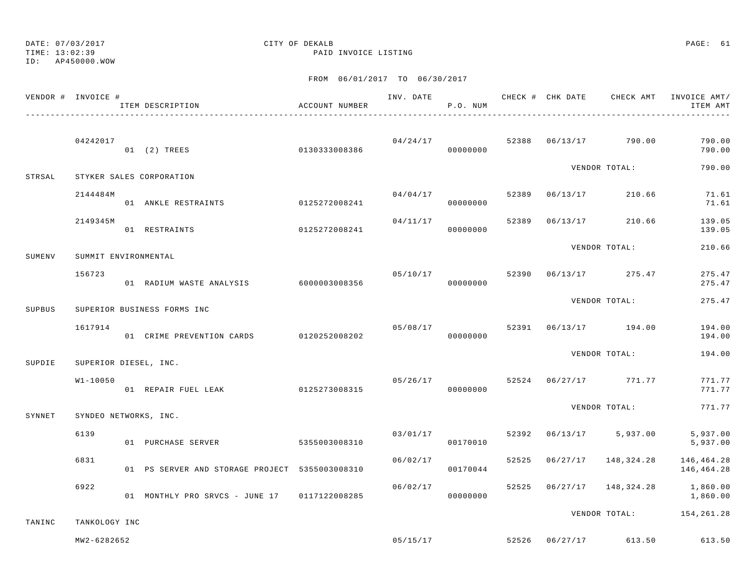DATE: 07/03/2017
TIME: 13:02:39
ID: AP450000.WOW

CITY OF DEKALB
PAID INVOICE LISTING

FROM 06/01/2017 TO 06/30/2017

| VENDOR # | INVOICE # / ITEM DESCRIPTION | ACCOUNT NUMBER | INV. DATE | P.O. NUM | CHECK # | CHK DATE | CHECK AMT | INVOICE AMT/ ITEM AMT |
|---|---|---|---|---|---|---|---|---|
| | 04242017 | | 04/24/17 | | 52388 | 06/13/17 | 790.00 | 790.00 |
| | 01 (2) TREES | 0130333008386 | | 00000000 | | | | 790.00 |
| | | | | | | VENDOR TOTAL: | | 790.00 |
| STRSAL | STYKER SALES CORPORATION | | | | | | | |
| | 2144484M | | 04/04/17 | | 52389 | 06/13/17 | 210.66 | 71.61 |
| | 01 ANKLE RESTRAINTS | 0125272008241 | | 00000000 | | | | 71.61 |
| | 2149345M | | 04/11/17 | | 52389 | 06/13/17 | 210.66 | 139.05 |
| | 01 RESTRAINTS | 0125272008241 | | 00000000 | | | | 139.05 |
| | | | | | | VENDOR TOTAL: | | 210.66 |
| SUMENV | SUMMIT ENVIRONMENTAL | | | | | | | |
| | 156723 | | 05/10/17 | | 52390 | 06/13/17 | 275.47 | 275.47 |
| | 01 RADIUM WASTE ANALYSIS | 6000003008356 | | 00000000 | | | | 275.47 |
| | | | | | | VENDOR TOTAL: | | 275.47 |
| SUPBUS | SUPERIOR BUSINESS FORMS INC | | | | | | | |
| | 1617914 | | 05/08/17 | | 52391 | 06/13/17 | 194.00 | 194.00 |
| | 01 CRIME PREVENTION CARDS | 0120252008202 | | 00000000 | | | | 194.00 |
| | | | | | | VENDOR TOTAL: | | 194.00 |
| SUPDIE | SUPERIOR DIESEL, INC. | | | | | | | |
| | W1-10050 | | 05/26/17 | | 52524 | 06/27/17 | 771.77 | 771.77 |
| | 01 REPAIR FUEL LEAK | 0125273008315 | | 00000000 | | | | 771.77 |
| | | | | | | VENDOR TOTAL: | | 771.77 |
| SYNNET | SYNDEO NETWORKS, INC. | | | | | | | |
| | 6139 | | 03/01/17 | | 52392 | 06/13/17 | 5,937.00 | 5,937.00 |
| | 01 PURCHASE SERVER | 5355003008310 | | 00170010 | | | | 5,937.00 |
| | 6831 | | 06/02/17 | | 52525 | 06/27/17 | 148,324.28 | 146,464.28 |
| | 01 PS SERVER AND STORAGE PROJECT | 5355003008310 | | 00170044 | | | | 146,464.28 |
| | 6922 | | 06/02/17 | | 52525 | 06/27/17 | 148,324.28 | 1,860.00 |
| | 01 MONTHLY PRO SRVCS - JUNE 17 | 0117122008285 | | 00000000 | | | | 1,860.00 |
| | | | | | | VENDOR TOTAL: | | 154,261.28 |
| TANINC | TANKOLOGY INC | | | | | | | |
| | MW2-6282652 | | 05/15/17 | | 52526 | 06/27/17 | 613.50 | 613.50 |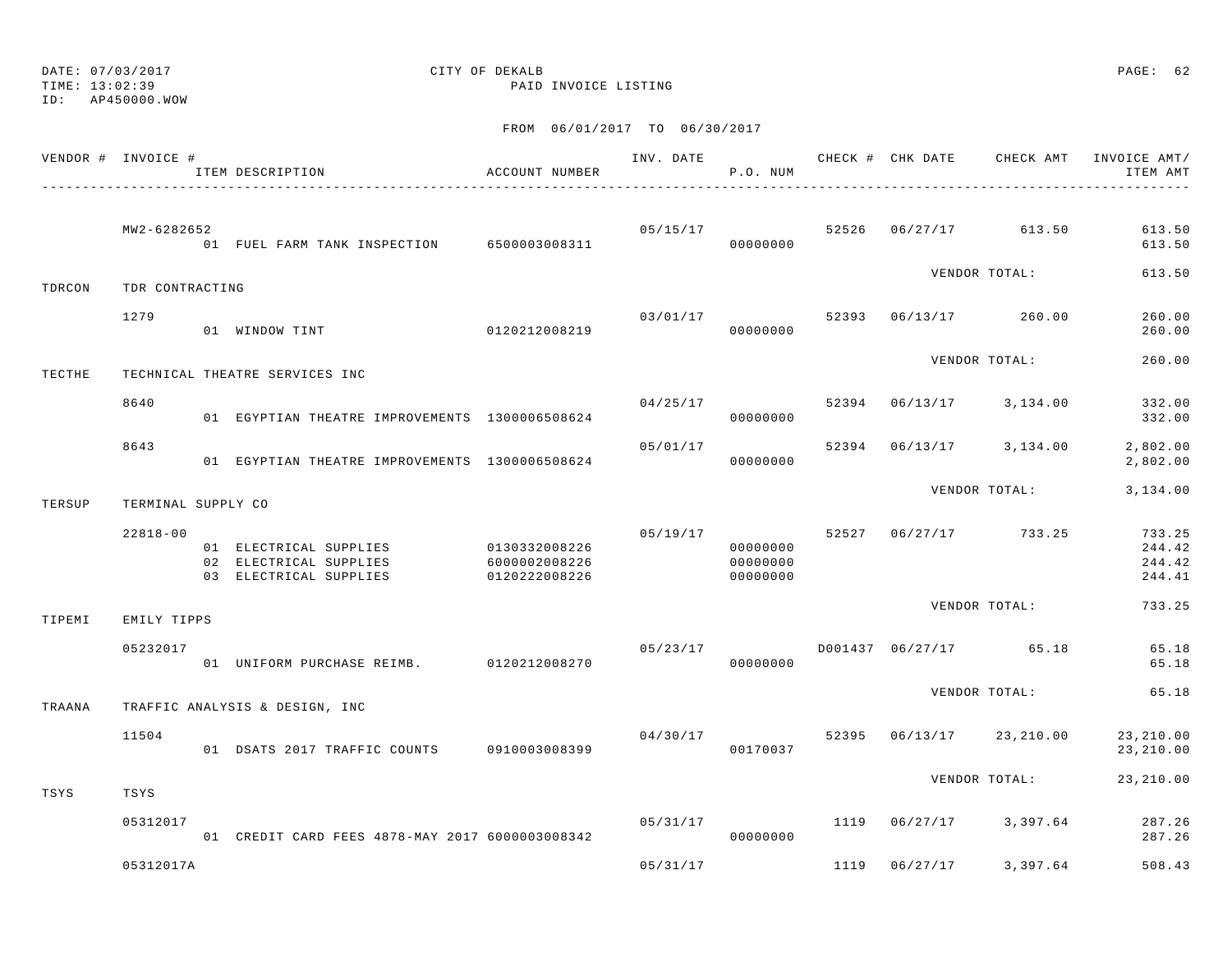DATE: 07/03/2017 CITY OF DEKALB
TIME: 13:02:39 PAID INVOICE LISTING
ID: AP450000.WOW

FROM 06/01/2017 TO 06/30/2017

| VENDOR # | INVOICE # | ITEM DESCRIPTION | ACCOUNT NUMBER | INV. DATE | P.O. NUM | CHECK # | CHK DATE | CHECK AMT | INVOICE AMT/ ITEM AMT |
|---|---|---|---|---|---|---|---|---|---|
| | MW2-6282652 | | | 05/15/17 | | 52526 | 06/27/17 | 613.50 | 613.50 |
| | | 01 FUEL FARM TANK INSPECTION | 6500003008311 | | 00000000 | | | | 613.50 |
| | | | | | | | | VENDOR TOTAL: | 613.50 |
| TDRCON | TDR CONTRACTING | | | | | | | | |
| | 1279 | | | 03/01/17 | | 52393 | 06/13/17 | 260.00 | 260.00 |
| | | 01 WINDOW TINT | 0120212008219 | | 00000000 | | | | 260.00 |
| | | | | | | | | VENDOR TOTAL: | 260.00 |
| TECTHE | TECHNICAL THEATRE SERVICES INC | | | | | | | | |
| | 8640 | | | 04/25/17 | | 52394 | 06/13/17 | 3,134.00 | 332.00 |
| | | 01 EGYPTIAN THEATRE IMPROVEMENTS | 1300006508624 | | 00000000 | | | | 332.00 |
| | 8643 | | | 05/01/17 | | 52394 | 06/13/17 | 3,134.00 | 2,802.00 |
| | | 01 EGYPTIAN THEATRE IMPROVEMENTS | 1300006508624 | | 00000000 | | | | 2,802.00 |
| | | | | | | | | VENDOR TOTAL: | 3,134.00 |
| TERSUP | TERMINAL SUPPLY CO | | | | | | | | |
| | 22818-00 | | | 05/19/17 | | 52527 | 06/27/17 | 733.25 | 733.25 |
| | | 01 ELECTRICAL SUPPLIES | 0130332008226 | | 00000000 | | | | 244.42 |
| | | 02 ELECTRICAL SUPPLIES | 6000002008226 | | 00000000 | | | | 244.42 |
| | | 03 ELECTRICAL SUPPLIES | 0120222008226 | | 00000000 | | | | 244.41 |
| | | | | | | | | VENDOR TOTAL: | 733.25 |
| TIPEMI | EMILY TIPPS | | | | | | | | |
| | 05232017 | | | 05/23/17 | | D001437 | 06/27/17 | 65.18 | 65.18 |
| | | 01 UNIFORM PURCHASE REIMB. | 0120212008270 | | 00000000 | | | | 65.18 |
| | | | | | | | | VENDOR TOTAL: | 65.18 |
| TRAANA | TRAFFIC ANALYSIS & DESIGN, INC | | | | | | | | |
| | 11504 | | | 04/30/17 | | 52395 | 06/13/17 | 23,210.00 | 23,210.00 |
| | | 01 DSATS 2017 TRAFFIC COUNTS | 0910003008399 | | 00170037 | | | | 23,210.00 |
| | | | | | | | | VENDOR TOTAL: | 23,210.00 |
| TSYS | TSYS | | | | | | | | |
| | 05312017 | | | 05/31/17 | | 1119 | 06/27/17 | 3,397.64 | 287.26 |
| | | 01 CREDIT CARD FEES 4878-MAY 2017 | 6000003008342 | | 00000000 | | | | 287.26 |
| | 05312017A | | | 05/31/17 | | 1119 | 06/27/17 | 3,397.64 | 508.43 |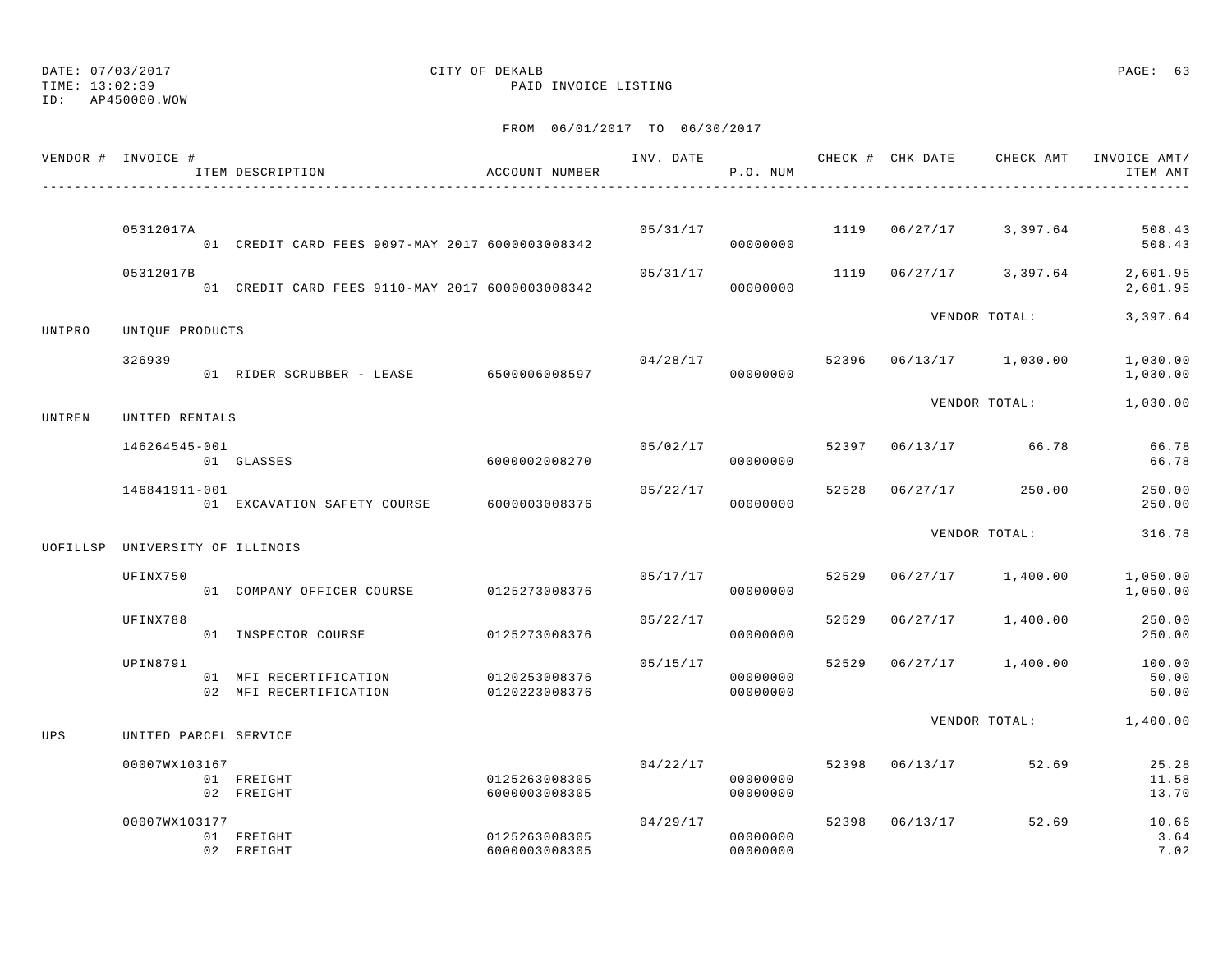DATE: 07/03/2017
TIME: 13:02:39
ID: AP450000.WOW

CITY OF DEKALB
PAID INVOICE LISTING

FROM 06/01/2017 TO 06/30/2017

| VENDOR # | INVOICE # / ITEM DESCRIPTION | ACCOUNT NUMBER | INV. DATE | P.O. NUM | CHECK # | CHK DATE | CHECK AMT | INVOICE AMT/ ITEM AMT |
|---|---|---|---|---|---|---|---|---|
| | 05312017A | | 05/31/17 | | 1119 | 06/27/17 | 3,397.64 | 508.43 |
| | 01 CREDIT CARD FEES 9097-MAY 2017 | 6000003008342 | | 00000000 | | | | 508.43 |
| | 05312017B | | 05/31/17 | | 1119 | 06/27/17 | 3,397.64 | 2,601.95 |
| | 01 CREDIT CARD FEES 9110-MAY 2017 | 6000003008342 | | 00000000 | | | | 2,601.95 |
| | | | | | | VENDOR TOTAL: | | 3,397.64 |
| UNIPRO | UNIQUE PRODUCTS | | | | | | | |
| | 326939 | | 04/28/17 | | 52396 | 06/13/17 | 1,030.00 | 1,030.00 |
| | 01 RIDER SCRUBBER - LEASE | 6500006008597 | | 00000000 | | | | 1,030.00 |
| | | | | | | VENDOR TOTAL: | | 1,030.00 |
| UNIREN | UNITED RENTALS | | | | | | | |
| | 146264545-001 | | 05/02/17 | | 52397 | 06/13/17 | 66.78 | 66.78 |
| | 01 GLASSES | 6000002008270 | | 00000000 | | | | 66.78 |
| | 146841911-001 | | 05/22/17 | | 52528 | 06/27/17 | 250.00 | 250.00 |
| | 01 EXCAVATION SAFETY COURSE | 6000003008376 | | 00000000 | | | | 250.00 |
| | | | | | | VENDOR TOTAL: | | 316.78 |
| UOFILLSP | UNIVERSITY OF ILLINOIS | | | | | | | |
| | UFINX750 | | 05/17/17 | | 52529 | 06/27/17 | 1,400.00 | 1,050.00 |
| | 01 COMPANY OFFICER COURSE | 0125273008376 | | 00000000 | | | | 1,050.00 |
| | UFINX788 | | 05/22/17 | | 52529 | 06/27/17 | 1,400.00 | 250.00 |
| | 01 INSPECTOR COURSE | 0125273008376 | | 00000000 | | | | 250.00 |
| | UPIN8791 | | 05/15/17 | | 52529 | 06/27/17 | 1,400.00 | 100.00 |
| | 01 MFI RECERTIFICATION | 0120253008376 | | 00000000 | | | | 50.00 |
| | 02 MFI RECERTIFICATION | 0120223008376 | | 00000000 | | | | 50.00 |
| | | | | | | VENDOR TOTAL: | | 1,400.00 |
| UPS | UNITED PARCEL SERVICE | | | | | | | |
| | 00007WX103167 | | 04/22/17 | | 52398 | 06/13/17 | 52.69 | 25.28 |
| | 01 FREIGHT | 0125263008305 | | 00000000 | | | | 11.58 |
| | 02 FREIGHT | 6000003008305 | | 00000000 | | | | 13.70 |
| | 00007WX103177 | | 04/29/17 | | 52398 | 06/13/17 | 52.69 | 10.66 |
| | 01 FREIGHT | 0125263008305 | | 00000000 | | | | 3.64 |
| | 02 FREIGHT | 6000003008305 | | 00000000 | | | | 7.02 |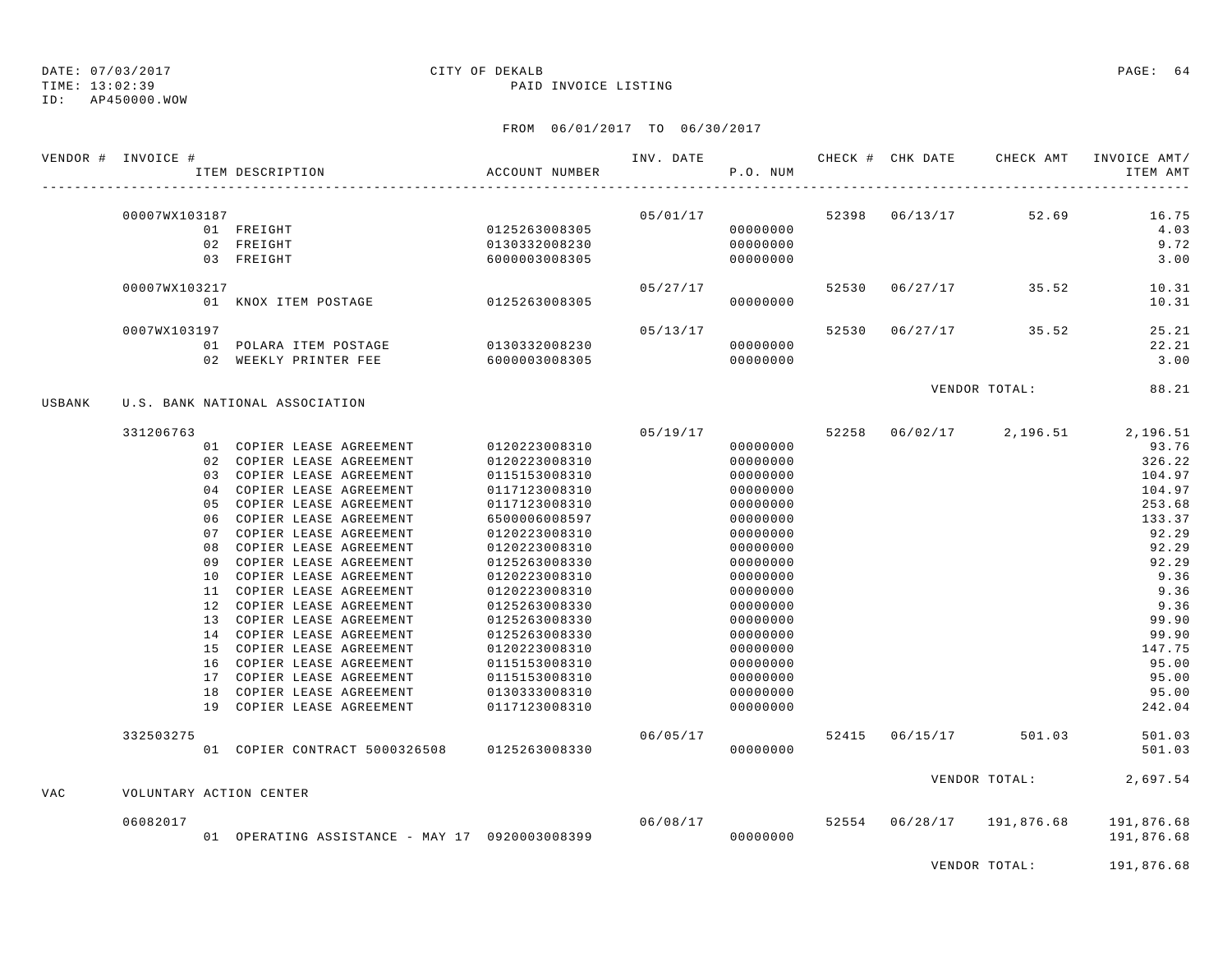DATE: 07/03/2017 CITY OF DEKALB
TIME: 13:02:39 PAID INVOICE LISTING
ID: AP450000.WOW

FROM 06/01/2017 TO 06/30/2017

| VENDOR # | INVOICE # | ITEM DESCRIPTION | ACCOUNT NUMBER | INV. DATE | P.O. NUM | CHECK # | CHK DATE | CHECK AMT | INVOICE AMT/ ITEM AMT |
|---|---|---|---|---|---|---|---|---|---|
| | 00007WX103187 | | | 05/01/17 | | 52398 | 06/13/17 | 52.69 | 16.75 |
| | | 01 FREIGHT | 0125263008305 | | 00000000 | | | | 4.03 |
| | | 02 FREIGHT | 0130332008230 | | 00000000 | | | | 9.72 |
| | | 03 FREIGHT | 6000003008305 | | 00000000 | | | | 3.00 |
| | 00007WX103217 | | | 05/27/17 | | 52530 | 06/27/17 | 35.52 | 10.31 |
| | | 01 KNOX ITEM POSTAGE | 0125263008305 | | 00000000 | | | | 10.31 |
| | 0007WX103197 | | | 05/13/17 | | 52530 | 06/27/17 | 35.52 | 25.21 |
| | | 01 POLARA ITEM POSTAGE | 0130332008230 | | 00000000 | | | | 22.21 |
| | | 02 WEEKLY PRINTER FEE | 6000003008305 | | 00000000 | | | | 3.00 |
| | | | | | | | | VENDOR TOTAL: | 88.21 |
| USBANK | U.S. BANK NATIONAL ASSOCIATION | | | | | | | | |
| | 331206763 | | | 05/19/17 | | 52258 | 06/02/17 | 2,196.51 | 2,196.51 |
| | | 01 COPIER LEASE AGREEMENT | 0120223008310 | | 00000000 | | | | 93.76 |
| | | 02 COPIER LEASE AGREEMENT | 0120223008310 | | 00000000 | | | | 326.22 |
| | | 03 COPIER LEASE AGREEMENT | 0115153008310 | | 00000000 | | | | 104.97 |
| | | 04 COPIER LEASE AGREEMENT | 0117123008310 | | 00000000 | | | | 104.97 |
| | | 05 COPIER LEASE AGREEMENT | 0117123008310 | | 00000000 | | | | 253.68 |
| | | 06 COPIER LEASE AGREEMENT | 6500006008597 | | 00000000 | | | | 133.37 |
| | | 07 COPIER LEASE AGREEMENT | 0120223008310 | | 00000000 | | | | 92.29 |
| | | 08 COPIER LEASE AGREEMENT | 0120223008310 | | 00000000 | | | | 92.29 |
| | | 09 COPIER LEASE AGREEMENT | 0125263008330 | | 00000000 | | | | 92.29 |
| | | 10 COPIER LEASE AGREEMENT | 0120223008310 | | 00000000 | | | | 9.36 |
| | | 11 COPIER LEASE AGREEMENT | 0120223008310 | | 00000000 | | | | 9.36 |
| | | 12 COPIER LEASE AGREEMENT | 0125263008330 | | 00000000 | | | | 9.36 |
| | | 13 COPIER LEASE AGREEMENT | 0125263008330 | | 00000000 | | | | 99.90 |
| | | 14 COPIER LEASE AGREEMENT | 0125263008330 | | 00000000 | | | | 99.90 |
| | | 15 COPIER LEASE AGREEMENT | 0120223008310 | | 00000000 | | | | 147.75 |
| | | 16 COPIER LEASE AGREEMENT | 0115153008310 | | 00000000 | | | | 95.00 |
| | | 17 COPIER LEASE AGREEMENT | 0115153008310 | | 00000000 | | | | 95.00 |
| | | 18 COPIER LEASE AGREEMENT | 0130333008310 | | 00000000 | | | | 95.00 |
| | | 19 COPIER LEASE AGREEMENT | 0117123008310 | | 00000000 | | | | 242.04 |
| | 332503275 | | | 06/05/17 | | 52415 | 06/15/17 | 501.03 | 501.03 |
| | | 01 COPIER CONTRACT 5000326508 | 0125263008330 | | 00000000 | | | | 501.03 |
| | | | | | | | | VENDOR TOTAL: | 2,697.54 |
| VAC | VOLUNTARY ACTION CENTER | | | | | | | | |
| | 06082017 | | | 06/08/17 | | 52554 | 06/28/17 | 191,876.68 | 191,876.68 |
| | | 01 OPERATING ASSISTANCE - MAY 17 | 0920003008399 | | 00000000 | | | | 191,876.68 |
| | | | | | | | | VENDOR TOTAL: | 191,876.68 |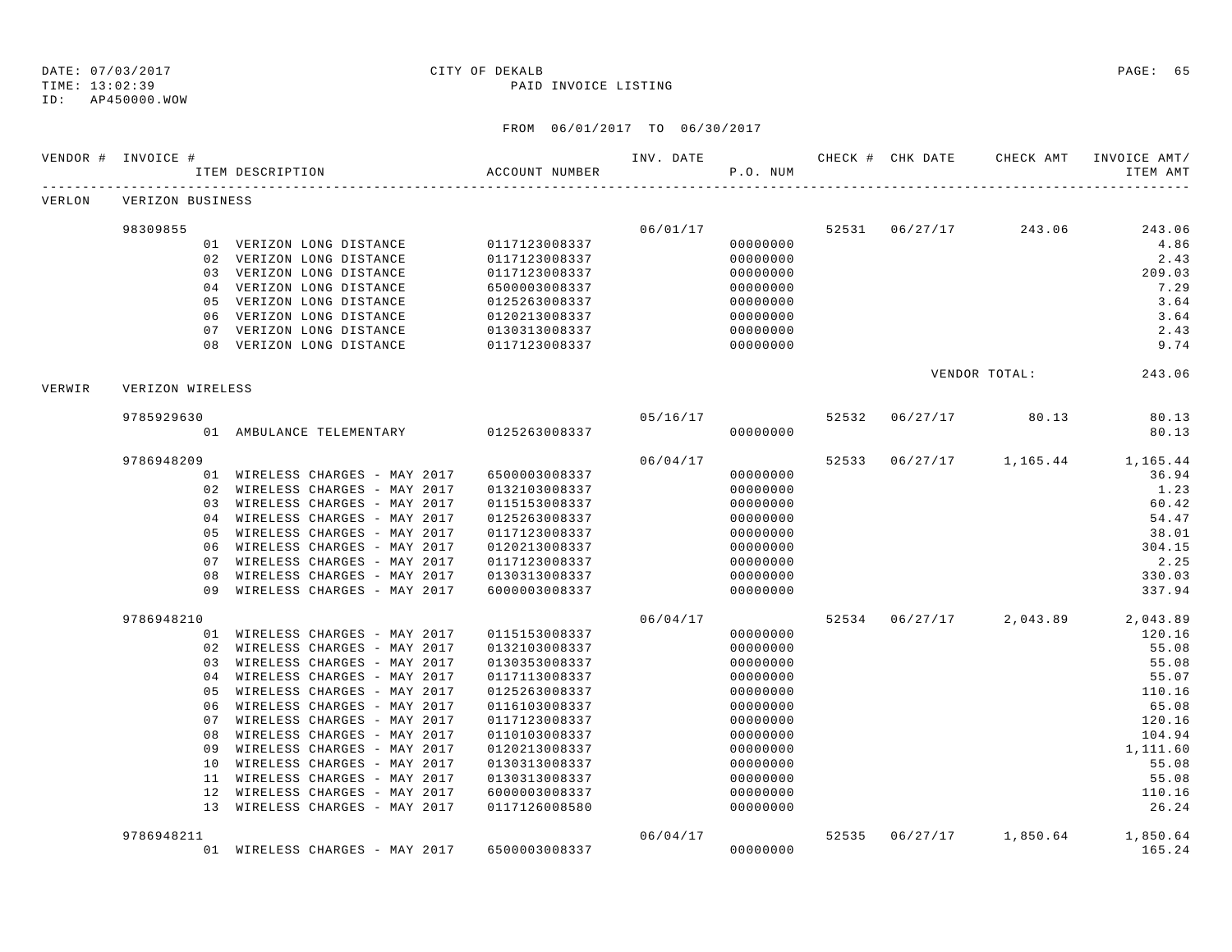DATE: 07/03/2017 CITY OF DEKALB
TIME: 13:02:39 PAID INVOICE LISTING
ID: AP450000.WOW

FROM 06/01/2017 TO 06/30/2017

| VENDOR # | INVOICE # | ITEM DESCRIPTION | ACCOUNT NUMBER | INV. DATE | P.O. NUM | CHECK # | CHK DATE | CHECK AMT | INVOICE AMT/ ITEM AMT |
|---|---|---|---|---|---|---|---|---|---|
| VERLON | VERIZON BUSINESS | | | | | | | | |
| | 98309855 | | | 06/01/17 | | 52531 | 06/27/17 | 243.06 | 243.06 |
| | | 01 VERIZON LONG DISTANCE | 0117123008337 | | 00000000 | | | | 4.86 |
| | | 02 VERIZON LONG DISTANCE | 0117123008337 | | 00000000 | | | | 2.43 |
| | | 03 VERIZON LONG DISTANCE | 0117123008337 | | 00000000 | | | | 209.03 |
| | | 04 VERIZON LONG DISTANCE | 6500003008337 | | 00000000 | | | | 7.29 |
| | | 05 VERIZON LONG DISTANCE | 0125263008337 | | 00000000 | | | | 3.64 |
| | | 06 VERIZON LONG DISTANCE | 0120213008337 | | 00000000 | | | | 3.64 |
| | | 07 VERIZON LONG DISTANCE | 0130313008337 | | 00000000 | | | | 2.43 |
| | | 08 VERIZON LONG DISTANCE | 0117123008337 | | 00000000 | | | | 9.74 |
| | | | | | | | | VENDOR TOTAL: | 243.06 |
| VERWIR | VERIZON WIRELESS | | | | | | | | |
| | 9785929630 | | | 05/16/17 | | 52532 | 06/27/17 | 80.13 | 80.13 |
| | | 01 AMBULANCE TELEMENTARY | 0125263008337 | | 00000000 | | | | 80.13 |
| | 9786948209 | | | 06/04/17 | | 52533 | 06/27/17 | 1,165.44 | 1,165.44 |
| | | 01 WIRELESS CHARGES - MAY 2017 | 6500003008337 | | 00000000 | | | | 36.94 |
| | | 02 WIRELESS CHARGES - MAY 2017 | 0132103008337 | | 00000000 | | | | 1.23 |
| | | 03 WIRELESS CHARGES - MAY 2017 | 0115153008337 | | 00000000 | | | | 60.42 |
| | | 04 WIRELESS CHARGES - MAY 2017 | 0125263008337 | | 00000000 | | | | 54.47 |
| | | 05 WIRELESS CHARGES - MAY 2017 | 0117123008337 | | 00000000 | | | | 38.01 |
| | | 06 WIRELESS CHARGES - MAY 2017 | 0120213008337 | | 00000000 | | | | 304.15 |
| | | 07 WIRELESS CHARGES - MAY 2017 | 0117123008337 | | 00000000 | | | | 2.25 |
| | | 08 WIRELESS CHARGES - MAY 2017 | 0130313008337 | | 00000000 | | | | 330.03 |
| | | 09 WIRELESS CHARGES - MAY 2017 | 6000003008337 | | 00000000 | | | | 337.94 |
| | 9786948210 | | | 06/04/17 | | 52534 | 06/27/17 | 2,043.89 | 2,043.89 |
| | | 01 WIRELESS CHARGES - MAY 2017 | 0115153008337 | | 00000000 | | | | 120.16 |
| | | 02 WIRELESS CHARGES - MAY 2017 | 0132103008337 | | 00000000 | | | | 55.08 |
| | | 03 WIRELESS CHARGES - MAY 2017 | 0130353008337 | | 00000000 | | | | 55.08 |
| | | 04 WIRELESS CHARGES - MAY 2017 | 0117113008337 | | 00000000 | | | | 55.07 |
| | | 05 WIRELESS CHARGES - MAY 2017 | 0125263008337 | | 00000000 | | | | 110.16 |
| | | 06 WIRELESS CHARGES - MAY 2017 | 0116103008337 | | 00000000 | | | | 65.08 |
| | | 07 WIRELESS CHARGES - MAY 2017 | 0117123008337 | | 00000000 | | | | 120.16 |
| | | 08 WIRELESS CHARGES - MAY 2017 | 0110103008337 | | 00000000 | | | | 104.94 |
| | | 09 WIRELESS CHARGES - MAY 2017 | 0120213008337 | | 00000000 | | | | 1,111.60 |
| | | 10 WIRELESS CHARGES - MAY 2017 | 0130313008337 | | 00000000 | | | | 55.08 |
| | | 11 WIRELESS CHARGES - MAY 2017 | 0130313008337 | | 00000000 | | | | 55.08 |
| | | 12 WIRELESS CHARGES - MAY 2017 | 6000003008337 | | 00000000 | | | | 110.16 |
| | | 13 WIRELESS CHARGES - MAY 2017 | 0117126008580 | | 00000000 | | | | 26.24 |
| | 9786948211 | | | 06/04/17 | | 52535 | 06/27/17 | 1,850.64 | 1,850.64 |
| | | 01 WIRELESS CHARGES - MAY 2017 | 6500003008337 | | 00000000 | | | | 165.24 |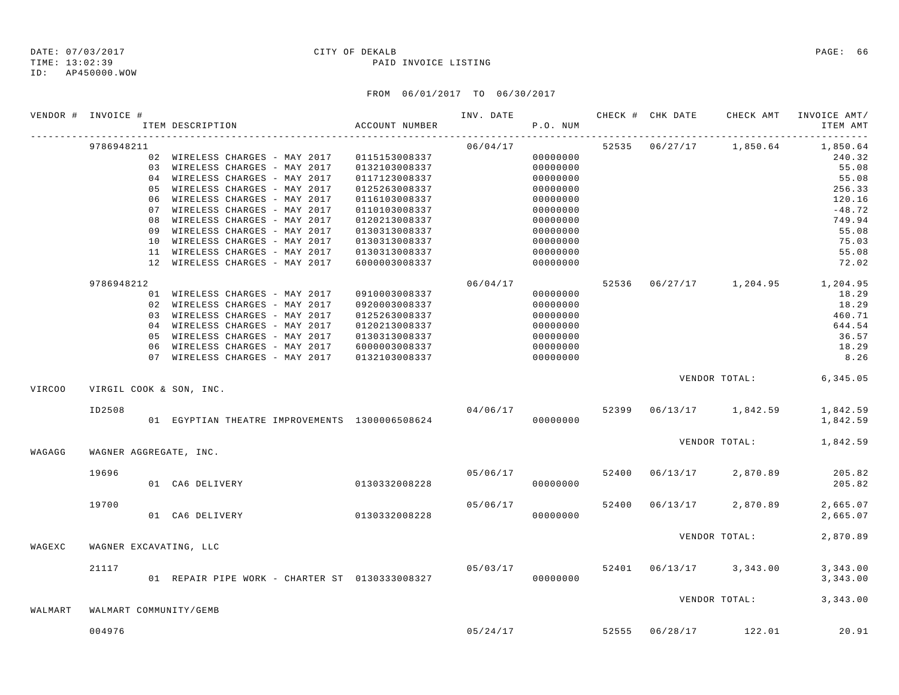DATE: 07/03/2017 CITY OF DEKALB
TIME: 13:02:39 PAID INVOICE LISTING
ID: AP450000.WOW

FROM 06/01/2017 TO 06/30/2017

| VENDOR # | INVOICE # | ITEM DESCRIPTION | ACCOUNT NUMBER | INV. DATE | P.O. NUM | CHECK # | CHK DATE | CHECK AMT | INVOICE AMT/ ITEM AMT |
|---|---|---|---|---|---|---|---|---|---|
| | 9786948211 | | | 06/04/17 | | 52535 | 06/27/17 | 1,850.64 | 1,850.64 |
| | | 02 WIRELESS CHARGES - MAY 2017 | 0115153008337 | | 00000000 | | | | 240.32 |
| | | 03 WIRELESS CHARGES - MAY 2017 | 0132103008337 | | 00000000 | | | | 55.08 |
| | | 04 WIRELESS CHARGES - MAY 2017 | 0117123008337 | | 00000000 | | | | 55.08 |
| | | 05 WIRELESS CHARGES - MAY 2017 | 0125263008337 | | 00000000 | | | | 256.33 |
| | | 06 WIRELESS CHARGES - MAY 2017 | 0116103008337 | | 00000000 | | | | 120.16 |
| | | 07 WIRELESS CHARGES - MAY 2017 | 0110103008337 | | 00000000 | | | | -48.72 |
| | | 08 WIRELESS CHARGES - MAY 2017 | 0120213008337 | | 00000000 | | | | 749.94 |
| | | 09 WIRELESS CHARGES - MAY 2017 | 0130313008337 | | 00000000 | | | | 55.08 |
| | | 10 WIRELESS CHARGES - MAY 2017 | 0130313008337 | | 00000000 | | | | 75.03 |
| | | 11 WIRELESS CHARGES - MAY 2017 | 0130313008337 | | 00000000 | | | | 55.08 |
| | | 12 WIRELESS CHARGES - MAY 2017 | 6000003008337 | | 00000000 | | | | 72.02 |
| | 9786948212 | | | 06/04/17 | | 52536 | 06/27/17 | 1,204.95 | 1,204.95 |
| | | 01 WIRELESS CHARGES - MAY 2017 | 0910003008337 | | 00000000 | | | | 18.29 |
| | | 02 WIRELESS CHARGES - MAY 2017 | 0920003008337 | | 00000000 | | | | 18.29 |
| | | 03 WIRELESS CHARGES - MAY 2017 | 0125263008337 | | 00000000 | | | | 460.71 |
| | | 04 WIRELESS CHARGES - MAY 2017 | 0120213008337 | | 00000000 | | | | 644.54 |
| | | 05 WIRELESS CHARGES - MAY 2017 | 0130313008337 | | 00000000 | | | | 36.57 |
| | | 06 WIRELESS CHARGES - MAY 2017 | 6000003008337 | | 00000000 | | | | 18.29 |
| | | 07 WIRELESS CHARGES - MAY 2017 | 0132103008337 | | 00000000 | | | | 8.26 |
| | | | | | | | VENDOR TOTAL: | | 6,345.05 |
| VIRCOO | VIRGIL COOK & SON, INC. | | | | | | | | |
| | ID2508 | | | 04/06/17 | | 52399 | 06/13/17 | 1,842.59 | 1,842.59 |
| | | 01 EGYPTIAN THEATRE IMPROVEMENTS | 1300006508624 | | 00000000 | | | | 1,842.59 |
| | | | | | | | VENDOR TOTAL: | | 1,842.59 |
| WAGAGG | WAGNER AGGREGATE, INC. | | | | | | | | |
| | 19696 | | | 05/06/17 | | 52400 | 06/13/17 | 2,870.89 | 205.82 |
| | | 01 CA6 DELIVERY | 0130332008228 | | 00000000 | | | | 205.82 |
| | 19700 | | | 05/06/17 | | 52400 | 06/13/17 | 2,870.89 | 2,665.07 |
| | | 01 CA6 DELIVERY | 0130332008228 | | 00000000 | | | | 2,665.07 |
| | | | | | | | VENDOR TOTAL: | | 2,870.89 |
| WAGEXC | WAGNER EXCAVATING, LLC | | | | | | | | |
| | 21117 | | | 05/03/17 | | 52401 | 06/13/17 | 3,343.00 | 3,343.00 |
| | | 01 REPAIR PIPE WORK - CHARTER ST | 0130333008327 | | 00000000 | | | | 3,343.00 |
| | | | | | | | VENDOR TOTAL: | | 3,343.00 |
| WALMART | WALMART COMMUNITY/GEMB | | | | | | | | |
| | 004976 | | | 05/24/17 | | 52555 | 06/28/17 | 122.01 | 20.91 |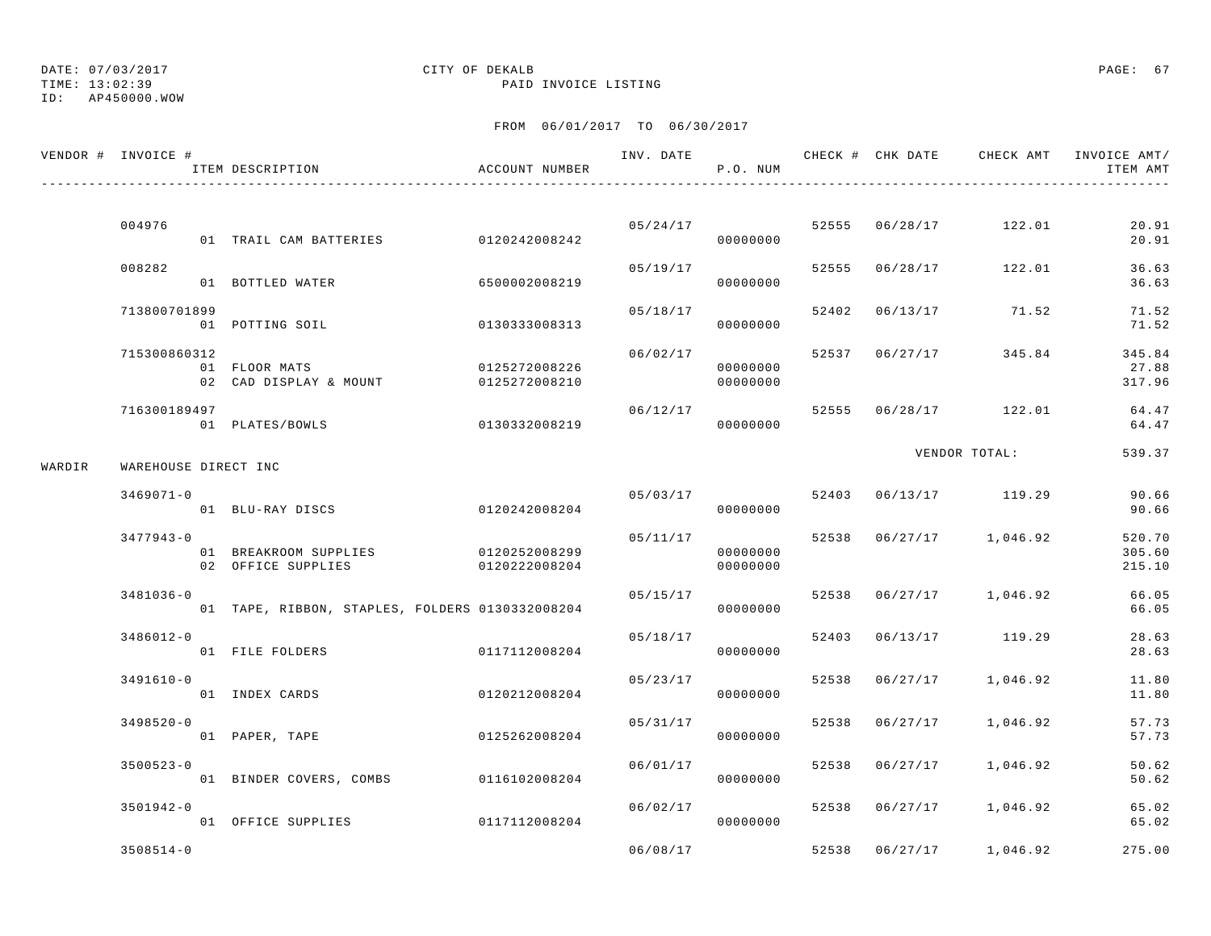DATE: 07/03/2017　　　　CITY OF DEKALB
TIME: 13:02:39　　　　PAID INVOICE LISTING
ID: AP450000.WOW

FROM 06/01/2017 TO 06/30/2017

| VENDOR # | INVOICE # | ITEM DESCRIPTION | ACCOUNT NUMBER | INV. DATE | P.O. NUM | CHECK # | CHK DATE | CHECK AMT | INVOICE AMT/ ITEM AMT |
|---|---|---|---|---|---|---|---|---|---|
| | 004976 | | | 05/24/17 | | 52555 | 06/28/17 | 122.01 | 20.91 |
| | | 01 TRAIL CAM BATTERIES | 0120242008242 | | 00000000 | | | | 20.91 |
| | 008282 | | | 05/19/17 | | 52555 | 06/28/17 | 122.01 | 36.63 |
| | | 01 BOTTLED WATER | 6500002008219 | | 00000000 | | | | 36.63 |
| | 713800701899 | | | 05/18/17 | | 52402 | 06/13/17 | 71.52 | 71.52 |
| | | 01 POTTING SOIL | 0130333008313 | | 00000000 | | | | 71.52 |
| | 715300860312 | | | 06/02/17 | | 52537 | 06/27/17 | 345.84 | 345.84 |
| | | 01 FLOOR MATS | 0125272008226 | | 00000000 | | | | 27.88 |
| | | 02 CAD DISPLAY & MOUNT | 0125272008210 | | 00000000 | | | | 317.96 |
| | 716300189497 | | | 06/12/17 | | 52555 | 06/28/17 | 122.01 | 64.47 |
| | | 01 PLATES/BOWLS | 0130332008219 | | 00000000 | | | | 64.47 |
| | | | | | | | VENDOR TOTAL: | | 539.37 |
| WARDIR | WAREHOUSE DIRECT INC | | | | | | | | |
| | 3469071-0 | | | 05/03/17 | | 52403 | 06/13/17 | 119.29 | 90.66 |
| | | 01 BLU-RAY DISCS | 0120242008204 | | 00000000 | | | | 90.66 |
| | 3477943-0 | | | 05/11/17 | | 52538 | 06/27/17 | 1,046.92 | 520.70 |
| | | 01 BREAKROOM SUPPLIES | 0120252008299 | | 00000000 | | | | 305.60 |
| | | 02 OFFICE SUPPLIES | 0120222008204 | | 00000000 | | | | 215.10 |
| | 3481036-0 | | | 05/15/17 | | 52538 | 06/27/17 | 1,046.92 | 66.05 |
| | | 01 TAPE, RIBBON, STAPLES, FOLDERS | 0130332008204 | | 00000000 | | | | 66.05 |
| | 3486012-0 | | | 05/18/17 | | 52403 | 06/13/17 | 119.29 | 28.63 |
| | | 01 FILE FOLDERS | 0117112008204 | | 00000000 | | | | 28.63 |
| | 3491610-0 | | | 05/23/17 | | 52538 | 06/27/17 | 1,046.92 | 11.80 |
| | | 01 INDEX CARDS | 0120212008204 | | 00000000 | | | | 11.80 |
| | 3498520-0 | | | 05/31/17 | | 52538 | 06/27/17 | 1,046.92 | 57.73 |
| | | 01 PAPER, TAPE | 0125262008204 | | 00000000 | | | | 57.73 |
| | 3500523-0 | | | 06/01/17 | | 52538 | 06/27/17 | 1,046.92 | 50.62 |
| | | 01 BINDER COVERS, COMBS | 0116102008204 | | 00000000 | | | | 50.62 |
| | 3501942-0 | | | 06/02/17 | | 52538 | 06/27/17 | 1,046.92 | 65.02 |
| | | 01 OFFICE SUPPLIES | 0117112008204 | | 00000000 | | | | 65.02 |
| | 3508514-0 | | | 06/08/17 | | 52538 | 06/27/17 | 1,046.92 | 275.00 |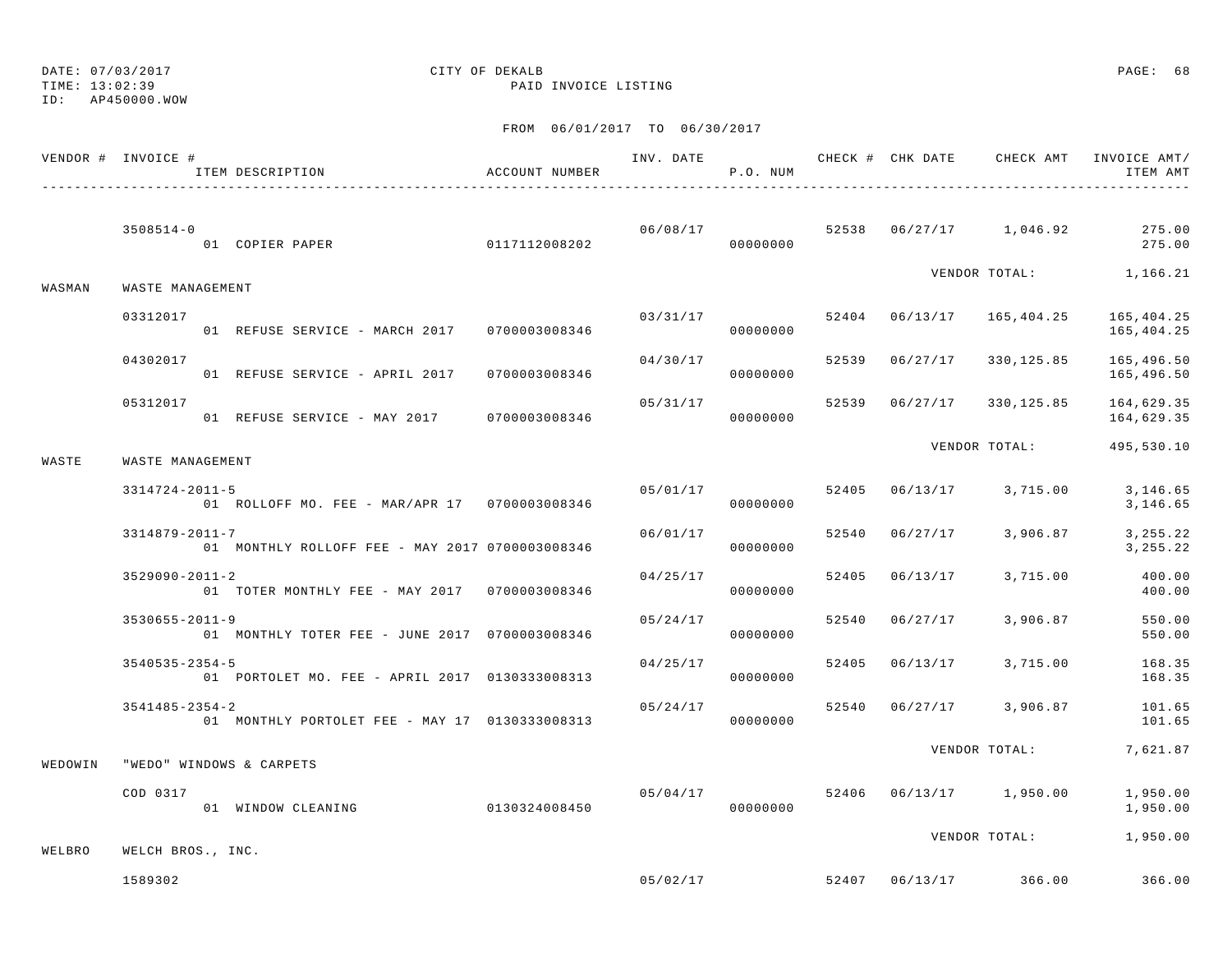DATE: 07/03/2017 CITY OF DEKALB
TIME: 13:02:39 PAID INVOICE LISTING
ID: AP450000.WOW

FROM 06/01/2017 TO 06/30/2017

| VENDOR # | INVOICE # / ITEM DESCRIPTION | ACCOUNT NUMBER | INV. DATE | P.O. NUM | CHECK # | CHK DATE | CHECK AMT | INVOICE AMT/ ITEM AMT |
|---|---|---|---|---|---|---|---|---|
| | 3508514-0 | | 06/08/17 | | 52538 | 06/27/17 | 1,046.92 | 275.00 |
| | 01 COPIER PAPER | 0117112008202 | | 00000000 | | | | 275.00 |
| | | | | | | VENDOR TOTAL: | | 1,166.21 |
| WASMAN | WASTE MANAGEMENT | | | | | | | |
| | 03312017 | | 03/31/17 | | 52404 | 06/13/17 | 165,404.25 | 165,404.25 |
| | 01 REFUSE SERVICE - MARCH 2017 | 0700003008346 | | 00000000 | | | | 165,404.25 |
| | 04302017 | | 04/30/17 | | 52539 | 06/27/17 | 330,125.85 | 165,496.50 |
| | 01 REFUSE SERVICE - APRIL 2017 | 0700003008346 | | 00000000 | | | | 165,496.50 |
| | 05312017 | | 05/31/17 | | 52539 | 06/27/17 | 330,125.85 | 164,629.35 |
| | 01 REFUSE SERVICE - MAY 2017 | 0700003008346 | | 00000000 | | | | 164,629.35 |
| | | | | | | VENDOR TOTAL: | | 495,530.10 |
| WASTE | WASTE MANAGEMENT | | | | | | | |
| | 3314724-2011-5 | | 05/01/17 | | 52405 | 06/13/17 | 3,715.00 | 3,146.65 |
| | 01 ROLLOFF MO. FEE - MAR/APR 17 | 0700003008346 | | 00000000 | | | | 3,146.65 |
| | 3314879-2011-7 | | 06/01/17 | | 52540 | 06/27/17 | 3,906.87 | 3,255.22 |
| | 01 MONTHLY ROLLOFF FEE - MAY 2017 | 0700003008346 | | 00000000 | | | | 3,255.22 |
| | 3529090-2011-2 | | 04/25/17 | | 52405 | 06/13/17 | 3,715.00 | 400.00 |
| | 01 TOTER MONTHLY FEE - MAY 2017 | 0700003008346 | | 00000000 | | | | 400.00 |
| | 3530655-2011-9 | | 05/24/17 | | 52540 | 06/27/17 | 3,906.87 | 550.00 |
| | 01 MONTHLY TOTER FEE - JUNE 2017 | 0700003008346 | | 00000000 | | | | 550.00 |
| | 3540535-2354-5 | | 04/25/17 | | 52405 | 06/13/17 | 3,715.00 | 168.35 |
| | 01 PORTOLET MO. FEE - APRIL 2017 | 0130333008313 | | 00000000 | | | | 168.35 |
| | 3541485-2354-2 | | 05/24/17 | | 52540 | 06/27/17 | 3,906.87 | 101.65 |
| | 01 MONTHLY PORTOLET FEE - MAY 17 | 0130333008313 | | 00000000 | | | | 101.65 |
| | | | | | | VENDOR TOTAL: | | 7,621.87 |
| WEDOWIN | "WEDO" WINDOWS & CARPETS | | | | | | | |
| | COD 0317 | | 05/04/17 | | 52406 | 06/13/17 | 1,950.00 | 1,950.00 |
| | 01 WINDOW CLEANING | 0130324008450 | | 00000000 | | | | 1,950.00 |
| | | | | | | VENDOR TOTAL: | | 1,950.00 |
| WELBRO | WELCH BROS., INC. | | | | | | | |
| | 1589302 | | 05/02/17 | | 52407 | 06/13/17 | 366.00 | 366.00 |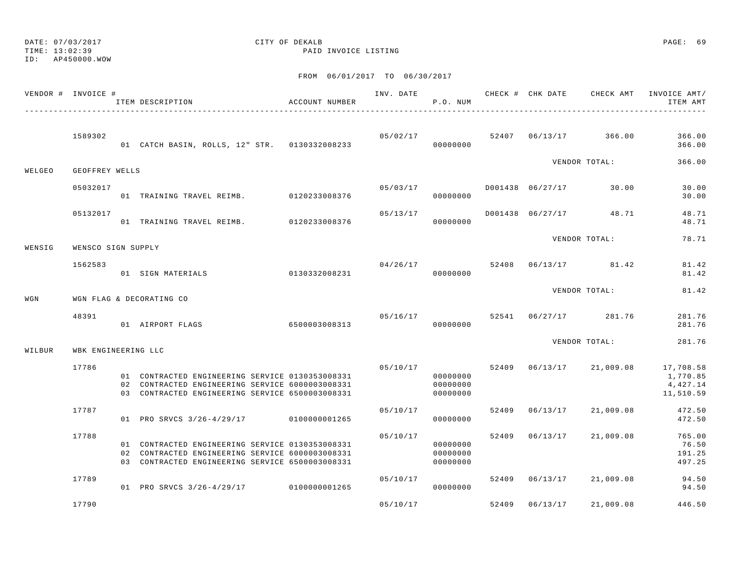DATE: 07/03/2017 CITY OF DEKALB
TIME: 13:02:39 PAID INVOICE LISTING
ID: AP450000.WOW

FROM 06/01/2017 TO 06/30/2017

| VENDOR # | INVOICE # / ITEM DESCRIPTION | ACCOUNT NUMBER | INV. DATE | P.O. NUM | CHECK # | CHK DATE | CHECK AMT | INVOICE AMT/ ITEM AMT |
|---|---|---|---|---|---|---|---|---|
| | 1589302 | | 05/02/17 | | 52407 | 06/13/17 | 366.00 | 366.00 |
| | 01 CATCH BASIN, ROLLS, 12" STR. | 0130332008233 | | 00000000 | | | | 366.00 |
| | | | | | | VENDOR TOTAL: | | 366.00 |
| WELGEO | GEOFFREY WELLS | | | | | | | |
| | 05032017 | | 05/03/17 | | D001438 | 06/27/17 | 30.00 | 30.00 |
| | 01 TRAINING TRAVEL REIMB. | 0120233008376 | | 00000000 | | | | 30.00 |
| | 05132017 | | 05/13/17 | | D001438 | 06/27/17 | 48.71 | 48.71 |
| | 01 TRAINING TRAVEL REIMB. | 0120233008376 | | 00000000 | | | | 48.71 |
| | | | | | | VENDOR TOTAL: | | 78.71 |
| WENSIG | WENSCO SIGN SUPPLY | | | | | | | |
| | 1562583 | | 04/26/17 | | 52408 | 06/13/17 | 81.42 | 81.42 |
| | 01 SIGN MATERIALS | 0130332008231 | | 00000000 | | | | 81.42 |
| | | | | | | VENDOR TOTAL: | | 81.42 |
| WGN | WGN FLAG & DECORATING CO | | | | | | | |
| | 48391 | | 05/16/17 | | 52541 | 06/27/17 | 281.76 | 281.76 |
| | 01 AIRPORT FLAGS | 6500003008313 | | 00000000 | | | | 281.76 |
| | | | | | | VENDOR TOTAL: | | 281.76 |
| WILBUR | WBK ENGINEERING LLC | | | | | | | |
| | 17786 | | 05/10/17 | | 52409 | 06/13/17 | 21,009.08 | 17,708.58 |
| | 01 CONTRACTED ENGINEERING SERVICE | 0130353008331 | | 00000000 | | | | 1,770.85 |
| | 02 CONTRACTED ENGINEERING SERVICE | 6000003008331 | | 00000000 | | | | 4,427.14 |
| | 03 CONTRACTED ENGINEERING SERVICE | 6500003008331 | | 00000000 | | | | 11,510.59 |
| | 17787 | | 05/10/17 | | 52409 | 06/13/17 | 21,009.08 | 472.50 |
| | 01 PRO SRVCS 3/26-4/29/17 | 0100000001265 | | 00000000 | | | | 472.50 |
| | 17788 | | 05/10/17 | | 52409 | 06/13/17 | 21,009.08 | 765.00 |
| | 01 CONTRACTED ENGINEERING SERVICE | 0130353008331 | | 00000000 | | | | 76.50 |
| | 02 CONTRACTED ENGINEERING SERVICE | 6000003008331 | | 00000000 | | | | 191.25 |
| | 03 CONTRACTED ENGINEERING SERVICE | 6500003008331 | | 00000000 | | | | 497.25 |
| | 17789 | | 05/10/17 | | 52409 | 06/13/17 | 21,009.08 | 94.50 |
| | 01 PRO SRVCS 3/26-4/29/17 | 0100000001265 | | 00000000 | | | | 94.50 |
| | 17790 | | 05/10/17 | | 52409 | 06/13/17 | 21,009.08 | 446.50 |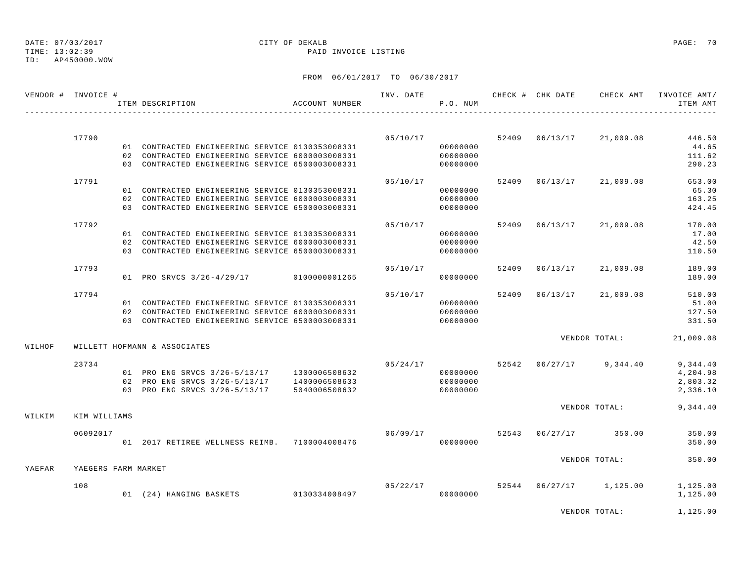DATE: 07/03/2017
TIME: 13:02:39
ID: AP450000.WOW

CITY OF DEKALB
PAID INVOICE LISTING

FROM 06/01/2017 TO 06/30/2017

| VENDOR # | INVOICE # | ITEM DESCRIPTION | ACCOUNT NUMBER | INV. DATE | P.O. NUM | CHECK # | CHK DATE | CHECK AMT | INVOICE AMT/ ITEM AMT |
|---|---|---|---|---|---|---|---|---|---|
| | 17790 | | | 05/10/17 | | 52409 | 06/13/17 | 21,009.08 | 446.50 |
| | | 01 CONTRACTED ENGINEERING SERVICE | 0130353008331 | | 00000000 | | | | 44.65 |
| | | 02 CONTRACTED ENGINEERING SERVICE | 6000003008331 | | 00000000 | | | | 111.62 |
| | | 03 CONTRACTED ENGINEERING SERVICE | 6500003008331 | | 00000000 | | | | 290.23 |
| | 17791 | | | 05/10/17 | | 52409 | 06/13/17 | 21,009.08 | 653.00 |
| | | 01 CONTRACTED ENGINEERING SERVICE | 0130353008331 | | 00000000 | | | | 65.30 |
| | | 02 CONTRACTED ENGINEERING SERVICE | 6000003008331 | | 00000000 | | | | 163.25 |
| | | 03 CONTRACTED ENGINEERING SERVICE | 6500003008331 | | 00000000 | | | | 424.45 |
| | 17792 | | | 05/10/17 | | 52409 | 06/13/17 | 21,009.08 | 170.00 |
| | | 01 CONTRACTED ENGINEERING SERVICE | 0130353008331 | | 00000000 | | | | 17.00 |
| | | 02 CONTRACTED ENGINEERING SERVICE | 6000003008331 | | 00000000 | | | | 42.50 |
| | | 03 CONTRACTED ENGINEERING SERVICE | 6500003008331 | | 00000000 | | | | 110.50 |
| | 17793 | | | 05/10/17 | | 52409 | 06/13/17 | 21,009.08 | 189.00 |
| | | 01 PRO SRVCS 3/26-4/29/17 | 0100000001265 | | 00000000 | | | | 189.00 |
| | 17794 | | | 05/10/17 | | 52409 | 06/13/17 | 21,009.08 | 510.00 |
| | | 01 CONTRACTED ENGINEERING SERVICE | 0130353008331 | | 00000000 | | | | 51.00 |
| | | 02 CONTRACTED ENGINEERING SERVICE | 6000003008331 | | 00000000 | | | | 127.50 |
| | | 03 CONTRACTED ENGINEERING SERVICE | 6500003008331 | | 00000000 | | | | 331.50 |
| | | | | | | | | VENDOR TOTAL: | 21,009.08 |
| WILHOF | WILLETT HOFMANN & ASSOCIATES | | | | | | | | |
| | 23734 | | | 05/24/17 | | 52542 | 06/27/17 | 9,344.40 | 9,344.40 |
| | | 01 PRO ENG SRVCS 3/26-5/13/17 | 1300006508632 | | 00000000 | | | | 4,204.98 |
| | | 02 PRO ENG SRVCS 3/26-5/13/17 | 1400006508633 | | 00000000 | | | | 2,803.32 |
| | | 03 PRO ENG SRVCS 3/26-5/13/17 | 5040006508632 | | 00000000 | | | | 2,336.10 |
| | | | | | | | | VENDOR TOTAL: | 9,344.40 |
| WILKIM | KIM WILLIAMS | | | | | | | | |
| | 06092017 | | | 06/09/17 | | 52543 | 06/27/17 | 350.00 | 350.00 |
| | | 01 2017 RETIREE WELLNESS REIMB. | 7100004008476 | | 00000000 | | | | 350.00 |
| | | | | | | | | VENDOR TOTAL: | 350.00 |
| YAEFAR | YAEGERS FARM MARKET | | | | | | | | |
| | 108 | | | 05/22/17 | | 52544 | 06/27/17 | 1,125.00 | 1,125.00 |
| | | 01 (24) HANGING BASKETS | 0130334008497 | | 00000000 | | | | 1,125.00 |
| | | | | | | | | VENDOR TOTAL: | 1,125.00 |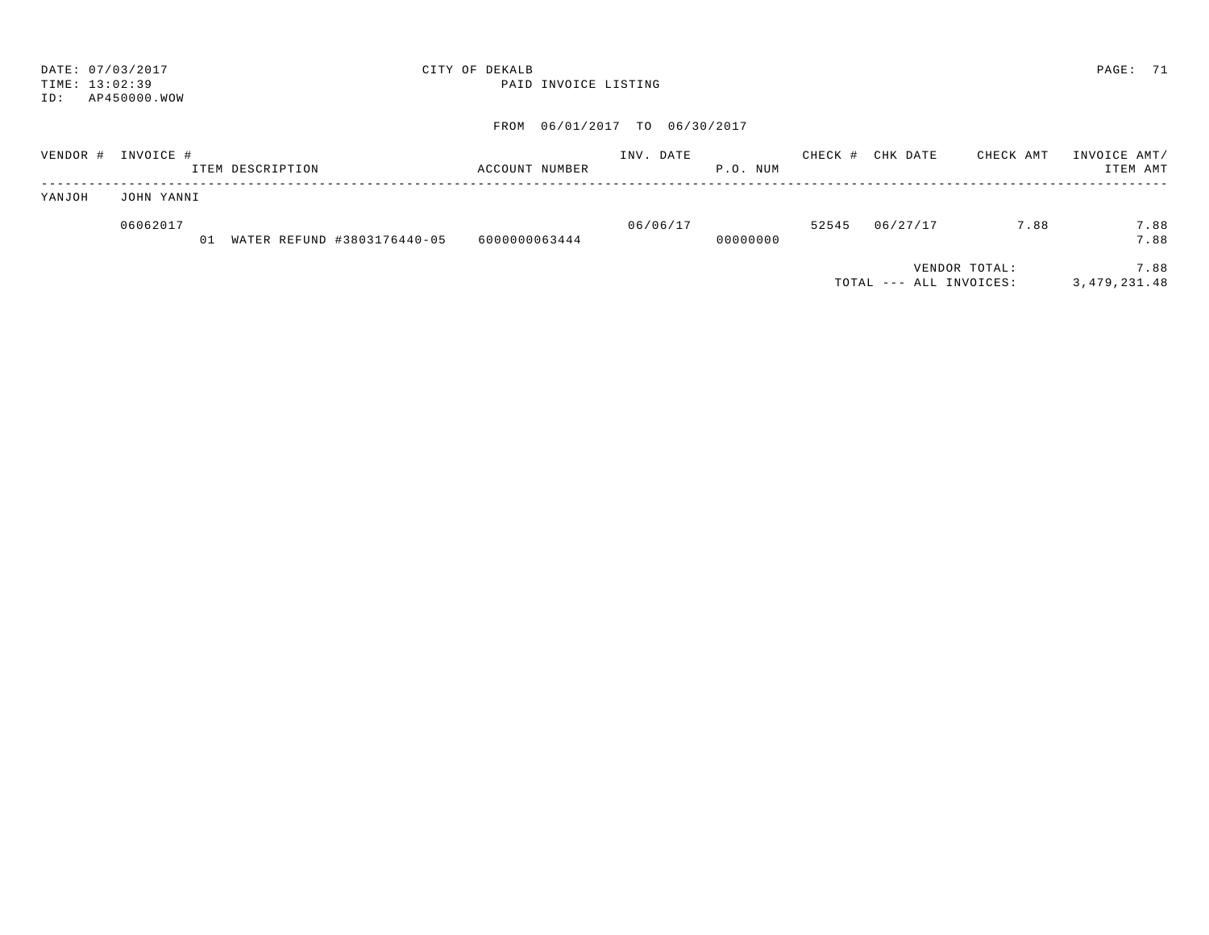CITY OF DEKALB

PAID INVOICE LISTING

DATE: 07/03/2017
TIME: 13:02:39
ID: AP450000.WOW

FROM 06/01/2017 TO 06/30/2017

| VENDOR # | INVOICE # / ITEM DESCRIPTION | ACCOUNT NUMBER | INV. DATE | P.O. NUM | CHECK # | CHK DATE | CHECK AMT | INVOICE AMT/ ITEM AMT |
|---|---|---|---|---|---|---|---|---|
| YANJOH | JOHN YANNI | | | | | | | |
| | 06062017 | | 06/06/17 | | 52545 | 06/27/17 | 7.88 | 7.88 |
| | 01 WATER REFUND #3803176440-05 | 6000000063444 | | 00000000 | | | | 7.88 |
| | | | | | | | VENDOR TOTAL: | 7.88 |
| | | | | | | | TOTAL --- ALL INVOICES: | 3,479,231.48 |